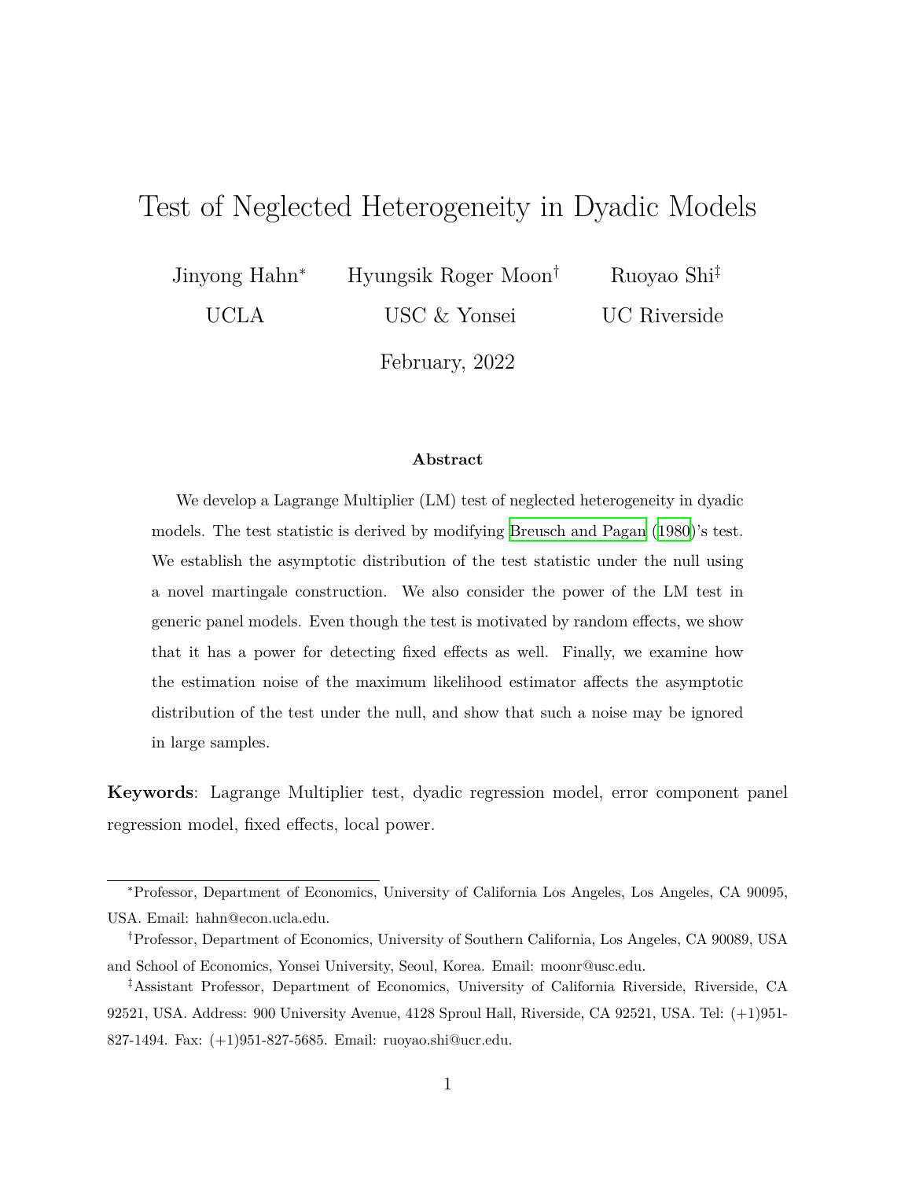# Test of Neglected Heterogeneity in Dyadic Models

Jinyong Hahn[*] Hyungsik Roger Moon[†] Ruoyao Shi[‡]

UCLA USC & Yonsei UC Riverside

February, 2022

**Abstract**

We develop a Lagrange Multiplier (LM) test of neglected heterogeneity in dyadic models. The test statistic is derived by modifying Breusch and Pagan (1980)'s test. We establish the asymptotic distribution of the test statistic under the null using a novel martingale construction. We also consider the power of the LM test in generic panel models. Even though the test is motivated by random effects, we show that it has a power for detecting fixed effects as well. Finally, we examine how the estimation noise of the maximum likelihood estimator affects the asymptotic distribution of the test under the null, and show that such a noise may be ignored in large samples.

**Keywords**: Lagrange Multiplier test, dyadic regression model, error component panel regression model, fixed effects, local power.

---

[*] Professor, Department of Economics, University of California Los Angeles, Los Angeles, CA 90095, USA. Email: hahn@econ.ucla.edu.

[†] Professor, Department of Economics, University of Southern California, Los Angeles, CA 90089, USA and School of Economics, Yonsei University, Seoul, Korea. Email: moonr@usc.edu.

[‡] Assistant Professor, Department of Economics, University of California Riverside, Riverside, CA 92521, USA. Address: 900 University Avenue, 4128 Sproul Hall, Riverside, CA 92521, USA. Tel: (+1)951-827-1494. Fax: (+1)951-827-5685. Email: ruoyao.shi@ucr.edu.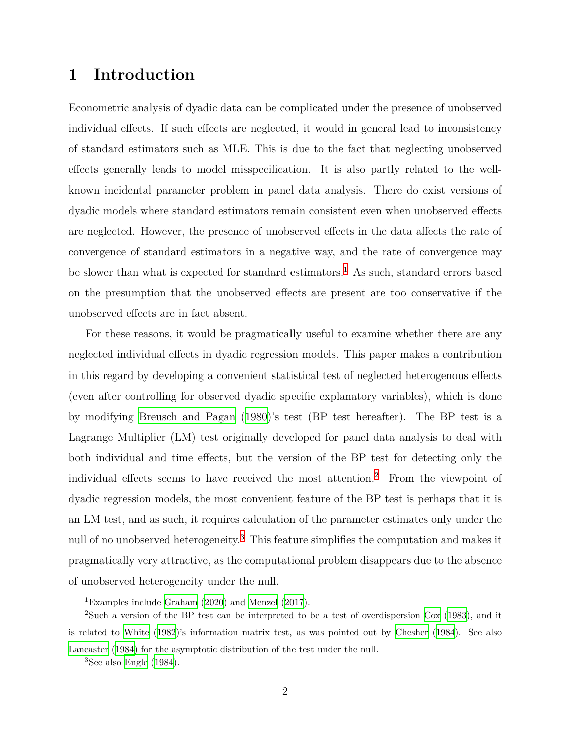# 1 Introduction

Econometric analysis of dyadic data can be complicated under the presence of unobserved individual effects. If such effects are neglected, it would in general lead to inconsistency of standard estimators such as MLE. This is due to the fact that neglecting unobserved effects generally leads to model misspecification. It is also partly related to the well-known incidental parameter problem in panel data analysis. There do exist versions of dyadic models where standard estimators remain consistent even when unobserved effects are neglected. However, the presence of unobserved effects in the data affects the rate of convergence of standard estimators in a negative way, and the rate of convergence may be slower than what is expected for standard estimators.[1] As such, standard errors based on the presumption that the unobserved effects are present are too conservative if the unobserved effects are in fact absent.

For these reasons, it would be pragmatically useful to examine whether there are any neglected individual effects in dyadic regression models. This paper makes a contribution in this regard by developing a convenient statistical test of neglected heterogenous effects (even after controlling for observed dyadic specific explanatory variables), which is done by modifying Breusch and Pagan (1980)'s test (BP test hereafter). The BP test is a Lagrange Multiplier (LM) test originally developed for panel data analysis to deal with both individual and time effects, but the version of the BP test for detecting only the individual effects seems to have received the most attention.[2] From the viewpoint of dyadic regression models, the most convenient feature of the BP test is perhaps that it is an LM test, and as such, it requires calculation of the parameter estimates only under the null of no unobserved heterogeneity.[3] This feature simplifies the computation and makes it pragmatically very attractive, as the computational problem disappears due to the absence of unobserved heterogeneity under the null.

---

[1] Examples include Graham (2020) and Menzel (2017).

[2] Such a version of the BP test can be interpreted to be a test of overdispersion Cox (1983), and it is related to White (1982)'s information matrix test, as was pointed out by Chesher (1984). See also Lancaster (1984) for the asymptotic distribution of the test under the null.

[3] See also Engle (1984).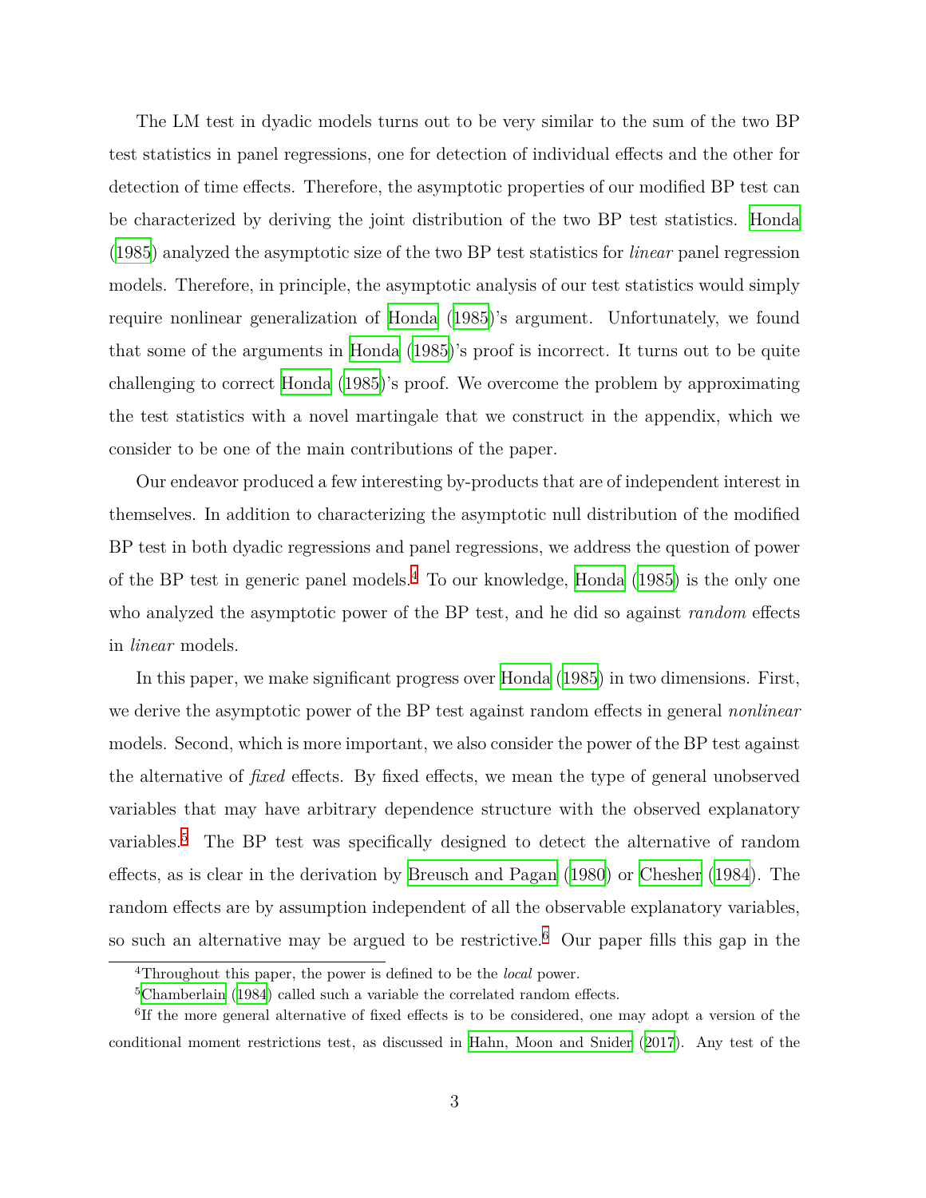The LM test in dyadic models turns out to be very similar to the sum of the two BP test statistics in panel regressions, one for detection of individual effects and the other for detection of time effects. Therefore, the asymptotic properties of our modified BP test can be characterized by deriving the joint distribution of the two BP test statistics. Honda (1985) analyzed the asymptotic size of the two BP test statistics for *linear* panel regression models. Therefore, in principle, the asymptotic analysis of our test statistics would simply require nonlinear generalization of Honda (1985)'s argument. Unfortunately, we found that some of the arguments in Honda (1985)'s proof is incorrect. It turns out to be quite challenging to correct Honda (1985)'s proof. We overcome the problem by approximating the test statistics with a novel martingale that we construct in the appendix, which we consider to be one of the main contributions of the paper.

Our endeavor produced a few interesting by-products that are of independent interest in themselves. In addition to characterizing the asymptotic null distribution of the modified BP test in both dyadic regressions and panel regressions, we address the question of power of the BP test in generic panel models.[4] To our knowledge, Honda (1985) is the only one who analyzed the asymptotic power of the BP test, and he did so against *random* effects in *linear* models.

In this paper, we make significant progress over Honda (1985) in two dimensions. First, we derive the asymptotic power of the BP test against random effects in general *nonlinear* models. Second, which is more important, we also consider the power of the BP test against the alternative of *fixed* effects. By fixed effects, we mean the type of general unobserved variables that may have arbitrary dependence structure with the observed explanatory variables.[5] The BP test was specifically designed to detect the alternative of random effects, as is clear in the derivation by Breusch and Pagan (1980) or Chesher (1984). The random effects are by assumption independent of all the observable explanatory variables, so such an alternative may be argued to be restrictive.[6] Our paper fills this gap in the

[4]Throughout this paper, the power is defined to be the *local* power.

[5]Chamberlain (1984) called such a variable the correlated random effects.

[6]If the more general alternative of fixed effects is to be considered, one may adopt a version of the conditional moment restrictions test, as discussed in Hahn, Moon and Snider (2017). Any test of the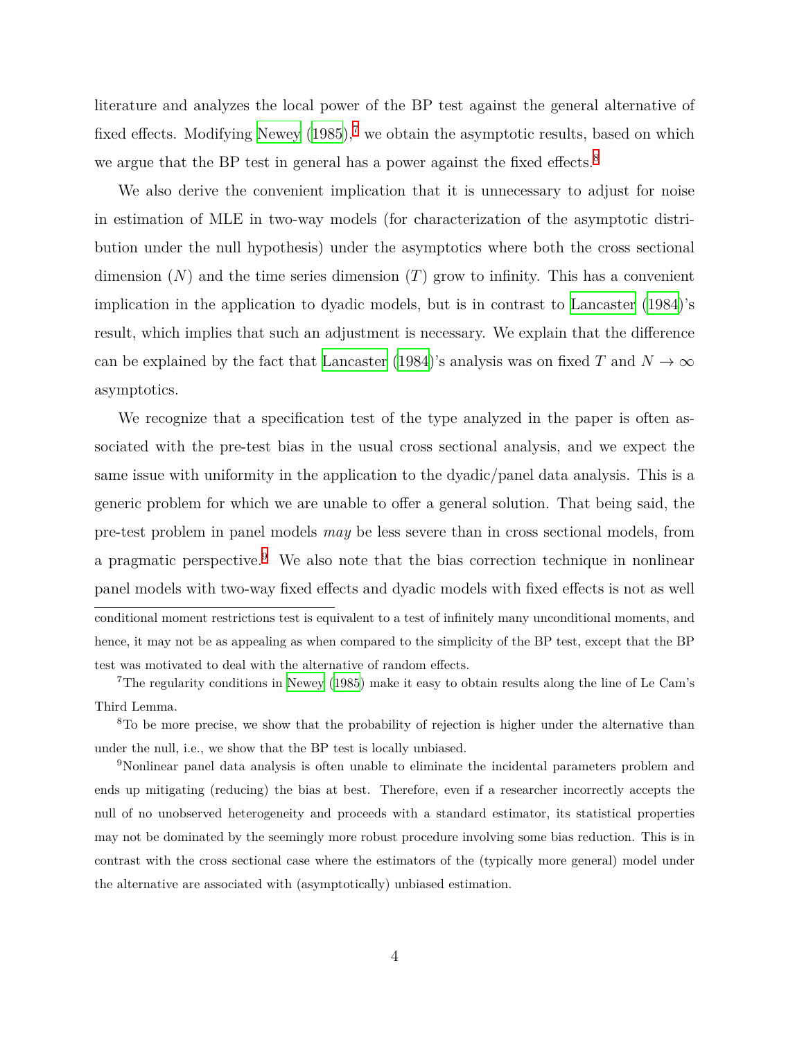literature and analyzes the local power of the BP test against the general alternative of fixed effects. Modifying Newey (1985),[7] we obtain the asymptotic results, based on which we argue that the BP test in general has a power against the fixed effects.[8]

We also derive the convenient implication that it is unnecessary to adjust for noise in estimation of MLE in two-way models (for characterization of the asymptotic distribution under the null hypothesis) under the asymptotics where both the cross sectional dimension ($N$) and the time series dimension ($T$) grow to infinity. This has a convenient implication in the application to dyadic models, but is in contrast to Lancaster (1984)'s result, which implies that such an adjustment is necessary. We explain that the difference can be explained by the fact that Lancaster (1984)'s analysis was on fixed $T$ and $N \to \infty$ asymptotics.

We recognize that a specification test of the type analyzed in the paper is often associated with the pre-test bias in the usual cross sectional analysis, and we expect the same issue with uniformity in the application to the dyadic/panel data analysis. This is a generic problem for which we are unable to offer a general solution. That being said, the pre-test problem in panel models *may* be less severe than in cross sectional models, from a pragmatic perspective.[9] We also note that the bias correction technique in nonlinear panel models with two-way fixed effects and dyadic models with fixed effects is not as well

---

conditional moment restrictions test is equivalent to a test of infinitely many unconditional moments, and hence, it may not be as appealing as when compared to the simplicity of the BP test, except that the BP test was motivated to deal with the alternative of random effects.

[7] The regularity conditions in Newey (1985) make it easy to obtain results along the line of Le Cam's Third Lemma.

[8] To be more precise, we show that the probability of rejection is higher under the alternative than under the null, i.e., we show that the BP test is locally unbiased.

[9] Nonlinear panel data analysis is often unable to eliminate the incidental parameters problem and ends up mitigating (reducing) the bias at best. Therefore, even if a researcher incorrectly accepts the null of no unobserved heterogeneity and proceeds with a standard estimator, its statistical properties may not be dominated by the seemingly more robust procedure involving some bias reduction. This is in contrast with the cross sectional case where the estimators of the (typically more general) model under the alternative are associated with (asymptotically) unbiased estimation.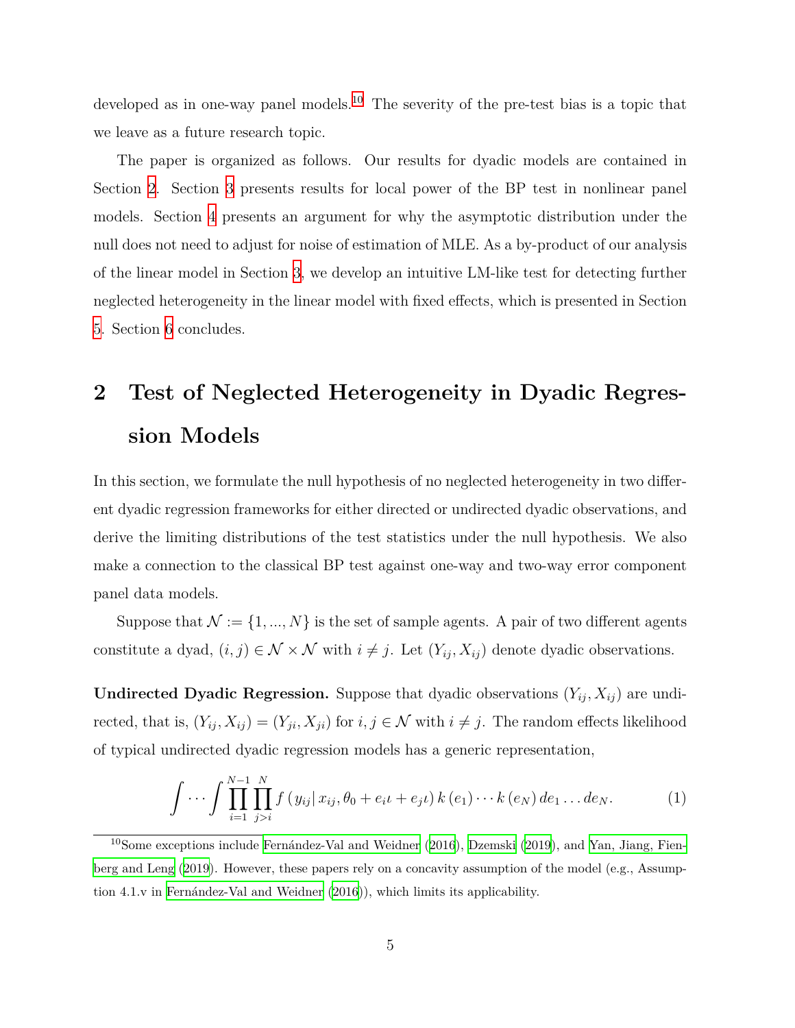developed as in one-way panel models.[10] The severity of the pre-test bias is a topic that we leave as a future research topic.

The paper is organized as follows. Our results for dyadic models are contained in Section 2. Section 3 presents results for local power of the BP test in nonlinear panel models. Section 4 presents an argument for why the asymptotic distribution under the null does not need to adjust for noise of estimation of MLE. As a by-product of our analysis of the linear model in Section 3, we develop an intuitive LM-like test for detecting further neglected heterogeneity in the linear model with fixed effects, which is presented in Section 5. Section 6 concludes.

# 2 Test of Neglected Heterogeneity in Dyadic Regression Models

In this section, we formulate the null hypothesis of no neglected heterogeneity in two different dyadic regression frameworks for either directed or undirected dyadic observations, and derive the limiting distributions of the test statistics under the null hypothesis. We also make a connection to the classical BP test against one-way and two-way error component panel data models.

Suppose that $\mathcal{N} := \{1, ..., N\}$ is the set of sample agents. A pair of two different agents constitute a dyad, $(i,j) \in \mathcal{N} \times \mathcal{N}$ with $i \neq j$. Let $(Y_{ij}, X_{ij})$ denote dyadic observations.

**Undirected Dyadic Regression.** Suppose that dyadic observations $(Y_{ij}, X_{ij})$ are undirected, that is, $(Y_{ij}, X_{ij}) = (Y_{ji}, X_{ji})$ for $i, j \in \mathcal{N}$ with $i \neq j$. The random effects likelihood of typical undirected dyadic regression models has a generic representation,

$$\int \cdots \int \prod_{i=1}^{N-1} \prod_{j>i}^{N} f\left(y_{ij} | \, x_{ij}, \theta_0 + e_i \iota + e_j \iota\right) k\left(e_1\right) \cdots k\left(e_N\right) de_1 \ldots de_N. \tag{1}$$

[10] Some exceptions include Fernández-Val and Weidner (2016), Dzemski (2019), and Yan, Jiang, Fienberg and Leng (2019). However, these papers rely on a concavity assumption of the model (e.g., Assumption 4.1.v in Fernández-Val and Weidner (2016)), which limits its applicability.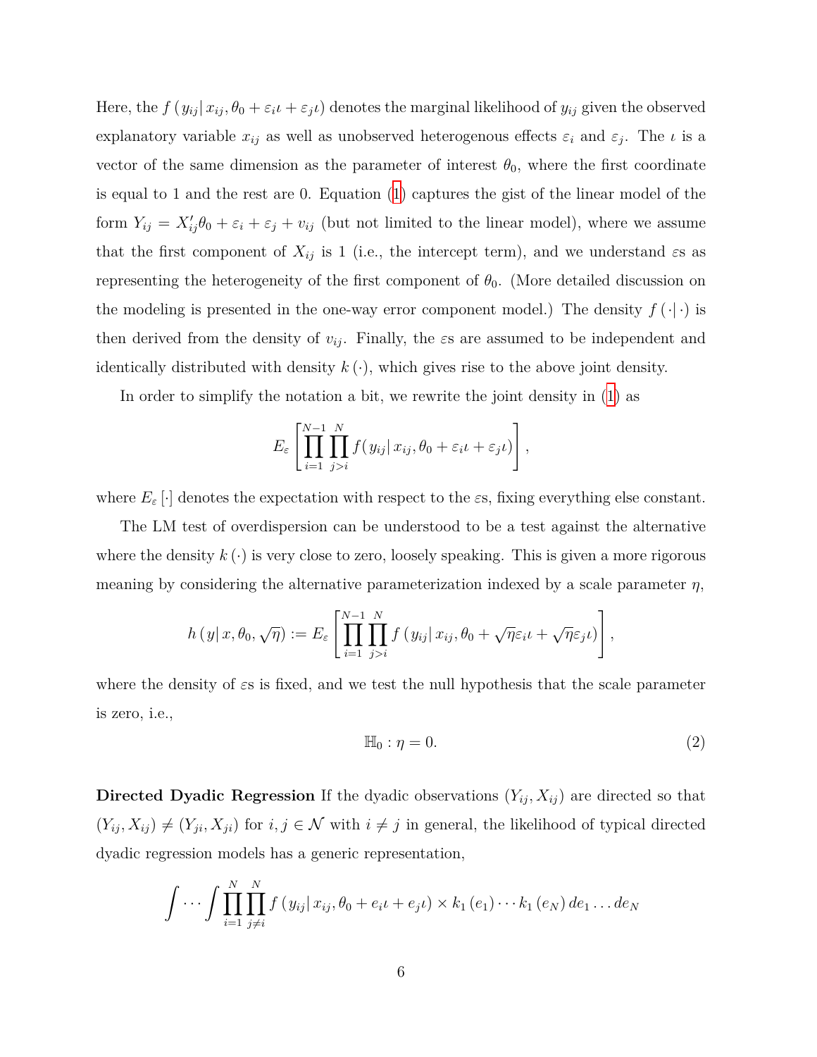Here, the $f(y_{ij}|\, x_{ij}, \theta_0 + \varepsilon_i \iota + \varepsilon_j \iota)$ denotes the marginal likelihood of $y_{ij}$ given the observed explanatory variable $x_{ij}$ as well as unobserved heterogenous effects $\varepsilon_i$ and $\varepsilon_j$. The $\iota$ is a vector of the same dimension as the parameter of interest $\theta_0$, where the first coordinate is equal to 1 and the rest are 0. Equation (1) captures the gist of the linear model of the form $Y_{ij} = X_{ij}'\theta_0 + \varepsilon_i + \varepsilon_j + v_{ij}$ (but not limited to the linear model), where we assume that the first component of $X_{ij}$ is 1 (i.e., the intercept term), and we understand $\varepsilon$s as representing the heterogeneity of the first component of $\theta_0$. (More detailed discussion on the modeling is presented in the one-way error component model.) The density $f(\cdot|\cdot)$ is then derived from the density of $v_{ij}$. Finally, the $\varepsilon$s are assumed to be independent and identically distributed with density $k(\cdot)$, which gives rise to the above joint density.

In order to simplify the notation a bit, we rewrite the joint density in (1) as

$$E_\varepsilon\left[\prod_{i=1}^{N-1}\prod_{j>i}^{N} f(y_{ij}|\, x_{ij}, \theta_0 + \varepsilon_i \iota + \varepsilon_j \iota)\right],$$

where $E_\varepsilon[\cdot]$ denotes the expectation with respect to the $\varepsilon$s, fixing everything else constant.

The LM test of overdispersion can be understood to be a test against the alternative where the density $k(\cdot)$ is very close to zero, loosely speaking. This is given a more rigorous meaning by considering the alternative parameterization indexed by a scale parameter $\eta$,

$$h(y|\, x, \theta_0, \sqrt{\eta}) := E_\varepsilon\left[\prod_{i=1}^{N-1}\prod_{j>i}^{N} f(y_{ij}|\, x_{ij}, \theta_0 + \sqrt{\eta}\varepsilon_i \iota + \sqrt{\eta}\varepsilon_j \iota)\right],$$

where the density of $\varepsilon$s is fixed, and we test the null hypothesis that the scale parameter is zero, i.e.,

$$\mathbb{H}_0 : \eta = 0. \tag{2}$$

**Directed Dyadic Regression** If the dyadic observations $(Y_{ij}, X_{ij})$ are directed so that $(Y_{ij}, X_{ij}) \neq (Y_{ji}, X_{ji})$ for $i, j \in \mathcal{N}$ with $i \neq j$ in general, the likelihood of typical directed dyadic regression models has a generic representation,

$$\int \cdots \int \prod_{i=1}^{N}\prod_{j\neq i}^{N} f(y_{ij}|\, x_{ij}, \theta_0 + e_i \iota + e_j \iota) \times k_1(e_1) \cdots k_1(e_N)\, de_1 \dots de_N$$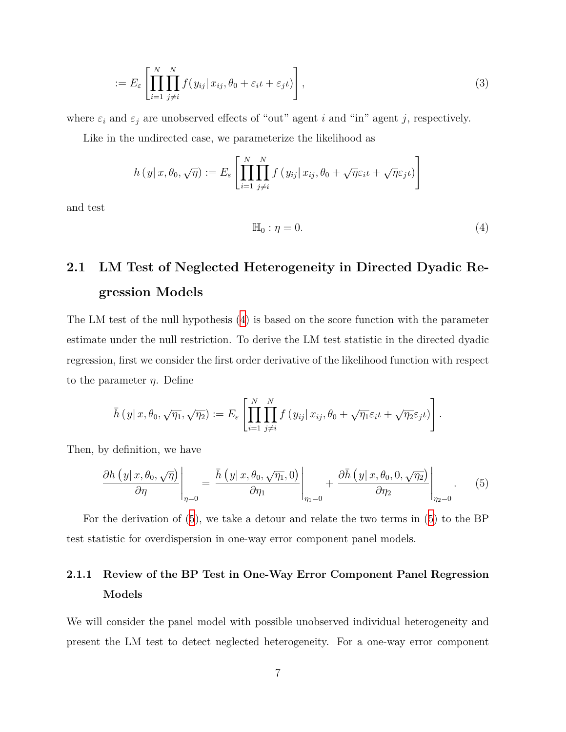$$:= E_{\varepsilon}\left[\prod_{i=1}^{N}\prod_{j\neq i}^{N} f(y_{ij}|\, x_{ij}, \theta_0 + \varepsilon_i \iota + \varepsilon_j \iota)\right], \tag{3}$$

where $\varepsilon_i$ and $\varepsilon_j$ are unobserved effects of "out" agent $i$ and "in" agent $j$, respectively.

Like in the undirected case, we parameterize the likelihood as

$$h\left(y|\, x, \theta_0, \sqrt{\eta}\right) := E_{\varepsilon}\left[\prod_{i=1}^{N}\prod_{j\neq i}^{N} f\left(y_{ij}|\, x_{ij}, \theta_0 + \sqrt{\eta}\varepsilon_i \iota + \sqrt{\eta}\varepsilon_j \iota\right)\right]$$

and test

$$\mathbb{H}_0 : \eta = 0. \tag{4}$$

## 2.1 LM Test of Neglected Heterogeneity in Directed Dyadic Regression Models

The LM test of the null hypothesis (4) is based on the score function with the parameter estimate under the null restriction. To derive the LM test statistic in the directed dyadic regression, first we consider the first order derivative of the likelihood function with respect to the parameter $\eta$. Define

$$\bar{h}\left(y|\, x, \theta_0, \sqrt{\eta_1}, \sqrt{\eta_2}\right) := E_{\varepsilon}\left[\prod_{i=1}^{N}\prod_{j\neq i}^{N} f\left(y_{ij}|\, x_{ij}, \theta_0 + \sqrt{\eta_1}\varepsilon_i \iota + \sqrt{\eta_2}\varepsilon_j \iota\right)\right].$$

Then, by definition, we have

$$\left.\frac{\partial h\left(y|\, x, \theta_0, \sqrt{\eta}\right)}{\partial \eta}\right|_{\eta=0} = \left.\frac{\bar{h}\left(y|\, x, \theta_0, \sqrt{\eta_1}, 0\right)}{\partial \eta_1}\right|_{\eta_1=0} + \left.\frac{\partial \bar{h}\left(y|\, x, \theta_0, 0, \sqrt{\eta_2}\right)}{\partial \eta_2}\right|_{\eta_2=0}. \tag{5}$$

For the derivation of (5), we take a detour and relate the two terms in (5) to the BP test statistic for overdispersion in one-way error component panel models.

### 2.1.1 Review of the BP Test in One-Way Error Component Panel Regression Models

We will consider the panel model with possible unobserved individual heterogeneity and present the LM test to detect neglected heterogeneity. For a one-way error component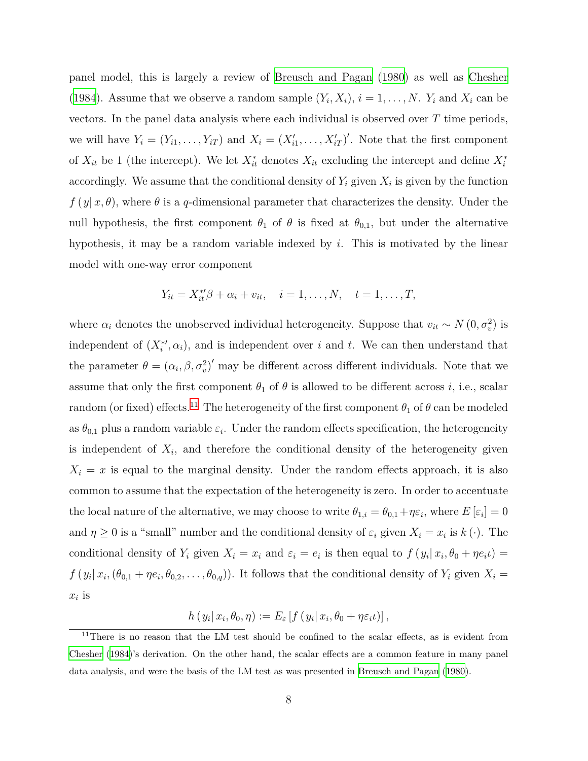panel model, this is largely a review of Breusch and Pagan (1980) as well as Chesher (1984). Assume that we observe a random sample $(Y_i, X_i)$, $i = 1, \ldots, N$. $Y_i$ and $X_i$ can be vectors. In the panel data analysis where each individual is observed over $T$ time periods, we will have $Y_i = (Y_{i1}, \ldots, Y_{iT})$ and $X_i = (X_{i1}', \ldots, X_{iT}')'$. Note that the first component of $X_{it}$ be 1 (the intercept). We let $X_{it}^*$ denotes $X_{it}$ excluding the intercept and define $X_i^*$ accordingly. We assume that the conditional density of $Y_i$ given $X_i$ is given by the function $f(y|x, \theta)$, where $\theta$ is a $q$-dimensional parameter that characterizes the density. Under the null hypothesis, the first component $\theta_1$ of $\theta$ is fixed at $\theta_{0,1}$, but under the alternative hypothesis, it may be a random variable indexed by $i$. This is motivated by the linear model with one-way error component

$$Y_{it} = X_{it}^{*\prime}\beta + \alpha_i + v_{it}, \quad i = 1, \ldots, N, \quad t = 1, \ldots, T,$$

where $\alpha_i$ denotes the unobserved individual heterogeneity. Suppose that $v_{it} \sim N(0, \sigma_v^2)$ is independent of $(X_i^{*\prime}, \alpha_i)$, and is independent over $i$ and $t$. We can then understand that the parameter $\theta = (\alpha_i, \beta, \sigma_v^2)'$ may be different across different individuals. Note that we assume that only the first component $\theta_1$ of $\theta$ is allowed to be different across $i$, i.e., scalar random (or fixed) effects.[11] The heterogeneity of the first component $\theta_1$ of $\theta$ can be modeled as $\theta_{0,1}$ plus a random variable $\varepsilon_i$. Under the random effects specification, the heterogeneity is independent of $X_i$, and therefore the conditional density of the heterogeneity given $X_i = x$ is equal to the marginal density. Under the random effects approach, it is also common to assume that the expectation of the heterogeneity is zero. In order to accentuate the local nature of the alternative, we may choose to write $\theta_{1,i} = \theta_{0,1} + \eta\varepsilon_i$, where $E[\varepsilon_i] = 0$ and $\eta \geq 0$ is a "small" number and the conditional density of $\varepsilon_i$ given $X_i = x_i$ is $k(\cdot)$. The conditional density of $Y_i$ given $X_i = x_i$ and $\varepsilon_i = e_i$ is then equal to $f(y_i|x_i, \theta_0 + \eta e_i\iota) = f(y_i|x_i, (\theta_{0,1} + \eta e_i, \theta_{0,2}, \ldots, \theta_{0,q}))$. It follows that the conditional density of $Y_i$ given $X_i = x_i$ is

$$h(y_i|x_i, \theta_0, \eta) := E_\varepsilon[f(y_i|x_i, \theta_0 + \eta\varepsilon_i\iota)],$$

[11] There is no reason that the LM test should be confined to the scalar effects, as is evident from Chesher (1984)'s derivation. On the other hand, the scalar effects are a common feature in many panel data analysis, and were the basis of the LM test as was presented in Breusch and Pagan (1980).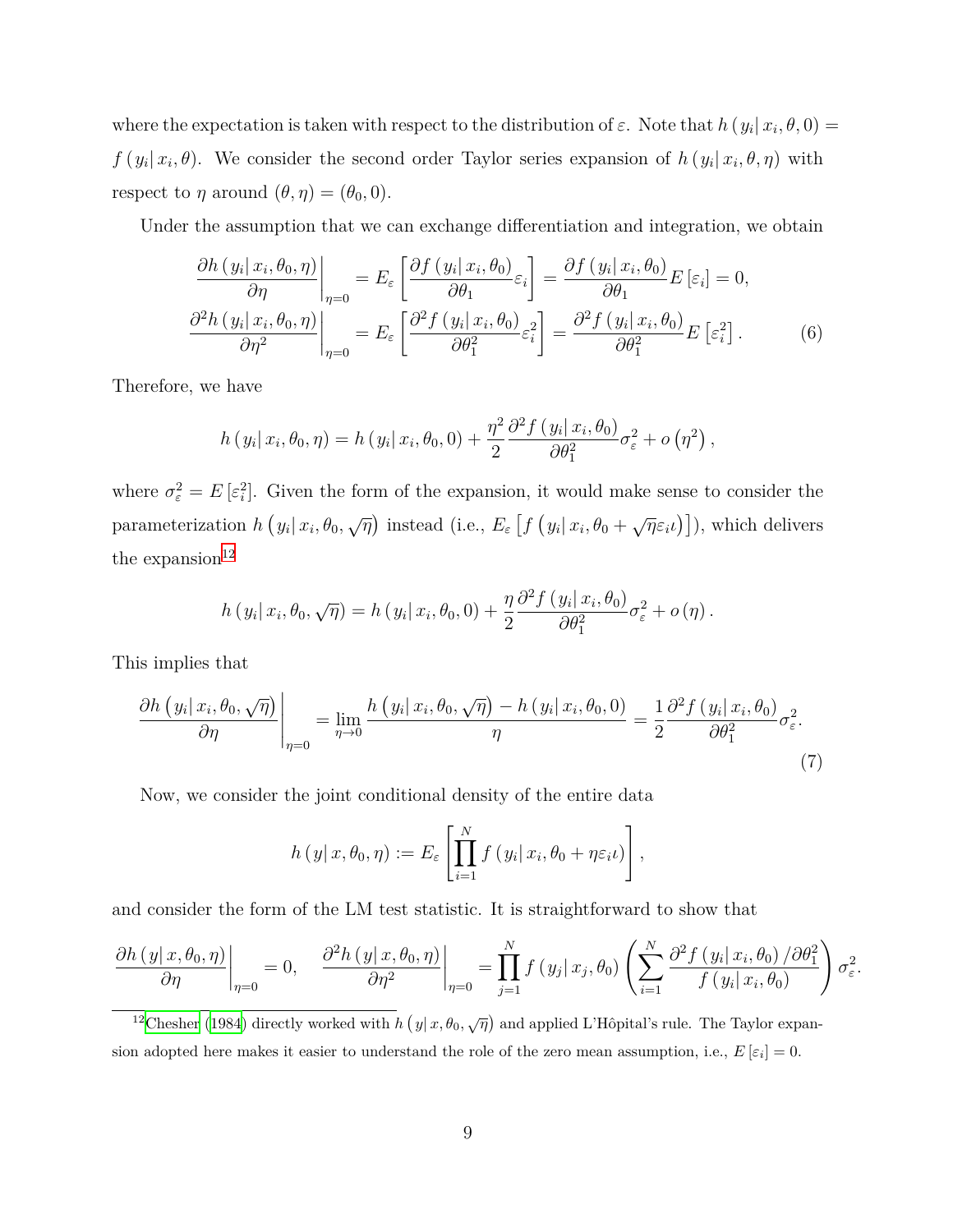where the expectation is taken with respect to the distribution of $\varepsilon$. Note that $h(y_i|\, x_i, \theta, 0) = f(y_i|\, x_i, \theta)$. We consider the second order Taylor series expansion of $h(y_i|\, x_i, \theta, \eta)$ with respect to $\eta$ around $(\theta, \eta) = (\theta_0, 0)$.

Under the assumption that we can exchange differentiation and integration, we obtain

$$
\begin{aligned}
\left.\frac{\partial h(y_i|\, x_i, \theta_0, \eta)}{\partial \eta}\right|_{\eta=0} &= E_\varepsilon\left[\frac{\partial f(y_i|\, x_i, \theta_0)}{\partial \theta_1}\varepsilon_i\right] = \frac{\partial f(y_i|\, x_i, \theta_0)}{\partial \theta_1}E[\varepsilon_i] = 0, \\
\left.\frac{\partial^2 h(y_i|\, x_i, \theta_0, \eta)}{\partial \eta^2}\right|_{\eta=0} &= E_\varepsilon\left[\frac{\partial^2 f(y_i|\, x_i, \theta_0)}{\partial \theta_1^2}\varepsilon_i^2\right] = \frac{\partial^2 f(y_i|\, x_i, \theta_0)}{\partial \theta_1^2}E\left[\varepsilon_i^2\right].
\end{aligned} \tag{6}
$$

Therefore, we have

$$
h(y_i|\, x_i, \theta_0, \eta) = h(y_i|\, x_i, \theta_0, 0) + \frac{\eta^2}{2}\frac{\partial^2 f(y_i|\, x_i, \theta_0)}{\partial \theta_1^2}\sigma_\varepsilon^2 + o\left(\eta^2\right),
$$

where $\sigma_\varepsilon^2 = E\left[\varepsilon_i^2\right]$. Given the form of the expansion, it would make sense to consider the parameterization $h\left(y_i|\, x_i, \theta_0, \sqrt{\eta}\right)$ instead (i.e., $E_\varepsilon\left[f\left(y_i|\, x_i, \theta_0 + \sqrt{\eta}\varepsilon_i\iota\right)\right]$), which delivers the expansion[12]

$$
h\left(y_i|\, x_i, \theta_0, \sqrt{\eta}\right) = h(y_i|\, x_i, \theta_0, 0) + \frac{\eta}{2}\frac{\partial^2 f(y_i|\, x_i, \theta_0)}{\partial \theta_1^2}\sigma_\varepsilon^2 + o(\eta).
$$

This implies that

$$
\left.\frac{\partial h\left(y_i|\, x_i, \theta_0, \sqrt{\eta}\right)}{\partial \eta}\right|_{\eta=0} = \lim_{\eta\to 0}\frac{h\left(y_i|\, x_i, \theta_0, \sqrt{\eta}\right) - h(y_i|\, x_i, \theta_0, 0)}{\eta} = \frac{1}{2}\frac{\partial^2 f(y_i|\, x_i, \theta_0)}{\partial \theta_1^2}\sigma_\varepsilon^2. \tag{7}
$$

Now, we consider the joint conditional density of the entire data

$$
h(y|\, x, \theta_0, \eta) := E_\varepsilon\left[\prod_{i=1}^N f(y_i|\, x_i, \theta_0 + \eta\varepsilon_i\iota)\right],
$$

and consider the form of the LM test statistic. It is straightforward to show that

$$
\left.\frac{\partial h(y|\, x, \theta_0, \eta)}{\partial \eta}\right|_{\eta=0} = 0, \quad \left.\frac{\partial^2 h(y|\, x, \theta_0, \eta)}{\partial \eta^2}\right|_{\eta=0} = \prod_{j=1}^N f(y_j|\, x_j, \theta_0)\left(\sum_{i=1}^N \frac{\partial^2 f(y_i|\, x_i, \theta_0)/\partial\theta_1^2}{f(y_i|\, x_i, \theta_0)}\right)\sigma_\varepsilon^2.
$$

[12] Chesher (1984) directly worked with $h\left(y|\, x, \theta_0, \sqrt{\eta}\right)$ and applied L'Hôpital's rule. The Taylor expansion adopted here makes it easier to understand the role of the zero mean assumption, i.e., $E[\varepsilon_i] = 0$.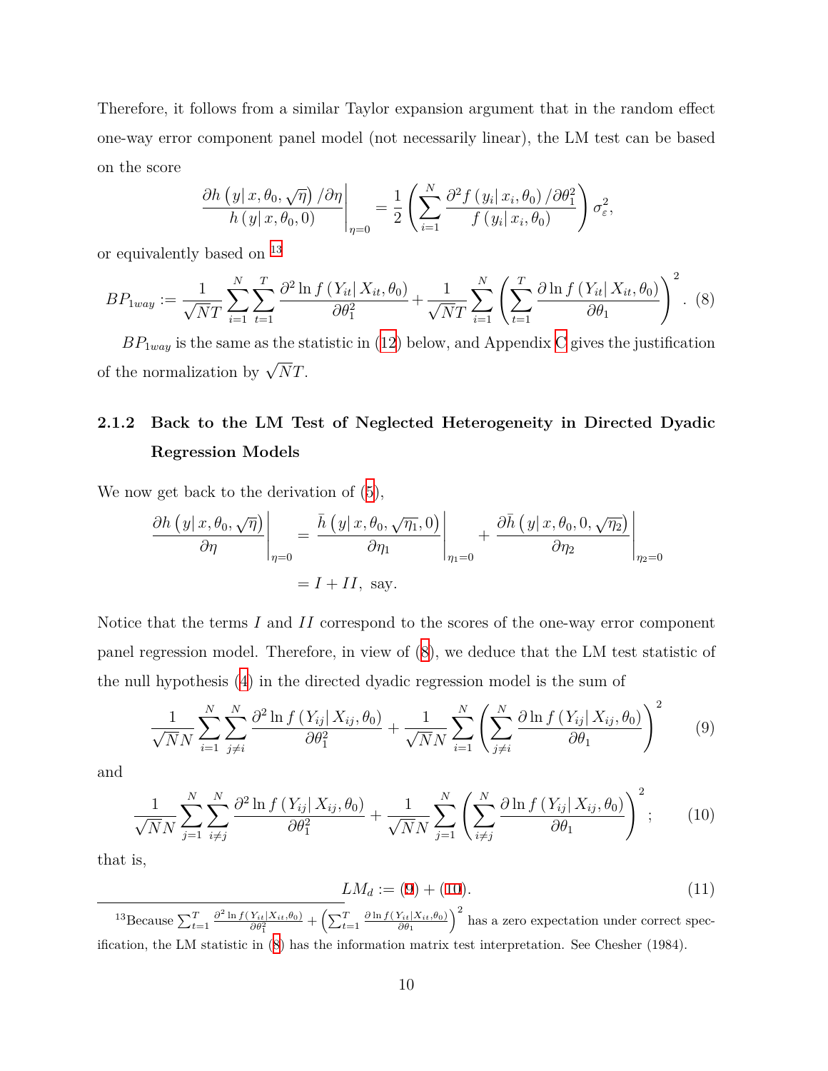Therefore, it follows from a similar Taylor expansion argument that in the random effect one-way error component panel model (not necessarily linear), the LM test can be based on the score

$$\left.\frac{\partial h\left(y|\, x, \theta_0, \sqrt{\eta}\right)/\partial \eta}{h\left(y|\, x, \theta_0, 0\right)}\right|_{\eta=0} = \frac{1}{2}\left(\sum_{i=1}^{N}\frac{\partial^2 f\left(y_i|\, x_i, \theta_0\right)/\partial \theta_1^2}{f\left(y_i|\, x_i, \theta_0\right)}\right)\sigma_\varepsilon^2,$$

or equivalently based on [13]

$$BP_{1way} := \frac{1}{\sqrt{N}T}\sum_{i=1}^{N}\sum_{t=1}^{T}\frac{\partial^2 \ln f\left(Y_{it}|\, X_{it}, \theta_0\right)}{\partial \theta_1^2} + \frac{1}{\sqrt{N}T}\sum_{i=1}^{N}\left(\sum_{t=1}^{T}\frac{\partial \ln f\left(Y_{it}|\, X_{it}, \theta_0\right)}{\partial \theta_1}\right)^2. \quad (8)$$

$BP_{1way}$ is the same as the statistic in (12) below, and Appendix C gives the justification of the normalization by $\sqrt{N}T$.

### 2.1.2 Back to the LM Test of Neglected Heterogeneity in Directed Dyadic Regression Models

We now get back to the derivation of (5),

$$\left.\frac{\partial h\left(y|\, x, \theta_0, \sqrt{\eta}\right)}{\partial \eta}\right|_{\eta=0} = \left.\frac{\bar{h}\left(y|\, x, \theta_0, \sqrt{\eta_1}, 0\right)}{\partial \eta_1}\right|_{\eta_1=0} + \left.\frac{\partial \bar{h}\left(y|\, x, \theta_0, 0, \sqrt{\eta_2}\right)}{\partial \eta_2}\right|_{\eta_2=0}$$

$$= I + II, \text{ say.}$$

Notice that the terms $I$ and $II$ correspond to the scores of the one-way error component panel regression model. Therefore, in view of (8), we deduce that the LM test statistic of the null hypothesis (4) in the directed dyadic regression model is the sum of

$$\frac{1}{\sqrt{N}N}\sum_{i=1}^{N}\sum_{j\neq i}^{N}\frac{\partial^2 \ln f\left(Y_{ij}|\, X_{ij}, \theta_0\right)}{\partial \theta_1^2} + \frac{1}{\sqrt{N}N}\sum_{i=1}^{N}\left(\sum_{j\neq i}^{N}\frac{\partial \ln f\left(Y_{ij}|\, X_{ij}, \theta_0\right)}{\partial \theta_1}\right)^2 \quad (9)$$

and

$$\frac{1}{\sqrt{N}N}\sum_{j=1}^{N}\sum_{i\neq j}^{N}\frac{\partial^2 \ln f\left(Y_{ij}|\, X_{ij}, \theta_0\right)}{\partial \theta_1^2} + \frac{1}{\sqrt{N}N}\sum_{j=1}^{N}\left(\sum_{i\neq j}^{N}\frac{\partial \ln f\left(Y_{ij}|\, X_{ij}, \theta_0\right)}{\partial \theta_1}\right)^2; \quad (10)$$

that is,

$$LM_d := (9) + (10). \quad (11)$$

[13] Because $\sum_{t=1}^{T}\frac{\partial^2 \ln f(Y_{it}|X_{it},\theta_0)}{\partial\theta_1^2} + \left(\sum_{t=1}^{T}\frac{\partial \ln f(Y_{it}|X_{it},\theta_0)}{\partial\theta_1}\right)^2$ has a zero expectation under correct specification, the LM statistic in (8) has the information matrix test interpretation. See Chesher (1984).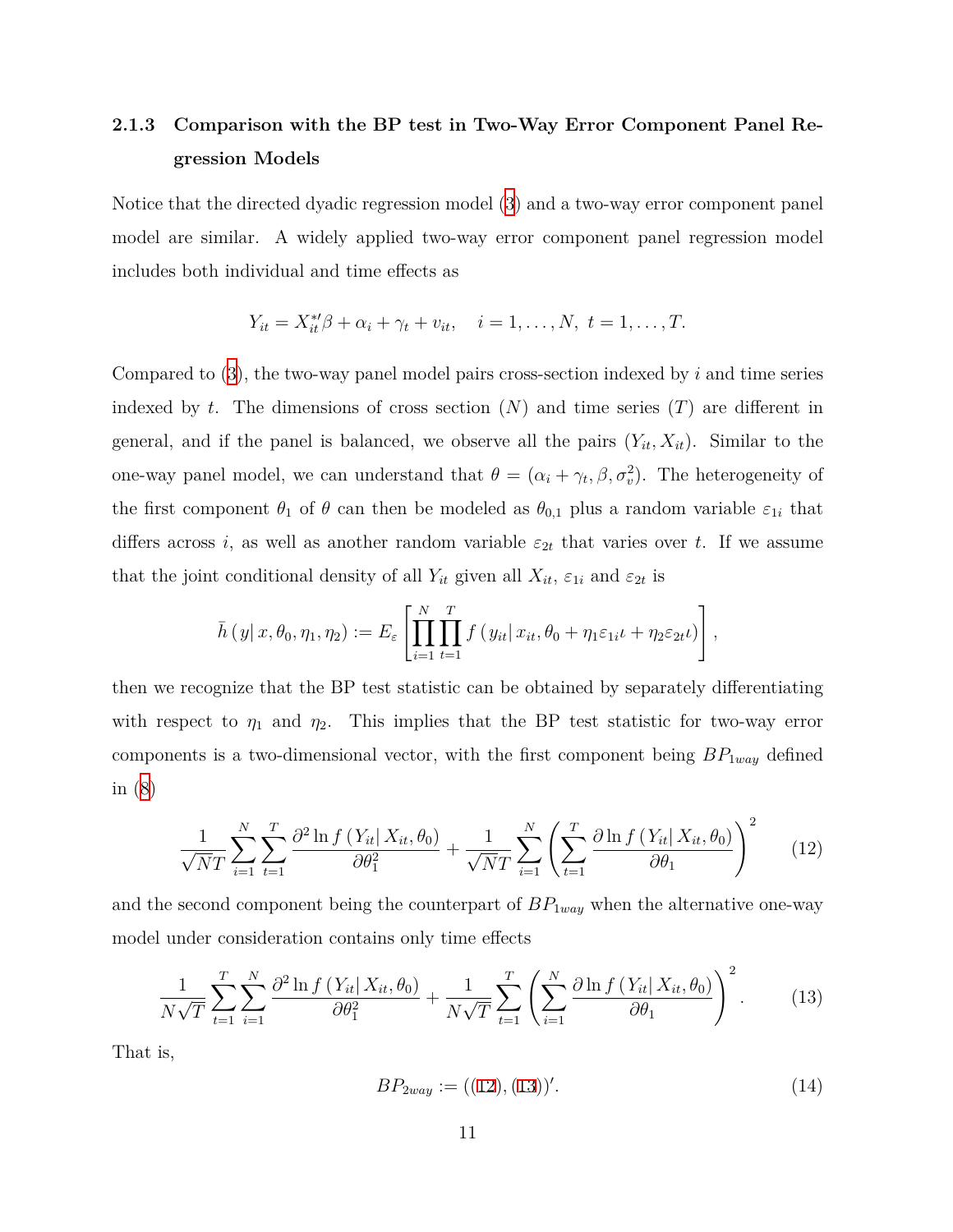### 2.1.3 Comparison with the BP test in Two-Way Error Component Panel Regression Models

Notice that the directed dyadic regression model (3) and a two-way error component panel model are similar. A widely applied two-way error component panel regression model includes both individual and time effects as

$$Y_{it} = X_{it}^{*\prime}\beta + \alpha_i + \gamma_t + v_{it}, \quad i = 1, \ldots, N, \ t = 1, \ldots, T.$$

Compared to (3), the two-way panel model pairs cross-section indexed by $i$ and time series indexed by $t$. The dimensions of cross section ($N$) and time series ($T$) are different in general, and if the panel is balanced, we observe all the pairs $(Y_{it}, X_{it})$. Similar to the one-way panel model, we can understand that $\theta = (\alpha_i + \gamma_t, \beta, \sigma_v^2)$. The heterogeneity of the first component $\theta_1$ of $\theta$ can then be modeled as $\theta_{0,1}$ plus a random variable $\varepsilon_{1i}$ that differs across $i$, as well as another random variable $\varepsilon_{2t}$ that varies over $t$. If we assume that the joint conditional density of all $Y_{it}$ given all $X_{it}$, $\varepsilon_{1i}$ and $\varepsilon_{2t}$ is

$$\bar{h}\left(y|\, x, \theta_0, \eta_1, \eta_2\right) := E_{\varepsilon}\left[\prod_{i=1}^{N}\prod_{t=1}^{T} f\left(y_{it}|\, x_{it}, \theta_0 + \eta_1\varepsilon_{1i}\iota + \eta_2\varepsilon_{2t}\iota\right)\right],$$

then we recognize that the BP test statistic can be obtained by separately differentiating with respect to $\eta_1$ and $\eta_2$. This implies that the BP test statistic for two-way error components is a two-dimensional vector, with the first component being $BP_{1way}$ defined in (8)

$$\frac{1}{\sqrt{N}T}\sum_{i=1}^{N}\sum_{t=1}^{T}\frac{\partial^2 \ln f\left(Y_{it}|\, X_{it}, \theta_0\right)}{\partial\theta_1^2} + \frac{1}{\sqrt{N}T}\sum_{i=1}^{N}\left(\sum_{t=1}^{T}\frac{\partial \ln f\left(Y_{it}|\, X_{it}, \theta_0\right)}{\partial\theta_1}\right)^2 \tag{12}$$

and the second component being the counterpart of $BP_{1way}$ when the alternative one-way model under consideration contains only time effects

$$\frac{1}{N\sqrt{T}}\sum_{t=1}^{T}\sum_{i=1}^{N}\frac{\partial^2 \ln f\left(Y_{it}|\, X_{it}, \theta_0\right)}{\partial\theta_1^2} + \frac{1}{N\sqrt{T}}\sum_{t=1}^{T}\left(\sum_{i=1}^{N}\frac{\partial \ln f\left(Y_{it}|\, X_{it}, \theta_0\right)}{\partial\theta_1}\right)^2. \tag{13}$$

That is,

$$BP_{2way} := ((12), (13))'. \tag{14}$$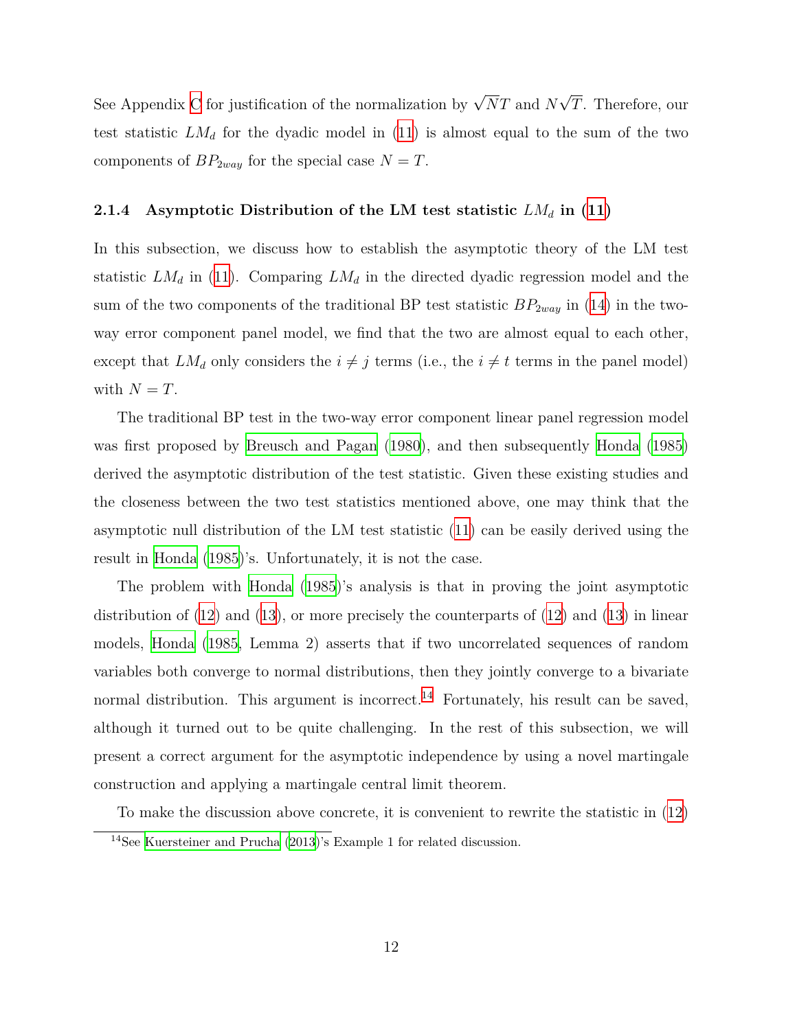See Appendix C for justification of the normalization by $\sqrt{N}T$ and $N\sqrt{T}$. Therefore, our test statistic $LM_d$ for the dyadic model in (11) is almost equal to the sum of the two components of $BP_{2way}$ for the special case $N = T$.

### 2.1.4 Asymptotic Distribution of the LM test statistic $LM_d$ in (11)

In this subsection, we discuss how to establish the asymptotic theory of the LM test statistic $LM_d$ in (11). Comparing $LM_d$ in the directed dyadic regression model and the sum of the two components of the traditional BP test statistic $BP_{2way}$ in (14) in the two-way error component panel model, we find that the two are almost equal to each other, except that $LM_d$ only considers the $i \neq j$ terms (i.e., the $i \neq t$ terms in the panel model) with $N = T$.

The traditional BP test in the two-way error component linear panel regression model was first proposed by Breusch and Pagan (1980), and then subsequently Honda (1985) derived the asymptotic distribution of the test statistic. Given these existing studies and the closeness between the two test statistics mentioned above, one may think that the asymptotic null distribution of the LM test statistic (11) can be easily derived using the result in Honda (1985)'s. Unfortunately, it is not the case.

The problem with Honda (1985)'s analysis is that in proving the joint asymptotic distribution of (12) and (13), or more precisely the counterparts of (12) and (13) in linear models, Honda (1985, Lemma 2) asserts that if two uncorrelated sequences of random variables both converge to normal distributions, then they jointly converge to a bivariate normal distribution. This argument is incorrect.[14] Fortunately, his result can be saved, although it turned out to be quite challenging. In the rest of this subsection, we will present a correct argument for the asymptotic independence by using a novel martingale construction and applying a martingale central limit theorem.

To make the discussion above concrete, it is convenient to rewrite the statistic in (12)

[14] See Kuersteiner and Prucha (2013)'s Example 1 for related discussion.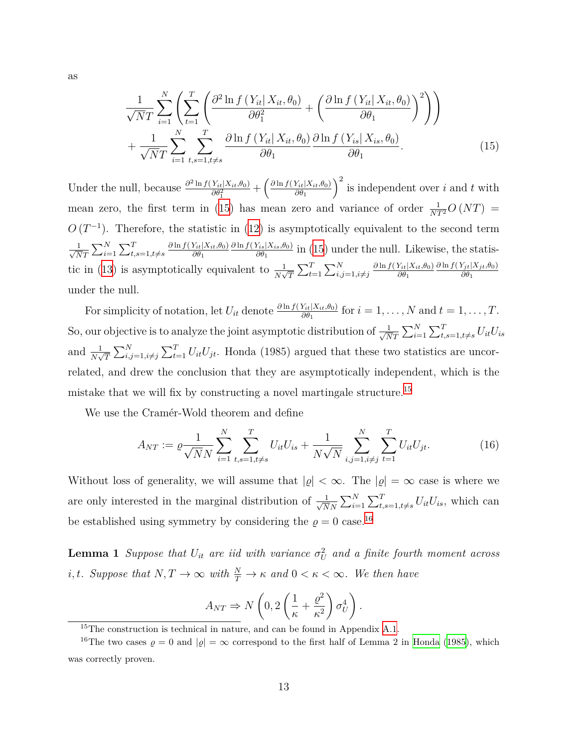as

$$
\frac{1}{\sqrt{N}T}\sum_{i=1}^{N}\left(\sum_{t=1}^{T}\left(\frac{\partial^{2}\ln f\left(Y_{it}|\,X_{it},\theta_{0}\right)}{\partial\theta_{1}^{2}}+\left(\frac{\partial\ln f\left(Y_{it}|\,X_{it},\theta_{0}\right)}{\partial\theta_{1}}\right)^{2}\right)\right)
+\frac{1}{\sqrt{N}T}\sum_{i=1}^{N}\sum_{t,s=1,t\neq s}^{T}\frac{\partial\ln f\left(Y_{it}|\,X_{it},\theta_{0}\right)}{\partial\theta_{1}}\frac{\partial\ln f\left(Y_{is}|\,X_{is},\theta_{0}\right)}{\partial\theta_{1}}. \tag{15}
$$

Under the null, because $\frac{\partial^{2}\ln f(Y_{it}|X_{it},\theta_{0})}{\partial\theta_{1}^{2}}+\left(\frac{\partial\ln f(Y_{it}|X_{it},\theta_{0})}{\partial\theta_{1}}\right)^{2}$ is independent over $i$ and $t$ with mean zero, the first term in (15) has mean zero and variance of order $\frac{1}{NT^{2}}O\left(NT\right)=O\left(T^{-1}\right)$. Therefore, the statistic in (12) is asymptotically equivalent to the second term $\frac{1}{\sqrt{N}T}\sum_{i=1}^{N}\sum_{t,s=1,t\neq s}^{T}\frac{\partial\ln f(Y_{it}|X_{it},\theta_{0})}{\partial\theta_{1}}\frac{\partial\ln f(Y_{is}|X_{is},\theta_{0})}{\partial\theta_{1}}$ in (15) under the null. Likewise, the statistic in (13) is asymptotically equivalent to $\frac{1}{N\sqrt{T}}\sum_{t=1}^{T}\sum_{i,j=1,i\neq j}^{N}\frac{\partial\ln f(Y_{it}|X_{it},\theta_{0})}{\partial\theta_{1}}\frac{\partial\ln f(Y_{jt}|X_{jt},\theta_{0})}{\partial\theta_{1}}$ under the null.

For simplicity of notation, let $U_{it}$ denote $\frac{\partial\ln f(Y_{it}|X_{it},\theta_{0})}{\partial\theta_{1}}$ for $i=1,\ldots,N$ and $t=1,\ldots,T$. So, our objective is to analyze the joint asymptotic distribution of $\frac{1}{\sqrt{N}T}\sum_{i=1}^{N}\sum_{t,s=1,t\neq s}^{T}U_{it}U_{is}$ and $\frac{1}{N\sqrt{T}}\sum_{i,j=1,i\neq j}^{N}\sum_{t=1}^{T}U_{it}U_{jt}$. Honda (1985) argued that these two statistics are uncorrelated, and drew the conclusion that they are asymptotically independent, which is the mistake that we will fix by constructing a novel martingale structure.[15]

We use the Cramér-Wold theorem and define

$$
A_{NT}:=\varrho\frac{1}{\sqrt{N}N}\sum_{i=1}^{N}\sum_{t,s=1,t\neq s}^{T}U_{it}U_{is}+\frac{1}{N\sqrt{N}}\sum_{i,j=1,i\neq j}^{N}\sum_{t=1}^{T}U_{it}U_{jt}. \tag{16}
$$

Without loss of generality, we will assume that $|\varrho|<\infty$. The $|\varrho|=\infty$ case is where we are only interested in the marginal distribution of $\frac{1}{\sqrt{N}N}\sum_{i=1}^{N}\sum_{t,s=1,t\neq s}^{T}U_{it}U_{is}$, which can be established using symmetry by considering the $\varrho=0$ case.[16]

**Lemma 1** *Suppose that $U_{it}$ are iid with variance $\sigma_U^2$ and a finite fourth moment across $i,t$. Suppose that $N,T\to\infty$ with $\frac{N}{T}\to\kappa$ and $0<\kappa<\infty$. We then have*

$$
A_{NT}\Rightarrow N\left(0,2\left(\frac{1}{\kappa}+\frac{\varrho^{2}}{\kappa^{2}}\right)\sigma_{U}^{4}\right).
$$

[15] The construction is technical in nature, and can be found in Appendix A.1.

[16] The two cases $\varrho=0$ and $|\varrho|=\infty$ correspond to the first half of Lemma 2 in Honda (1985), which was correctly proven.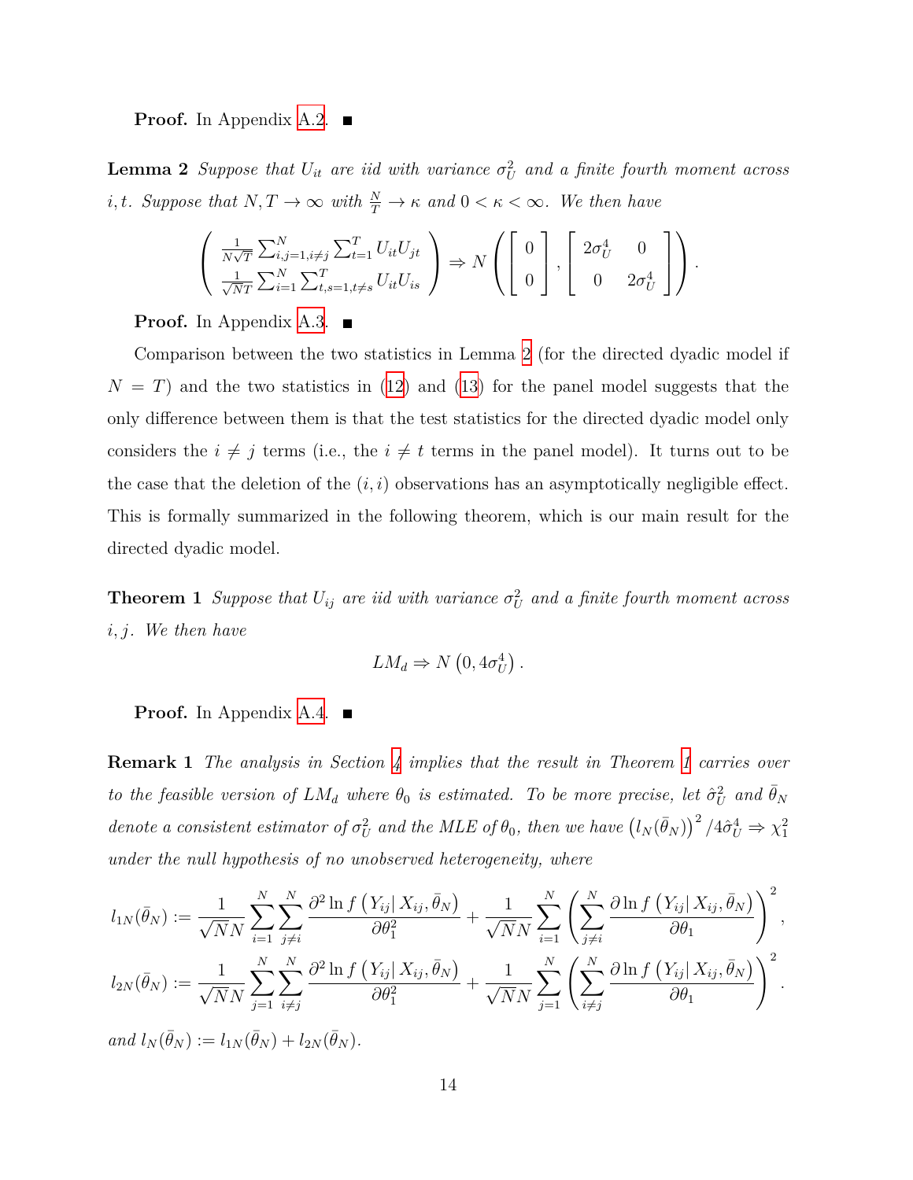**Proof.** In Appendix A.2. ■

**Lemma 2** *Suppose that $U_{it}$ are iid with variance $\sigma_U^2$ and a finite fourth moment across $i, t$. Suppose that $N, T \to \infty$ with $\frac{N}{T} \to \kappa$ and $0 < \kappa < \infty$. We then have*

$$\left( \begin{array}{c} \frac{1}{N\sqrt{T}} \sum_{i,j=1, i \neq j}^{N} \sum_{t=1}^{T} U_{it} U_{jt} \\ \frac{1}{\sqrt{N}T} \sum_{i=1}^{N} \sum_{t,s=1, t \neq s}^{T} U_{it} U_{is} \end{array} \right) \Rightarrow N \left( \left[ \begin{array}{c} 0 \\ 0 \end{array} \right], \left[ \begin{array}{cc} 2\sigma_U^4 & 0 \\ 0 & 2\sigma_U^4 \end{array} \right] \right).$$

**Proof.** In Appendix A.3. ■

Comparison between the two statistics in Lemma 2 (for the directed dyadic model if $N = T$) and the two statistics in (12) and (13) for the panel model suggests that the only difference between them is that the test statistics for the directed dyadic model only considers the $i \neq j$ terms (i.e., the $i \neq t$ terms in the panel model). It turns out to be the case that the deletion of the $(i, i)$ observations has an asymptotically negligible effect. This is formally summarized in the following theorem, which is our main result for the directed dyadic model.

**Theorem 1** *Suppose that $U_{ij}$ are iid with variance $\sigma_U^2$ and a finite fourth moment across $i, j$. We then have*

$$LM_d \Rightarrow N\left(0, 4\sigma_U^4\right).$$

**Proof.** In Appendix A.4. ■

**Remark 1** *The analysis in Section 4 implies that the result in Theorem 1 carries over to the feasible version of $LM_d$ where $\theta_0$ is estimated. To be more precise, let $\hat{\sigma}_U^2$ and $\bar{\theta}_N$ denote a consistent estimator of $\sigma_U^2$ and the MLE of $\theta_0$, then we have $\left(l_N(\bar{\theta}_N)\right)^2 / 4\hat{\sigma}_U^4 \Rightarrow \chi_1^2$ under the null hypothesis of no unobserved heterogeneity, where*

$$l_{1N}(\bar{\theta}_N) := \frac{1}{\sqrt{N}N} \sum_{i=1}^{N} \sum_{j \neq i}^{N} \frac{\partial^2 \ln f\left(Y_{ij} \middle| X_{ij}, \bar{\theta}_N\right)}{\partial \theta_1^2} + \frac{1}{\sqrt{N}N} \sum_{i=1}^{N} \left( \sum_{j \neq i}^{N} \frac{\partial \ln f\left(Y_{ij} \middle| X_{ij}, \bar{\theta}_N\right)}{\partial \theta_1} \right)^2,$$

$$l_{2N}(\bar{\theta}_N) := \frac{1}{\sqrt{N}N} \sum_{j=1}^{N} \sum_{i \neq j}^{N} \frac{\partial^2 \ln f\left(Y_{ij} \middle| X_{ij}, \bar{\theta}_N\right)}{\partial \theta_1^2} + \frac{1}{\sqrt{N}N} \sum_{j=1}^{N} \left( \sum_{i \neq j}^{N} \frac{\partial \ln f\left(Y_{ij} \middle| X_{ij}, \bar{\theta}_N\right)}{\partial \theta_1} \right)^2.$$

*and $l_N(\bar{\theta}_N) := l_{1N}(\bar{\theta}_N) + l_{2N}(\bar{\theta}_N)$.*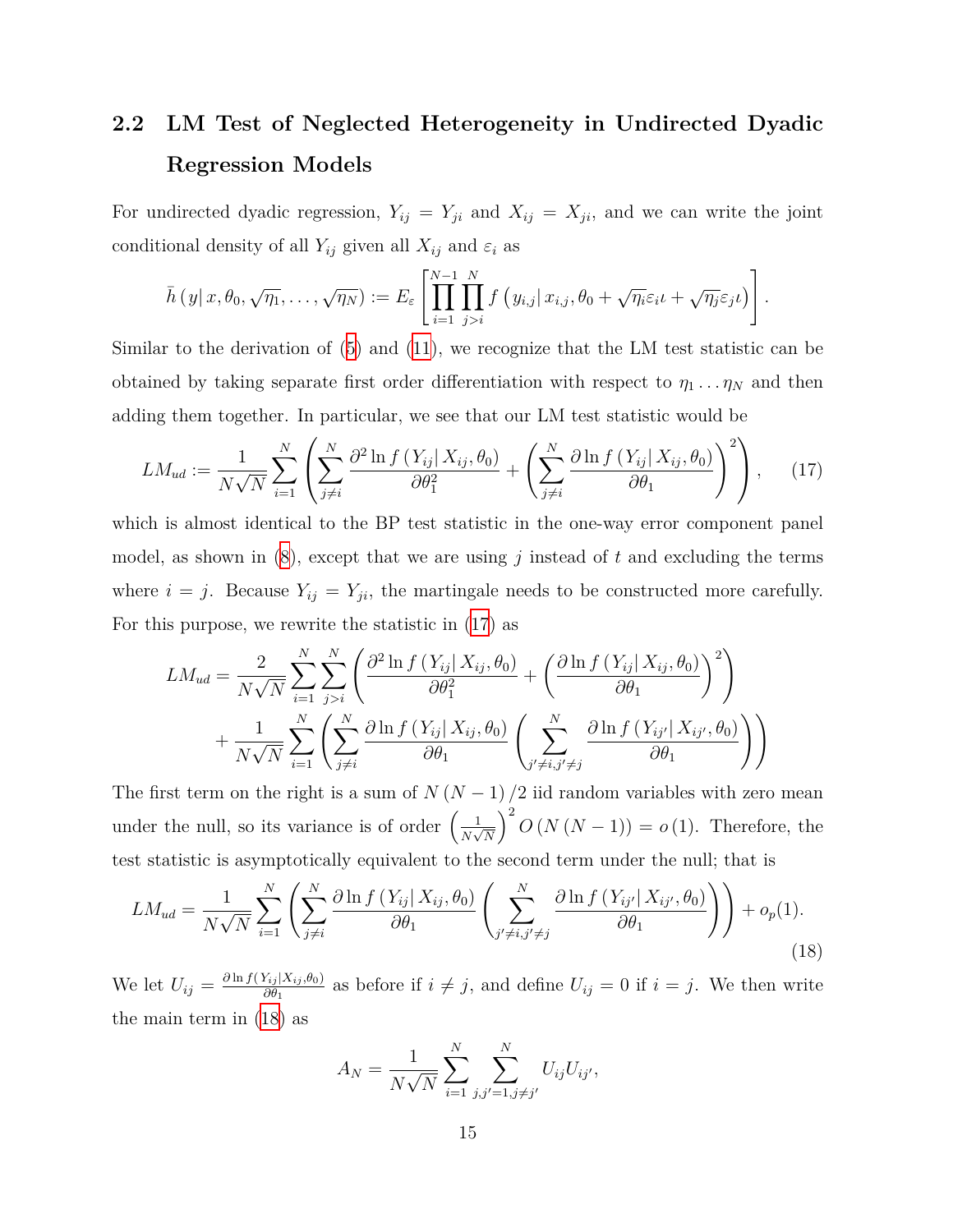## 2.2 LM Test of Neglected Heterogeneity in Undirected Dyadic Regression Models

For undirected dyadic regression, $Y_{ij} = Y_{ji}$ and $X_{ij} = X_{ji}$, and we can write the joint conditional density of all $Y_{ij}$ given all $X_{ij}$ and $\varepsilon_i$ as

$$\bar{h}\left(y|\, x, \theta_0, \sqrt{\eta_1}, \ldots, \sqrt{\eta_N}\right) := E_\varepsilon\left[\prod_{i=1}^{N-1}\prod_{j>i}^{N} f\left(y_{i,j}|\, x_{i,j}, \theta_0 + \sqrt{\eta_i}\varepsilon_i\iota + \sqrt{\eta_j}\varepsilon_j\iota\right)\right].$$

Similar to the derivation of (5) and (11), we recognize that the LM test statistic can be obtained by taking separate first order differentiation with respect to $\eta_1 \ldots \eta_N$ and then adding them together. In particular, we see that our LM test statistic would be

$$LM_{ud} := \frac{1}{N\sqrt{N}}\sum_{i=1}^{N}\left(\sum_{j\neq i}^{N}\frac{\partial^2 \ln f\left(Y_{ij}|\, X_{ij}, \theta_0\right)}{\partial\theta_1^2} + \left(\sum_{j\neq i}^{N}\frac{\partial \ln f\left(Y_{ij}|\, X_{ij}, \theta_0\right)}{\partial\theta_1}\right)^2\right), \tag{17}$$

which is almost identical to the BP test statistic in the one-way error component panel model, as shown in (8), except that we are using $j$ instead of $t$ and excluding the terms where $i = j$. Because $Y_{ij} = Y_{ji}$, the martingale needs to be constructed more carefully. For this purpose, we rewrite the statistic in (17) as

$$\begin{aligned}
LM_{ud} = {} & \frac{2}{N\sqrt{N}}\sum_{i=1}^{N}\sum_{j>i}^{N}\left(\frac{\partial^2 \ln f\left(Y_{ij}|\, X_{ij}, \theta_0\right)}{\partial\theta_1^2} + \left(\frac{\partial \ln f\left(Y_{ij}|\, X_{ij}, \theta_0\right)}{\partial\theta_1}\right)^2\right) \\
& + \frac{1}{N\sqrt{N}}\sum_{i=1}^{N}\left(\sum_{j\neq i}^{N}\frac{\partial \ln f\left(Y_{ij}|\, X_{ij}, \theta_0\right)}{\partial\theta_1}\left(\sum_{j'\neq i, j'\neq j}^{N}\frac{\partial \ln f\left(Y_{ij'}|\, X_{ij'}, \theta_0\right)}{\partial\theta_1}\right)\right)
\end{aligned}$$

The first term on the right is a sum of $N(N-1)/2$ iid random variables with zero mean under the null, so its variance is of order $\left(\frac{1}{N\sqrt{N}}\right)^2 O\left(N\left(N-1\right)\right) = o\left(1\right)$. Therefore, the test statistic is asymptotically equivalent to the second term under the null; that is

$$LM_{ud} = \frac{1}{N\sqrt{N}}\sum_{i=1}^{N}\left(\sum_{j\neq i}^{N}\frac{\partial \ln f\left(Y_{ij}|\, X_{ij}, \theta_0\right)}{\partial\theta_1}\left(\sum_{j'\neq i, j'\neq j}^{N}\frac{\partial \ln f\left(Y_{ij'}|\, X_{ij'}, \theta_0\right)}{\partial\theta_1}\right)\right) + o_p(1). \tag{18}$$

We let $U_{ij} = \frac{\partial \ln f(Y_{ij}|X_{ij}, \theta_0)}{\partial\theta_1}$ as before if $i \neq j$, and define $U_{ij} = 0$ if $i = j$. We then write the main term in (18) as

$$A_N = \frac{1}{N\sqrt{N}}\sum_{i=1}^{N}\sum_{j,j'=1, j\neq j'}^{N} U_{ij}U_{ij'},$$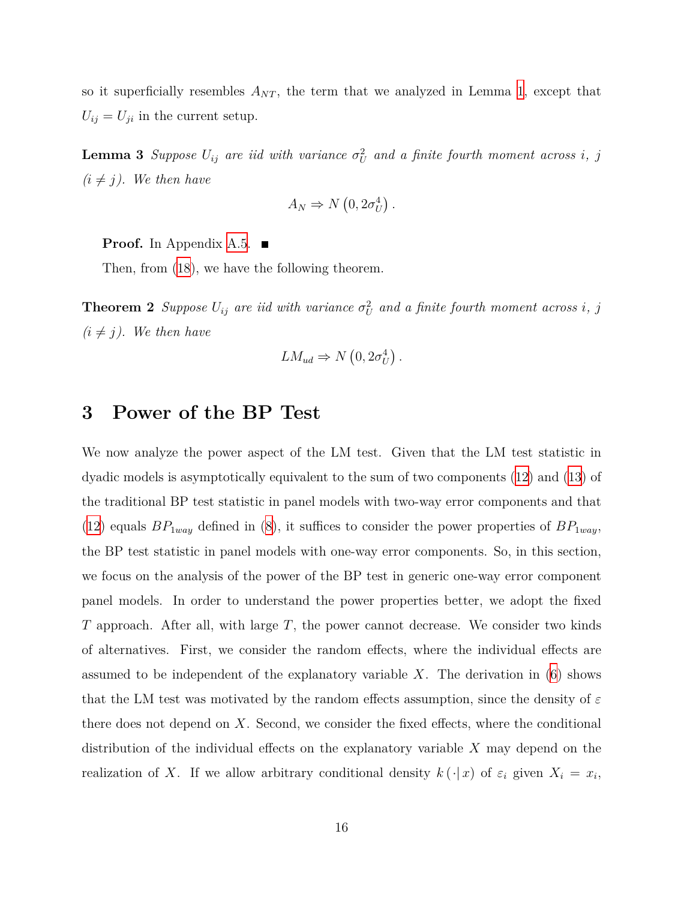so it superficially resembles $A_{NT}$, the term that we analyzed in Lemma 1, except that $U_{ij} = U_{ji}$ in the current setup.

**Lemma 3** *Suppose $U_{ij}$ are iid with variance $\sigma_U^2$ and a finite fourth moment across $i$, $j$ ($i \neq j$). We then have*

$$A_N \Rightarrow N\left(0, 2\sigma_U^4\right).$$

**Proof.** In Appendix A.5. ∎

Then, from (18), we have the following theorem.

**Theorem 2** *Suppose $U_{ij}$ are iid with variance $\sigma_U^2$ and a finite fourth moment across $i$, $j$ ($i \neq j$). We then have*

$$LM_{ud} \Rightarrow N\left(0, 2\sigma_U^4\right).$$

# 3 Power of the BP Test

We now analyze the power aspect of the LM test. Given that the LM test statistic in dyadic models is asymptotically equivalent to the sum of two components (12) and (13) of the traditional BP test statistic in panel models with two-way error components and that (12) equals $BP_{1way}$ defined in (8), it suffices to consider the power properties of $BP_{1way}$, the BP test statistic in panel models with one-way error components. So, in this section, we focus on the analysis of the power of the BP test in generic one-way error component panel models. In order to understand the power properties better, we adopt the fixed $T$ approach. After all, with large $T$, the power cannot decrease. We consider two kinds of alternatives. First, we consider the random effects, where the individual effects are assumed to be independent of the explanatory variable $X$. The derivation in (6) shows that the LM test was motivated by the random effects assumption, since the density of $\varepsilon$ there does not depend on $X$. Second, we consider the fixed effects, where the conditional distribution of the individual effects on the explanatory variable $X$ may depend on the realization of $X$. If we allow arbitrary conditional density $k\left(\cdot\right| x)$ of $\varepsilon_i$ given $X_i = x_i$,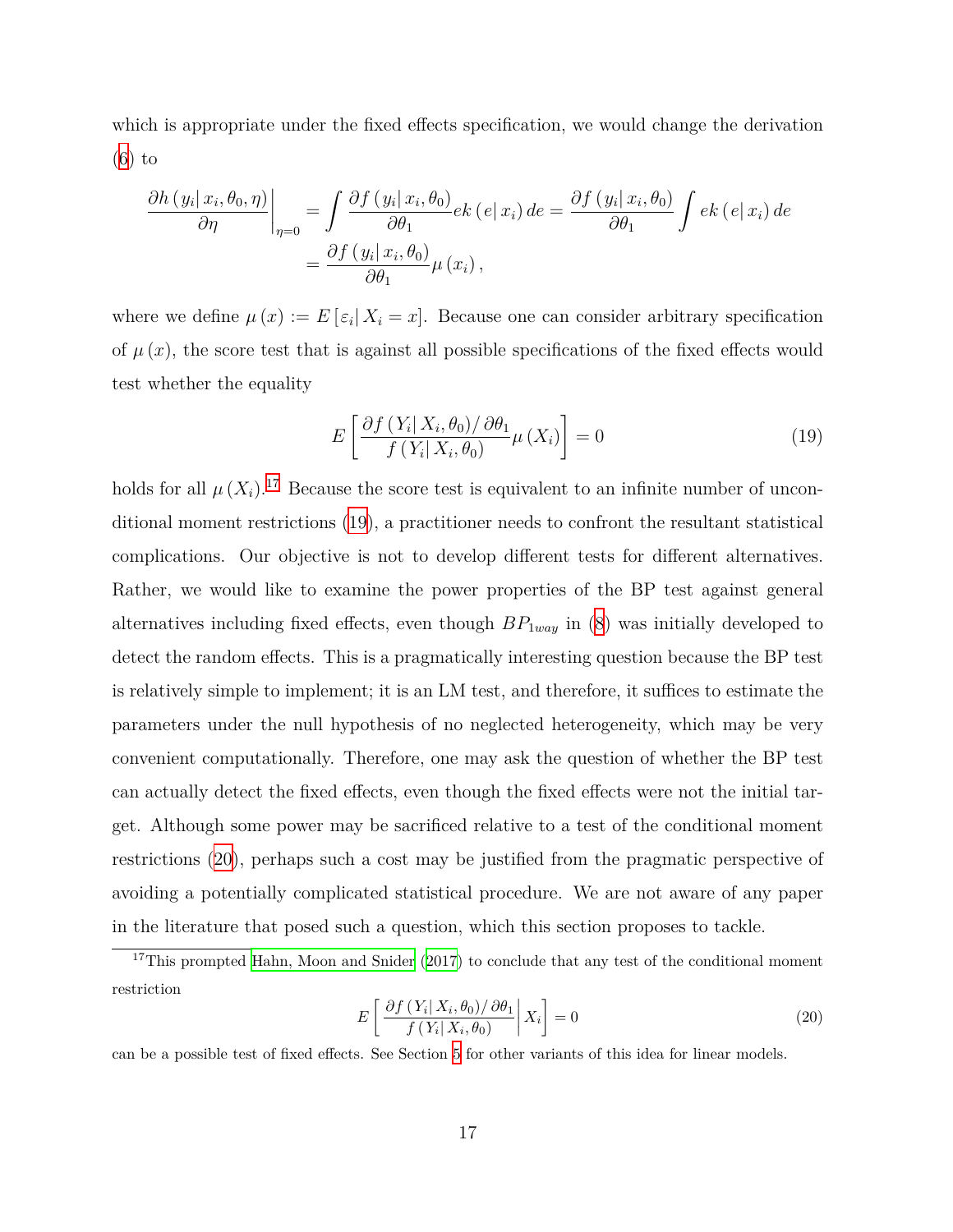which is appropriate under the fixed effects specification, we would change the derivation (6) to

$$
\left.\frac{\partial h\left(y_i | x_i, \theta_0, \eta\right)}{\partial \eta}\right|_{\eta=0} = \int \frac{\partial f\left(y_i | x_i, \theta_0\right)}{\partial \theta_1} e k\left(e | x_i\right) de = \frac{\partial f\left(y_i | x_i, \theta_0\right)}{\partial \theta_1} \int e k\left(e | x_i\right) de
$$

$$
= \frac{\partial f\left(y_i | x_i, \theta_0\right)}{\partial \theta_1} \mu\left(x_i\right),
$$

where we define $\mu(x) := E\left[\varepsilon_i | X_i = x\right]$. Because one can consider arbitrary specification of $\mu(x)$, the score test that is against all possible specifications of the fixed effects would test whether the equality

$$
E\left[\frac{\partial f\left(Y_i | X_i, \theta_0\right) / \partial \theta_1}{f\left(Y_i | X_i, \theta_0\right)} \mu\left(X_i\right)\right] = 0 \tag{19}
$$

holds for all $\mu(X_i)$.[17] Because the score test is equivalent to an infinite number of unconditional moment restrictions (19), a practitioner needs to confront the resultant statistical complications. Our objective is not to develop different tests for different alternatives. Rather, we would like to examine the power properties of the BP test against general alternatives including fixed effects, even though $BP_{1way}$ in (8) was initially developed to detect the random effects. This is a pragmatically interesting question because the BP test is relatively simple to implement; it is an LM test, and therefore, it suffices to estimate the parameters under the null hypothesis of no neglected heterogeneity, which may be very convenient computationally. Therefore, one may ask the question of whether the BP test can actually detect the fixed effects, even though the fixed effects were not the initial target. Although some power may be sacrificed relative to a test of the conditional moment restrictions (20), perhaps such a cost may be justified from the pragmatic perspective of avoiding a potentially complicated statistical procedure. We are not aware of any paper in the literature that posed such a question, which this section proposes to tackle.

[17] This prompted Hahn, Moon and Snider (2017) to conclude that any test of the conditional moment restriction

$$
E\left[\left.\frac{\partial f\left(Y_i | X_i, \theta_0\right) / \partial \theta_1}{f\left(Y_i | X_i, \theta_0\right)} \right| X_i\right] = 0 \tag{20}
$$

can be a possible test of fixed effects. See Section 5 for other variants of this idea for linear models.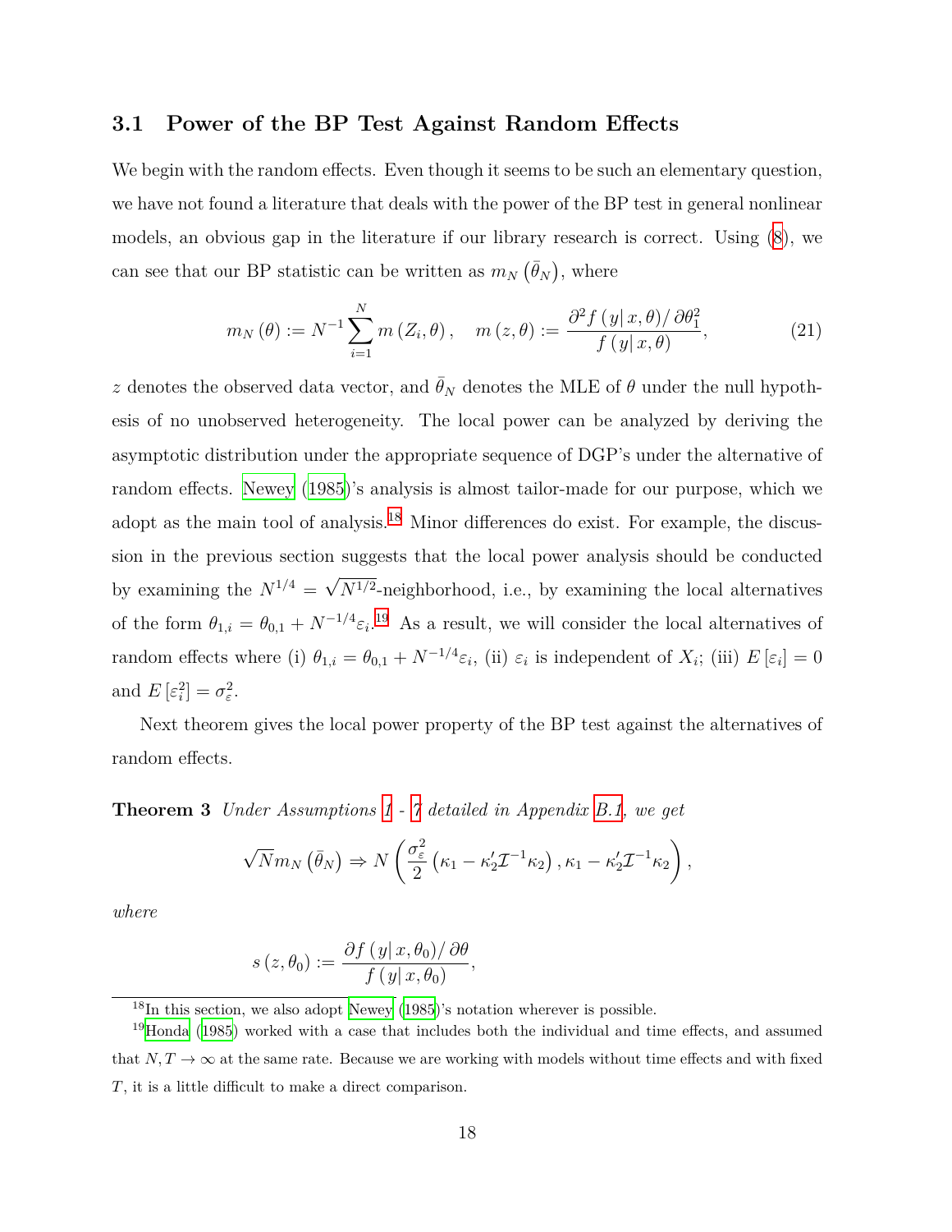### 3.1 Power of the BP Test Against Random Effects

We begin with the random effects. Even though it seems to be such an elementary question, we have not found a literature that deals with the power of the BP test in general nonlinear models, an obvious gap in the literature if our library research is correct. Using (8), we can see that our BP statistic can be written as $m_N\left(\bar{\theta}_N\right)$, where

$$m_N(\theta) := N^{-1}\sum_{i=1}^{N} m\left(Z_i, \theta\right), \quad m(z, \theta) := \frac{\partial^2 f\left(y|\, x, \theta\right)/\,\partial\theta_1^2}{f\left(y|\, x, \theta\right)}, \tag{21}$$

$z$ denotes the observed data vector, and $\bar{\theta}_N$ denotes the MLE of $\theta$ under the null hypothesis of no unobserved heterogeneity. The local power can be analyzed by deriving the asymptotic distribution under the appropriate sequence of DGP's under the alternative of random effects. Newey (1985)'s analysis is almost tailor-made for our purpose, which we adopt as the main tool of analysis.[18] Minor differences do exist. For example, the discussion in the previous section suggests that the local power analysis should be conducted by examining the $N^{1/4} = \sqrt{N^{1/2}}$-neighborhood, i.e., by examining the local alternatives of the form $\theta_{1,i} = \theta_{0,1} + N^{-1/4}\varepsilon_i$.[19] As a result, we will consider the local alternatives of random effects where (i) $\theta_{1,i} = \theta_{0,1} + N^{-1/4}\varepsilon_i$, (ii) $\varepsilon_i$ is independent of $X_i$; (iii) $E\left[\varepsilon_i\right] = 0$ and $E\left[\varepsilon_i^2\right] = \sigma_\varepsilon^2$.

Next theorem gives the local power property of the BP test against the alternatives of random effects.

**Theorem 3** *Under Assumptions 1 - 7 detailed in Appendix B.1, we get*

$$\sqrt{N} m_N\left(\bar{\theta}_N\right) \Rightarrow N\left(\frac{\sigma_\varepsilon^2}{2}\left(\kappa_1 - \kappa_2'\mathcal{I}^{-1}\kappa_2\right), \kappa_1 - \kappa_2'\mathcal{I}^{-1}\kappa_2\right),$$

*where*

$$s\left(z, \theta_0\right) := \frac{\partial f\left(y|\, x, \theta_0\right)/\,\partial\theta}{f\left(y|\, x, \theta_0\right)},$$

[18] In this section, we also adopt Newey (1985)'s notation wherever is possible.

[19] Honda (1985) worked with a case that includes both the individual and time effects, and assumed that $N, T \to \infty$ at the same rate. Because we are working with models without time effects and with fixed $T$, it is a little difficult to make a direct comparison.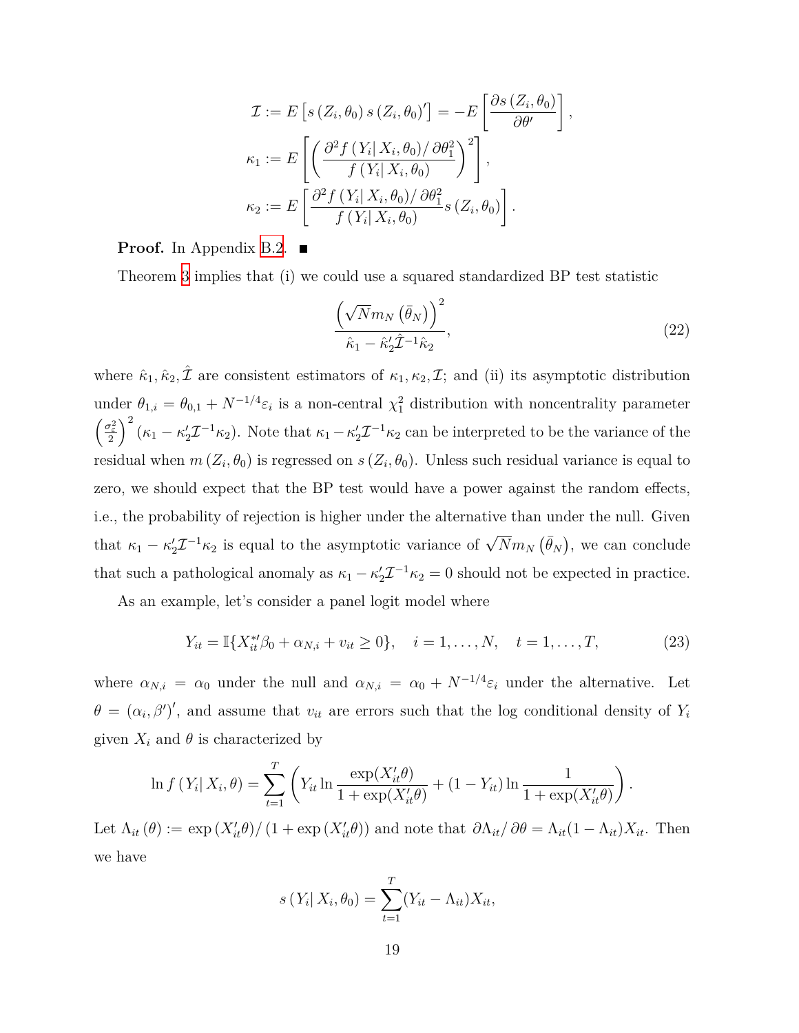$$
\begin{aligned}
\mathcal{I} &:= E\left[s\left(Z_i, \theta_0\right) s\left(Z_i, \theta_0\right)'\right] = -E\left[\frac{\partial s\left(Z_i, \theta_0\right)}{\partial \theta'}\right], \\
\kappa_1 &:= E\left[\left(\frac{\partial^2 f\left(Y_i \middle| X_i, \theta_0\right) / \partial \theta_1^2}{f\left(Y_i \middle| X_i, \theta_0\right)}\right)^2\right], \\
\kappa_2 &:= E\left[\frac{\partial^2 f\left(Y_i \middle| X_i, \theta_0\right) / \partial \theta_1^2}{f\left(Y_i \middle| X_i, \theta_0\right)} s\left(Z_i, \theta_0\right)\right].
\end{aligned}
$$

**Proof.** In Appendix B.2. ∎

Theorem 3 implies that (i) we could use a squared standardized BP test statistic

$$
\frac{\left(\sqrt{N} m_N\left(\bar{\theta}_N\right)\right)^2}{\hat{\kappa}_1 - \hat{\kappa}_2' \hat{\mathcal{I}}^{-1} \hat{\kappa}_2}, \tag{22}
$$

where $\hat{\kappa}_1, \hat{\kappa}_2, \hat{\mathcal{I}}$ are consistent estimators of $\kappa_1, \kappa_2, \mathcal{I}$; and (ii) its asymptotic distribution under $\theta_{1,i} = \theta_{0,1} + N^{-1/4}\varepsilon_i$ is a non-central $\chi_1^2$ distribution with noncentrality parameter $\left(\frac{\sigma_\varepsilon^2}{2}\right)^2 \left(\kappa_1 - \kappa_2' \mathcal{I}^{-1} \kappa_2\right)$. Note that $\kappa_1 - \kappa_2' \mathcal{I}^{-1} \kappa_2$ can be interpreted to be the variance of the residual when $m\left(Z_i, \theta_0\right)$ is regressed on $s\left(Z_i, \theta_0\right)$. Unless such residual variance is equal to zero, we should expect that the BP test would have a power against the random effects, i.e., the probability of rejection is higher under the alternative than under the null. Given that $\kappa_1 - \kappa_2' \mathcal{I}^{-1} \kappa_2$ is equal to the asymptotic variance of $\sqrt{N} m_N\left(\bar{\theta}_N\right)$, we can conclude that such a pathological anomaly as $\kappa_1 - \kappa_2' \mathcal{I}^{-1} \kappa_2 = 0$ should not be expected in practice.

As an example, let's consider a panel logit model where

$$
Y_{it} = \mathbb{I}\{X_{it}^{*\prime} \beta_0 + \alpha_{N,i} + v_{it} \geq 0\}, \quad i = 1, \ldots, N, \quad t = 1, \ldots, T, \tag{23}
$$

where $\alpha_{N,i} = \alpha_0$ under the null and $\alpha_{N,i} = \alpha_0 + N^{-1/4}\varepsilon_i$ under the alternative. Let $\theta = (\alpha_i, \beta')'$, and assume that $v_{it}$ are errors such that the log conditional density of $Y_i$ given $X_i$ and $\theta$ is characterized by

$$
\ln f\left(Y_i \middle| X_i, \theta\right) = \sum_{t=1}^{T} \left(Y_{it} \ln \frac{\exp(X_{it}'\theta)}{1 + \exp(X_{it}'\theta)} + (1 - Y_{it}) \ln \frac{1}{1 + \exp(X_{it}'\theta)}\right).
$$

Let $\Lambda_{it}(\theta) := \exp\left(X_{it}'\theta\right) / \left(1 + \exp\left(X_{it}'\theta\right)\right)$ and note that $\partial \Lambda_{it} / \partial \theta = \Lambda_{it}(1 - \Lambda_{it}) X_{it}$. Then we have

$$
s\left(Y_i \middle| X_i, \theta_0\right) = \sum_{t=1}^{T} (Y_{it} - \Lambda_{it}) X_{it},
$$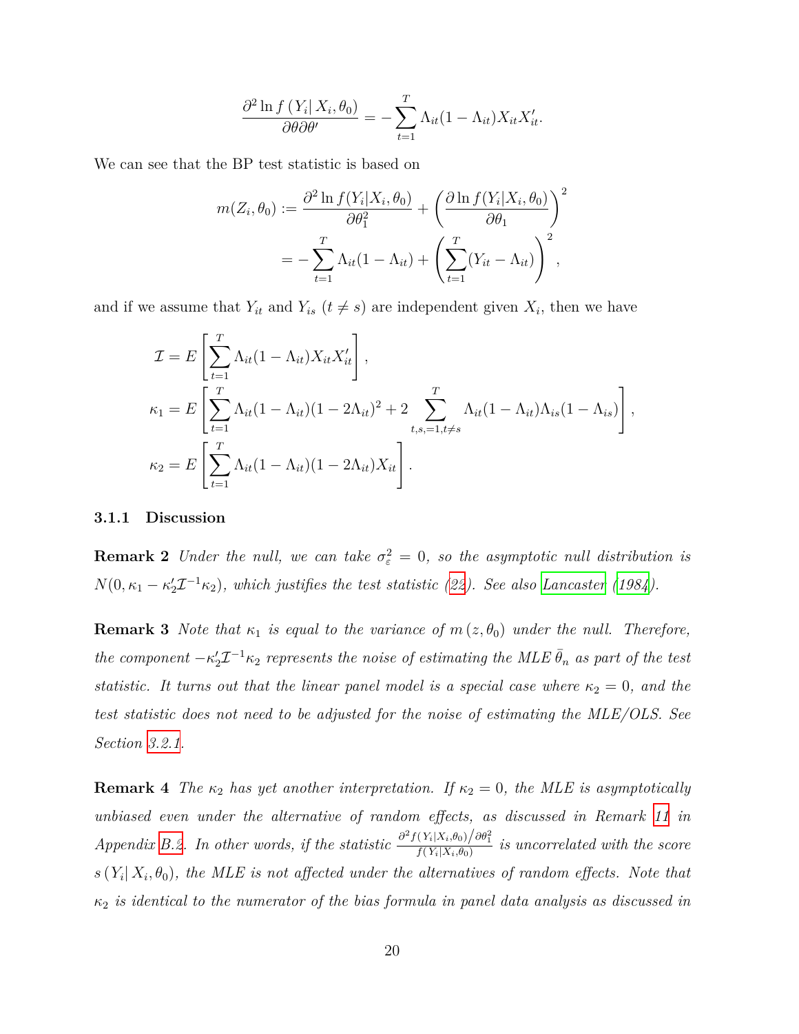$$\frac{\partial^2 \ln f\left(Y_i|\, X_i, \theta_0\right)}{\partial\theta\partial\theta'} = -\sum_{t=1}^{T} \Lambda_{it}(1-\Lambda_{it})X_{it}X_{it}'.$$

We can see that the BP test statistic is based on

$$\begin{aligned}
m(Z_i, \theta_0) &:= \frac{\partial^2 \ln f(Y_i|X_i, \theta_0)}{\partial\theta_1^2} + \left(\frac{\partial \ln f(Y_i|X_i, \theta_0)}{\partial\theta_1}\right)^2 \\
&= -\sum_{t=1}^{T} \Lambda_{it}(1-\Lambda_{it}) + \left(\sum_{t=1}^{T}(Y_{it} - \Lambda_{it})\right)^2,
\end{aligned}$$

and if we assume that $Y_{it}$ and $Y_{is}$ $(t \neq s)$ are independent given $X_i$, then we have

$$\begin{aligned}
\mathcal{I} &= E\left[\sum_{t=1}^{T} \Lambda_{it}(1-\Lambda_{it})X_{it}X_{it}'\right], \\
\kappa_1 &= E\left[\sum_{t=1}^{T} \Lambda_{it}(1-\Lambda_{it})(1-2\Lambda_{it})^2 + 2\sum_{t,s,=1,t\neq s}^{T} \Lambda_{it}(1-\Lambda_{it})\Lambda_{is}(1-\Lambda_{is})\right], \\
\kappa_2 &= E\left[\sum_{t=1}^{T} \Lambda_{it}(1-\Lambda_{it})(1-2\Lambda_{it})X_{it}\right].
\end{aligned}$$

### 3.1.1 Discussion

**Remark 2** *Under the null, we can take $\sigma_\varepsilon^2 = 0$, so the asymptotic null distribution is $N(0, \kappa_1 - \kappa_2'\mathcal{I}^{-1}\kappa_2)$, which justifies the test statistic (22). See also Lancaster (1984).*

**Remark 3** *Note that $\kappa_1$ is equal to the variance of $m\left(z, \theta_0\right)$ under the null. Therefore, the component $-\kappa_2'\mathcal{I}^{-1}\kappa_2$ represents the noise of estimating the MLE $\bar{\theta}_n$ as part of the test statistic. It turns out that the linear panel model is a special case where $\kappa_2 = 0$, and the test statistic does not need to be adjusted for the noise of estimating the MLE/OLS. See Section 3.2.1.*

**Remark 4** *The $\kappa_2$ has yet another interpretation. If $\kappa_2 = 0$, the MLE is asymptotically unbiased even under the alternative of random effects, as discussed in Remark 11 in Appendix B.2. In other words, if the statistic $\frac{\partial^2 f(Y_i|X_i,\theta_0)/\partial\theta_1^2}{f(Y_i|X_i,\theta_0)}$ is uncorrelated with the score $s\left(Y_i|\, X_i, \theta_0\right)$, the MLE is not affected under the alternatives of random effects. Note that $\kappa_2$ is identical to the numerator of the bias formula in panel data analysis as discussed in*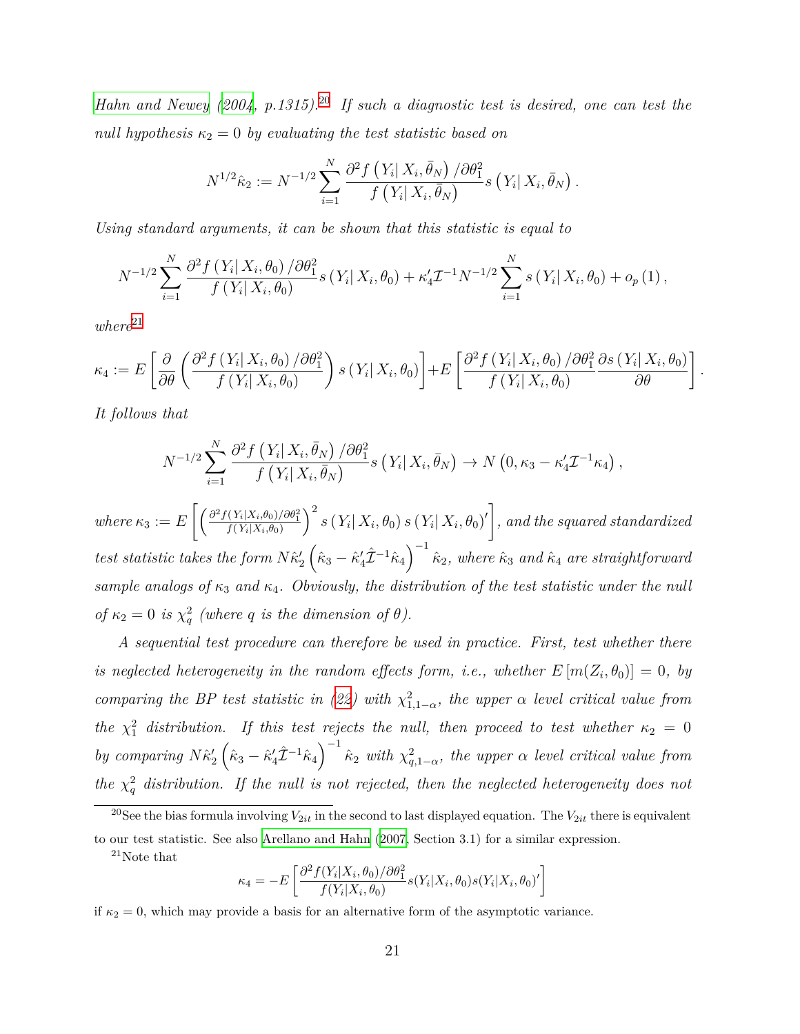*Hahn and Newey (2004, p.1315).*[20] *If such a diagnostic test is desired, one can test the null hypothesis $\kappa_2 = 0$ by evaluating the test statistic based on*

$$N^{1/2}\hat{\kappa}_2 := N^{-1/2}\sum_{i=1}^{N}\frac{\partial^2 f\left(Y_i|\,X_i,\bar{\theta}_N\right)/\partial\theta_1^2}{f\left(Y_i|\,X_i,\bar{\theta}_N\right)}s\left(Y_i|\,X_i,\bar{\theta}_N\right).$$

*Using standard arguments, it can be shown that this statistic is equal to*

$$N^{-1/2}\sum_{i=1}^{N}\frac{\partial^2 f\left(Y_i|\,X_i,\theta_0\right)/\partial\theta_1^2}{f\left(Y_i|\,X_i,\theta_0\right)}s\left(Y_i|\,X_i,\theta_0\right)+\kappa_4'\mathcal{I}^{-1}N^{-1/2}\sum_{i=1}^{N}s\left(Y_i|\,X_i,\theta_0\right)+o_p\left(1\right),$$

*where*[21]

$$\kappa_4 := E\left[\frac{\partial}{\partial\theta}\left(\frac{\partial^2 f\left(Y_i|\,X_i,\theta_0\right)/\partial\theta_1^2}{f\left(Y_i|\,X_i,\theta_0\right)}\right)s\left(Y_i|\,X_i,\theta_0\right)\right]+E\left[\frac{\partial^2 f\left(Y_i|\,X_i,\theta_0\right)/\partial\theta_1^2}{f\left(Y_i|\,X_i,\theta_0\right)}\frac{\partial s\left(Y_i|\,X_i,\theta_0\right)}{\partial\theta}\right].$$

*It follows that*

$$N^{-1/2}\sum_{i=1}^{N}\frac{\partial^2 f\left(Y_i|\,X_i,\bar{\theta}_N\right)/\partial\theta_1^2}{f\left(Y_i|\,X_i,\bar{\theta}_N\right)}s\left(Y_i|\,X_i,\bar{\theta}_N\right)\rightarrow N\left(0,\kappa_3-\kappa_4'\mathcal{I}^{-1}\kappa_4\right),$$

*where $\kappa_3 := E\left[\left(\frac{\partial^2 f(Y_i|X_i,\theta_0)/\partial\theta_1^2}{f(Y_i|X_i,\theta_0)}\right)^2 s\left(Y_i|\,X_i,\theta_0\right)s\left(Y_i|\,X_i,\theta_0\right)'\right]$, and the squared standardized test statistic takes the form $N\hat{\kappa}_2'\left(\hat{\kappa}_3-\hat{\kappa}_4'\hat{\mathcal{I}}^{-1}\hat{\kappa}_4\right)^{-1}\hat{\kappa}_2$, where $\hat{\kappa}_3$ and $\hat{\kappa}_4$ are straightforward sample analogs of $\kappa_3$ and $\kappa_4$. Obviously, the distribution of the test statistic under the null of $\kappa_2 = 0$ is $\chi_q^2$ (where $q$ is the dimension of $\theta$).*

*A sequential test procedure can therefore be used in practice. First, test whether there is neglected heterogeneity in the random effects form, i.e., whether $E\left[m(Z_i,\theta_0)\right] = 0$, by comparing the BP test statistic in (22) with $\chi_{1,1-\alpha}^2$, the upper $\alpha$ level critical value from the $\chi_1^2$ distribution. If this test rejects the null, then proceed to test whether $\kappa_2 = 0$ by comparing $N\hat{\kappa}_2'\left(\hat{\kappa}_3-\hat{\kappa}_4'\hat{\mathcal{I}}^{-1}\hat{\kappa}_4\right)^{-1}\hat{\kappa}_2$ with $\chi_{q,1-\alpha}^2$, the upper $\alpha$ level critical value from the $\chi_q^2$ distribution. If the null is not rejected, then the neglected heterogeneity does not*

---

[20] See the bias formula involving $V_{2it}$ in the second to last displayed equation. The $V_{2it}$ there is equivalent to our test statistic. See also Arellano and Hahn (2007, Section 3.1) for a similar expression.

[21] Note that

$$\kappa_4 = -E\left[\frac{\partial^2 f(Y_i|X_i,\theta_0)/\partial\theta_1^2}{f(Y_i|X_i,\theta_0)}s(Y_i|X_i,\theta_0)s(Y_i|X_i,\theta_0)'\right]$$

if $\kappa_2 = 0$, which may provide a basis for an alternative form of the asymptotic variance.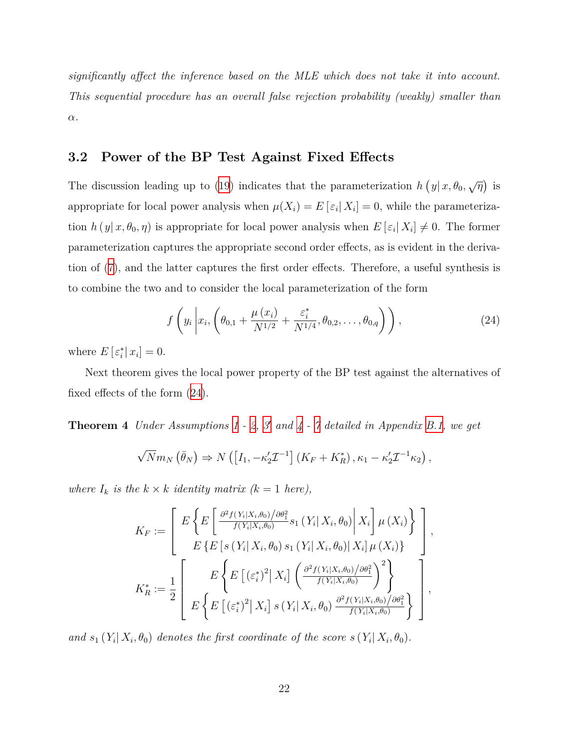*significantly affect the inference based on the MLE which does not take it into account. This sequential procedure has an overall false rejection probability (weakly) smaller than $\alpha$.*

### 3.2 Power of the BP Test Against Fixed Effects

The discussion leading up to (19) indicates that the parameterization $h\left(y|\, x, \theta_0, \sqrt{\eta}\right)$ is appropriate for local power analysis when $\mu(X_i) = E\left[\varepsilon_i|\, X_i\right] = 0$, while the parameterization $h\left(y|\, x, \theta_0, \eta\right)$ is appropriate for local power analysis when $E\left[\varepsilon_i|\, X_i\right] \neq 0$. The former parameterization captures the appropriate second order effects, as is evident in the derivation of (7), and the latter captures the first order effects. Therefore, a useful synthesis is to combine the two and to consider the local parameterization of the form

$$f\left(y_i \left| x_i, \left(\theta_{0,1} + \frac{\mu\left(x_i\right)}{N^{1/2}} + \frac{\varepsilon_i^*}{N^{1/4}}, \theta_{0,2}, \ldots, \theta_{0,q}\right)\right.\right), \tag{24}$$

where $E\left[\varepsilon_i^*|\, x_i\right] = 0$.

Next theorem gives the local power property of the BP test against the alternatives of fixed effects of the form (24).

**Theorem 4** *Under Assumptions 1 - 2, 3' and 4 - 7 detailed in Appendix B.1, we get*

$$\sqrt{N} m_N\left(\bar{\theta}_N\right) \Rightarrow N\left(\left[I_1, -\kappa_2' \mathcal{I}^{-1}\right]\left(K_F + K_R^*\right), \kappa_1 - \kappa_2' \mathcal{I}^{-1} \kappa_2\right),$$

*where $I_k$ is the $k \times k$ identity matrix ($k = 1$ here),*

$$K_F := \left[\begin{array}{c} E\left\{E\left[\left.\frac{\partial^2 f\left(Y_i|X_i,\theta_0\right)/\partial\theta_1^2}{f\left(Y_i|X_i,\theta_0\right)} s_1\left(Y_i|\, X_i, \theta_0\right)\right| X_i\right]\mu\left(X_i\right)\right\} \\ E\left\{E\left[s\left(Y_i|\, X_i, \theta_0\right) s_1\left(Y_i|\, X_i, \theta_0\right)|\, X_i\right]\mu\left(X_i\right)\right\} \end{array}\right],$$

$$K_R^* := \frac{1}{2}\left[\begin{array}{c} E\left\{E\left[\left(\varepsilon_i^*\right)^2\middle|\, X_i\right]\left(\frac{\partial^2 f\left(Y_i|X_i,\theta_0\right)/\partial\theta_1^2}{f\left(Y_i|X_i,\theta_0\right)}\right)^2\right\} \\ E\left\{E\left[\left(\varepsilon_i^*\right)^2\middle|\, X_i\right] s\left(Y_i|\, X_i, \theta_0\right) \frac{\partial^2 f\left(Y_i|X_i,\theta_0\right)/\partial\theta_1^2}{f\left(Y_i|X_i,\theta_0\right)}\right\} \end{array}\right],$$

*and $s_1\left(Y_i|\, X_i, \theta_0\right)$ denotes the first coordinate of the score $s\left(Y_i|\, X_i, \theta_0\right)$.*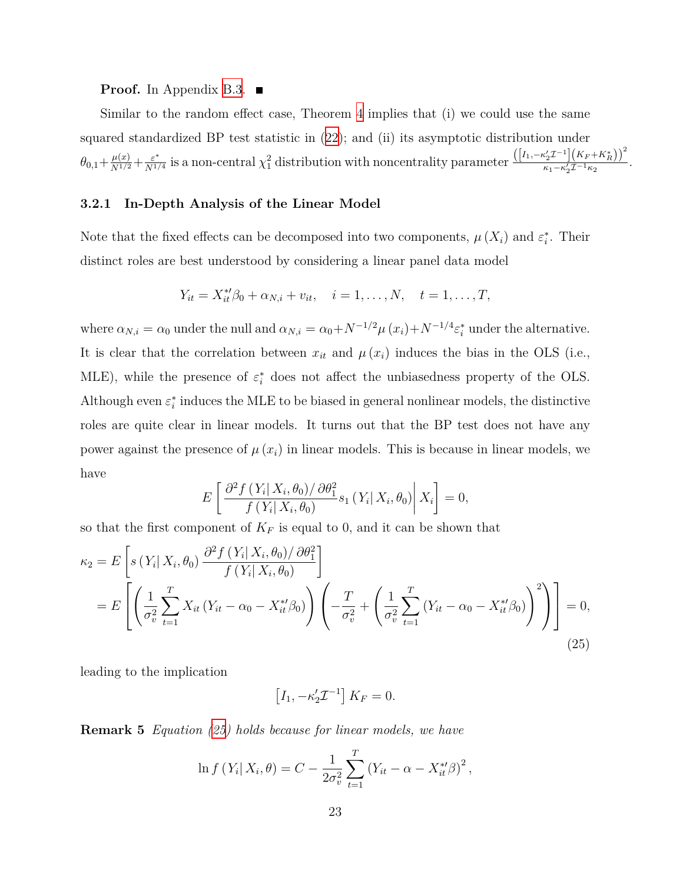**Proof.** In Appendix B.3. ■

Similar to the random effect case, Theorem 4 implies that (i) we could use the same squared standardized BP test statistic in (22); and (ii) its asymptotic distribution under $\theta_{0,1}+\frac{\mu(x)}{N^{1/2}}+\frac{\varepsilon^*}{N^{1/4}}$ is a non-central $\chi_1^2$ distribution with noncentrality parameter $\frac{\left(\left[I_1,-\kappa_2'\mathcal{I}^{-1}\right]\left(K_F+K_R^*\right)\right)^2}{\kappa_1-\kappa_2'\mathcal{I}^{-1}\kappa_2}$.

### 3.2.1 In-Depth Analysis of the Linear Model

Note that the fixed effects can be decomposed into two components, $\mu(X_i)$ and $\varepsilon_i^*$. Their distinct roles are best understood by considering a linear panel data model

$$Y_{it} = X_{it}^{*\prime}\beta_0 + \alpha_{N,i} + v_{it}, \quad i = 1,\ldots,N, \quad t = 1,\ldots,T,$$

where $\alpha_{N,i} = \alpha_0$ under the null and $\alpha_{N,i} = \alpha_0 + N^{-1/2}\mu(x_i) + N^{-1/4}\varepsilon_i^*$ under the alternative. It is clear that the correlation between $x_{it}$ and $\mu(x_i)$ induces the bias in the OLS (i.e., MLE), while the presence of $\varepsilon_i^*$ does not affect the unbiasedness property of the OLS. Although even $\varepsilon_i^*$ induces the MLE to be biased in general nonlinear models, the distinctive roles are quite clear in linear models. It turns out that the BP test does not have any power against the presence of $\mu(x_i)$ in linear models. This is because in linear models, we have

$$E\left[\left.\frac{\partial^2 f(Y_i|X_i,\theta_0)/\partial\theta_1^2}{f(Y_i|X_i,\theta_0)} s_1(Y_i|X_i,\theta_0)\right| X_i\right] = 0,$$

so that the first component of $K_F$ is equal to 0, and it can be shown that

$$\begin{aligned}
\kappa_2 &= E\left[s(Y_i|X_i,\theta_0)\frac{\partial^2 f(Y_i|X_i,\theta_0)/\partial\theta_1^2}{f(Y_i|X_i,\theta_0)}\right] \\
&= E\left[\left(\frac{1}{\sigma_v^2}\sum_{t=1}^T X_{it}\left(Y_{it}-\alpha_0-X_{it}^{*\prime}\beta_0\right)\right)\left(-\frac{T}{\sigma_v^2}+\left(\frac{1}{\sigma_v^2}\sum_{t=1}^T\left(Y_{it}-\alpha_0-X_{it}^{*\prime}\beta_0\right)\right)^2\right)\right] = 0,
\end{aligned} \tag{25}$$

leading to the implication

$$\left[I_1, -\kappa_2'\mathcal{I}^{-1}\right]K_F = 0.$$

**Remark 5** *Equation (25) holds because for linear models, we have*

$$\ln f(Y_i|X_i,\theta) = C - \frac{1}{2\sigma_v^2}\sum_{t=1}^T\left(Y_{it}-\alpha-X_{it}^{*\prime}\beta\right)^2,$$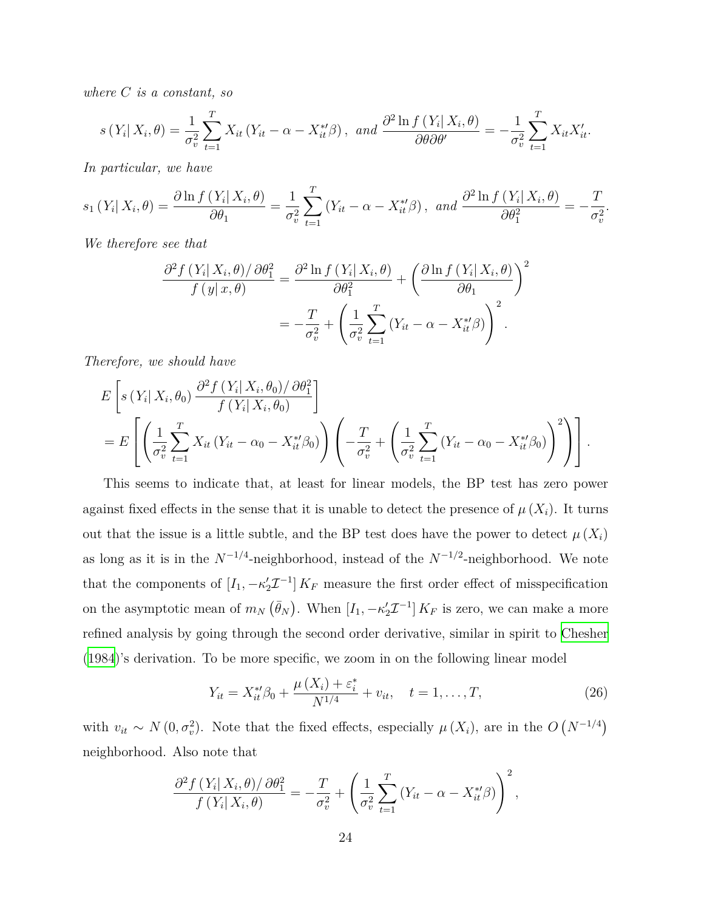*where $C$ is a constant, so*

$$s\left(Y_i | X_i, \theta\right) = \frac{1}{\sigma_v^2} \sum_{t=1}^{T} X_{it} \left(Y_{it} - \alpha - X_{it}^{*\prime}\beta\right), \text{ and } \frac{\partial^2 \ln f\left(Y_i | X_i, \theta\right)}{\partial\theta\partial\theta'} = -\frac{1}{\sigma_v^2} \sum_{t=1}^{T} X_{it} X_{it}'.$$

*In particular, we have*

$$s_1\left(Y_i | X_i, \theta\right) = \frac{\partial \ln f\left(Y_i | X_i, \theta\right)}{\partial\theta_1} = \frac{1}{\sigma_v^2} \sum_{t=1}^{T} \left(Y_{it} - \alpha - X_{it}^{*\prime}\beta\right), \text{ and } \frac{\partial^2 \ln f\left(Y_i | X_i, \theta\right)}{\partial\theta_1^2} = -\frac{T}{\sigma_v^2}.$$

*We therefore see that*

$$\begin{aligned}
\frac{\partial^2 f\left(Y_i | X_i, \theta\right) / \partial\theta_1^2}{f\left(y | x, \theta\right)} &= \frac{\partial^2 \ln f\left(Y_i | X_i, \theta\right)}{\partial\theta_1^2} + \left(\frac{\partial \ln f\left(Y_i | X_i, \theta\right)}{\partial\theta_1}\right)^2 \\
&= -\frac{T}{\sigma_v^2} + \left(\frac{1}{\sigma_v^2} \sum_{t=1}^{T} \left(Y_{it} - \alpha - X_{it}^{*\prime}\beta\right)\right)^2.
\end{aligned}$$

*Therefore, we should have*

$$\begin{aligned}
&E\left[s\left(Y_i | X_i, \theta_0\right) \frac{\partial^2 f\left(Y_i | X_i, \theta_0\right) / \partial\theta_1^2}{f\left(Y_i | X_i, \theta_0\right)}\right] \\
&= E\left[\left(\frac{1}{\sigma_v^2} \sum_{t=1}^{T} X_{it} \left(Y_{it} - \alpha_0 - X_{it}^{*\prime}\beta_0\right)\right) \left(-\frac{T}{\sigma_v^2} + \left(\frac{1}{\sigma_v^2} \sum_{t=1}^{T} \left(Y_{it} - \alpha_0 - X_{it}^{*\prime}\beta_0\right)\right)^2\right)\right].
\end{aligned}$$

This seems to indicate that, at least for linear models, the BP test has zero power against fixed effects in the sense that it is unable to detect the presence of $\mu\left(X_i\right)$. It turns out that the issue is a little subtle, and the BP test does have the power to detect $\mu\left(X_i\right)$ as long as it is in the $N^{-1/4}$-neighborhood, instead of the $N^{-1/2}$-neighborhood. We note that the components of $\left[I_1, -\kappa_2'\mathcal{I}^{-1}\right] K_F$ measure the first order effect of misspecification on the asymptotic mean of $m_N\left(\bar{\theta}_N\right)$. When $\left[I_1, -\kappa_2'\mathcal{I}^{-1}\right] K_F$ is zero, we can make a more refined analysis by going through the second order derivative, similar in spirit to Chesher (1984)'s derivation. To be more specific, we zoom in on the following linear model

$$Y_{it} = X_{it}^{*\prime}\beta_0 + \frac{\mu\left(X_i\right) + \varepsilon_i^*}{N^{1/4}} + v_{it}, \quad t = 1, \ldots, T, \tag{26}$$

with $v_{it} \sim N\left(0, \sigma_v^2\right)$. Note that the fixed effects, especially $\mu\left(X_i\right)$, are in the $O\left(N^{-1/4}\right)$ neighborhood. Also note that

$$\frac{\partial^2 f\left(Y_i | X_i, \theta\right) / \partial\theta_1^2}{f\left(Y_i | X_i, \theta\right)} = -\frac{T}{\sigma_v^2} + \left(\frac{1}{\sigma_v^2} \sum_{t=1}^{T} \left(Y_{it} - \alpha - X_{it}^{*\prime}\beta\right)\right)^2,$$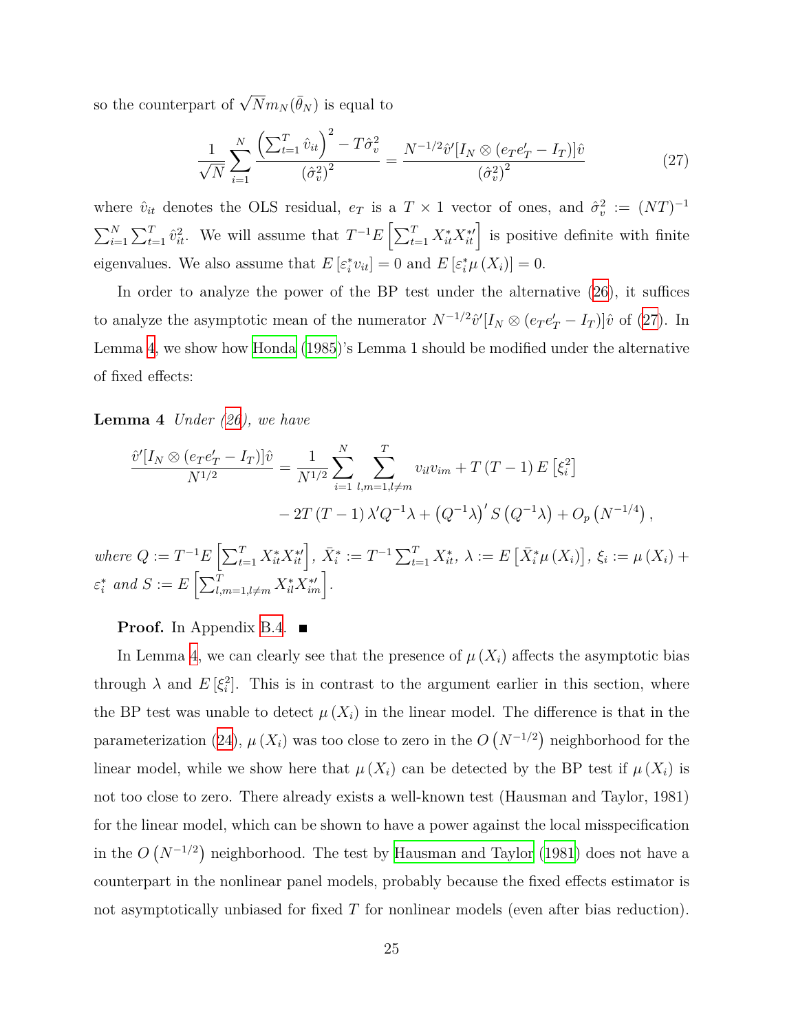so the counterpart of $\sqrt{N}m_N(\bar{\theta}_N)$ is equal to

$$\frac{1}{\sqrt{N}}\sum_{i=1}^{N}\frac{\left(\sum_{t=1}^{T}\hat{v}_{it}\right)^2 - T\hat{\sigma}_v^2}{\left(\hat{\sigma}_v^2\right)^2} = \frac{N^{-1/2}\hat{v}'[I_N \otimes (e_T e_T' - I_T)]\hat{v}}{\left(\hat{\sigma}_v^2\right)^2} \tag{27}$$

where $\hat{v}_{it}$ denotes the OLS residual, $e_T$ is a $T \times 1$ vector of ones, and $\hat{\sigma}_v^2 := (NT)^{-1} \sum_{i=1}^{N}\sum_{t=1}^{T}\hat{v}_{it}^2$. We will assume that $T^{-1}E\left[\sum_{t=1}^{T}X_{it}^{*}X_{it}^{*\prime}\right]$ is positive definite with finite eigenvalues. We also assume that $E\left[\varepsilon_i^{*}v_{it}\right] = 0$ and $E\left[\varepsilon_i^{*}\mu\left(X_i\right)\right] = 0$.

In order to analyze the power of the BP test under the alternative (26), it suffices to analyze the asymptotic mean of the numerator $N^{-1/2}\hat{v}'[I_N \otimes (e_T e_T' - I_T)]\hat{v}$ of (27). In Lemma 4, we show how Honda (1985)'s Lemma 1 should be modified under the alternative of fixed effects:

**Lemma 4** *Under (26), we have*

$$\begin{aligned}\frac{\hat{v}'[I_N \otimes (e_T e_T' - I_T)]\hat{v}}{N^{1/2}} &= \frac{1}{N^{1/2}}\sum_{i=1}^{N}\sum_{l,m=1,l\neq m}^{T} v_{il}v_{im} + T\left(T-1\right)E\left[\xi_i^2\right] \\ &\quad - 2T\left(T-1\right)\lambda' Q^{-1}\lambda + \left(Q^{-1}\lambda\right)' S\left(Q^{-1}\lambda\right) + O_p\left(N^{-1/4}\right),\end{aligned}$$

*where* $Q := T^{-1}E\left[\sum_{t=1}^{T}X_{it}^{*}X_{it}^{*\prime}\right]$, $\bar{X}_i^{*} := T^{-1}\sum_{t=1}^{T}X_{it}^{*}$, $\lambda := E\left[\bar{X}_i^{*}\mu\left(X_i\right)\right]$, $\xi_i := \mu\left(X_i\right) + \varepsilon_i^{*}$ *and* $S := E\left[\sum_{l,m=1,l\neq m}^{T}X_{il}^{*}X_{im}^{*\prime}\right]$.

**Proof.** In Appendix B.4. ■

In Lemma 4, we can clearly see that the presence of $\mu\left(X_i\right)$ affects the asymptotic bias through $\lambda$ and $E\left[\xi_i^2\right]$. This is in contrast to the argument earlier in this section, where the BP test was unable to detect $\mu\left(X_i\right)$ in the linear model. The difference is that in the parameterization (24), $\mu\left(X_i\right)$ was too close to zero in the $O\left(N^{-1/2}\right)$ neighborhood for the linear model, while we show here that $\mu\left(X_i\right)$ can be detected by the BP test if $\mu\left(X_i\right)$ is not too close to zero. There already exists a well-known test (Hausman and Taylor, 1981) for the linear model, which can be shown to have a power against the local misspecification in the $O\left(N^{-1/2}\right)$ neighborhood. The test by Hausman and Taylor (1981) does not have a counterpart in the nonlinear panel models, probably because the fixed effects estimator is not asymptotically unbiased for fixed $T$ for nonlinear models (even after bias reduction).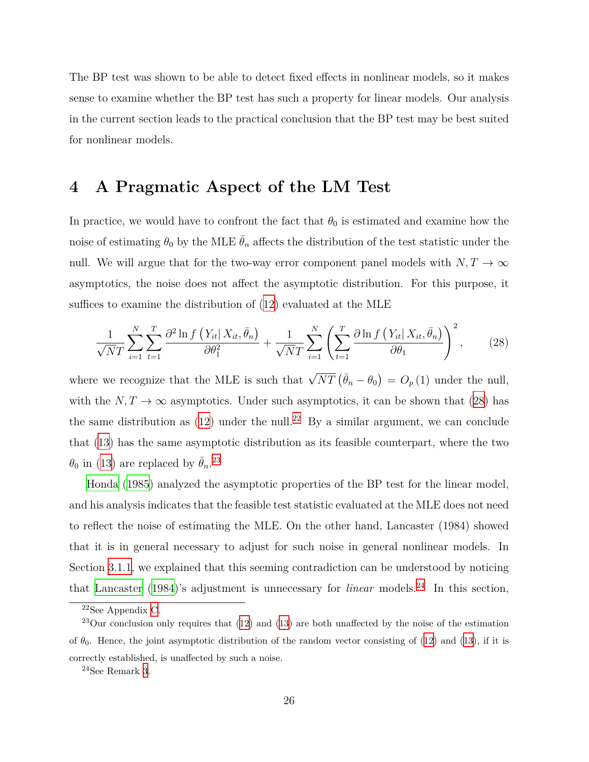The BP test was shown to be able to detect fixed effects in nonlinear models, so it makes sense to examine whether the BP test has such a property for linear models. Our analysis in the current section leads to the practical conclusion that the BP test may be best suited for nonlinear models.

# 4 A Pragmatic Aspect of the LM Test

In practice, we would have to confront the fact that $\theta_0$ is estimated and examine how the noise of estimating $\theta_0$ by the MLE $\bar{\theta}_n$ affects the distribution of the test statistic under the null. We will argue that for the two-way error component panel models with $N, T \to \infty$ asymptotics, the noise does not affect the asymptotic distribution. For this purpose, it suffices to examine the distribution of (12) evaluated at the MLE

$$\frac{1}{\sqrt{N}T}\sum_{i=1}^{N}\sum_{t=1}^{T}\frac{\partial^2 \ln f\left(Y_{it}|\,X_{it},\bar{\theta}_n\right)}{\partial\theta_1^2}+\frac{1}{\sqrt{N}T}\sum_{i=1}^{N}\left(\sum_{t=1}^{T}\frac{\partial \ln f\left(Y_{it}|\,X_{it},\bar{\theta}_n\right)}{\partial\theta_1}\right)^2, \tag{28}$$

where we recognize that the MLE is such that $\sqrt{NT}\left(\bar{\theta}_n-\theta_0\right)=O_p(1)$ under the null, with the $N, T \to \infty$ asymptotics. Under such asymptotics, it can be shown that (28) has the same distribution as (12) under the null.[22] By a similar argument, we can conclude that (13) has the same asymptotic distribution as its feasible counterpart, where the two $\theta_0$ in (13) are replaced by $\bar{\theta}_n$.[23]

Honda (1985) analyzed the asymptotic properties of the BP test for the linear model, and his analysis indicates that the feasible test statistic evaluated at the MLE does not need to reflect the noise of estimating the MLE. On the other hand, Lancaster (1984) showed that it is in general necessary to adjust for such noise in general nonlinear models. In Section 3.1.1, we explained that this seeming contradiction can be understood by noticing that Lancaster (1984)'s adjustment is unnecessary for *linear* models.[24] In this section,

[22] See Appendix C.

[23] Our conclusion only requires that (12) and (13) are both unaffected by the noise of the estimation of $\theta_0$. Hence, the joint asymptotic distribution of the random vector consisting of (12) and (13), if it is correctly established, is unaffected by such a noise.

[24] See Remark 3.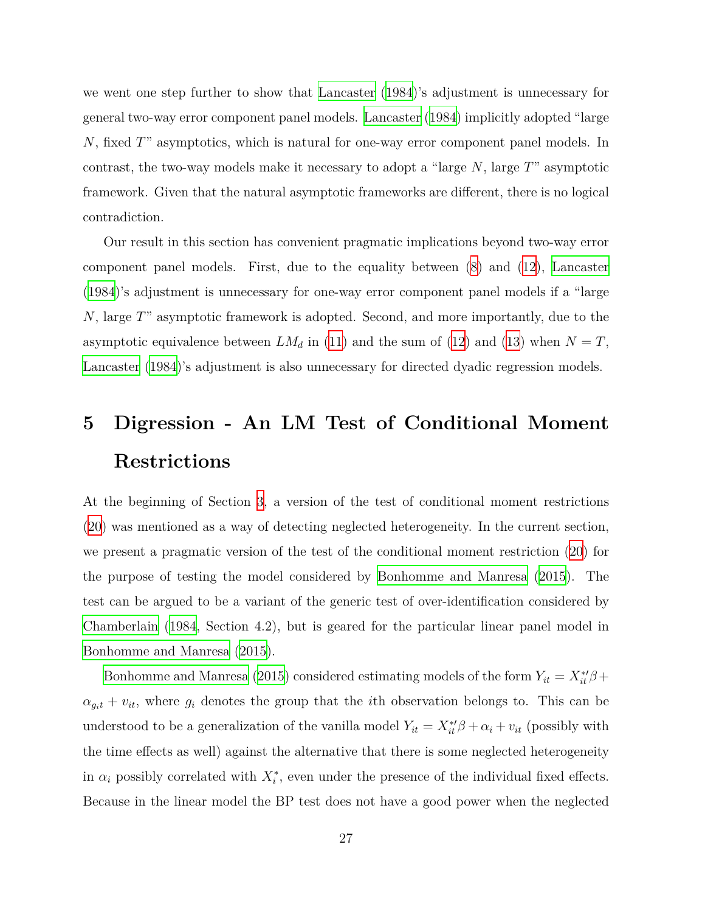we went one step further to show that Lancaster (1984)'s adjustment is unnecessary for general two-way error component panel models. Lancaster (1984) implicitly adopted "large $N$, fixed $T$" asymptotics, which is natural for one-way error component panel models. In contrast, the two-way models make it necessary to adopt a "large $N$, large $T$" asymptotic framework. Given that the natural asymptotic frameworks are different, there is no logical contradiction.

Our result in this section has convenient pragmatic implications beyond two-way error component panel models. First, due to the equality between (8) and (12), Lancaster (1984)'s adjustment is unnecessary for one-way error component panel models if a "large $N$, large $T$" asymptotic framework is adopted. Second, and more importantly, due to the asymptotic equivalence between $LM_d$ in (11) and the sum of (12) and (13) when $N = T$, Lancaster (1984)'s adjustment is also unnecessary for directed dyadic regression models.

# 5 Digression - An LM Test of Conditional Moment Restrictions

At the beginning of Section 3, a version of the test of conditional moment restrictions (20) was mentioned as a way of detecting neglected heterogeneity. In the current section, we present a pragmatic version of the test of the conditional moment restriction (20) for the purpose of testing the model considered by Bonhomme and Manresa (2015). The test can be argued to be a variant of the generic test of over-identification considered by Chamberlain (1984, Section 4.2), but is geared for the particular linear panel model in Bonhomme and Manresa (2015).

Bonhomme and Manresa (2015) considered estimating models of the form $Y_{it} = X_{it}^{*\prime}\beta + \alpha_{g_i t} + v_{it}$, where $g_i$ denotes the group that the $i$th observation belongs to. This can be understood to be a generalization of the vanilla model $Y_{it} = X_{it}^{*\prime}\beta + \alpha_i + v_{it}$ (possibly with the time effects as well) against the alternative that there is some neglected heterogeneity in $\alpha_i$ possibly correlated with $X_i^*$, even under the presence of the individual fixed effects. Because in the linear model the BP test does not have a good power when the neglected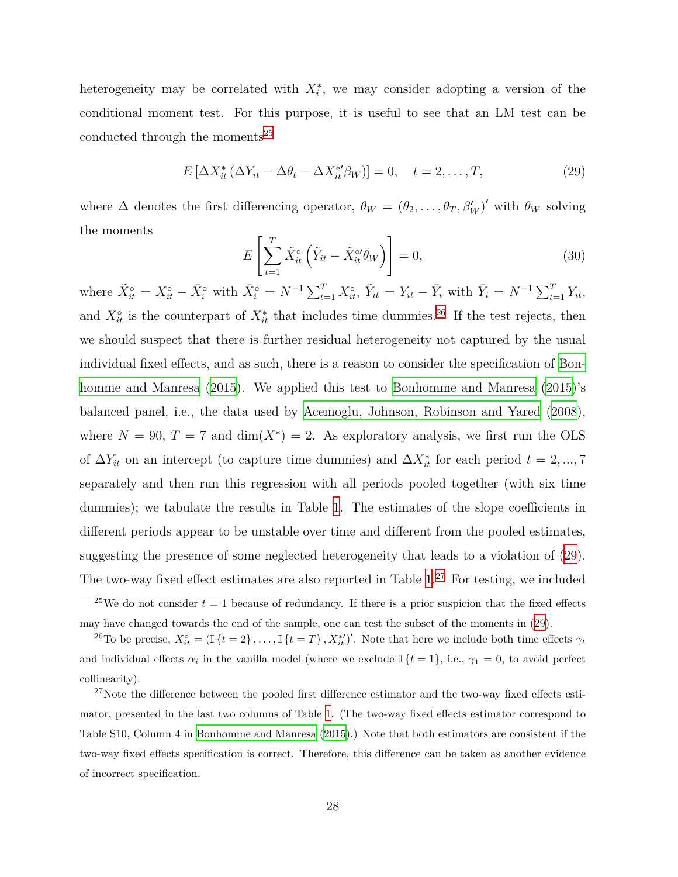heterogeneity may be correlated with $X_i^*$, we may consider adopting a version of the conditional moment test. For this purpose, it is useful to see that an LM test can be conducted through the moments[25]

$$E\left[\Delta X_{it}^* \left(\Delta Y_{it} - \Delta\theta_t - \Delta X_{it}^{*\prime}\beta_W\right)\right] = 0, \quad t = 2, \ldots, T, \tag{29}$$

where $\Delta$ denotes the first differencing operator, $\theta_W = (\theta_2, \ldots, \theta_T, \beta_W')'$ with $\theta_W$ solving the moments

$$E\left[\sum_{t=1}^{T} \tilde{X}_{it}^\circ \left(\tilde{Y}_{it} - \tilde{X}_{it}^{\circ\prime}\theta_W\right)\right] = 0, \tag{30}$$

where $\tilde{X}_{it}^\circ = X_{it}^\circ - \bar{X}_i^\circ$ with $\bar{X}_i^\circ = N^{-1}\sum_{t=1}^{T} X_{it}^\circ$, $\tilde{Y}_{it} = Y_{it} - \bar{Y}_i$ with $\bar{Y}_i = N^{-1}\sum_{t=1}^{T} Y_{it}$, and $X_{it}^\circ$ is the counterpart of $X_{it}^*$ that includes time dummies.[26] If the test rejects, then we should suspect that there is further residual heterogeneity not captured by the usual individual fixed effects, and as such, there is a reason to consider the specification of Bonhomme and Manresa (2015). We applied this test to Bonhomme and Manresa (2015)'s balanced panel, i.e., the data used by Acemoglu, Johnson, Robinson and Yared (2008), where $N = 90$, $T = 7$ and $\dim(X^*) = 2$. As exploratory analysis, we first run the OLS of $\Delta Y_{it}$ on an intercept (to capture time dummies) and $\Delta X_{it}^*$ for each period $t = 2, ..., 7$ separately and then run this regression with all periods pooled together (with six time dummies); we tabulate the results in Table 1. The estimates of the slope coefficients in different periods appear to be unstable over time and different from the pooled estimates, suggesting the presence of some neglected heterogeneity that leads to a violation of (29). The two-way fixed effect estimates are also reported in Table 1.[27] For testing, we included

[25] We do not consider $t = 1$ because of redundancy. If there is a prior suspicion that the fixed effects may have changed towards the end of the sample, one can test the subset of the moments in (29).

[26] To be precise, $X_{it}^\circ = (\mathbb{I}\{t=2\}, \ldots, \mathbb{I}\{t=T\}, X_{it}^{*\prime})'$. Note that here we include both time effects $\gamma_t$ and individual effects $\alpha_i$ in the vanilla model (where we exclude $\mathbb{I}\{t=1\}$, i.e., $\gamma_1 = 0$, to avoid perfect collinearity).

[27] Note the difference between the pooled first difference estimator and the two-way fixed effects estimator, presented in the last two columns of Table 1. (The two-way fixed effects estimator correspond to Table S10, Column 4 in Bonhomme and Manresa (2015).) Note that both estimators are consistent if the two-way fixed effects specification is correct. Therefore, this difference can be taken as another evidence of incorrect specification.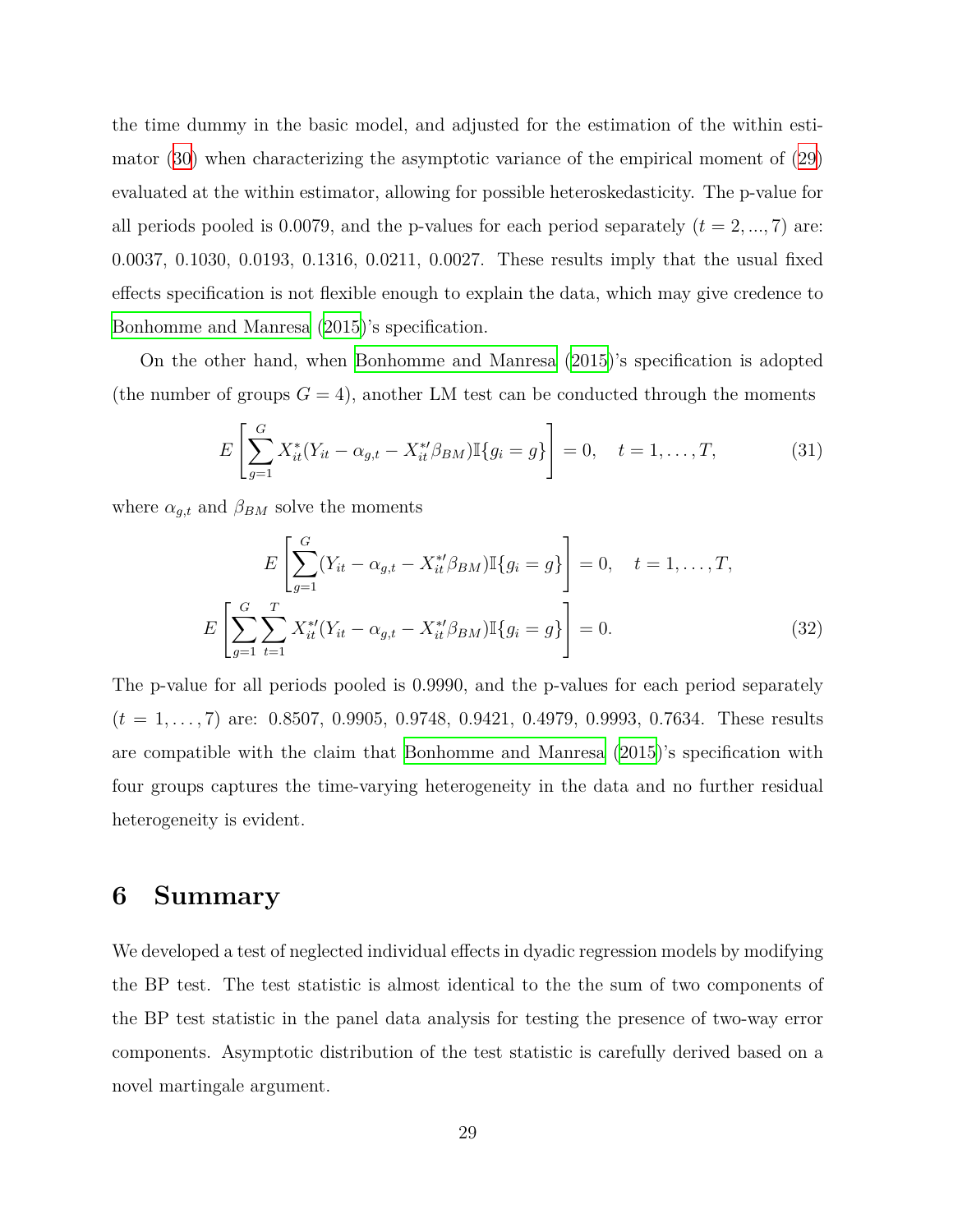the time dummy in the basic model, and adjusted for the estimation of the within estimator (30) when characterizing the asymptotic variance of the empirical moment of (29) evaluated at the within estimator, allowing for possible heteroskedasticity. The p-value for all periods pooled is 0.0079, and the p-values for each period separately ($t = 2, ..., 7$) are: 0.0037, 0.1030, 0.0193, 0.1316, 0.0211, 0.0027. These results imply that the usual fixed effects specification is not flexible enough to explain the data, which may give credence to Bonhomme and Manresa (2015)'s specification.

On the other hand, when Bonhomme and Manresa (2015)'s specification is adopted (the number of groups $G = 4$), another LM test can be conducted through the moments

$$E\left[\sum_{g=1}^{G} X_{it}^{*}(Y_{it} - \alpha_{g,t} - X_{it}^{*\prime}\beta_{BM})\mathbb{I}\{g_i = g\}\right] = 0, \quad t = 1, \ldots, T, \tag{31}$$

where $\alpha_{g,t}$ and $\beta_{BM}$ solve the moments

$$E\left[\sum_{g=1}^{G}(Y_{it} - \alpha_{g,t} - X_{it}^{*\prime}\beta_{BM})\mathbb{I}\{g_i = g\}\right] = 0, \quad t = 1, \ldots, T,$$
$$E\left[\sum_{g=1}^{G}\sum_{t=1}^{T} X_{it}^{*\prime}(Y_{it} - \alpha_{g,t} - X_{it}^{*\prime}\beta_{BM})\mathbb{I}\{g_i = g\}\right] = 0. \tag{32}$$

The p-value for all periods pooled is 0.9990, and the p-values for each period separately ($t = 1, \ldots, 7$) are: 0.8507, 0.9905, 0.9748, 0.9421, 0.4979, 0.9993, 0.7634. These results are compatible with the claim that Bonhomme and Manresa (2015)'s specification with four groups captures the time-varying heterogeneity in the data and no further residual heterogeneity is evident.

# 6 Summary

We developed a test of neglected individual effects in dyadic regression models by modifying the BP test. The test statistic is almost identical to the the sum of two components of the BP test statistic in the panel data analysis for testing the presence of two-way error components. Asymptotic distribution of the test statistic is carefully derived based on a novel martingale argument.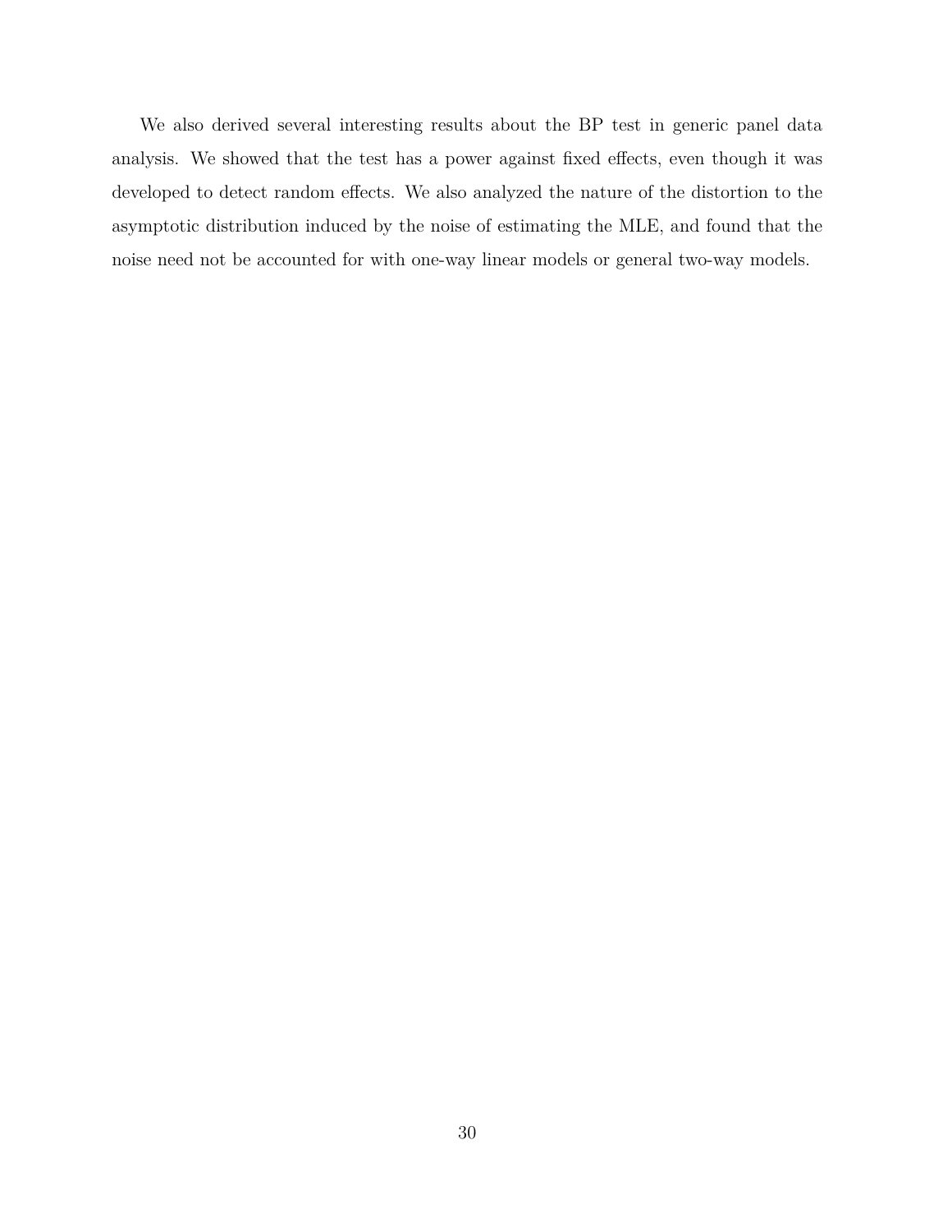We also derived several interesting results about the BP test in generic panel data analysis. We showed that the test has a power against fixed effects, even though it was developed to detect random effects. We also analyzed the nature of the distortion to the asymptotic distribution induced by the noise of estimating the MLE, and found that the noise need not be accounted for with one-way linear models or general two-way models.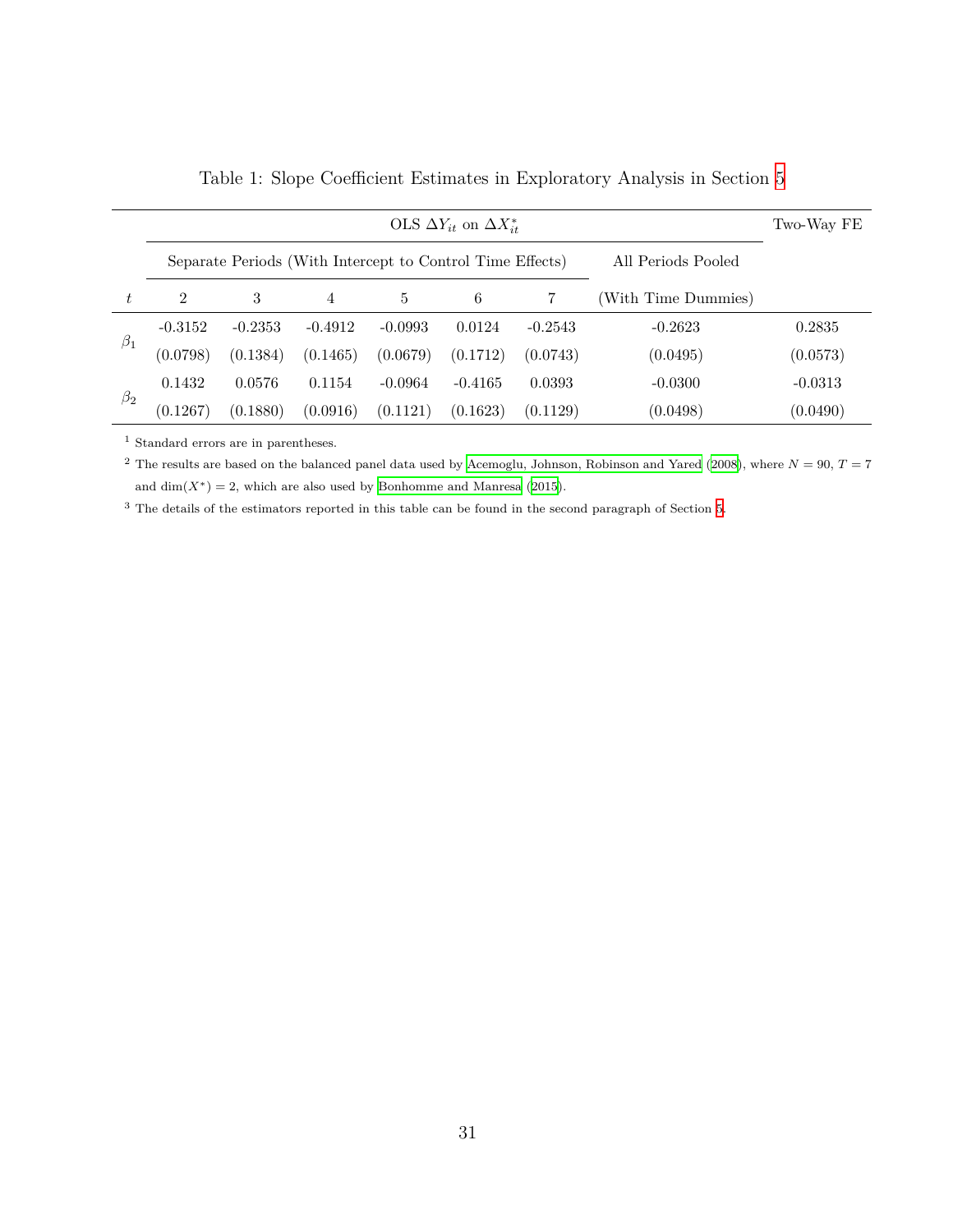Table 1: Slope Coefficient Estimates in Exploratory Analysis in Section 5

| | OLS $\Delta Y_{it}$ on $\Delta X_{it}^{*}$ | | | | | | | Two-Way FE |
|---|---|---|---|---|---|---|---|---|
| | Separate Periods (With Intercept to Control Time Effects) | | | | | | All Periods Pooled | |
| $t$ | 2 | 3 | 4 | 5 | 6 | 7 | (With Time Dummies) | |
| $\beta_1$ | -0.3152 | -0.2353 | -0.4912 | -0.0993 | 0.0124 | -0.2543 | -0.2623 | 0.2835 |
| | (0.0798) | (0.1384) | (0.1465) | (0.0679) | (0.1712) | (0.0743) | (0.0495) | (0.0573) |
| $\beta_2$ | 0.1432 | 0.0576 | 0.1154 | -0.0964 | -0.4165 | 0.0393 | -0.0300 | -0.0313 |
| | (0.1267) | (0.1880) | (0.0916) | (0.1121) | (0.1623) | (0.1129) | (0.0498) | (0.0490) |

[1] Standard errors are in parentheses.

[2] The results are based on the balanced panel data used by Acemoglu, Johnson, Robinson and Yared (2008), where $N = 90$, $T = 7$ and $\dim(X^{*}) = 2$, which are also used by Bonhomme and Manresa (2015).

[3] The details of the estimators reported in this table can be found in the second paragraph of Section 5.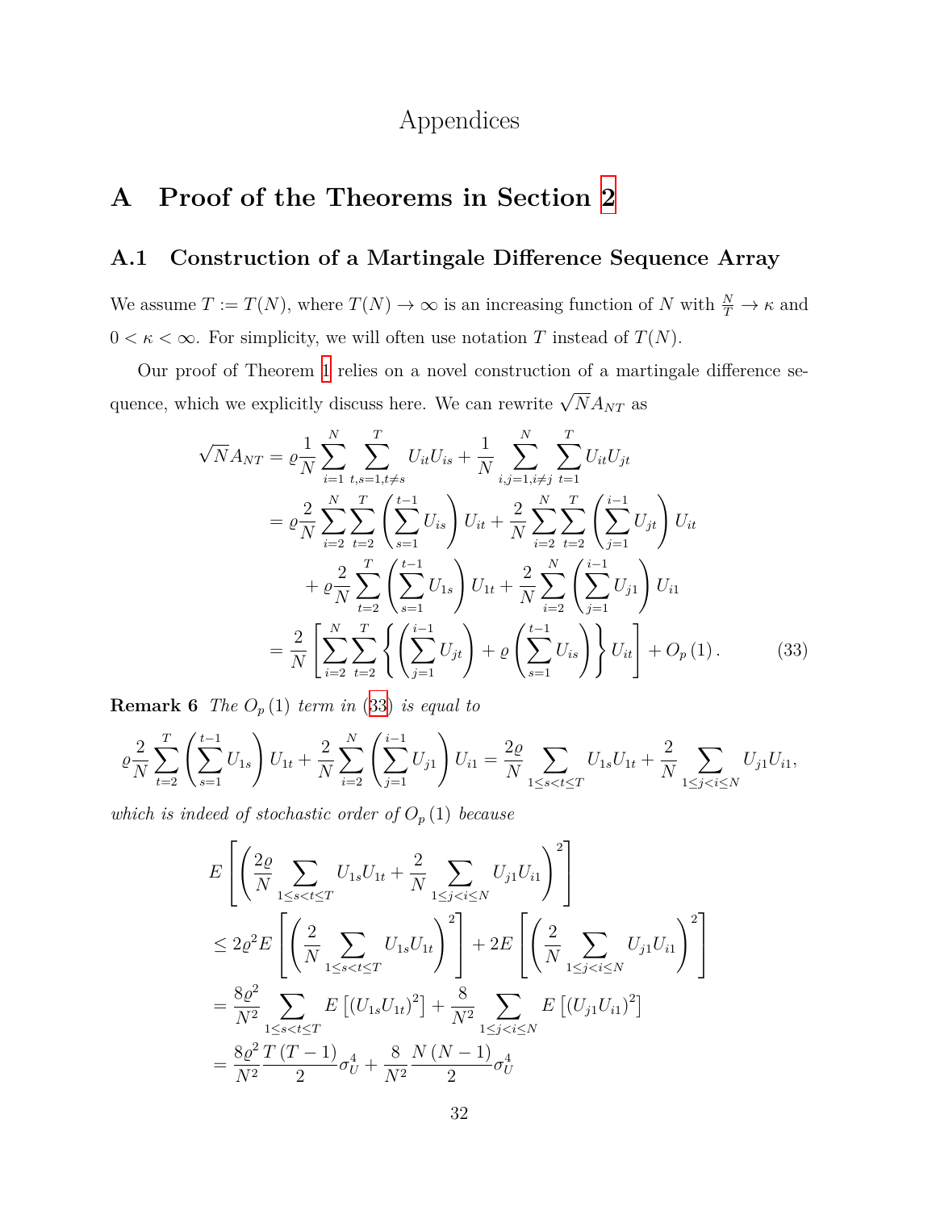# Appendices

# A Proof of the Theorems in Section 2

## A.1 Construction of a Martingale Difference Sequence Array

We assume $T := T(N)$, where $T(N) \to \infty$ is an increasing function of $N$ with $\frac{N}{T} \to \kappa$ and $0 < \kappa < \infty$. For simplicity, we will often use notation $T$ instead of $T(N)$.

Our proof of Theorem 1 relies on a novel construction of a martingale difference sequence, which we explicitly discuss here. We can rewrite $\sqrt{N} A_{NT}$ as

$$
\begin{aligned}
\sqrt{N} A_{NT} &= \varrho \frac{1}{N} \sum_{i=1}^{N} \sum_{t,s=1,t\neq s}^{T} U_{it} U_{is} + \frac{1}{N} \sum_{i,j=1,i\neq j}^{N} \sum_{t=1}^{T} U_{it} U_{jt} \\
&= \varrho \frac{2}{N} \sum_{i=2}^{N} \sum_{t=2}^{T} \left( \sum_{s=1}^{t-1} U_{is} \right) U_{it} + \frac{2}{N} \sum_{i=2}^{N} \sum_{t=2}^{T} \left( \sum_{j=1}^{i-1} U_{jt} \right) U_{it} \\
&\quad + \varrho \frac{2}{N} \sum_{t=2}^{T} \left( \sum_{s=1}^{t-1} U_{1s} \right) U_{1t} + \frac{2}{N} \sum_{i=2}^{N} \left( \sum_{j=1}^{i-1} U_{j1} \right) U_{i1} \\
&= \frac{2}{N} \left[ \sum_{i=2}^{N} \sum_{t=2}^{T} \left\{ \left( \sum_{j=1}^{i-1} U_{jt} \right) + \varrho \left( \sum_{s=1}^{t-1} U_{is} \right) \right\} U_{it} \right] + O_p(1). \qquad (33)
\end{aligned}
$$

**Remark 6** *The $O_p(1)$ term in (33) is equal to*

$$
\varrho \frac{2}{N} \sum_{t=2}^{T} \left( \sum_{s=1}^{t-1} U_{1s} \right) U_{1t} + \frac{2}{N} \sum_{i=2}^{N} \left( \sum_{j=1}^{i-1} U_{j1} \right) U_{i1} = \frac{2\varrho}{N} \sum_{1 \le s < t \le T} U_{1s} U_{1t} + \frac{2}{N} \sum_{1 \le j < i \le N} U_{j1} U_{i1},
$$

*which is indeed of stochastic order of $O_p(1)$ because*

$$
\begin{aligned}
& E\left[ \left( \frac{2\varrho}{N} \sum_{1 \le s < t \le T} U_{1s} U_{1t} + \frac{2}{N} \sum_{1 \le j < i \le N} U_{j1} U_{i1} \right)^2 \right] \\
&\le 2\varrho^2 E\left[ \left( \frac{2}{N} \sum_{1 \le s < t \le T} U_{1s} U_{1t} \right)^2 \right] + 2E\left[ \left( \frac{2}{N} \sum_{1 \le j < i \le N} U_{j1} U_{i1} \right)^2 \right] \\
&= \frac{8\varrho^2}{N^2} \sum_{1 \le s < t \le T} E\left[ (U_{1s} U_{1t})^2 \right] + \frac{8}{N^2} \sum_{1 \le j < i \le N} E\left[ (U_{j1} U_{i1})^2 \right] \\
&= \frac{8\varrho^2}{N^2} \frac{T(T-1)}{2} \sigma_U^4 + \frac{8}{N^2} \frac{N(N-1)}{2} \sigma_U^4
\end{aligned}
$$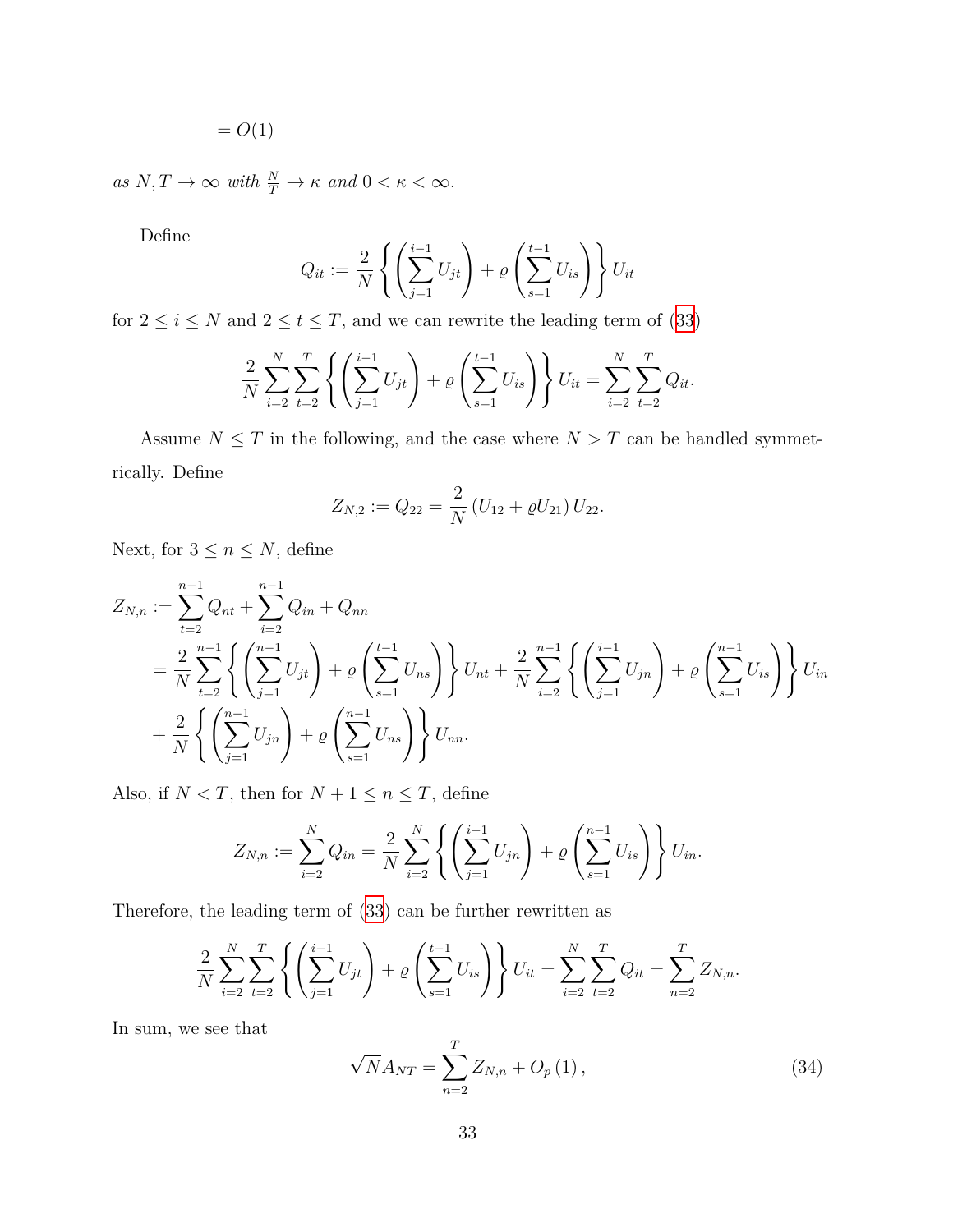$$= O(1)$$

*as* $N, T \to \infty$ *with* $\frac{N}{T} \to \kappa$ *and* $0 < \kappa < \infty$.

Define

$$Q_{it} := \frac{2}{N} \left\{ \left( \sum_{j=1}^{i-1} U_{jt} \right) + \varrho \left( \sum_{s=1}^{t-1} U_{is} \right) \right\} U_{it}$$

for $2 \leq i \leq N$ and $2 \leq t \leq T$, and we can rewrite the leading term of (33)

$$\frac{2}{N} \sum_{i=2}^{N} \sum_{t=2}^{T} \left\{ \left( \sum_{j=1}^{i-1} U_{jt} \right) + \varrho \left( \sum_{s=1}^{t-1} U_{is} \right) \right\} U_{it} = \sum_{i=2}^{N} \sum_{t=2}^{T} Q_{it}.$$

Assume $N \leq T$ in the following, and the case where $N > T$ can be handled symmetrically. Define

$$Z_{N,2} := Q_{22} = \frac{2}{N} \left( U_{12} + \varrho U_{21} \right) U_{22}.$$

Next, for $3 \leq n \leq N$, define

$$\begin{aligned}
Z_{N,n} &:= \sum_{t=2}^{n-1} Q_{nt} + \sum_{i=2}^{n-1} Q_{in} + Q_{nn} \\
&= \frac{2}{N} \sum_{t=2}^{n-1} \left\{ \left( \sum_{j=1}^{n-1} U_{jt} \right) + \varrho \left( \sum_{s=1}^{t-1} U_{ns} \right) \right\} U_{nt} + \frac{2}{N} \sum_{i=2}^{n-1} \left\{ \left( \sum_{j=1}^{i-1} U_{jn} \right) + \varrho \left( \sum_{s=1}^{n-1} U_{is} \right) \right\} U_{in} \\
&\quad + \frac{2}{N} \left\{ \left( \sum_{j=1}^{n-1} U_{jn} \right) + \varrho \left( \sum_{s=1}^{n-1} U_{ns} \right) \right\} U_{nn}.
\end{aligned}$$

Also, if $N < T$, then for $N + 1 \leq n \leq T$, define

$$Z_{N,n} := \sum_{i=2}^{N} Q_{in} = \frac{2}{N} \sum_{i=2}^{N} \left\{ \left( \sum_{j=1}^{i-1} U_{jn} \right) + \varrho \left( \sum_{s=1}^{n-1} U_{is} \right) \right\} U_{in}.$$

Therefore, the leading term of (33) can be further rewritten as

$$\frac{2}{N} \sum_{i=2}^{N} \sum_{t=2}^{T} \left\{ \left( \sum_{j=1}^{i-1} U_{jt} \right) + \varrho \left( \sum_{s=1}^{t-1} U_{is} \right) \right\} U_{it} = \sum_{i=2}^{N} \sum_{t=2}^{T} Q_{it} = \sum_{n=2}^{T} Z_{N,n}.$$

In sum, we see that

$$\sqrt{N} A_{NT} = \sum_{n=2}^{T} Z_{N,n} + O_p(1), \tag{34}$$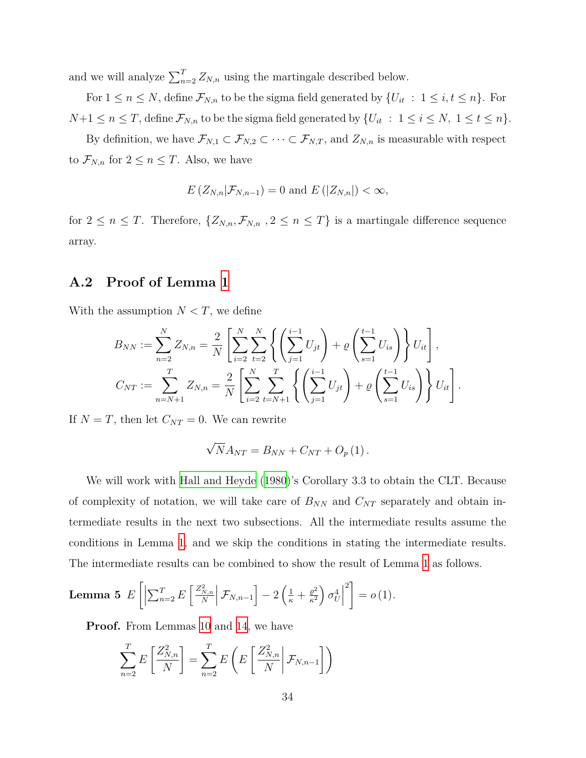and we will analyze $\sum_{n=2}^{T} Z_{N,n}$ using the martingale described below.

For $1 \le n \le N$, define $\mathcal{F}_{N,n}$ to be the sigma field generated by $\{U_{it} \ : \ 1 \le i, t \le n\}$. For $N+1 \le n \le T$, define $\mathcal{F}_{N,n}$ to be the sigma field generated by $\{U_{it} \ : \ 1 \le i \le N, \ 1 \le t \le n\}$.

By definition, we have $\mathcal{F}_{N,1} \subset \mathcal{F}_{N,2} \subset \cdots \subset \mathcal{F}_{N,T}$, and $Z_{N,n}$ is measurable with respect to $\mathcal{F}_{N,n}$ for $2 \le n \le T$. Also, we have

$$E\left(Z_{N,n} | \mathcal{F}_{N,n-1}\right) = 0 \text{ and } E\left(|Z_{N,n}|\right) < \infty,$$

for $2 \le n \le T$. Therefore, $\{Z_{N,n}, \mathcal{F}_{N,n} \ , 2 \le n \le T\}$ is a martingale difference sequence array.

## A.2 Proof of Lemma 1

With the assumption $N < T$, we define

$$B_{NN} := \sum_{n=2}^{N} Z_{N,n} = \frac{2}{N}\left[\sum_{i=2}^{N}\sum_{t=2}^{N}\left\{\left(\sum_{j=1}^{i-1} U_{jt}\right) + \varrho\left(\sum_{s=1}^{t-1} U_{is}\right)\right\} U_{it}\right],$$

$$C_{NT} := \sum_{n=N+1}^{T} Z_{N,n} = \frac{2}{N}\left[\sum_{i=2}^{N}\sum_{t=N+1}^{T}\left\{\left(\sum_{j=1}^{i-1} U_{jt}\right) + \varrho\left(\sum_{s=1}^{t-1} U_{is}\right)\right\} U_{it}\right].$$

If $N = T$, then let $C_{NT} = 0$. We can rewrite

$$\sqrt{N} A_{NT} = B_{NN} + C_{NT} + O_p(1).$$

We will work with Hall and Heyde (1980)'s Corollary 3.3 to obtain the CLT. Because of complexity of notation, we will take care of $B_{NN}$ and $C_{NT}$ separately and obtain intermediate results in the next two subsections. All the intermediate results assume the conditions in Lemma 1, and we skip the conditions in stating the intermediate results. The intermediate results can be combined to show the result of Lemma 1 as follows.

**Lemma 5** $E\left[\left|\sum_{n=2}^{T} E\left[\left.\frac{Z_{N,n}^2}{N}\right| \mathcal{F}_{N,n-1}\right] - 2\left(\frac{1}{\kappa} + \frac{\varrho^2}{\kappa^2}\right)\sigma_U^4\right|^2\right] = o(1).$

**Proof.** From Lemmas 10 and 14, we have

$$\sum_{n=2}^{T} E\left[\frac{Z_{N,n}^2}{N}\right] = \sum_{n=2}^{T} E\left(E\left[\left.\frac{Z_{N,n}^2}{N}\right| \mathcal{F}_{N,n-1}\right]\right)$$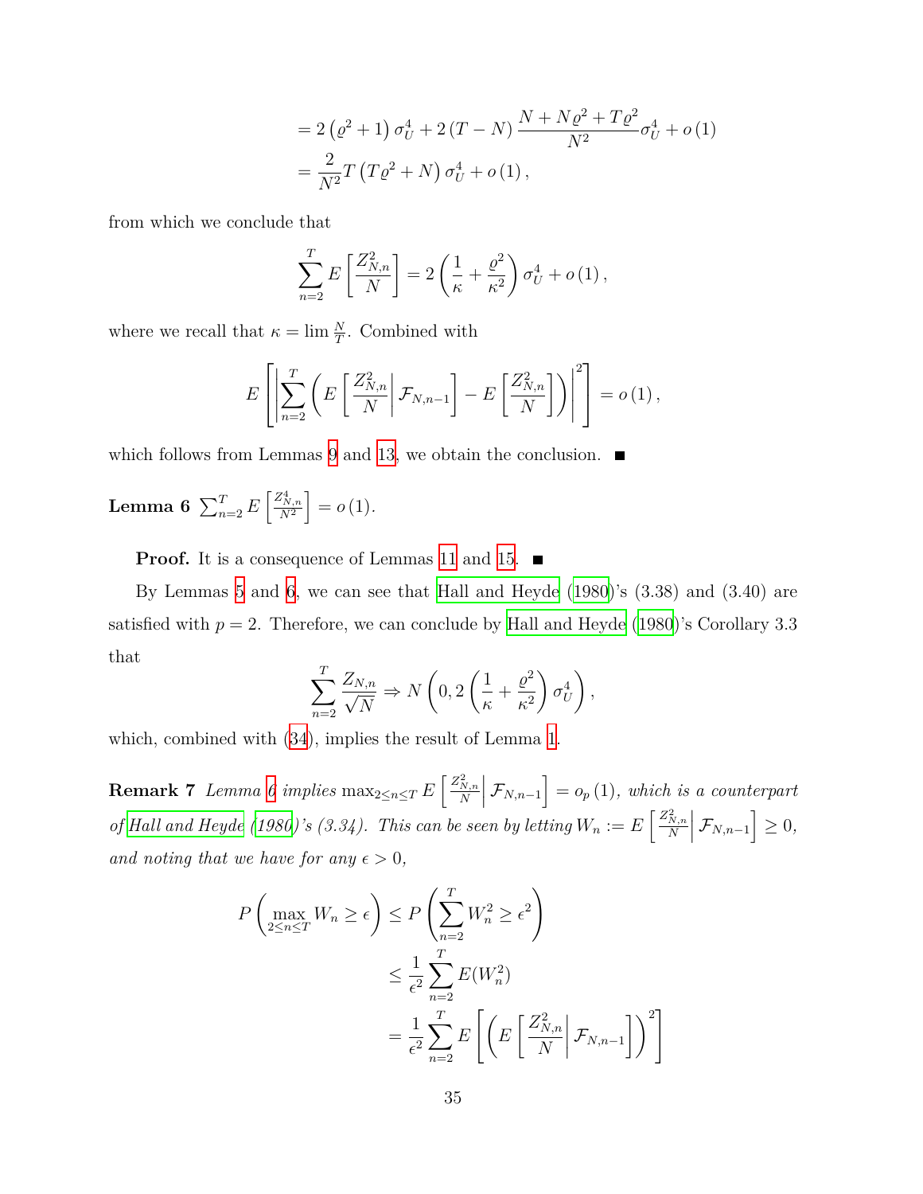$$
\begin{aligned}
&= 2\left(\varrho^2+1\right)\sigma_U^4 + 2\left(T-N\right)\frac{N+N\varrho^2+T\varrho^2}{N^2}\sigma_U^4 + o\left(1\right) \\
&= \frac{2}{N^2}T\left(T\varrho^2+N\right)\sigma_U^4 + o\left(1\right),
\end{aligned}
$$

from which we conclude that

$$
\sum_{n=2}^{T} E\left[\frac{Z_{N,n}^2}{N}\right] = 2\left(\frac{1}{\kappa}+\frac{\varrho^2}{\kappa^2}\right)\sigma_U^4 + o\left(1\right),
$$

where we recall that $\kappa = \lim \frac{N}{T}$. Combined with

$$
E\left[\left|\sum_{n=2}^{T}\left(E\left[\left.\frac{Z_{N,n}^2}{N}\right|\mathcal{F}_{N,n-1}\right] - E\left[\frac{Z_{N,n}^2}{N}\right]\right)\right|^2\right] = o\left(1\right),
$$

which follows from Lemmas 9 and 13, we obtain the conclusion. ■

**Lemma 6** $\sum_{n=2}^{T} E\left[\frac{Z_{N,n}^4}{N^2}\right] = o\left(1\right)$.

**Proof.** It is a consequence of Lemmas 11 and 15. ■

By Lemmas 5 and 6, we can see that Hall and Heyde (1980)'s (3.38) and (3.40) are satisfied with $p = 2$. Therefore, we can conclude by Hall and Heyde (1980)'s Corollary 3.3 that

$$
\sum_{n=2}^{T}\frac{Z_{N,n}}{\sqrt{N}} \Rightarrow N\left(0, 2\left(\frac{1}{\kappa}+\frac{\varrho^2}{\kappa^2}\right)\sigma_U^4\right),
$$

which, combined with (34), implies the result of Lemma 1.

**Remark 7** *Lemma 6 implies* $\max_{2\le n\le T} E\left[\left.\frac{Z_{N,n}^2}{N}\right|\mathcal{F}_{N,n-1}\right] = o_p\left(1\right)$*, which is a counterpart of Hall and Heyde (1980)'s (3.34). This can be seen by letting* $W_n := E\left[\left.\frac{Z_{N,n}^2}{N}\right|\mathcal{F}_{N,n-1}\right] \ge 0$*, and noting that we have for any* $\epsilon > 0$*,*

$$
\begin{aligned}
P\left(\max_{2\le n\le T} W_n \ge \epsilon\right) &\le P\left(\sum_{n=2}^{T} W_n^2 \ge \epsilon^2\right) \\
&\le \frac{1}{\epsilon^2}\sum_{n=2}^{T} E(W_n^2) \\
&= \frac{1}{\epsilon^2}\sum_{n=2}^{T} E\left[\left(E\left[\left.\frac{Z_{N,n}^2}{N}\right|\mathcal{F}_{N,n-1}\right]\right)^2\right]
\end{aligned}
$$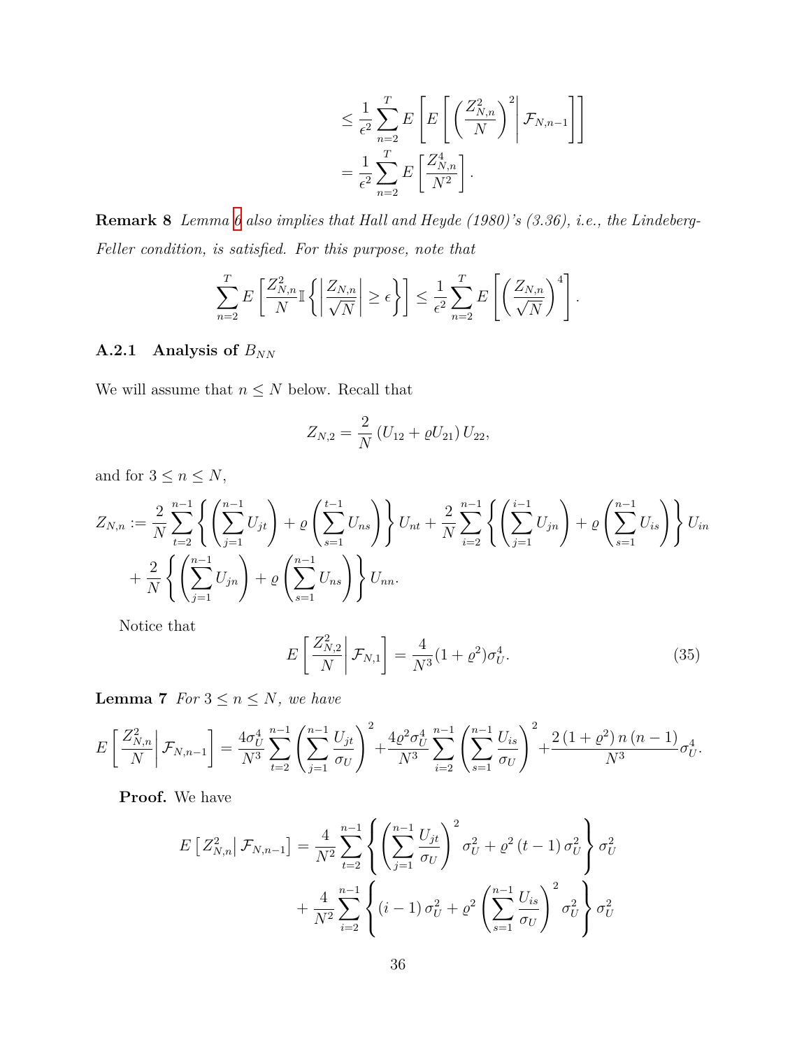$$
\leq \frac{1}{\epsilon^2} \sum_{n=2}^{T} E\left[ E\left[ \left( \frac{Z_{N,n}^2}{N} \right)^2 \middle| \mathcal{F}_{N,n-1} \right] \right]
$$

$$
= \frac{1}{\epsilon^2} \sum_{n=2}^{T} E\left[ \frac{Z_{N,n}^4}{N^2} \right].
$$

**Remark 8** *Lemma 6 also implies that Hall and Heyde (1980)'s (3.36), i.e., the Lindeberg-Feller condition, is satisfied. For this purpose, note that*

$$
\sum_{n=2}^{T} E\left[ \frac{Z_{N,n}^2}{N} \mathbb{I}\left\{ \left| \frac{Z_{N,n}}{\sqrt{N}} \right| \geq \epsilon \right\} \right] \leq \frac{1}{\epsilon^2} \sum_{n=2}^{T} E\left[ \left( \frac{Z_{N,n}}{\sqrt{N}} \right)^4 \right].
$$

### A.2.1 Analysis of $B_{NN}$

We will assume that $n \leq N$ below. Recall that

$$
Z_{N,2} = \frac{2}{N} \left( U_{12} + \varrho U_{21} \right) U_{22},
$$

and for $3 \leq n \leq N$,

$$
\begin{aligned}
Z_{N,n} := {} & \frac{2}{N} \sum_{t=2}^{n-1} \left\{ \left( \sum_{j=1}^{n-1} U_{jt} \right) + \varrho \left( \sum_{s=1}^{t-1} U_{ns} \right) \right\} U_{nt} + \frac{2}{N} \sum_{i=2}^{n-1} \left\{ \left( \sum_{j=1}^{i-1} U_{jn} \right) + \varrho \left( \sum_{s=1}^{n-1} U_{is} \right) \right\} U_{in} \\
& + \frac{2}{N} \left\{ \left( \sum_{j=1}^{n-1} U_{jn} \right) + \varrho \left( \sum_{s=1}^{n-1} U_{ns} \right) \right\} U_{nn}.
\end{aligned}
$$

Notice that

$$
E\left[ \frac{Z_{N,2}^2}{N} \middle| \mathcal{F}_{N,1} \right] = \frac{4}{N^3} (1 + \varrho^2) \sigma_U^4. \tag{35}
$$

**Lemma 7** *For $3 \leq n \leq N$, we have*

$$
E\left[ \frac{Z_{N,n}^2}{N} \middle| \mathcal{F}_{N,n-1} \right] = \frac{4\sigma_U^4}{N^3} \sum_{t=2}^{n-1} \left( \sum_{j=1}^{n-1} \frac{U_{jt}}{\sigma_U} \right)^2 + \frac{4\varrho^2 \sigma_U^4}{N^3} \sum_{i=2}^{n-1} \left( \sum_{s=1}^{n-1} \frac{U_{is}}{\sigma_U} \right)^2 + \frac{2\left(1+\varrho^2\right) n \left(n-1\right)}{N^3} \sigma_U^4.
$$

**Proof.** We have

$$
\begin{aligned}
E\left[ Z_{N,n}^2 \middle| \mathcal{F}_{N,n-1} \right] = {} & \frac{4}{N^2} \sum_{t=2}^{n-1} \left\{ \left( \sum_{j=1}^{n-1} \frac{U_{jt}}{\sigma_U} \right)^2 \sigma_U^2 + \varrho^2 \left(t-1\right) \sigma_U^2 \right\} \sigma_U^2 \\
& + \frac{4}{N^2} \sum_{i=2}^{n-1} \left\{ \left(i-1\right) \sigma_U^2 + \varrho^2 \left( \sum_{s=1}^{n-1} \frac{U_{is}}{\sigma_U} \right)^2 \sigma_U^2 \right\} \sigma_U^2
\end{aligned}
$$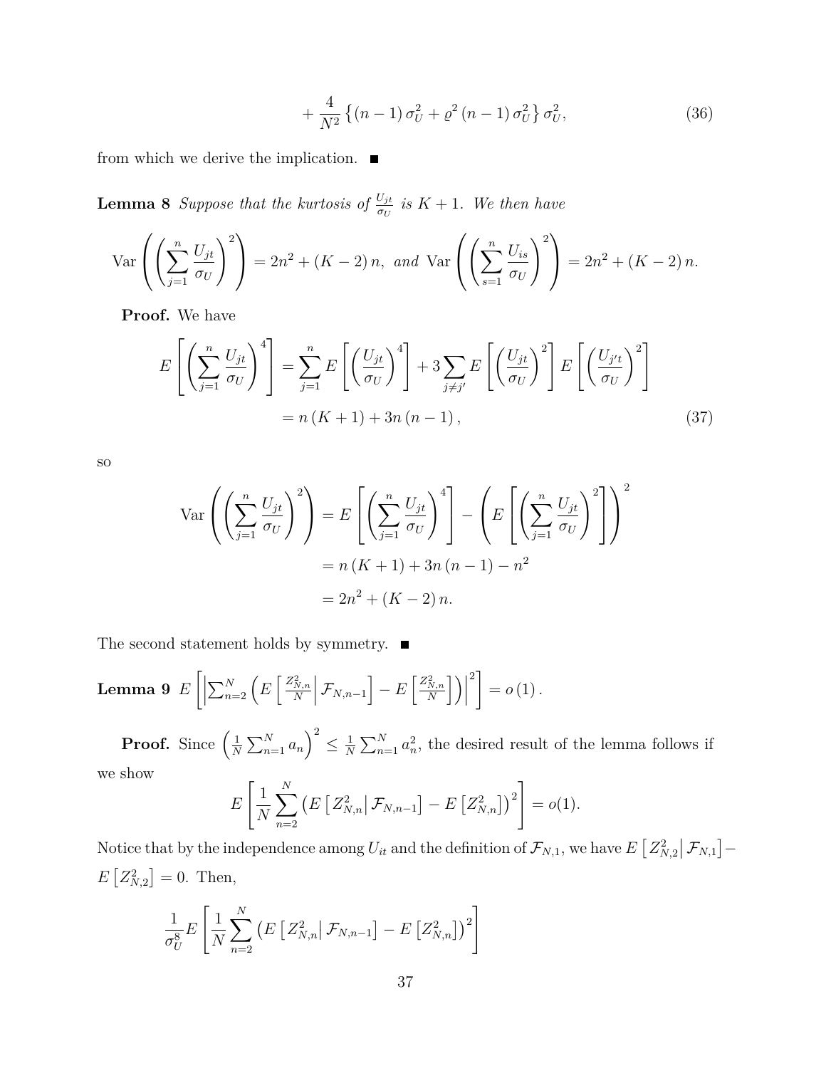$$+\frac{4}{N^2}\left\{(n-1)\sigma_U^2+\varrho^2(n-1)\sigma_U^2\right\}\sigma_U^2, \tag{36}$$

from which we derive the implication. ■

**Lemma 8** *Suppose that the kurtosis of $\frac{U_{jt}}{\sigma_U}$ is $K+1$. We then have*

$$\operatorname{Var}\left(\left(\sum_{j=1}^{n}\frac{U_{jt}}{\sigma_U}\right)^2\right)=2n^2+(K-2)\,n, \text{ and } \operatorname{Var}\left(\left(\sum_{s=1}^{n}\frac{U_{is}}{\sigma_U}\right)^2\right)=2n^2+(K-2)\,n.$$

**Proof.** We have

$$\begin{aligned}
E\left[\left(\sum_{j=1}^{n}\frac{U_{jt}}{\sigma_U}\right)^4\right]&=\sum_{j=1}^{n}E\left[\left(\frac{U_{jt}}{\sigma_U}\right)^4\right]+3\sum_{j\neq j'}E\left[\left(\frac{U_{jt}}{\sigma_U}\right)^2\right]E\left[\left(\frac{U_{j't}}{\sigma_U}\right)^2\right]\\
&=n(K+1)+3n(n-1),
\end{aligned} \tag{37}$$

so

$$\begin{aligned}
\operatorname{Var}\left(\left(\sum_{j=1}^{n}\frac{U_{jt}}{\sigma_U}\right)^2\right)&=E\left[\left(\sum_{j=1}^{n}\frac{U_{jt}}{\sigma_U}\right)^4\right]-\left(E\left[\left(\sum_{j=1}^{n}\frac{U_{jt}}{\sigma_U}\right)^2\right]\right)^2\\
&=n(K+1)+3n(n-1)-n^2\\
&=2n^2+(K-2)\,n.
\end{aligned}$$

The second statement holds by symmetry. ■

**Lemma 9** $E\left[\left|\sum_{n=2}^{N}\left(E\left[\left.\frac{Z_{N,n}^2}{N}\right|\mathcal{F}_{N,n-1}\right]-E\left[\frac{Z_{N,n}^2}{N}\right]\right)\right|^2\right]=o(1)$.

**Proof.** Since $\left(\frac{1}{N}\sum_{n=1}^{N}a_n\right)^2\leq\frac{1}{N}\sum_{n=1}^{N}a_n^2$, the desired result of the lemma follows if we show

$$E\left[\frac{1}{N}\sum_{n=2}^{N}\left(E\left[\left.Z_{N,n}^2\right|\mathcal{F}_{N,n-1}\right]-E\left[Z_{N,n}^2\right]\right)^2\right]=o(1).$$

Notice that by the independence among $U_{it}$ and the definition of $\mathcal{F}_{N,1}$, we have $E\left[\left.Z_{N,2}^2\right|\mathcal{F}_{N,1}\right]-E\left[Z_{N,2}^2\right]=0$. Then,

$$\frac{1}{\sigma_U^8}E\left[\frac{1}{N}\sum_{n=2}^{N}\left(E\left[\left.Z_{N,n}^2\right|\mathcal{F}_{N,n-1}\right]-E\left[Z_{N,n}^2\right]\right)^2\right]$$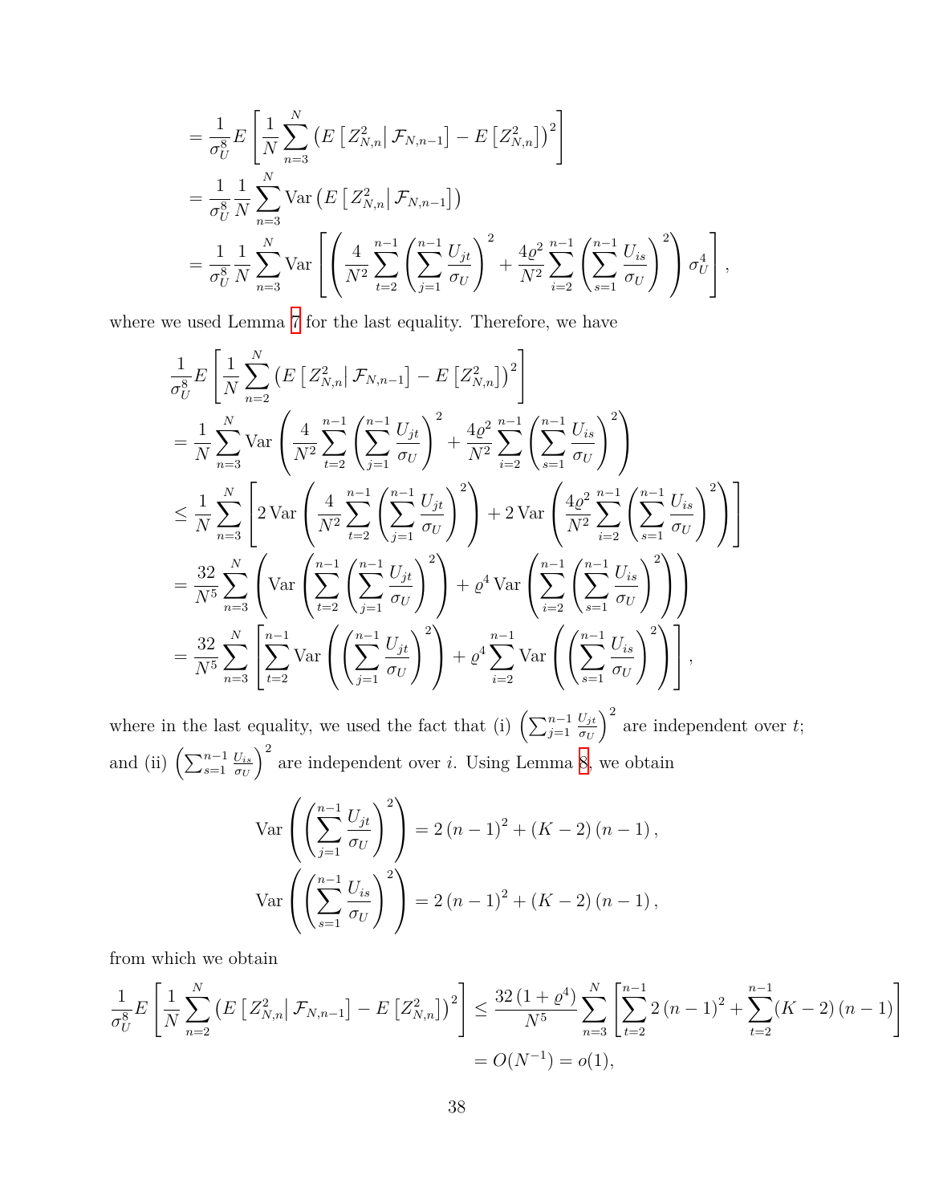$$
\begin{aligned}
&= \frac{1}{\sigma_U^8} E\left[\frac{1}{N}\sum_{n=3}^{N}\left(E\left[\left.Z_{N,n}^2\right|\mathcal{F}_{N,n-1}\right] - E\left[Z_{N,n}^2\right]\right)^2\right] \\
&= \frac{1}{\sigma_U^8}\frac{1}{N}\sum_{n=3}^{N}\operatorname{Var}\left(E\left[\left.Z_{N,n}^2\right|\mathcal{F}_{N,n-1}\right]\right) \\
&= \frac{1}{\sigma_U^8}\frac{1}{N}\sum_{n=3}^{N}\operatorname{Var}\left[\left(\frac{4}{N^2}\sum_{t=2}^{n-1}\left(\sum_{j=1}^{n-1}\frac{U_{jt}}{\sigma_U}\right)^2 + \frac{4\varrho^2}{N^2}\sum_{i=2}^{n-1}\left(\sum_{s=1}^{n-1}\frac{U_{is}}{\sigma_U}\right)^2\right)\sigma_U^4\right],
\end{aligned}
$$

where we used Lemma 7 for the last equality. Therefore, we have

$$
\begin{aligned}
&\frac{1}{\sigma_U^8} E\left[\frac{1}{N}\sum_{n=2}^{N}\left(E\left[\left.Z_{N,n}^2\right|\mathcal{F}_{N,n-1}\right] - E\left[Z_{N,n}^2\right]\right)^2\right] \\
&= \frac{1}{N}\sum_{n=3}^{N}\operatorname{Var}\left(\frac{4}{N^2}\sum_{t=2}^{n-1}\left(\sum_{j=1}^{n-1}\frac{U_{jt}}{\sigma_U}\right)^2 + \frac{4\varrho^2}{N^2}\sum_{i=2}^{n-1}\left(\sum_{s=1}^{n-1}\frac{U_{is}}{\sigma_U}\right)^2\right) \\
&\le \frac{1}{N}\sum_{n=3}^{N}\left[2\operatorname{Var}\left(\frac{4}{N^2}\sum_{t=2}^{n-1}\left(\sum_{j=1}^{n-1}\frac{U_{jt}}{\sigma_U}\right)^2\right) + 2\operatorname{Var}\left(\frac{4\varrho^2}{N^2}\sum_{i=2}^{n-1}\left(\sum_{s=1}^{n-1}\frac{U_{is}}{\sigma_U}\right)^2\right)\right] \\
&= \frac{32}{N^5}\sum_{n=3}^{N}\left(\operatorname{Var}\left(\sum_{t=2}^{n-1}\left(\sum_{j=1}^{n-1}\frac{U_{jt}}{\sigma_U}\right)^2\right) + \varrho^4\operatorname{Var}\left(\sum_{i=2}^{n-1}\left(\sum_{s=1}^{n-1}\frac{U_{is}}{\sigma_U}\right)^2\right)\right) \\
&= \frac{32}{N^5}\sum_{n=3}^{N}\left[\sum_{t=2}^{n-1}\operatorname{Var}\left(\left(\sum_{j=1}^{n-1}\frac{U_{jt}}{\sigma_U}\right)^2\right) + \varrho^4\sum_{i=2}^{n-1}\operatorname{Var}\left(\left(\sum_{s=1}^{n-1}\frac{U_{is}}{\sigma_U}\right)^2\right)\right],
\end{aligned}
$$

where in the last equality, we used the fact that (i) $\left(\sum_{j=1}^{n-1}\frac{U_{jt}}{\sigma_U}\right)^2$ are independent over $t$; and (ii) $\left(\sum_{s=1}^{n-1}\frac{U_{is}}{\sigma_U}\right)^2$ are independent over $i$. Using Lemma 8, we obtain

$$
\operatorname{Var}\left(\left(\sum_{j=1}^{n-1}\frac{U_{jt}}{\sigma_U}\right)^2\right) = 2\left(n-1\right)^2 + \left(K-2\right)\left(n-1\right),
$$

$$
\operatorname{Var}\left(\left(\sum_{s=1}^{n-1}\frac{U_{is}}{\sigma_U}\right)^2\right) = 2\left(n-1\right)^2 + \left(K-2\right)\left(n-1\right),
$$

from which we obtain

$$
\begin{aligned}
\frac{1}{\sigma_U^8} E\left[\frac{1}{N}\sum_{n=2}^{N}\left(E\left[\left.Z_{N,n}^2\right|\mathcal{F}_{N,n-1}\right] - E\left[Z_{N,n}^2\right]\right)^2\right] &\le \frac{32\left(1+\varrho^4\right)}{N^5}\sum_{n=3}^{N}\left[\sum_{t=2}^{n-1}2\left(n-1\right)^2 + \sum_{t=2}^{n-1}(K-2)\left(n-1\right)\right] \\
&= O(N^{-1}) = o(1),
\end{aligned}
$$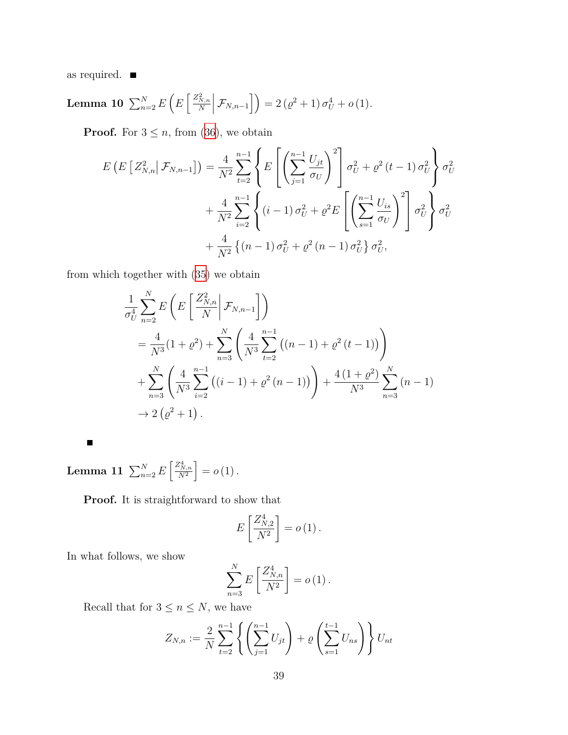as required. ■

**Lemma 10** $\sum_{n=2}^{N} E\left(E\left[\left.\frac{Z_{N,n}^2}{N}\right|\mathcal{F}_{N,n-1}\right]\right) = 2\left(\varrho^2+1\right)\sigma_U^4 + o\left(1\right)$.

**Proof.** For $3 \le n$, from (36), we obtain

$$
\begin{aligned}
E\left(E\left[\left.Z_{N,n}^2\right|\mathcal{F}_{N,n-1}\right]\right) &= \frac{4}{N^2}\sum_{t=2}^{n-1}\left\{E\left[\left(\sum_{j=1}^{n-1}\frac{U_{jt}}{\sigma_U}\right)^2\right]\sigma_U^2 + \varrho^2\left(t-1\right)\sigma_U^2\right\}\sigma_U^2 \\
&\quad + \frac{4}{N^2}\sum_{i=2}^{n-1}\left\{\left(i-1\right)\sigma_U^2 + \varrho^2 E\left[\left(\sum_{s=1}^{n-1}\frac{U_{is}}{\sigma_U}\right)^2\right]\sigma_U^2\right\}\sigma_U^2 \\
&\quad + \frac{4}{N^2}\left\{\left(n-1\right)\sigma_U^2 + \varrho^2\left(n-1\right)\sigma_U^2\right\}\sigma_U^2,
\end{aligned}
$$

from which together with (35) we obtain

$$
\begin{aligned}
&\frac{1}{\sigma_U^4}\sum_{n=2}^{N} E\left(E\left[\left.\frac{Z_{N,n}^2}{N}\right|\mathcal{F}_{N,n-1}\right]\right) \\
&= \frac{4}{N^3}(1+\varrho^2) + \sum_{n=3}^{N}\left(\frac{4}{N^3}\sum_{t=2}^{n-1}\left(\left(n-1\right)+\varrho^2\left(t-1\right)\right)\right) \\
&+ \sum_{n=3}^{N}\left(\frac{4}{N^3}\sum_{i=2}^{n-1}\left(\left(i-1\right)+\varrho^2\left(n-1\right)\right)\right) + \frac{4\left(1+\varrho^2\right)}{N^3}\sum_{n=3}^{N}\left(n-1\right) \\
&\to 2\left(\varrho^2+1\right).
\end{aligned}
$$

■

**Lemma 11** $\sum_{n=2}^{N} E\left[\frac{Z_{N,n}^4}{N^2}\right] = o\left(1\right)$.

**Proof.** It is straightforward to show that

$$
E\left[\frac{Z_{N,2}^4}{N^2}\right] = o\left(1\right).
$$

In what follows, we show

$$
\sum_{n=3}^{N} E\left[\frac{Z_{N,n}^4}{N^2}\right] = o\left(1\right).
$$

Recall that for $3 \le n \le N$, we have

$$
Z_{N,n} := \frac{2}{N}\sum_{t=2}^{n-1}\left\{\left(\sum_{j=1}^{n-1}U_{jt}\right) + \varrho\left(\sum_{s=1}^{t-1}U_{ns}\right)\right\}U_{nt}
$$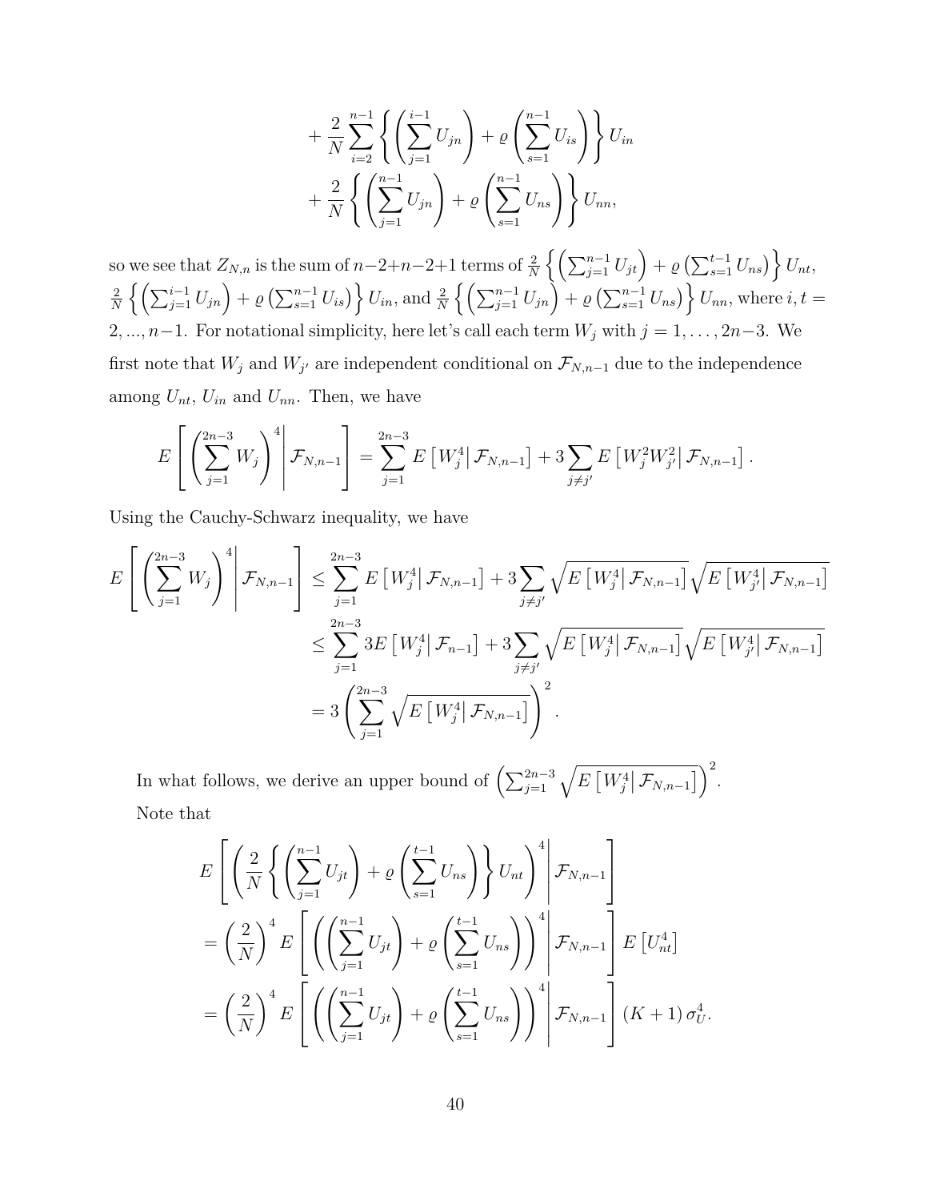$$
+\frac{2}{N}\sum_{i=2}^{n-1}\left\{\left(\sum_{j=1}^{i-1}U_{jn}\right)+\varrho\left(\sum_{s=1}^{n-1}U_{is}\right)\right\}U_{in}
$$

$$
+\frac{2}{N}\left\{\left(\sum_{j=1}^{n-1}U_{jn}\right)+\varrho\left(\sum_{s=1}^{n-1}U_{ns}\right)\right\}U_{nn},
$$

so we see that $Z_{N,n}$ is the sum of $n-2+n-2+1$ terms of $\frac{2}{N}\left\{\left(\sum_{j=1}^{n-1}U_{jt}\right)+\varrho\left(\sum_{s=1}^{t-1}U_{ns}\right)\right\}U_{nt}$, $\frac{2}{N}\left\{\left(\sum_{j=1}^{i-1}U_{jn}\right)+\varrho\left(\sum_{s=1}^{n-1}U_{is}\right)\right\}U_{in}$, and $\frac{2}{N}\left\{\left(\sum_{j=1}^{n-1}U_{jn}\right)+\varrho\left(\sum_{s=1}^{n-1}U_{ns}\right)\right\}U_{nn}$, where $i,t=2,...,n-1$. For notational simplicity, here let's call each term $W_j$ with $j=1,\ldots,2n-3$. We first note that $W_j$ and $W_{j'}$ are independent conditional on $\mathcal{F}_{N,n-1}$ due to the independence among $U_{nt}$, $U_{in}$ and $U_{nn}$. Then, we have

$$
E\left[\left(\sum_{j=1}^{2n-3}W_j\right)^4\middle|\mathcal{F}_{N,n-1}\right]=\sum_{j=1}^{2n-3}E\left[W_j^4\middle|\mathcal{F}_{N,n-1}\right]+3\sum_{j\neq j'}E\left[W_j^2W_{j'}^2\middle|\mathcal{F}_{N,n-1}\right].
$$

Using the Cauchy-Schwarz inequality, we have

$$
\begin{aligned}
E\left[\left(\sum_{j=1}^{2n-3}W_j\right)^4\middle|\mathcal{F}_{N,n-1}\right]&\leq\sum_{j=1}^{2n-3}E\left[W_j^4\middle|\mathcal{F}_{N,n-1}\right]+3\sum_{j\neq j'}\sqrt{E\left[W_j^4\middle|\mathcal{F}_{N,n-1}\right]}\sqrt{E\left[W_{j'}^4\middle|\mathcal{F}_{N,n-1}\right]}\\
&\leq\sum_{j=1}^{2n-3}3E\left[W_j^4\middle|\mathcal{F}_{n-1}\right]+3\sum_{j\neq j'}\sqrt{E\left[W_j^4\middle|\mathcal{F}_{N,n-1}\right]}\sqrt{E\left[W_{j'}^4\middle|\mathcal{F}_{N,n-1}\right]}\\
&=3\left(\sum_{j=1}^{2n-3}\sqrt{E\left[W_j^4\middle|\mathcal{F}_{N,n-1}\right]}\right)^2.
\end{aligned}
$$

In what follows, we derive an upper bound of $\left(\sum_{j=1}^{2n-3}\sqrt{E\left[W_j^4\middle|\mathcal{F}_{N,n-1}\right]}\right)^2$.

Note that

$$
\begin{aligned}
&E\left[\left(\frac{2}{N}\left\{\left(\sum_{j=1}^{n-1}U_{jt}\right)+\varrho\left(\sum_{s=1}^{t-1}U_{ns}\right)\right\}U_{nt}\right)^4\middle|\mathcal{F}_{N,n-1}\right]\\
&=\left(\frac{2}{N}\right)^4E\left[\left(\left(\sum_{j=1}^{n-1}U_{jt}\right)+\varrho\left(\sum_{s=1}^{t-1}U_{ns}\right)\right)^4\middle|\mathcal{F}_{N,n-1}\right]E\left[U_{nt}^4\right]\\
&=\left(\frac{2}{N}\right)^4E\left[\left(\left(\sum_{j=1}^{n-1}U_{jt}\right)+\varrho\left(\sum_{s=1}^{t-1}U_{ns}\right)\right)^4\middle|\mathcal{F}_{N,n-1}\right](K+1)\,\sigma_U^4.
\end{aligned}
$$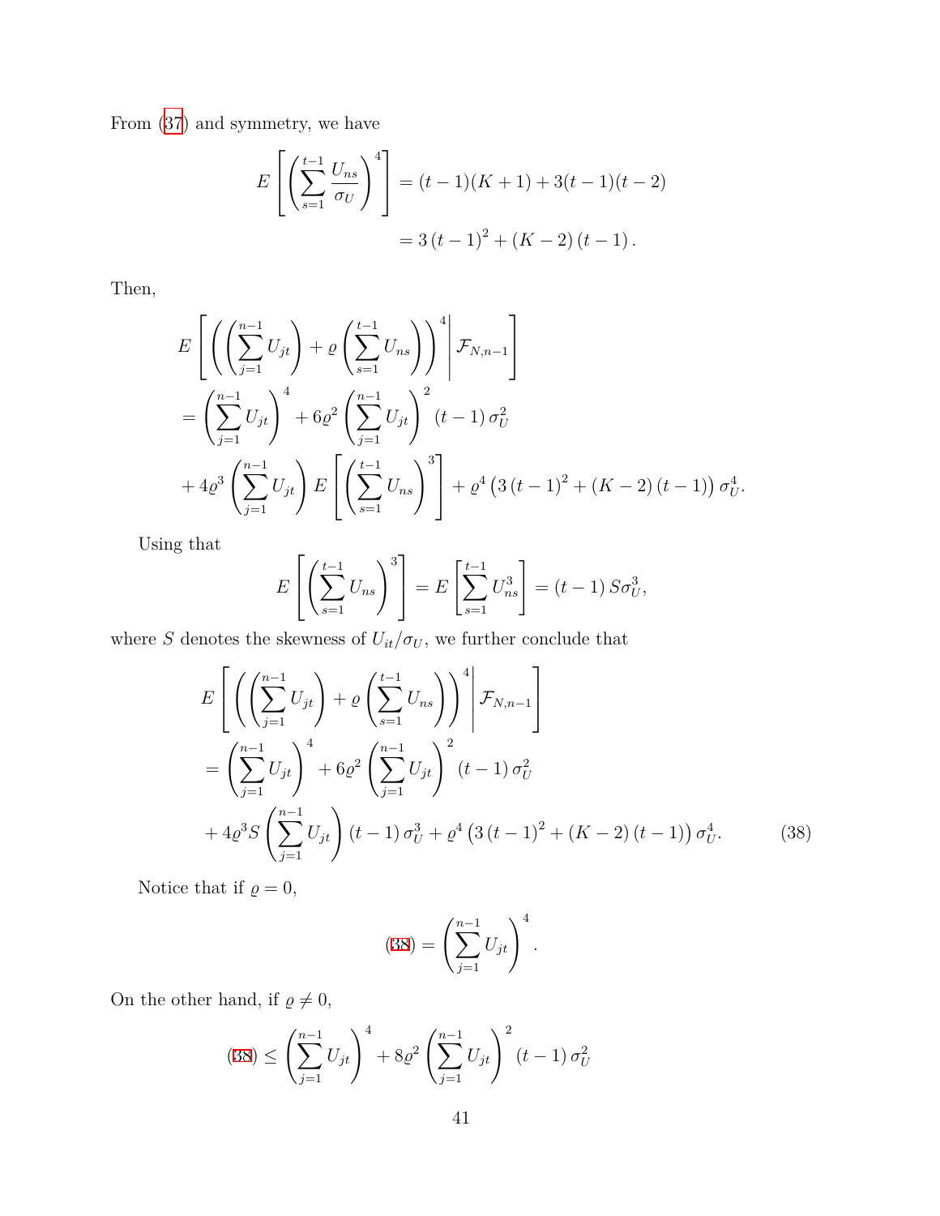From (37) and symmetry, we have

$$E\left[\left(\sum_{s=1}^{t-1}\frac{U_{ns}}{\sigma_U}\right)^4\right] = (t-1)(K+1) + 3(t-1)(t-2)$$
$$= 3\left(t-1\right)^2 + \left(K-2\right)\left(t-1\right).$$

Then,

$$\begin{aligned}
&E\left[\left(\left(\sum_{j=1}^{n-1}U_{jt}\right) + \varrho\left(\sum_{s=1}^{t-1}U_{ns}\right)\right)^4 \middle| \mathcal{F}_{N,n-1}\right] \\
&= \left(\sum_{j=1}^{n-1}U_{jt}\right)^4 + 6\varrho^2\left(\sum_{j=1}^{n-1}U_{jt}\right)^2\left(t-1\right)\sigma_U^2 \\
&+ 4\varrho^3\left(\sum_{j=1}^{n-1}U_{jt}\right)E\left[\left(\sum_{s=1}^{t-1}U_{ns}\right)^3\right] + \varrho^4\left(3\left(t-1\right)^2 + \left(K-2\right)\left(t-1\right)\right)\sigma_U^4.
\end{aligned}$$

Using that

$$E\left[\left(\sum_{s=1}^{t-1}U_{ns}\right)^3\right] = E\left[\sum_{s=1}^{t-1}U_{ns}^3\right] = \left(t-1\right)S\sigma_U^3,$$

where $S$ denotes the skewness of $U_{it}/\sigma_U$, we further conclude that

$$\begin{aligned}
&E\left[\left(\left(\sum_{j=1}^{n-1}U_{jt}\right) + \varrho\left(\sum_{s=1}^{t-1}U_{ns}\right)\right)^4 \middle| \mathcal{F}_{N,n-1}\right] \\
&= \left(\sum_{j=1}^{n-1}U_{jt}\right)^4 + 6\varrho^2\left(\sum_{j=1}^{n-1}U_{jt}\right)^2\left(t-1\right)\sigma_U^2 \\
&+ 4\varrho^3 S\left(\sum_{j=1}^{n-1}U_{jt}\right)\left(t-1\right)\sigma_U^3 + \varrho^4\left(3\left(t-1\right)^2 + \left(K-2\right)\left(t-1\right)\right)\sigma_U^4. \qquad (38)
\end{aligned}$$

Notice that if $\varrho = 0$,

$$(38) = \left(\sum_{j=1}^{n-1}U_{jt}\right)^4.$$

On the other hand, if $\varrho \neq 0$,

$$(38) \leq \left(\sum_{j=1}^{n-1}U_{jt}\right)^4 + 8\varrho^2\left(\sum_{j=1}^{n-1}U_{jt}\right)^2\left(t-1\right)\sigma_U^2$$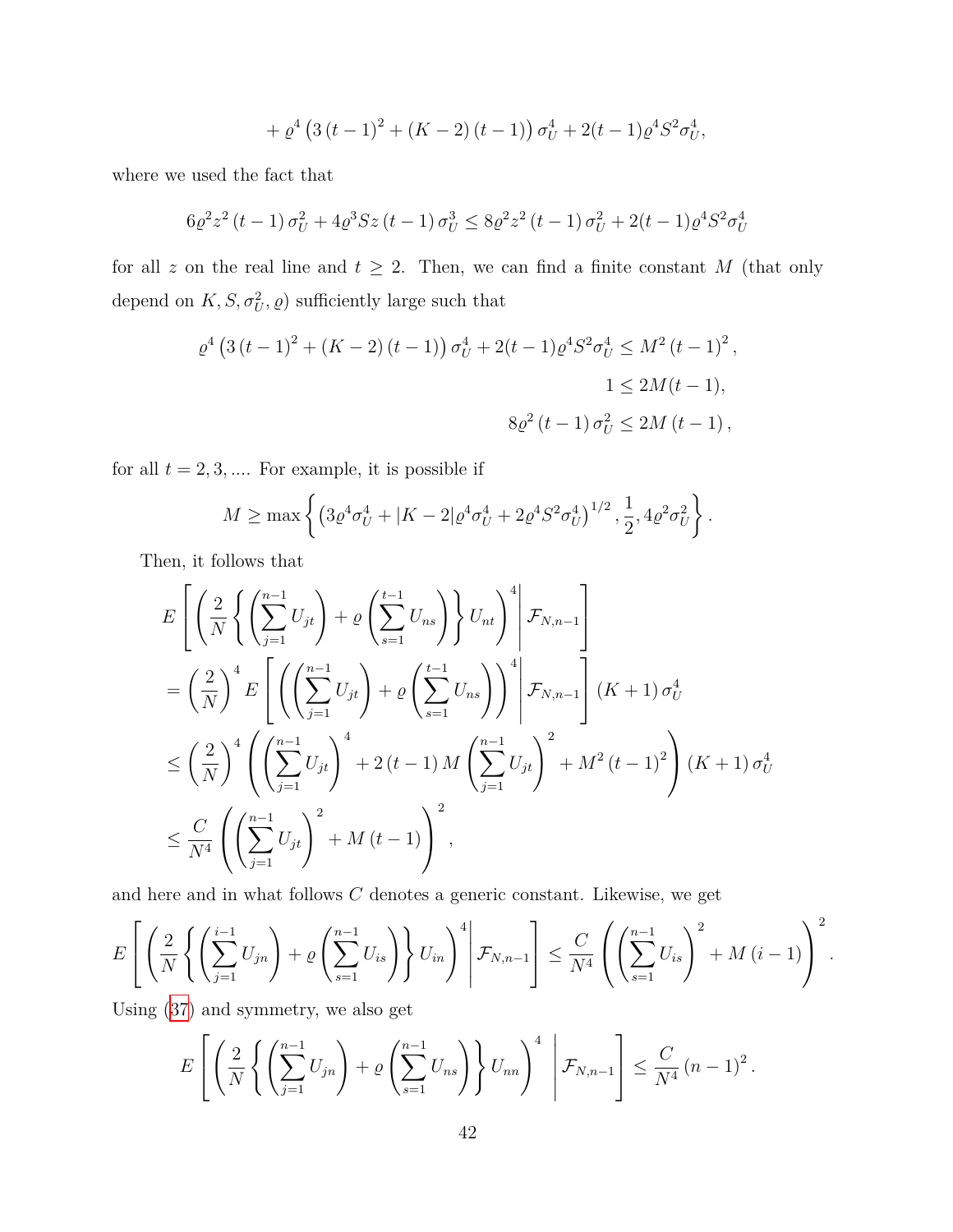$$+ \varrho^4 \left(3\left(t-1\right)^2 + \left(K-2\right)\left(t-1\right)\right)\sigma_U^4 + 2(t-1)\varrho^4 S^2 \sigma_U^4,$$

where we used the fact that

$$6\varrho^2 z^2 \left(t-1\right)\sigma_U^2 + 4\varrho^3 S z \left(t-1\right)\sigma_U^3 \leq 8\varrho^2 z^2 \left(t-1\right)\sigma_U^2 + 2(t-1)\varrho^4 S^2 \sigma_U^4$$

for all $z$ on the real line and $t \geq 2$. Then, we can find a finite constant $M$ (that only depend on $K, S, \sigma_U^2, \varrho$) sufficiently large such that

$$\begin{aligned}
\varrho^4 \left(3\left(t-1\right)^2 + \left(K-2\right)\left(t-1\right)\right)\sigma_U^4 + 2(t-1)\varrho^4 S^2 \sigma_U^4 &\leq M^2 \left(t-1\right)^2, \\
1 &\leq 2M(t-1), \\
8\varrho^2 \left(t-1\right)\sigma_U^2 &\leq 2M\left(t-1\right),
\end{aligned}$$

for all $t = 2, 3, \ldots$. For example, it is possible if

$$M \geq \max\left\{ \left(3\varrho^4\sigma_U^4 + |K-2|\varrho^4\sigma_U^4 + 2\varrho^4 S^2 \sigma_U^4\right)^{1/2}, \frac{1}{2}, 4\varrho^2\sigma_U^2 \right\}.$$

Then, it follows that

$$\begin{aligned}
&E\left[ \left( \frac{2}{N}\left\{ \left(\sum_{j=1}^{n-1} U_{jt}\right) + \varrho\left(\sum_{s=1}^{t-1} U_{ns}\right) \right\} U_{nt} \right)^4 \middle| \mathcal{F}_{N,n-1} \right] \\
&= \left(\frac{2}{N}\right)^4 E\left[ \left( \left(\sum_{j=1}^{n-1} U_{jt}\right) + \varrho\left(\sum_{s=1}^{t-1} U_{ns}\right) \right)^4 \middle| \mathcal{F}_{N,n-1} \right] \left(K+1\right)\sigma_U^4 \\
&\leq \left(\frac{2}{N}\right)^4 \left( \left(\sum_{j=1}^{n-1} U_{jt}\right)^4 + 2\left(t-1\right)M\left(\sum_{j=1}^{n-1} U_{jt}\right)^2 + M^2\left(t-1\right)^2 \right)\left(K+1\right)\sigma_U^4 \\
&\leq \frac{C}{N^4}\left( \left(\sum_{j=1}^{n-1} U_{jt}\right)^2 + M\left(t-1\right) \right)^2,
\end{aligned}$$

and here and in what follows $C$ denotes a generic constant. Likewise, we get

$$E\left[ \left( \frac{2}{N}\left\{ \left(\sum_{j=1}^{i-1} U_{jn}\right) + \varrho\left(\sum_{s=1}^{n-1} U_{is}\right) \right\} U_{in} \right)^4 \middle| \mathcal{F}_{N,n-1} \right] \leq \frac{C}{N^4}\left( \left(\sum_{s=1}^{n-1} U_{is}\right)^2 + M\left(i-1\right) \right)^2.$$

Using (37) and symmetry, we also get

$$E\left[ \left( \frac{2}{N}\left\{ \left(\sum_{j=1}^{n-1} U_{jn}\right) + \varrho\left(\sum_{s=1}^{n-1} U_{ns}\right) \right\} U_{nn} \right)^4 \middle| \mathcal{F}_{N,n-1} \right] \leq \frac{C}{N^4}\left(n-1\right)^2.$$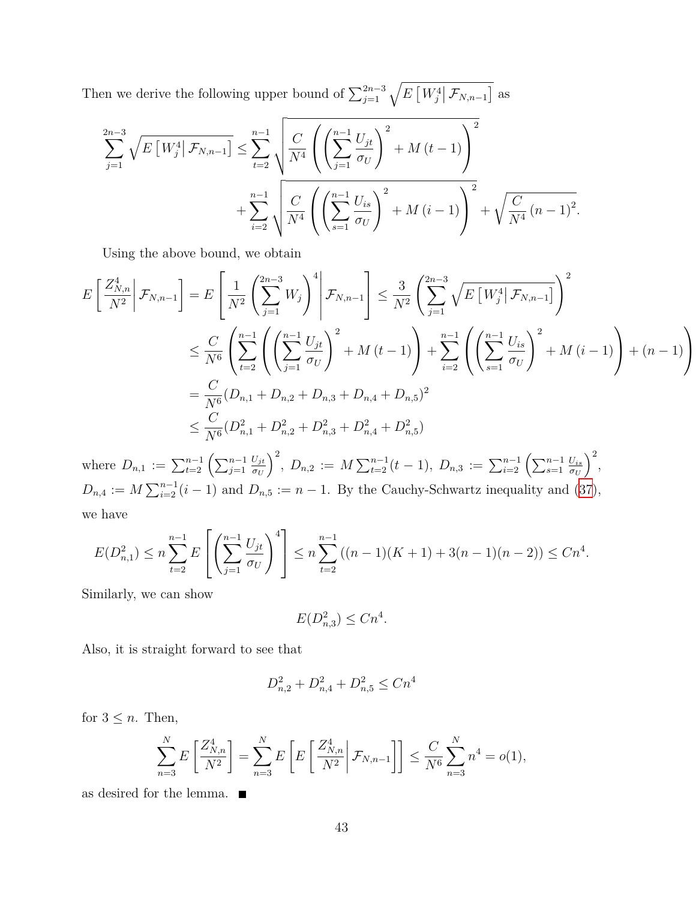Then we derive the following upper bound of $\sum_{j=1}^{2n-3} \sqrt{E\left[ W_j^4 \middle| \mathcal{F}_{N,n-1}\right]}$ as

$$\sum_{j=1}^{2n-3} \sqrt{E\left[ W_j^4 \middle| \mathcal{F}_{N,n-1}\right]} \le \sum_{t=2}^{n-1} \sqrt{\frac{C}{N^4}\left(\left(\sum_{j=1}^{n-1}\frac{U_{jt}}{\sigma_U}\right)^2 + M(t-1)\right)^2} + \sum_{i=2}^{n-1} \sqrt{\frac{C}{N^4}\left(\left(\sum_{s=1}^{n-1}\frac{U_{is}}{\sigma_U}\right)^2 + M(i-1)\right)^2} + \sqrt{\frac{C}{N^4}(n-1)^2}.$$

Using the above bound, we obtain

$$\begin{aligned}
E\left[ \frac{Z_{N,n}^4}{N^2} \middle| \mathcal{F}_{N,n-1}\right] &= E\left[ \frac{1}{N^2}\left(\sum_{j=1}^{2n-3} W_j\right)^4 \middle| \mathcal{F}_{N,n-1}\right] \le \frac{3}{N^2}\left(\sum_{j=1}^{2n-3}\sqrt{E\left[ W_j^4 \middle| \mathcal{F}_{N,n-1}\right]}\right)^2 \\
&\le \frac{C}{N^6}\left(\sum_{t=2}^{n-1}\left(\left(\sum_{j=1}^{n-1}\frac{U_{jt}}{\sigma_U}\right)^2 + M(t-1)\right) + \sum_{i=2}^{n-1}\left(\left(\sum_{s=1}^{n-1}\frac{U_{is}}{\sigma_U}\right)^2 + M(i-1)\right) + (n-1)\right) \\
&= \frac{C}{N^6}(D_{n,1} + D_{n,2} + D_{n,3} + D_{n,4} + D_{n,5})^2 \\
&\le \frac{C}{N^6}(D_{n,1}^2 + D_{n,2}^2 + D_{n,3}^2 + D_{n,4}^2 + D_{n,5}^2)
\end{aligned}$$

where $D_{n,1} := \sum_{t=2}^{n-1}\left(\sum_{j=1}^{n-1}\frac{U_{jt}}{\sigma_U}\right)^2$, $D_{n,2} := M\sum_{t=2}^{n-1}(t-1)$, $D_{n,3} := \sum_{i=2}^{n-1}\left(\sum_{s=1}^{n-1}\frac{U_{is}}{\sigma_U}\right)^2$, $D_{n,4} := M\sum_{i=2}^{n-1}(i-1)$ and $D_{n,5} := n-1$. By the Cauchy-Schwartz inequality and (37), we have

$$E(D_{n,1}^2) \le n\sum_{t=2}^{n-1} E\left[\left(\sum_{j=1}^{n-1}\frac{U_{jt}}{\sigma_U}\right)^4\right] \le n\sum_{t=2}^{n-1}\left((n-1)(K+1) + 3(n-1)(n-2)\right) \le Cn^4.$$

Similarly, we can show

$$E(D_{n,3}^2) \le Cn^4.$$

Also, it is straight forward to see that

$$D_{n,2}^2 + D_{n,4}^2 + D_{n,5}^2 \le Cn^4$$

for $3 \le n$. Then,

$$\sum_{n=3}^{N} E\left[\frac{Z_{N,n}^4}{N^2}\right] = \sum_{n=3}^{N} E\left[E\left[\frac{Z_{N,n}^4}{N^2}\middle| \mathcal{F}_{N,n-1}\right]\right] \le \frac{C}{N^6}\sum_{n=3}^{N} n^4 = o(1),$$

as desired for the lemma. ■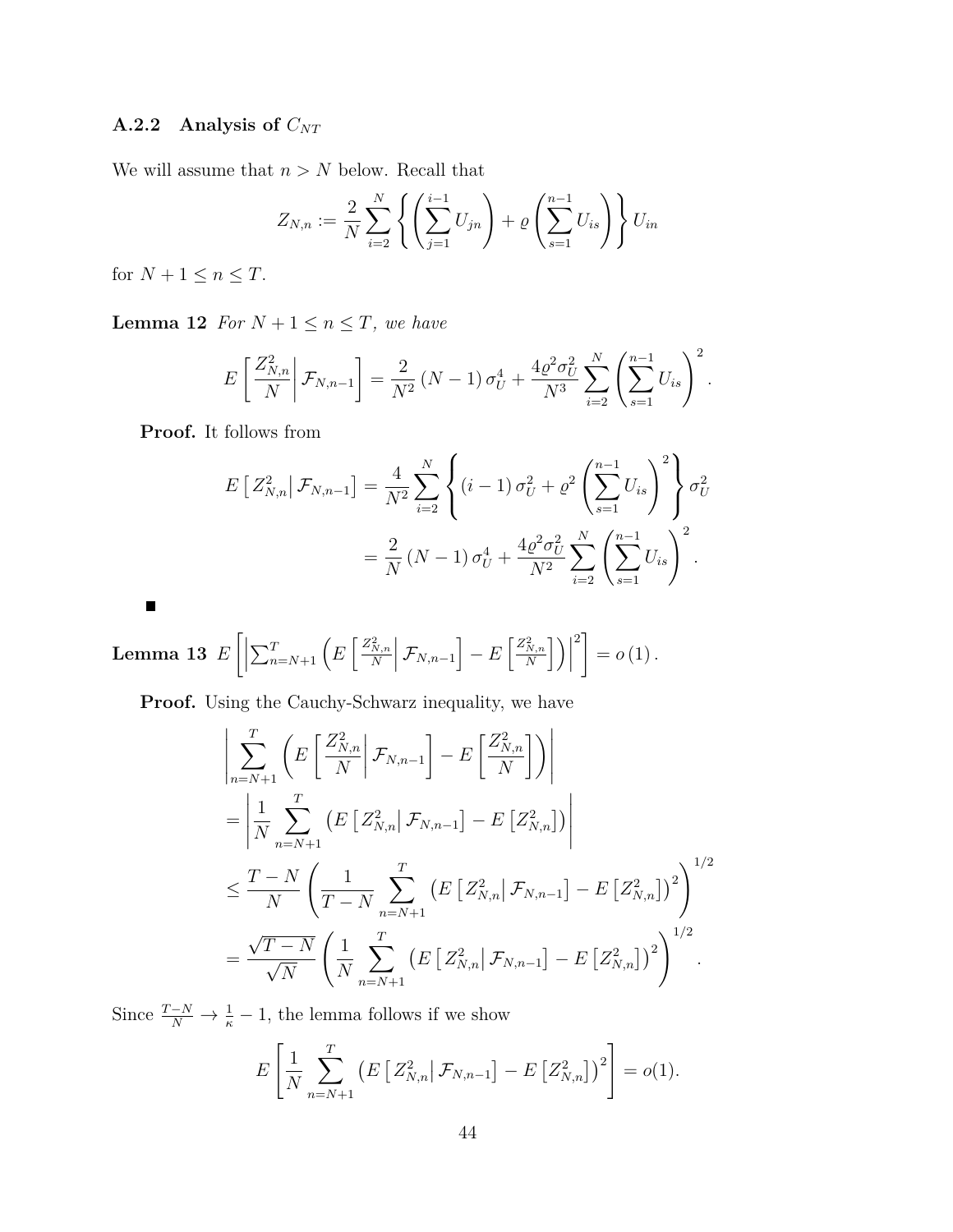### A.2.2 Analysis of $C_{NT}$

We will assume that $n > N$ below. Recall that

$$Z_{N,n} := \frac{2}{N} \sum_{i=2}^{N} \left\{ \left( \sum_{j=1}^{i-1} U_{jn} \right) + \varrho \left( \sum_{s=1}^{n-1} U_{is} \right) \right\} U_{in}$$

for $N + 1 \leq n \leq T$.

**Lemma 12** *For $N + 1 \leq n \leq T$, we have*

$$E \left[ \left. \frac{Z_{N,n}^2}{N} \right| \mathcal{F}_{N,n-1} \right] = \frac{2}{N^2} (N-1) \sigma_U^4 + \frac{4\varrho^2 \sigma_U^2}{N^3} \sum_{i=2}^{N} \left( \sum_{s=1}^{n-1} U_{is} \right)^2.$$

**Proof.** It follows from

$$E \left[ \left. Z_{N,n}^2 \right| \mathcal{F}_{N,n-1} \right] = \frac{4}{N^2} \sum_{i=2}^{N} \left\{ (i-1) \sigma_U^2 + \varrho^2 \left( \sum_{s=1}^{n-1} U_{is} \right)^2 \right\} \sigma_U^2$$

$$= \frac{2}{N} (N-1) \sigma_U^4 + \frac{4\varrho^2 \sigma_U^2}{N^2} \sum_{i=2}^{N} \left( \sum_{s=1}^{n-1} U_{is} \right)^2.$$

■

**Lemma 13** $E \left[ \left| \sum_{n=N+1}^{T} \left( E \left[ \left. \frac{Z_{N,n}^2}{N} \right| \mathcal{F}_{N,n-1} \right] - E \left[ \frac{Z_{N,n}^2}{N} \right] \right) \right|^2 \right] = o(1).$

**Proof.** Using the Cauchy-Schwarz inequality, we have

$$\left| \sum_{n=N+1}^{T} \left( E \left[ \left. \frac{Z_{N,n}^2}{N} \right| \mathcal{F}_{N,n-1} \right] - E \left[ \frac{Z_{N,n}^2}{N} \right] \right) \right|$$

$$= \left| \frac{1}{N} \sum_{n=N+1}^{T} \left( E \left[ \left. Z_{N,n}^2 \right| \mathcal{F}_{N,n-1} \right] - E \left[ Z_{N,n}^2 \right] \right) \right|$$

$$\leq \frac{T-N}{N} \left( \frac{1}{T-N} \sum_{n=N+1}^{T} \left( E \left[ \left. Z_{N,n}^2 \right| \mathcal{F}_{N,n-1} \right] - E \left[ Z_{N,n}^2 \right] \right)^2 \right)^{1/2}$$

$$= \frac{\sqrt{T-N}}{\sqrt{N}} \left( \frac{1}{N} \sum_{n=N+1}^{T} \left( E \left[ \left. Z_{N,n}^2 \right| \mathcal{F}_{N,n-1} \right] - E \left[ Z_{N,n}^2 \right] \right)^2 \right)^{1/2}.$$

Since $\frac{T-N}{N} \to \frac{1}{\kappa} - 1$, the lemma follows if we show

$$E \left[ \frac{1}{N} \sum_{n=N+1}^{T} \left( E \left[ \left. Z_{N,n}^2 \right| \mathcal{F}_{N,n-1} \right] - E \left[ Z_{N,n}^2 \right] \right)^2 \right] = o(1).$$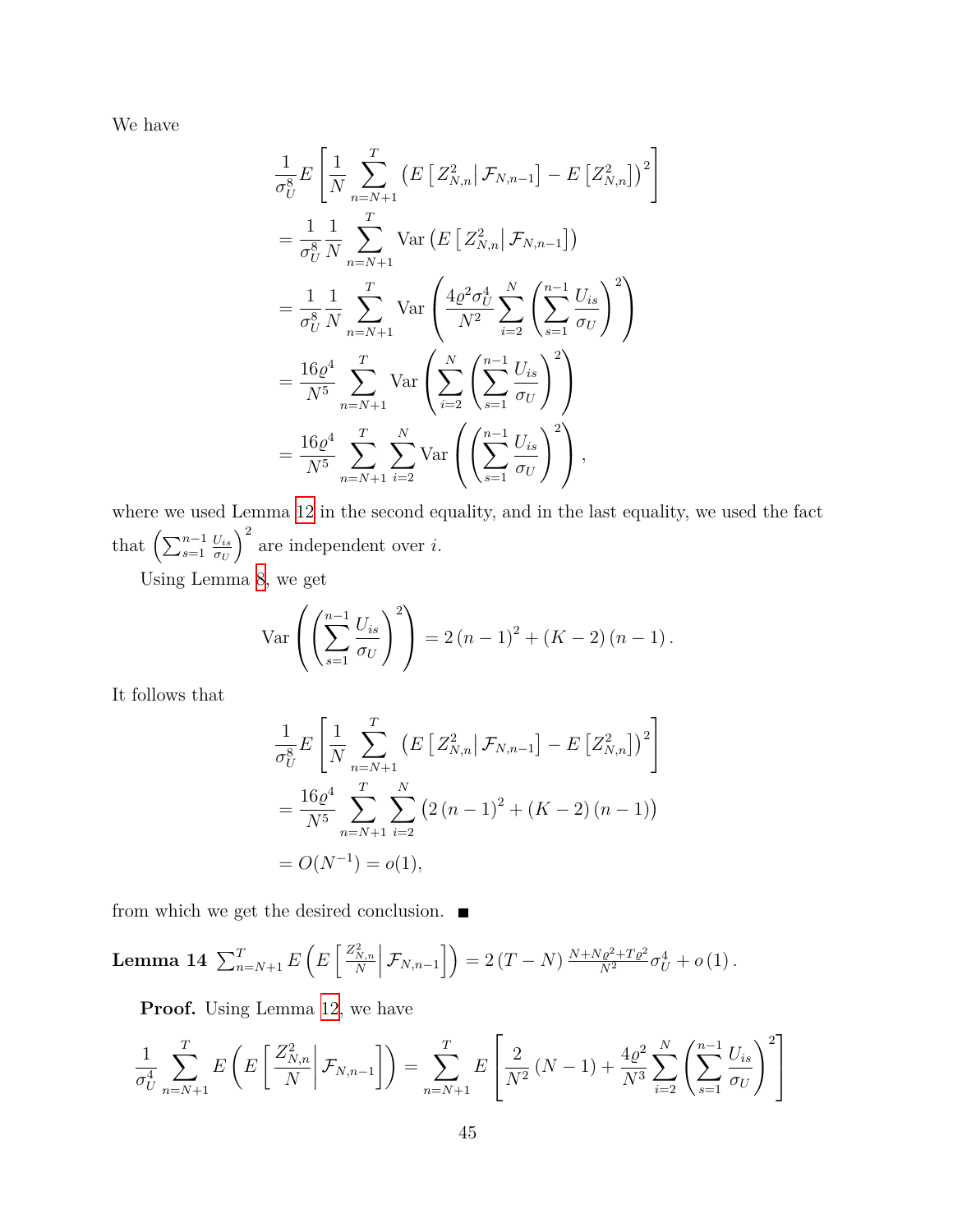We have

$$
\begin{aligned}
&\frac{1}{\sigma_U^8} E\left[\frac{1}{N} \sum_{n=N+1}^{T} \left(E\left[\left. Z_{N,n}^2 \right| \mathcal{F}_{N,n-1}\right] - E\left[Z_{N,n}^2\right]\right)^2\right] \\
&= \frac{1}{\sigma_U^8} \frac{1}{N} \sum_{n=N+1}^{T} \operatorname{Var}\left(E\left[\left. Z_{N,n}^2 \right| \mathcal{F}_{N,n-1}\right]\right) \\
&= \frac{1}{\sigma_U^8} \frac{1}{N} \sum_{n=N+1}^{T} \operatorname{Var}\left(\frac{4\varrho^2 \sigma_U^4}{N^2} \sum_{i=2}^{N} \left(\sum_{s=1}^{n-1} \frac{U_{is}}{\sigma_U}\right)^2\right) \\
&= \frac{16\varrho^4}{N^5} \sum_{n=N+1}^{T} \operatorname{Var}\left(\sum_{i=2}^{N} \left(\sum_{s=1}^{n-1} \frac{U_{is}}{\sigma_U}\right)^2\right) \\
&= \frac{16\varrho^4}{N^5} \sum_{n=N+1}^{T} \sum_{i=2}^{N} \operatorname{Var}\left(\left(\sum_{s=1}^{n-1} \frac{U_{is}}{\sigma_U}\right)^2\right),
\end{aligned}
$$

where we used Lemma 12 in the second equality, and in the last equality, we used the fact that $\left(\sum_{s=1}^{n-1} \frac{U_{is}}{\sigma_U}\right)^2$ are independent over $i$.

Using Lemma 8, we get

$$
\operatorname{Var}\left(\left(\sum_{s=1}^{n-1} \frac{U_{is}}{\sigma_U}\right)^2\right) = 2\left(n-1\right)^2 + \left(K-2\right)\left(n-1\right).
$$

It follows that

$$
\begin{aligned}
&\frac{1}{\sigma_U^8} E\left[\frac{1}{N} \sum_{n=N+1}^{T} \left(E\left[\left. Z_{N,n}^2 \right| \mathcal{F}_{N,n-1}\right] - E\left[Z_{N,n}^2\right]\right)^2\right] \\
&= \frac{16\varrho^4}{N^5} \sum_{n=N+1}^{T} \sum_{i=2}^{N} \left(2\left(n-1\right)^2 + \left(K-2\right)\left(n-1\right)\right) \\
&= O(N^{-1}) = o(1),
\end{aligned}
$$

from which we get the desired conclusion. ■

**Lemma 14** $\sum_{n=N+1}^{T} E\left(E\left[\left.\frac{Z_{N,n}^2}{N}\right| \mathcal{F}_{N,n-1}\right]\right) = 2\left(T-N\right)\frac{N+N\varrho^2+T\varrho^2}{N^2}\sigma_U^4 + o\left(1\right).$

**Proof.** Using Lemma 12, we have

$$
\frac{1}{\sigma_U^4} \sum_{n=N+1}^{T} E\left(E\left[\left.\frac{Z_{N,n}^2}{N}\right| \mathcal{F}_{N,n-1}\right]\right) = \sum_{n=N+1}^{T} E\left[\frac{2}{N^2}\left(N-1\right) + \frac{4\varrho^2}{N^3} \sum_{i=2}^{N} \left(\sum_{s=1}^{n-1} \frac{U_{is}}{\sigma_U}\right)^2\right]
$$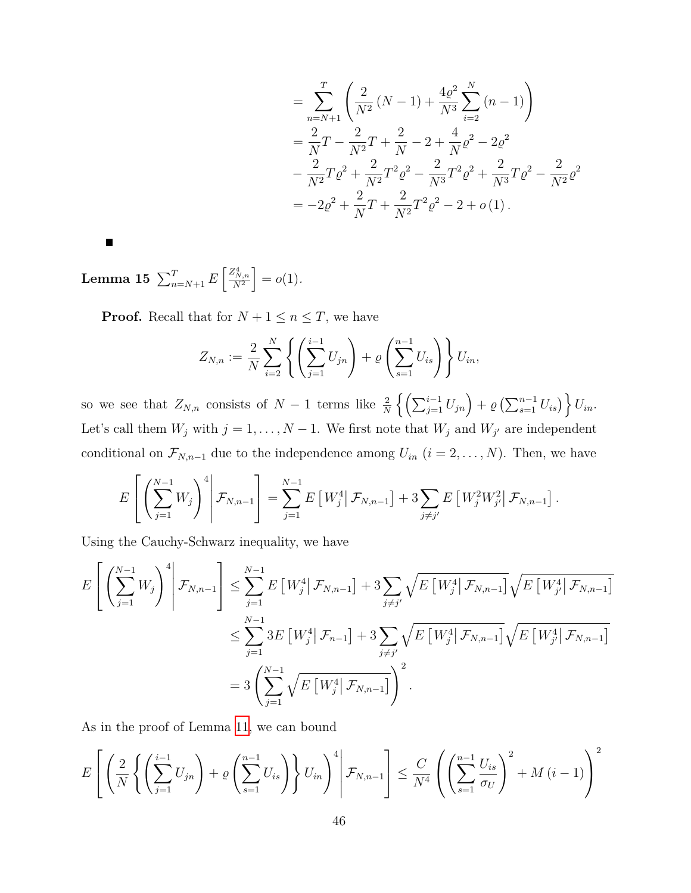$$
\begin{aligned}
&= \sum_{n=N+1}^{T} \left( \frac{2}{N^2}(N-1) + \frac{4\varrho^2}{N^3} \sum_{i=2}^{N} (n-1) \right) \\
&= \frac{2}{N}T - \frac{2}{N^2}T + \frac{2}{N} - 2 + \frac{4}{N}\varrho^2 - 2\varrho^2 \\
&- \frac{2}{N^2}T\varrho^2 + \frac{2}{N^2}T^2\varrho^2 - \frac{2}{N^3}T^2\varrho^2 + \frac{2}{N^3}T\varrho^2 - \frac{2}{N^2}\varrho^2 \\
&= -2\varrho^2 + \frac{2}{N}T + \frac{2}{N^2}T^2\varrho^2 - 2 + o(1).
\end{aligned}
$$

■

**Lemma 15** $\sum_{n=N+1}^{T} E\left[\frac{Z_{N,n}^4}{N^2}\right] = o(1)$.

**Proof.** Recall that for $N+1 \leq n \leq T$, we have

$$
Z_{N,n} := \frac{2}{N} \sum_{i=2}^{N} \left\{ \left( \sum_{j=1}^{i-1} U_{jn} \right) + \varrho \left( \sum_{s=1}^{n-1} U_{is} \right) \right\} U_{in},
$$

so we see that $Z_{N,n}$ consists of $N-1$ terms like $\frac{2}{N}\left\{ \left(\sum_{j=1}^{i-1} U_{jn}\right) + \varrho \left(\sum_{s=1}^{n-1} U_{is}\right) \right\} U_{in}$. Let's call them $W_j$ with $j = 1, \ldots, N-1$. We first note that $W_j$ and $W_{j'}$ are independent conditional on $\mathcal{F}_{N,n-1}$ due to the independence among $U_{in}$ $(i = 2, \ldots, N)$. Then, we have

$$
E\left[ \left( \sum_{j=1}^{N-1} W_j \right)^4 \middle| \mathcal{F}_{N,n-1} \right] = \sum_{j=1}^{N-1} E\left[ W_j^4 \middle| \mathcal{F}_{N,n-1} \right] + 3 \sum_{j \neq j'} E\left[ W_j^2 W_{j'}^2 \middle| \mathcal{F}_{N,n-1} \right].
$$

Using the Cauchy-Schwarz inequality, we have

$$
\begin{aligned}
E\left[ \left( \sum_{j=1}^{N-1} W_j \right)^4 \middle| \mathcal{F}_{N,n-1} \right] &\leq \sum_{j=1}^{N-1} E\left[ W_j^4 \middle| \mathcal{F}_{N,n-1} \right] + 3 \sum_{j \neq j'} \sqrt{E\left[ W_j^4 \middle| \mathcal{F}_{N,n-1} \right]} \sqrt{E\left[ W_{j'}^4 \middle| \mathcal{F}_{N,n-1} \right]} \\
&\leq \sum_{j=1}^{N-1} 3E\left[ W_j^4 \middle| \mathcal{F}_{n-1} \right] + 3 \sum_{j \neq j'} \sqrt{E\left[ W_j^4 \middle| \mathcal{F}_{N,n-1} \right]} \sqrt{E\left[ W_{j'}^4 \middle| \mathcal{F}_{N,n-1} \right]} \\
&= 3 \left( \sum_{j=1}^{N-1} \sqrt{E\left[ W_j^4 \middle| \mathcal{F}_{N,n-1} \right]} \right)^2.
\end{aligned}
$$

As in the proof of Lemma 11, we can bound

$$
E\left[ \left( \frac{2}{N} \left\{ \left( \sum_{j=1}^{i-1} U_{jn} \right) + \varrho \left( \sum_{s=1}^{n-1} U_{is} \right) \right\} U_{in} \right)^4 \middle| \mathcal{F}_{N,n-1} \right] \leq \frac{C}{N^4} \left( \left( \sum_{s=1}^{n-1} \frac{U_{is}}{\sigma_U} \right)^2 + M(i-1) \right)^2
$$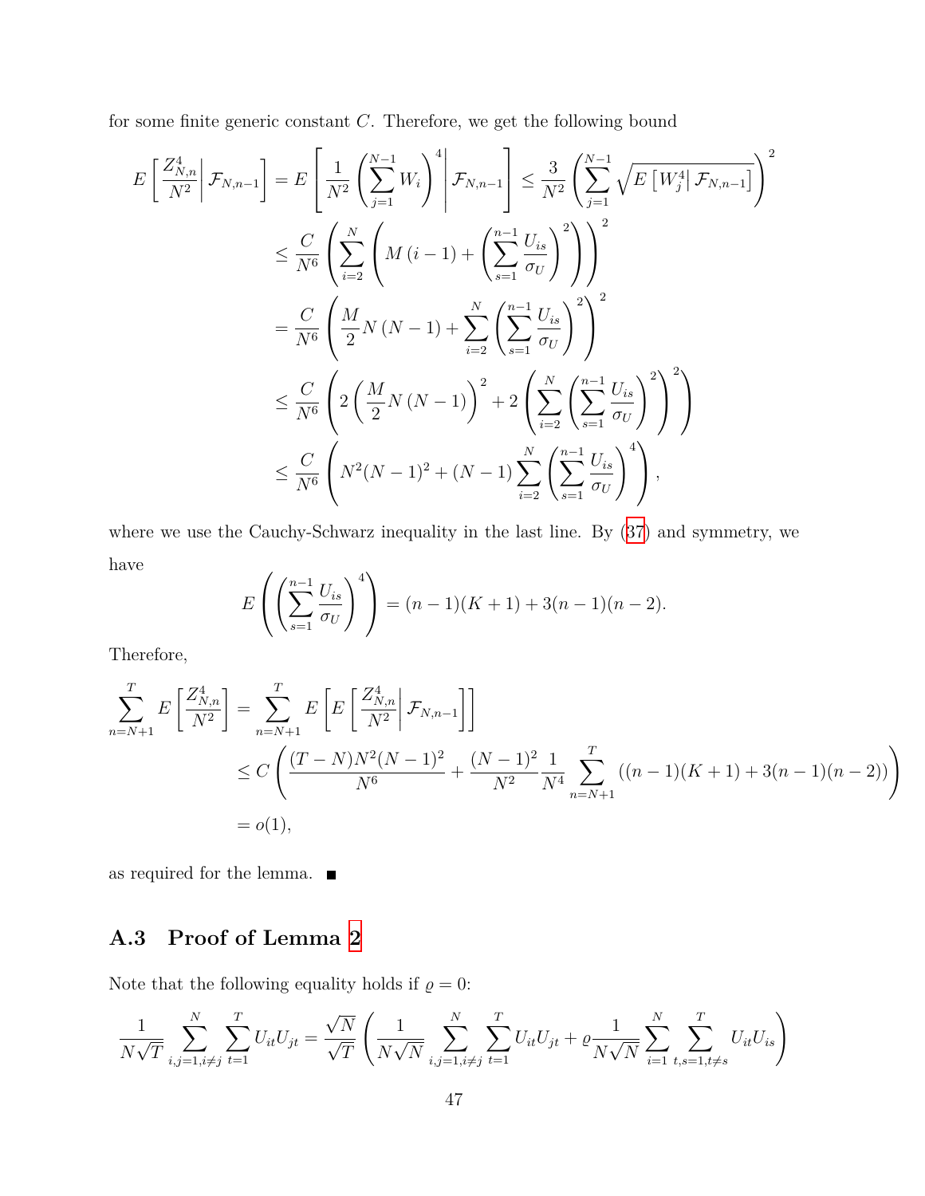for some finite generic constant $C$. Therefore, we get the following bound

$$
\begin{aligned}
E\left[\left.\frac{Z_{N,n}^4}{N^2}\right| \mathcal{F}_{N,n-1}\right] &= E\left[\left.\frac{1}{N^2}\left(\sum_{j=1}^{N-1} W_i\right)^4 \right| \mathcal{F}_{N,n-1}\right] \leq \frac{3}{N^2}\left(\sum_{j=1}^{N-1}\sqrt{E\left[\left.W_j^4\right| \mathcal{F}_{N,n-1}\right]}\right)^2 \\
&\leq \frac{C}{N^6}\left(\sum_{i=2}^{N}\left(M\left(i-1\right)+\left(\sum_{s=1}^{n-1}\frac{U_{is}}{\sigma_U}\right)^2\right)\right)^2 \\
&= \frac{C}{N^6}\left(\frac{M}{2}N\left(N-1\right)+\sum_{i=2}^{N}\left(\sum_{s=1}^{n-1}\frac{U_{is}}{\sigma_U}\right)^2\right)^2 \\
&\leq \frac{C}{N^6}\left(2\left(\frac{M}{2}N\left(N-1\right)\right)^2+2\left(\sum_{i=2}^{N}\left(\sum_{s=1}^{n-1}\frac{U_{is}}{\sigma_U}\right)^2\right)^2\right) \\
&\leq \frac{C}{N^6}\left(N^2(N-1)^2+(N-1)\sum_{i=2}^{N}\left(\sum_{s=1}^{n-1}\frac{U_{is}}{\sigma_U}\right)^4\right),
\end{aligned}
$$

where we use the Cauchy-Schwarz inequality in the last line. By (37) and symmetry, we have

$$
E\left(\left(\sum_{s=1}^{n-1}\frac{U_{is}}{\sigma_U}\right)^4\right) = (n-1)(K+1)+3(n-1)(n-2).
$$

Therefore,

$$
\begin{aligned}
\sum_{n=N+1}^{T} E\left[\frac{Z_{N,n}^4}{N^2}\right] &= \sum_{n=N+1}^{T} E\left[E\left[\left.\frac{Z_{N,n}^4}{N^2}\right| \mathcal{F}_{N,n-1}\right]\right] \\
&\leq C\left(\frac{(T-N)N^2(N-1)^2}{N^6}+\frac{(N-1)^2}{N^2}\frac{1}{N^4}\sum_{n=N+1}^{T}\left((n-1)(K+1)+3(n-1)(n-2)\right)\right) \\
&= o(1),
\end{aligned}
$$

as required for the lemma. ■

## A.3 Proof of Lemma 2

Note that the following equality holds if $\varrho = 0$:

$$
\frac{1}{N\sqrt{T}}\sum_{i,j=1,i\neq j}^{N}\sum_{t=1}^{T}U_{it}U_{jt} = \frac{\sqrt{N}}{\sqrt{T}}\left(\frac{1}{N\sqrt{N}}\sum_{i,j=1,i\neq j}^{N}\sum_{t=1}^{T}U_{it}U_{jt}+\varrho\frac{1}{N\sqrt{N}}\sum_{i=1}^{N}\sum_{t,s=1,t\neq s}^{T}U_{it}U_{is}\right)
$$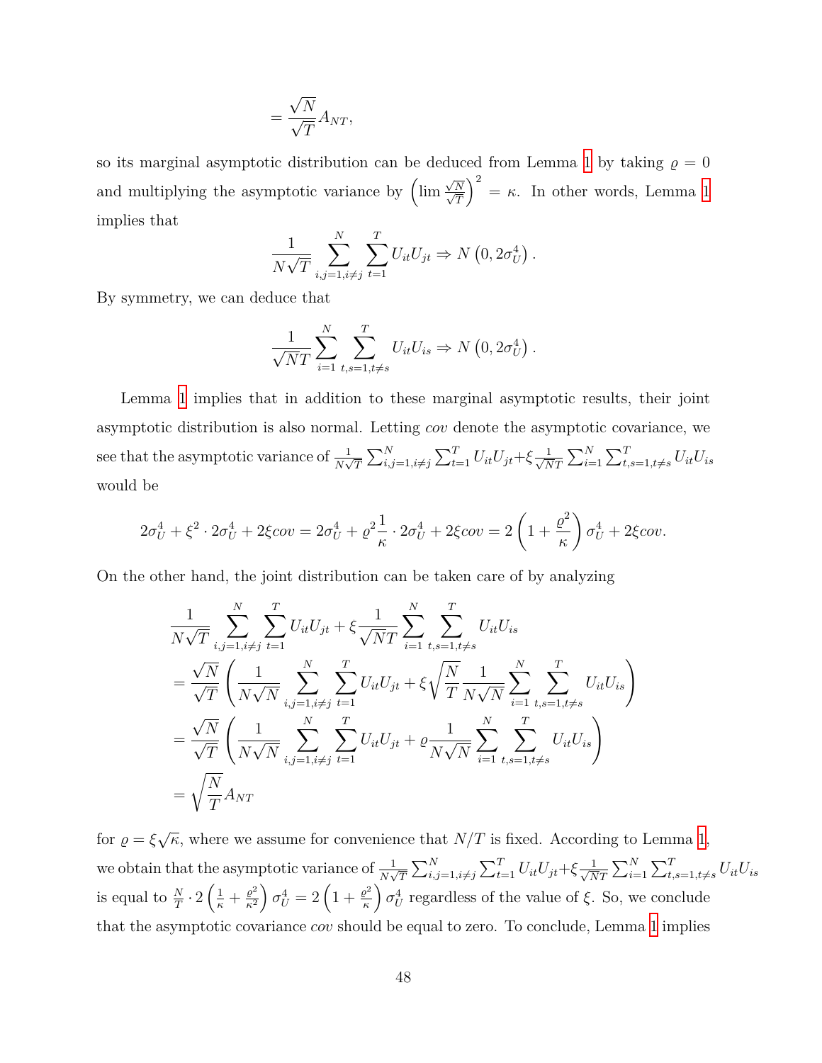$$= \frac{\sqrt{N}}{\sqrt{T}} A_{NT},$$

so its marginal asymptotic distribution can be deduced from Lemma 1 by taking $\varrho = 0$ and multiplying the asymptotic variance by $\left(\lim \frac{\sqrt{N}}{\sqrt{T}}\right)^2 = \kappa$. In other words, Lemma 1 implies that

$$\frac{1}{N\sqrt{T}} \sum_{i,j=1, i\neq j}^{N} \sum_{t=1}^{T} U_{it} U_{jt} \Rightarrow N\left(0, 2\sigma_U^4\right).$$

By symmetry, we can deduce that

$$\frac{1}{\sqrt{N}T} \sum_{i=1}^{N} \sum_{t,s=1, t\neq s}^{T} U_{it} U_{is} \Rightarrow N\left(0, 2\sigma_U^4\right).$$

Lemma 1 implies that in addition to these marginal asymptotic results, their joint asymptotic distribution is also normal. Letting *cov* denote the asymptotic covariance, we see that the asymptotic variance of $\frac{1}{N\sqrt{T}} \sum_{i,j=1, i\neq j}^{N} \sum_{t=1}^{T} U_{it} U_{jt} + \xi \frac{1}{\sqrt{N}T} \sum_{i=1}^{N} \sum_{t,s=1, t\neq s}^{T} U_{it} U_{is}$ would be

$$2\sigma_U^4 + \xi^2 \cdot 2\sigma_U^4 + 2\xi cov = 2\sigma_U^4 + \varrho^2 \frac{1}{\kappa} \cdot 2\sigma_U^4 + 2\xi cov = 2\left(1 + \frac{\varrho^2}{\kappa}\right)\sigma_U^4 + 2\xi cov.$$

On the other hand, the joint distribution can be taken care of by analyzing

$$\begin{aligned}
&\frac{1}{N\sqrt{T}} \sum_{i,j=1, i\neq j}^{N} \sum_{t=1}^{T} U_{it} U_{jt} + \xi \frac{1}{\sqrt{N}T} \sum_{i=1}^{N} \sum_{t,s=1, t\neq s}^{T} U_{it} U_{is} \\
&= \frac{\sqrt{N}}{\sqrt{T}} \left( \frac{1}{N\sqrt{N}} \sum_{i,j=1, i\neq j}^{N} \sum_{t=1}^{T} U_{it} U_{jt} + \xi \sqrt{\frac{N}{T}} \frac{1}{N\sqrt{N}} \sum_{i=1}^{N} \sum_{t,s=1, t\neq s}^{T} U_{it} U_{is} \right) \\
&= \frac{\sqrt{N}}{\sqrt{T}} \left( \frac{1}{N\sqrt{N}} \sum_{i,j=1, i\neq j}^{N} \sum_{t=1}^{T} U_{it} U_{jt} + \varrho \frac{1}{N\sqrt{N}} \sum_{i=1}^{N} \sum_{t,s=1, t\neq s}^{T} U_{it} U_{is} \right) \\
&= \sqrt{\frac{N}{T}} A_{NT}
\end{aligned}$$

for $\varrho = \xi\sqrt{\kappa}$, where we assume for convenience that $N/T$ is fixed. According to Lemma 1, we obtain that the asymptotic variance of $\frac{1}{N\sqrt{T}} \sum_{i,j=1, i\neq j}^{N} \sum_{t=1}^{T} U_{it} U_{jt} + \xi \frac{1}{\sqrt{N}T} \sum_{i=1}^{N} \sum_{t,s=1, t\neq s}^{T} U_{it} U_{is}$ is equal to $\frac{N}{T} \cdot 2\left(\frac{1}{\kappa} + \frac{\varrho^2}{\kappa^2}\right)\sigma_U^4 = 2\left(1 + \frac{\varrho^2}{\kappa}\right)\sigma_U^4$ regardless of the value of $\xi$. So, we conclude that the asymptotic covariance *cov* should be equal to zero. To conclude, Lemma 1 implies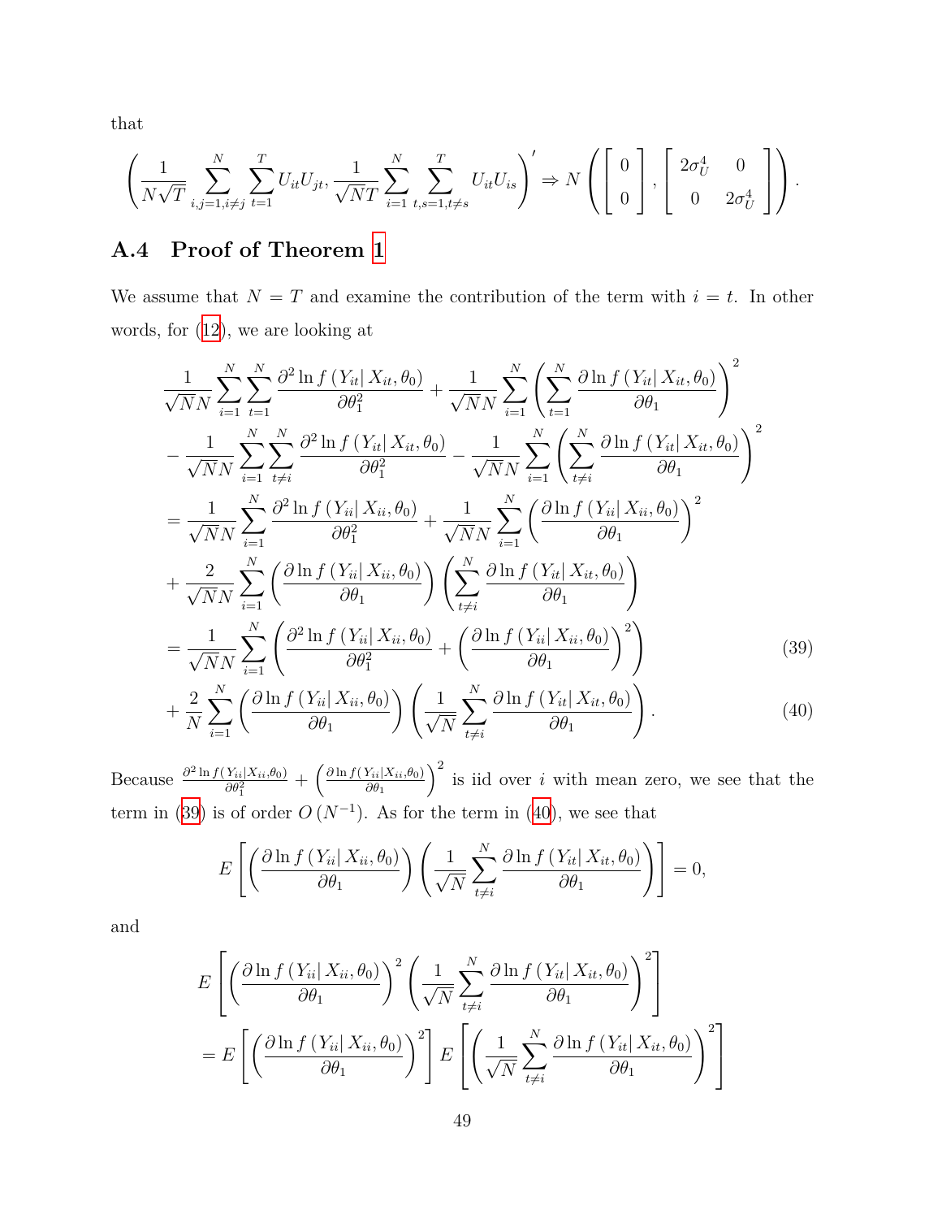that

$$
\left(\frac{1}{N\sqrt{T}}\sum_{i,j=1,i\neq j}^{N}\sum_{t=1}^{T}U_{it}U_{jt},\ \frac{1}{\sqrt{N}T}\sum_{i=1}^{N}\sum_{t,s=1,t\neq s}^{T}U_{it}U_{is}\right)'\Rightarrow N\left(\left[\begin{array}{c}0\\0\end{array}\right],\left[\begin{array}{cc}2\sigma_U^4 & 0\\ 0 & 2\sigma_U^4\end{array}\right]\right).
$$

## A.4 Proof of Theorem 1

We assume that $N=T$ and examine the contribution of the term with $i=t$. In other words, for (12), we are looking at

$$
\begin{aligned}
&\frac{1}{\sqrt{N}N}\sum_{i=1}^{N}\sum_{t=1}^{N}\frac{\partial^2\ln f\left(Y_{it}|\,X_{it},\theta_0\right)}{\partial\theta_1^2}+\frac{1}{\sqrt{N}N}\sum_{i=1}^{N}\left(\sum_{t=1}^{N}\frac{\partial\ln f\left(Y_{it}|\,X_{it},\theta_0\right)}{\partial\theta_1}\right)^2\\
&-\frac{1}{\sqrt{N}N}\sum_{i=1}^{N}\sum_{t\neq i}^{N}\frac{\partial^2\ln f\left(Y_{it}|\,X_{it},\theta_0\right)}{\partial\theta_1^2}-\frac{1}{\sqrt{N}N}\sum_{i=1}^{N}\left(\sum_{t\neq i}^{N}\frac{\partial\ln f\left(Y_{it}|\,X_{it},\theta_0\right)}{\partial\theta_1}\right)^2\\
&=\frac{1}{\sqrt{N}N}\sum_{i=1}^{N}\frac{\partial^2\ln f\left(Y_{ii}|\,X_{ii},\theta_0\right)}{\partial\theta_1^2}+\frac{1}{\sqrt{N}N}\sum_{i=1}^{N}\left(\frac{\partial\ln f\left(Y_{ii}|\,X_{ii},\theta_0\right)}{\partial\theta_1}\right)^2\\
&+\frac{2}{\sqrt{N}N}\sum_{i=1}^{N}\left(\frac{\partial\ln f\left(Y_{ii}|\,X_{ii},\theta_0\right)}{\partial\theta_1}\right)\left(\sum_{t\neq i}^{N}\frac{\partial\ln f\left(Y_{it}|\,X_{it},\theta_0\right)}{\partial\theta_1}\right)\\
&=\frac{1}{\sqrt{N}N}\sum_{i=1}^{N}\left(\frac{\partial^2\ln f\left(Y_{ii}|\,X_{ii},\theta_0\right)}{\partial\theta_1^2}+\left(\frac{\partial\ln f\left(Y_{ii}|\,X_{ii},\theta_0\right)}{\partial\theta_1}\right)^2\right) \qquad (39)\\
&+\frac{2}{N}\sum_{i=1}^{N}\left(\frac{\partial\ln f\left(Y_{ii}|\,X_{ii},\theta_0\right)}{\partial\theta_1}\right)\left(\frac{1}{\sqrt{N}}\sum_{t\neq i}^{N}\frac{\partial\ln f\left(Y_{it}|\,X_{it},\theta_0\right)}{\partial\theta_1}\right). \qquad (40)
\end{aligned}
$$

Because $\frac{\partial^2\ln f(Y_{ii}|X_{ii},\theta_0)}{\partial\theta_1^2}+\left(\frac{\partial\ln f(Y_{ii}|X_{ii},\theta_0)}{\partial\theta_1}\right)^2$ is iid over $i$ with mean zero, we see that the term in (39) is of order $O\left(N^{-1}\right)$. As for the term in (40), we see that

$$
E\left[\left(\frac{\partial\ln f\left(Y_{ii}|\,X_{ii},\theta_0\right)}{\partial\theta_1}\right)\left(\frac{1}{\sqrt{N}}\sum_{t\neq i}^{N}\frac{\partial\ln f\left(Y_{it}|\,X_{it},\theta_0\right)}{\partial\theta_1}\right)\right]=0,
$$

and

$$
\begin{aligned}
&E\left[\left(\frac{\partial\ln f\left(Y_{ii}|\,X_{ii},\theta_0\right)}{\partial\theta_1}\right)^2\left(\frac{1}{\sqrt{N}}\sum_{t\neq i}^{N}\frac{\partial\ln f\left(Y_{it}|\,X_{it},\theta_0\right)}{\partial\theta_1}\right)^2\right]\\
&=E\left[\left(\frac{\partial\ln f\left(Y_{ii}|\,X_{ii},\theta_0\right)}{\partial\theta_1}\right)^2\right]E\left[\left(\frac{1}{\sqrt{N}}\sum_{t\neq i}^{N}\frac{\partial\ln f\left(Y_{it}|\,X_{it},\theta_0\right)}{\partial\theta_1}\right)^2\right]
\end{aligned}
$$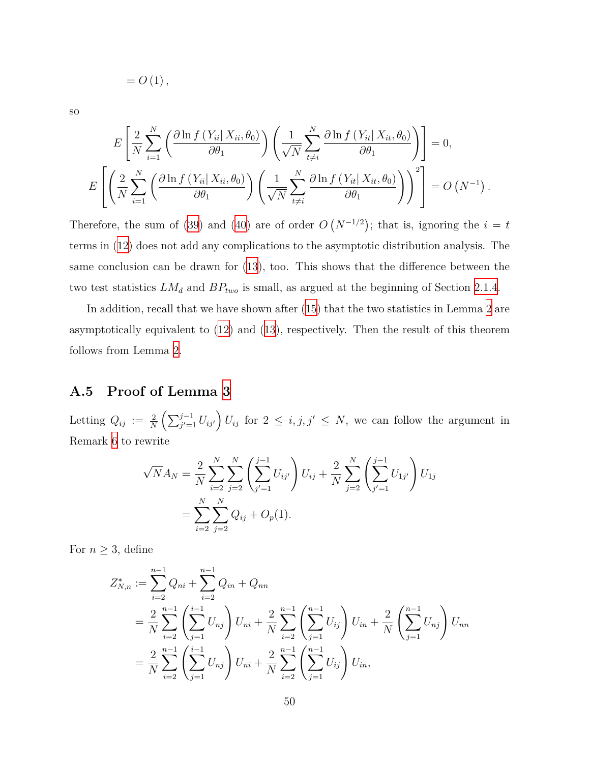$$= O(1),$$

so

$$E\left[\frac{2}{N}\sum_{i=1}^{N}\left(\frac{\partial \ln f\left(Y_{ii}|\, X_{ii}, \theta_0\right)}{\partial \theta_1}\right)\left(\frac{1}{\sqrt{N}}\sum_{t\neq i}^{N}\frac{\partial \ln f\left(Y_{it}|\, X_{it}, \theta_0\right)}{\partial \theta_1}\right)\right] = 0,$$

$$E\left[\left(\frac{2}{N}\sum_{i=1}^{N}\left(\frac{\partial \ln f\left(Y_{ii}|\, X_{ii}, \theta_0\right)}{\partial \theta_1}\right)\left(\frac{1}{\sqrt{N}}\sum_{t\neq i}^{N}\frac{\partial \ln f\left(Y_{it}|\, X_{it}, \theta_0\right)}{\partial \theta_1}\right)\right)^2\right] = O\left(N^{-1}\right).$$

Therefore, the sum of (39) and (40) are of order $O\left(N^{-1/2}\right)$; that is, ignoring the $i = t$ terms in (12) does not add any complications to the asymptotic distribution analysis. The same conclusion can be drawn for (13), too. This shows that the difference between the two test statistics $LM_d$ and $BP_{two}$ is small, as argued at the beginning of Section 2.1.4.

In addition, recall that we have shown after (15) that the two statistics in Lemma 2 are asymptotically equivalent to (12) and (13), respectively. Then the result of this theorem follows from Lemma 2.

## A.5 Proof of Lemma 3

Letting $Q_{ij} := \frac{2}{N}\left(\sum_{j'=1}^{j-1} U_{ij'}\right) U_{ij}$ for $2 \leq i, j, j' \leq N$, we can follow the argument in Remark 6 to rewrite

$$\begin{aligned}
\sqrt{N}A_N &= \frac{2}{N}\sum_{i=2}^{N}\sum_{j=2}^{N}\left(\sum_{j'=1}^{j-1} U_{ij'}\right) U_{ij} + \frac{2}{N}\sum_{j=2}^{N}\left(\sum_{j'=1}^{j-1} U_{1j'}\right) U_{1j} \\
&= \sum_{i=2}^{N}\sum_{j=2}^{N} Q_{ij} + O_p(1).
\end{aligned}$$

For $n \geq 3$, define

$$\begin{aligned}
Z^*_{N,n} &:= \sum_{i=2}^{n-1} Q_{ni} + \sum_{i=2}^{n-1} Q_{in} + Q_{nn} \\
&= \frac{2}{N}\sum_{i=2}^{n-1}\left(\sum_{j=1}^{i-1} U_{nj}\right) U_{ni} + \frac{2}{N}\sum_{i=2}^{n-1}\left(\sum_{j=1}^{n-1} U_{ij}\right) U_{in} + \frac{2}{N}\left(\sum_{j=1}^{n-1} U_{nj}\right) U_{nn} \\
&= \frac{2}{N}\sum_{i=2}^{n-1}\left(\sum_{j=1}^{i-1} U_{nj}\right) U_{ni} + \frac{2}{N}\sum_{i=2}^{n-1}\left(\sum_{j=1}^{n-1} U_{ij}\right) U_{in},
\end{aligned}$$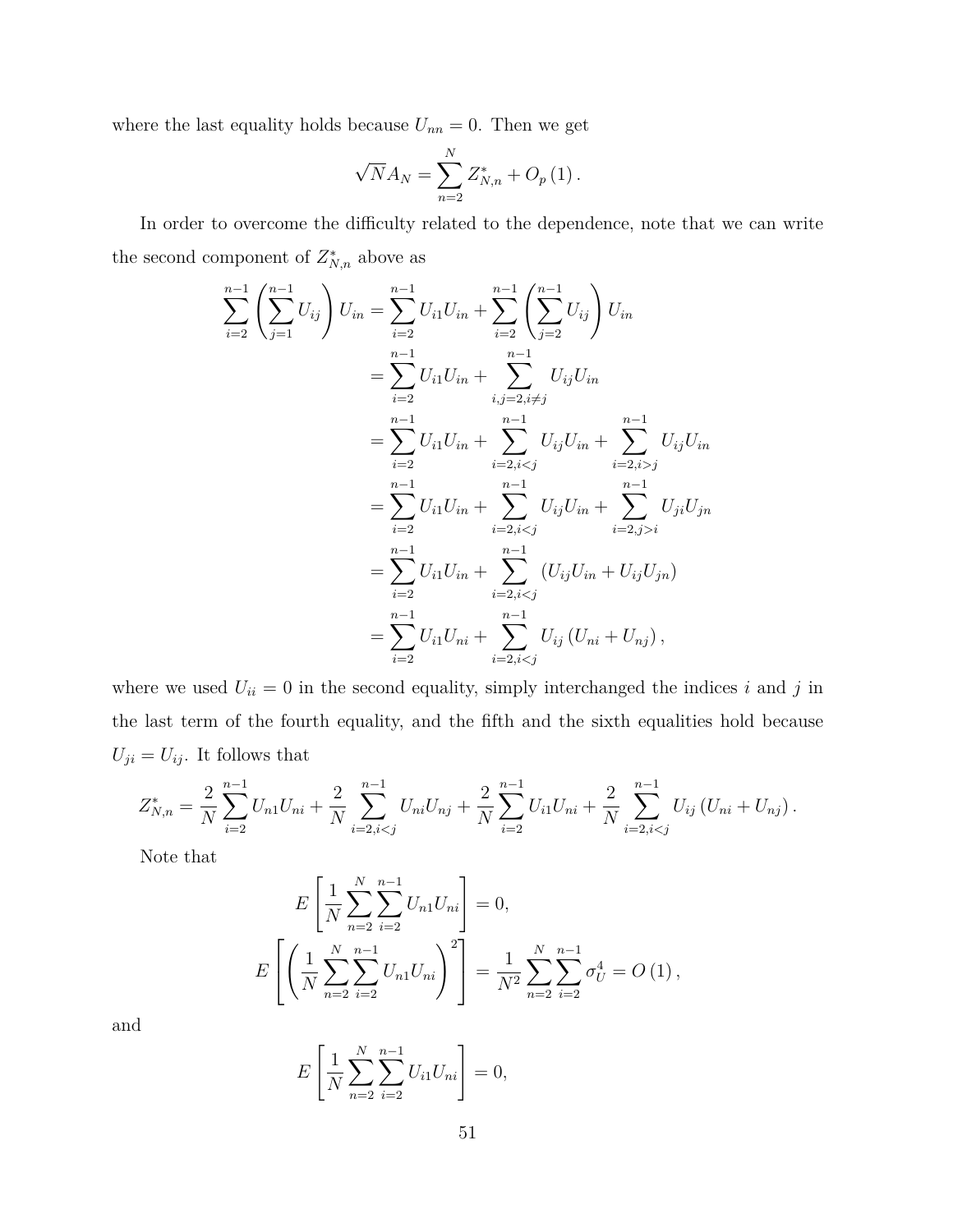where the last equality holds because $U_{nn} = 0$. Then we get

$$\sqrt{N}A_N = \sum_{n=2}^{N} Z_{N,n}^* + O_p(1).$$

In order to overcome the difficulty related to the dependence, note that we can write the second component of $Z_{N,n}^*$ above as

$$\begin{aligned}
\sum_{i=2}^{n-1}\left(\sum_{j=1}^{n-1} U_{ij}\right) U_{in} &= \sum_{i=2}^{n-1} U_{i1}U_{in} + \sum_{i=2}^{n-1}\left(\sum_{j=2}^{n-1} U_{ij}\right) U_{in} \\
&= \sum_{i=2}^{n-1} U_{i1}U_{in} + \sum_{i,j=2,i\neq j}^{n-1} U_{ij}U_{in} \\
&= \sum_{i=2}^{n-1} U_{i1}U_{in} + \sum_{i=2,i<j}^{n-1} U_{ij}U_{in} + \sum_{i=2,i>j}^{n-1} U_{ij}U_{in} \\
&= \sum_{i=2}^{n-1} U_{i1}U_{in} + \sum_{i=2,i<j}^{n-1} U_{ij}U_{in} + \sum_{i=2,j>i}^{n-1} U_{ji}U_{jn} \\
&= \sum_{i=2}^{n-1} U_{i1}U_{in} + \sum_{i=2,i<j}^{n-1} \left(U_{ij}U_{in} + U_{ij}U_{jn}\right) \\
&= \sum_{i=2}^{n-1} U_{i1}U_{ni} + \sum_{i=2,i<j}^{n-1} U_{ij}\left(U_{ni} + U_{nj}\right),
\end{aligned}$$

where we used $U_{ii} = 0$ in the second equality, simply interchanged the indices $i$ and $j$ in the last term of the fourth equality, and the fifth and the sixth equalities hold because $U_{ji} = U_{ij}$. It follows that

$$Z_{N,n}^* = \frac{2}{N}\sum_{i=2}^{n-1} U_{n1}U_{ni} + \frac{2}{N}\sum_{i=2,i<j}^{n-1} U_{ni}U_{nj} + \frac{2}{N}\sum_{i=2}^{n-1} U_{i1}U_{ni} + \frac{2}{N}\sum_{i=2,i<j}^{n-1} U_{ij}\left(U_{ni} + U_{nj}\right).$$

Note that

$$E\left[\frac{1}{N}\sum_{n=2}^{N}\sum_{i=2}^{n-1} U_{n1}U_{ni}\right] = 0,$$

$$E\left[\left(\frac{1}{N}\sum_{n=2}^{N}\sum_{i=2}^{n-1} U_{n1}U_{ni}\right)^2\right] = \frac{1}{N^2}\sum_{n=2}^{N}\sum_{i=2}^{n-1} \sigma_U^4 = O(1),$$

and

$$E\left[\frac{1}{N}\sum_{n=2}^{N}\sum_{i=2}^{n-1} U_{i1}U_{ni}\right] = 0,$$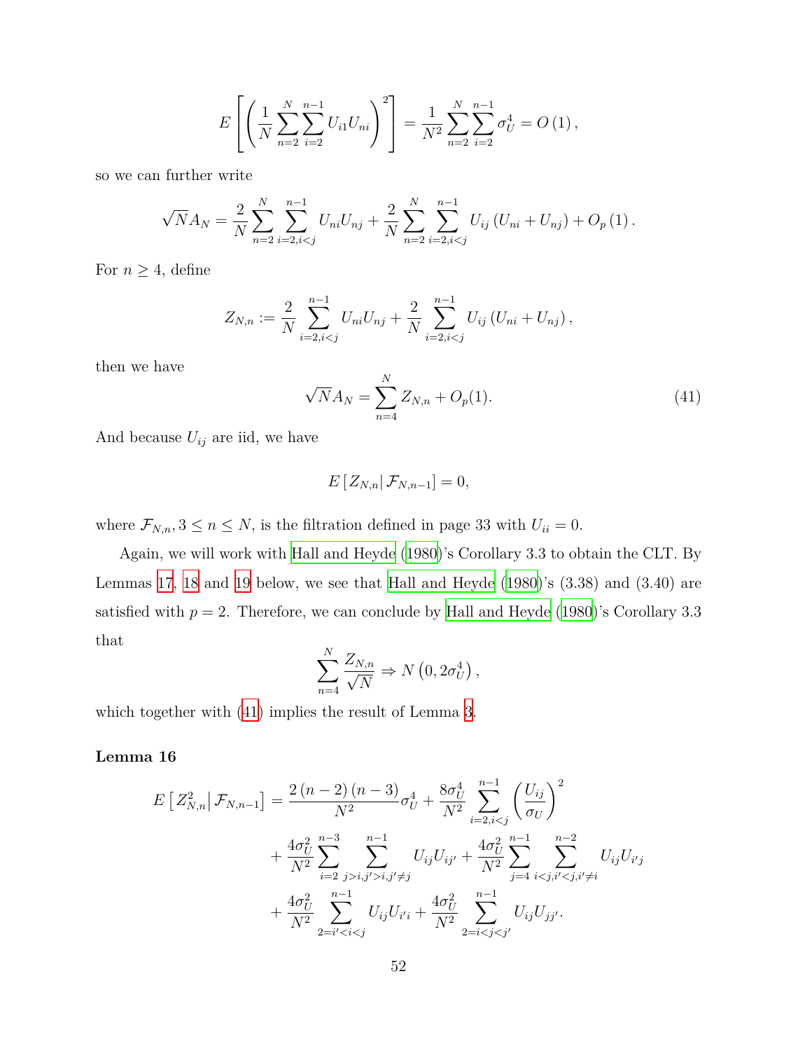$$E\left[\left(\frac{1}{N}\sum_{n=2}^{N}\sum_{i=2}^{n-1}U_{i1}U_{ni}\right)^2\right]=\frac{1}{N^2}\sum_{n=2}^{N}\sum_{i=2}^{n-1}\sigma_U^4=O\left(1\right),$$

so we can further write

$$\sqrt{N}A_N=\frac{2}{N}\sum_{n=2}^{N}\sum_{i=2,i<j}^{n-1}U_{ni}U_{nj}+\frac{2}{N}\sum_{n=2}^{N}\sum_{i=2,i<j}^{n-1}U_{ij}\left(U_{ni}+U_{nj}\right)+O_p\left(1\right).$$

For $n\geq 4$, define

$$Z_{N,n}:=\frac{2}{N}\sum_{i=2,i<j}^{n-1}U_{ni}U_{nj}+\frac{2}{N}\sum_{i=2,i<j}^{n-1}U_{ij}\left(U_{ni}+U_{nj}\right),$$

then we have

$$\sqrt{N}A_N=\sum_{n=4}^{N}Z_{N,n}+O_p(1). \tag{41}$$

And because $U_{ij}$ are iid, we have

$$E\left[\left.Z_{N,n}\right|\mathcal{F}_{N,n-1}\right]=0,$$

where $\mathcal{F}_{N,n}, 3\leq n\leq N$, is the filtration defined in page 33 with $U_{ii}=0$.

Again, we will work with Hall and Heyde (1980)'s Corollary 3.3 to obtain the CLT. By Lemmas 17, 18 and 19 below, we see that Hall and Heyde (1980)'s (3.38) and (3.40) are satisfied with $p=2$. Therefore, we can conclude by Hall and Heyde (1980)'s Corollary 3.3 that

$$\sum_{n=4}^{N}\frac{Z_{N,n}}{\sqrt{N}}\Rightarrow N\left(0,2\sigma_U^4\right),$$

which together with (41) implies the result of Lemma 3.

**Lemma 16**

$$\begin{aligned}E\left[\left.Z_{N,n}^2\right|\mathcal{F}_{N,n-1}\right]=&\frac{2\left(n-2\right)\left(n-3\right)}{N^2}\sigma_U^4+\frac{8\sigma_U^4}{N^2}\sum_{i=2,i<j}^{n-1}\left(\frac{U_{ij}}{\sigma_U}\right)^2\\&+\frac{4\sigma_U^2}{N^2}\sum_{i=2}^{n-3}\sum_{j>i,j'>i,j'\neq j}^{n-1}U_{ij}U_{ij'}+\frac{4\sigma_U^2}{N^2}\sum_{j=4}^{n-1}\sum_{i<j,i'<j,i'\neq i}^{n-2}U_{ij}U_{i'j}\\&+\frac{4\sigma_U^2}{N^2}\sum_{2=i'<i<j}^{n-1}U_{ij}U_{i'i}+\frac{4\sigma_U^2}{N^2}\sum_{2=i<j<j'}^{n-1}U_{ij}U_{jj'}.\end{aligned}$$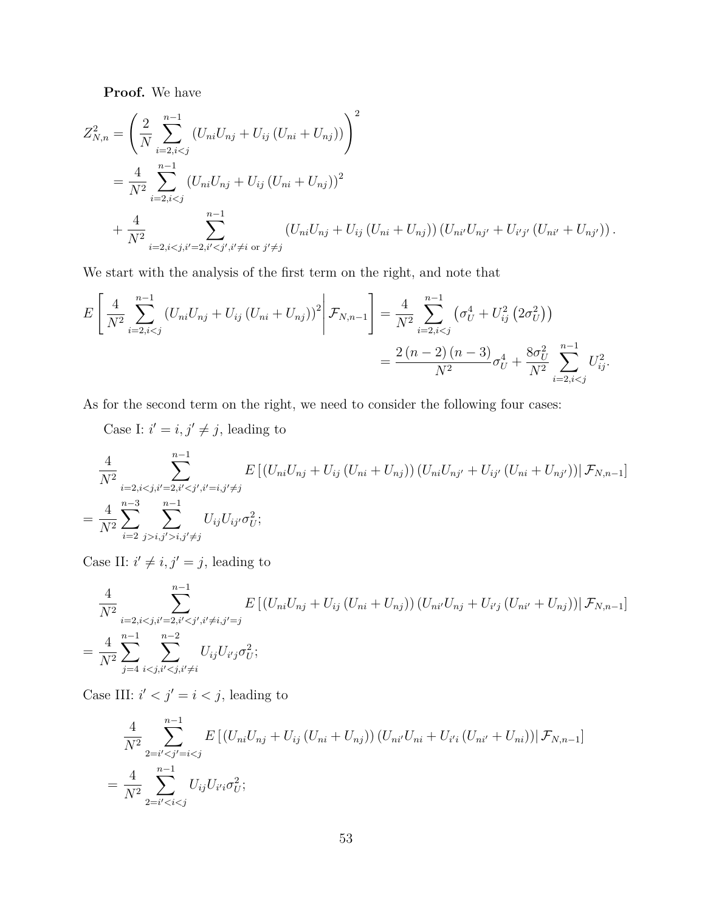**Proof.** We have

$$
\begin{aligned}
Z_{N,n}^2 &= \left( \frac{2}{N} \sum_{i=2, i<j}^{n-1} \left( U_{ni} U_{nj} + U_{ij} \left( U_{ni} + U_{nj} \right) \right) \right)^2 \\
&= \frac{4}{N^2} \sum_{i=2, i<j}^{n-1} \left( U_{ni} U_{nj} + U_{ij} \left( U_{ni} + U_{nj} \right) \right)^2 \\
&+ \frac{4}{N^2} \sum_{i=2, i<j, i'=2, i'<j', i' \neq i \text{ or } j' \neq j}^{n-1} \left( U_{ni} U_{nj} + U_{ij} \left( U_{ni} + U_{nj} \right) \right) \left( U_{ni'} U_{nj'} + U_{i'j'} \left( U_{ni'} + U_{nj'} \right) \right).
\end{aligned}
$$

We start with the analysis of the first term on the right, and note that

$$
\begin{aligned}
E\left[ \left. \frac{4}{N^2} \sum_{i=2, i<j}^{n-1} \left( U_{ni} U_{nj} + U_{ij} \left( U_{ni} + U_{nj} \right) \right)^2 \right| \mathcal{F}_{N,n-1} \right] &= \frac{4}{N^2} \sum_{i=2, i<j}^{n-1} \left( \sigma_U^4 + U_{ij}^2 \left( 2\sigma_U^2 \right) \right) \\
&= \frac{2\left(n-2\right)\left(n-3\right)}{N^2} \sigma_U^4 + \frac{8\sigma_U^2}{N^2} \sum_{i=2, i<j}^{n-1} U_{ij}^2.
\end{aligned}
$$

As for the second term on the right, we need to consider the following four cases:

Case I: $i' = i, j' \neq j$, leading to

$$
\begin{aligned}
&\frac{4}{N^2} \sum_{i=2, i<j, i'=2, i'<j', i'=i, j' \neq j}^{n-1} E\left[ \left( U_{ni} U_{nj} + U_{ij} \left( U_{ni} + U_{nj} \right) \right) \left( U_{ni} U_{nj'} + U_{ij'} \left( U_{ni} + U_{nj'} \right) \right) \right| \mathcal{F}_{N,n-1} ] \\
&= \frac{4}{N^2} \sum_{i=2}^{n-3} \sum_{j>i, j'>i, j' \neq j}^{n-1} U_{ij} U_{ij'} \sigma_U^2;
\end{aligned}
$$

Case II: $i' \neq i, j' = j$, leading to

$$
\begin{aligned}
&\frac{4}{N^2} \sum_{i=2, i<j, i'=2, i'<j', i' \neq i, j'=j}^{n-1} E\left[ \left( U_{ni} U_{nj} + U_{ij} \left( U_{ni} + U_{nj} \right) \right) \left( U_{ni'} U_{nj} + U_{i'j} \left( U_{ni'} + U_{nj} \right) \right) \right| \mathcal{F}_{N,n-1} ] \\
&= \frac{4}{N^2} \sum_{j=4}^{n-1} \sum_{i<j, i'<j, i' \neq i}^{n-2} U_{ij} U_{i'j} \sigma_U^2;
\end{aligned}
$$

Case III: $i' < j' = i < j$, leading to

$$
\begin{aligned}
&\frac{4}{N^2} \sum_{2=i'<j'=i<j}^{n-1} E\left[ \left( U_{ni} U_{nj} + U_{ij} \left( U_{ni} + U_{nj} \right) \right) \left( U_{ni'} U_{ni} + U_{i'i} \left( U_{ni'} + U_{ni} \right) \right) \right| \mathcal{F}_{N,n-1} ] \\
&= \frac{4}{N^2} \sum_{2=i'<i<j}^{n-1} U_{ij} U_{i'i} \sigma_U^2;
\end{aligned}
$$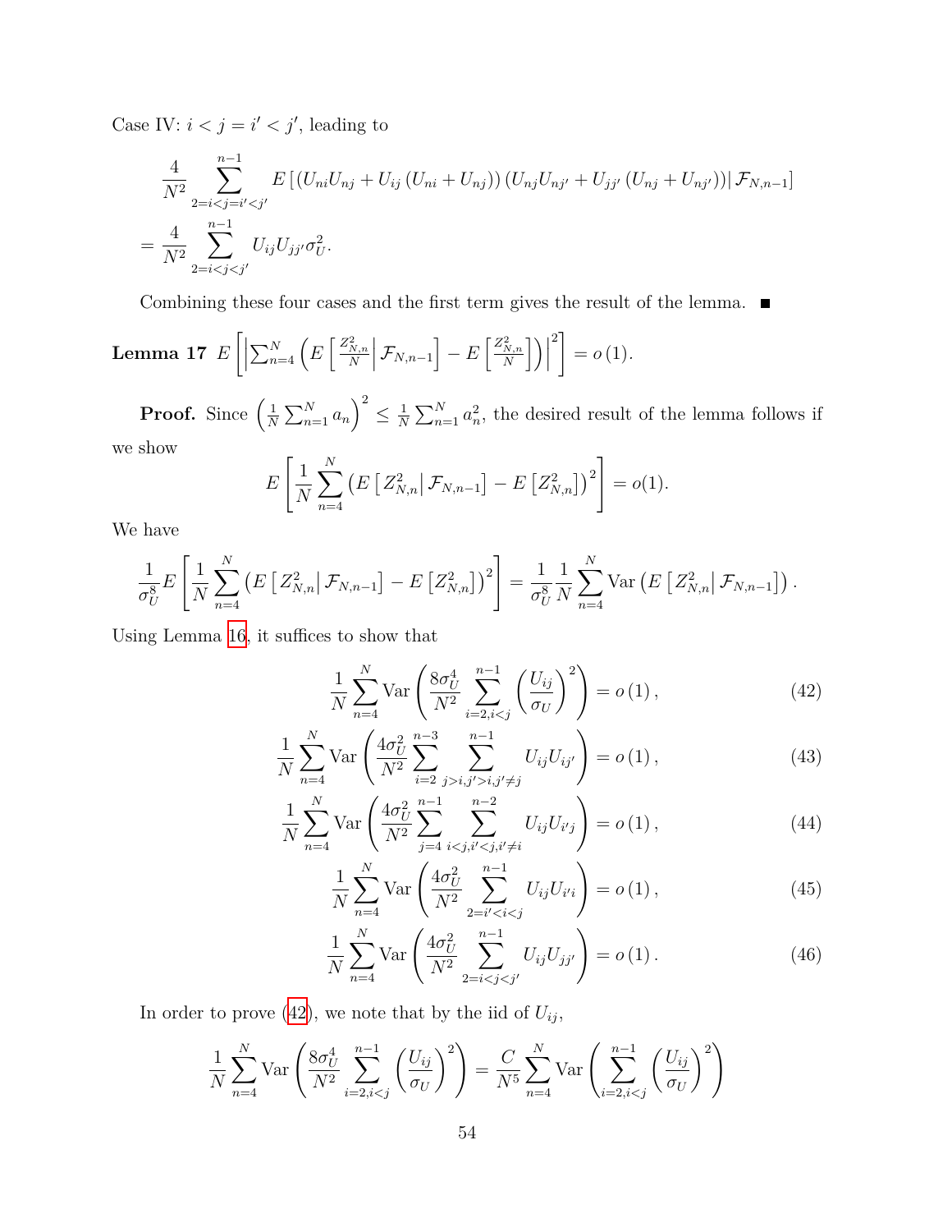Case IV: $i < j = i' < j'$, leading to

$$\frac{4}{N^2}\sum_{2=i<j=i'<j'}^{n-1} E\left[\left(U_{ni}U_{nj} + U_{ij}\left(U_{ni} + U_{nj}\right)\right)\left(U_{nj}U_{nj'} + U_{jj'}\left(U_{nj} + U_{nj'}\right)\right)\middle|\, \mathcal{F}_{N,n-1}\right]$$

$$= \frac{4}{N^2}\sum_{2=i<j<j'}^{n-1} U_{ij}U_{jj'}\sigma_U^2.$$

Combining these four cases and the first term gives the result of the lemma. ■

**Lemma 17** $E\left[\left|\sum_{n=4}^{N}\left(E\left[\left.\frac{Z_{N,n}^2}{N}\right|\mathcal{F}_{N,n-1}\right] - E\left[\frac{Z_{N,n}^2}{N}\right]\right)\right|^2\right] = o\left(1\right).$

**Proof.** Since $\left(\frac{1}{N}\sum_{n=1}^{N} a_n\right)^2 \leq \frac{1}{N}\sum_{n=1}^{N} a_n^2$, the desired result of the lemma follows if we show

$$E\left[\frac{1}{N}\sum_{n=4}^{N}\left(E\left[\left.Z_{N,n}^2\right|\mathcal{F}_{N,n-1}\right] - E\left[Z_{N,n}^2\right]\right)^2\right] = o(1).$$

We have

$$\frac{1}{\sigma_U^8}E\left[\frac{1}{N}\sum_{n=4}^{N}\left(E\left[\left.Z_{N,n}^2\right|\mathcal{F}_{N,n-1}\right] - E\left[Z_{N,n}^2\right]\right)^2\right] = \frac{1}{\sigma_U^8}\frac{1}{N}\sum_{n=4}^{N}\mathrm{Var}\left(E\left[\left.Z_{N,n}^2\right|\mathcal{F}_{N,n-1}\right]\right).$$

Using Lemma 16, it suffices to show that

$$\frac{1}{N}\sum_{n=4}^{N}\mathrm{Var}\left(\frac{8\sigma_U^4}{N^2}\sum_{i=2,i<j}^{n-1}\left(\frac{U_{ij}}{\sigma_U}\right)^2\right) = o\left(1\right), \tag{42}$$

$$\frac{1}{N}\sum_{n=4}^{N}\mathrm{Var}\left(\frac{4\sigma_U^2}{N^2}\sum_{i=2}^{n-3}\sum_{j>i,j'>i,j'\neq j}^{n-1} U_{ij}U_{ij'}\right) = o\left(1\right), \tag{43}$$

$$\frac{1}{N}\sum_{n=4}^{N}\mathrm{Var}\left(\frac{4\sigma_U^2}{N^2}\sum_{j=4}^{n-1}\sum_{i<j,i'<j,i'\neq i}^{n-2} U_{ij}U_{i'j}\right) = o\left(1\right), \tag{44}$$

$$\frac{1}{N}\sum_{n=4}^{N}\mathrm{Var}\left(\frac{4\sigma_U^2}{N^2}\sum_{2=i'<i<j}^{n-1} U_{ij}U_{i'i}\right) = o\left(1\right), \tag{45}$$

$$\frac{1}{N}\sum_{n=4}^{N}\mathrm{Var}\left(\frac{4\sigma_U^2}{N^2}\sum_{2=i<j<j'}^{n-1} U_{ij}U_{jj'}\right) = o\left(1\right). \tag{46}$$

In order to prove (42), we note that by the iid of $U_{ij}$,

$$\frac{1}{N}\sum_{n=4}^{N}\mathrm{Var}\left(\frac{8\sigma_U^4}{N^2}\sum_{i=2,i<j}^{n-1}\left(\frac{U_{ij}}{\sigma_U}\right)^2\right) = \frac{C}{N^5}\sum_{n=4}^{N}\mathrm{Var}\left(\sum_{i=2,i<j}^{n-1}\left(\frac{U_{ij}}{\sigma_U}\right)^2\right)$$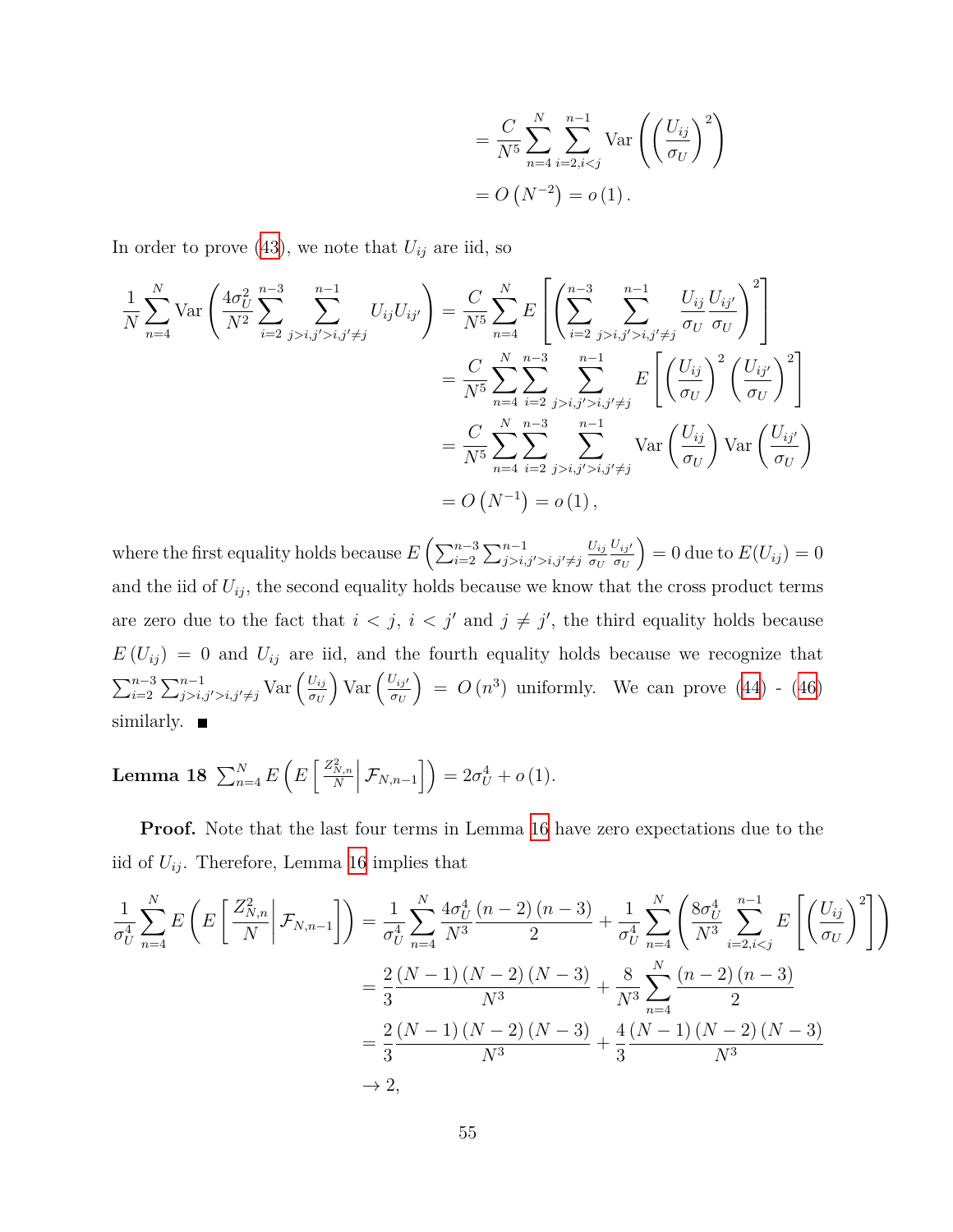$$= \frac{C}{N^5} \sum_{n=4}^{N} \sum_{i=2, i<j}^{n-1} \operatorname{Var}\left( \left( \frac{U_{ij}}{\sigma_U} \right)^2 \right)$$

$$= O\left(N^{-2}\right) = o\left(1\right).$$

In order to prove (43), we note that $U_{ij}$ are iid, so

$$\begin{aligned}
\frac{1}{N} \sum_{n=4}^{N} \operatorname{Var}\left( \frac{4\sigma_U^2}{N^2} \sum_{i=2}^{n-3} \sum_{j>i, j'>i, j' \neq j}^{n-1} U_{ij} U_{ij'} \right) &= \frac{C}{N^5} \sum_{n=4}^{N} E\left[ \left( \sum_{i=2}^{n-3} \sum_{j>i, j'>i, j' \neq j}^{n-1} \frac{U_{ij}}{\sigma_U} \frac{U_{ij'}}{\sigma_U} \right)^2 \right] \\
&= \frac{C}{N^5} \sum_{n=4}^{N} \sum_{i=2}^{n-3} \sum_{j>i, j'>i, j' \neq j}^{n-1} E\left[ \left( \frac{U_{ij}}{\sigma_U} \right)^2 \left( \frac{U_{ij'}}{\sigma_U} \right)^2 \right] \\
&= \frac{C}{N^5} \sum_{n=4}^{N} \sum_{i=2}^{n-3} \sum_{j>i, j'>i, j' \neq j}^{n-1} \operatorname{Var}\left( \frac{U_{ij}}{\sigma_U} \right) \operatorname{Var}\left( \frac{U_{ij'}}{\sigma_U} \right) \\
&= O\left(N^{-1}\right) = o\left(1\right),
\end{aligned}$$

where the first equality holds because $E\left( \sum_{i=2}^{n-3} \sum_{j>i, j'>i, j' \neq j}^{n-1} \frac{U_{ij}}{\sigma_U} \frac{U_{ij'}}{\sigma_U} \right) = 0$ due to $E(U_{ij}) = 0$ and the iid of $U_{ij}$, the second equality holds because we know that the cross product terms are zero due to the fact that $i < j$, $i < j'$ and $j \neq j'$, the third equality holds because $E\left(U_{ij}\right) = 0$ and $U_{ij}$ are iid, and the fourth equality holds because we recognize that $\sum_{i=2}^{n-3} \sum_{j>i, j'>i, j' \neq j}^{n-1} \operatorname{Var}\left( \frac{U_{ij}}{\sigma_U} \right) \operatorname{Var}\left( \frac{U_{ij'}}{\sigma_U} \right) = O\left(n^3\right)$ uniformly. We can prove (44) - (46) similarly. ■

**Lemma 18** $\sum_{n=4}^{N} E\left( E\left[ \frac{Z_{N,n}^2}{N} \middle| \mathcal{F}_{N,n-1} \right] \right) = 2\sigma_U^4 + o\left(1\right)$.

**Proof.** Note that the last four terms in Lemma 16 have zero expectations due to the iid of $U_{ij}$. Therefore, Lemma 16 implies that

$$\begin{aligned}
\frac{1}{\sigma_U^4} \sum_{n=4}^{N} E\left( E\left[ \frac{Z_{N,n}^2}{N} \middle| \mathcal{F}_{N,n-1} \right] \right) &= \frac{1}{\sigma_U^4} \sum_{n=4}^{N} \frac{4\sigma_U^4}{N^3} \frac{(n-2)(n-3)}{2} + \frac{1}{\sigma_U^4} \sum_{n=4}^{N} \left( \frac{8\sigma_U^4}{N^3} \sum_{i=2, i<j}^{n-1} E\left[ \left( \frac{U_{ij}}{\sigma_U} \right)^2 \right] \right) \\
&= \frac{2}{3} \frac{(N-1)(N-2)(N-3)}{N^3} + \frac{8}{N^3} \sum_{n=4}^{N} \frac{(n-2)(n-3)}{2} \\
&= \frac{2}{3} \frac{(N-1)(N-2)(N-3)}{N^3} + \frac{4}{3} \frac{(N-1)(N-2)(N-3)}{N^3} \\
&\to 2,
\end{aligned}$$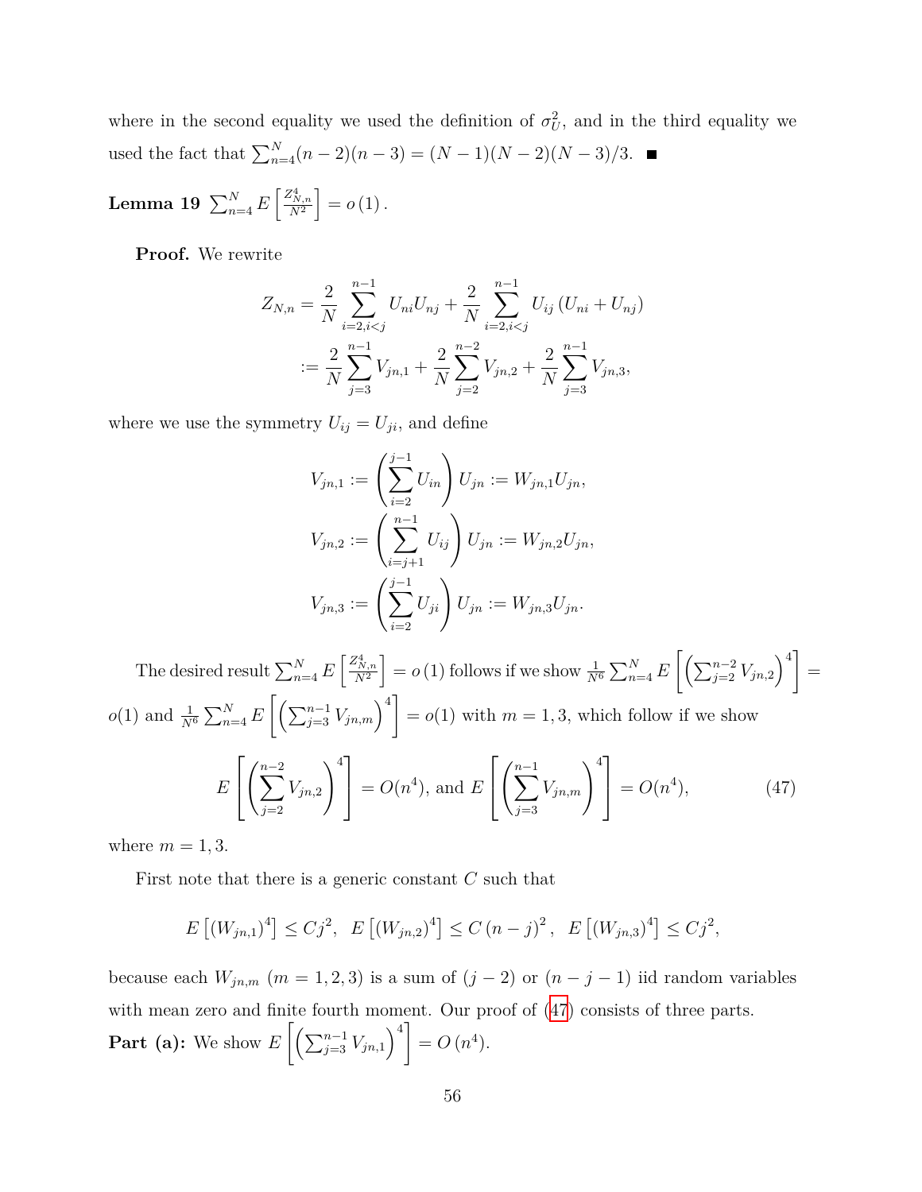where in the second equality we used the definition of $\sigma_U^2$, and in the third equality we used the fact that $\sum_{n=4}^{N}(n-2)(n-3) = (N-1)(N-2)(N-3)/3$. ∎

**Lemma 19** $\sum_{n=4}^{N} E\left[\frac{Z_{N,n}^4}{N^2}\right] = o\left(1\right).$

**Proof.** We rewrite

$$
\begin{aligned}
Z_{N,n} &= \frac{2}{N}\sum_{i=2,i<j}^{n-1} U_{ni}U_{nj} + \frac{2}{N}\sum_{i=2,i<j}^{n-1} U_{ij}\left(U_{ni}+U_{nj}\right) \\
&:= \frac{2}{N}\sum_{j=3}^{n-1} V_{jn,1} + \frac{2}{N}\sum_{j=2}^{n-2} V_{jn,2} + \frac{2}{N}\sum_{j=3}^{n-1} V_{jn,3},
\end{aligned}
$$

where we use the symmetry $U_{ij} = U_{ji}$, and define

$$
\begin{aligned}
V_{jn,1} &:= \left(\sum_{i=2}^{j-1} U_{in}\right) U_{jn} := W_{jn,1}U_{jn}, \\
V_{jn,2} &:= \left(\sum_{i=j+1}^{n-1} U_{ij}\right) U_{jn} := W_{jn,2}U_{jn}, \\
V_{jn,3} &:= \left(\sum_{i=2}^{j-1} U_{ji}\right) U_{jn} := W_{jn,3}U_{jn}.
\end{aligned}
$$

The desired result $\sum_{n=4}^{N} E\left[\frac{Z_{N,n}^4}{N^2}\right] = o\left(1\right)$ follows if we show $\frac{1}{N^6}\sum_{n=4}^{N} E\left[\left(\sum_{j=2}^{n-2} V_{jn,2}\right)^4\right] = o(1)$ and $\frac{1}{N^6}\sum_{n=4}^{N} E\left[\left(\sum_{j=3}^{n-1} V_{jn,m}\right)^4\right] = o(1)$ with $m = 1, 3$, which follow if we show

$$
E\left[\left(\sum_{j=2}^{n-2} V_{jn,2}\right)^4\right] = O(n^4), \text{ and } E\left[\left(\sum_{j=3}^{n-1} V_{jn,m}\right)^4\right] = O(n^4), \tag{47}
$$

where $m = 1, 3$.

First note that there is a generic constant $C$ such that

$$
E\left[\left(W_{jn,1}\right)^4\right] \le Cj^2, \;\; E\left[\left(W_{jn,2}\right)^4\right] \le C\left(n-j\right)^2, \;\; E\left[\left(W_{jn,3}\right)^4\right] \le Cj^2,
$$

because each $W_{jn,m}$ $(m = 1, 2, 3)$ is a sum of $(j-2)$ or $(n-j-1)$ iid random variables with mean zero and finite fourth moment. Our proof of (47) consists of three parts.

**Part (a):** We show $E\left[\left(\sum_{j=3}^{n-1} V_{jn,1}\right)^4\right] = O\left(n^4\right).$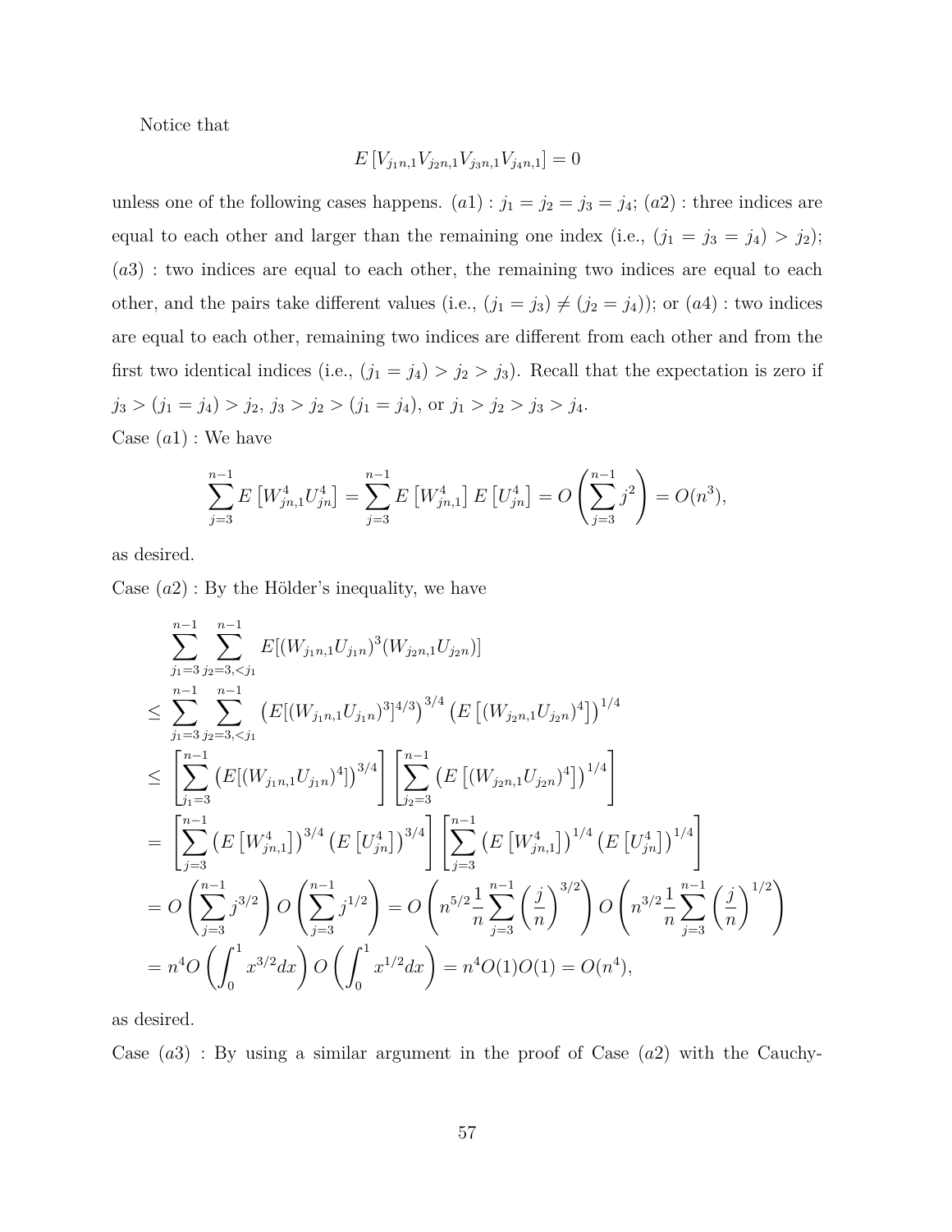Notice that

$$E\left[V_{j_1n,1}V_{j_2n,1}V_{j_3n,1}V_{j_4n,1}\right] = 0$$

unless one of the following cases happens. $(a1)$ : $j_1 = j_2 = j_3 = j_4$; $(a2)$ : three indices are equal to each other and larger than the remaining one index (i.e., $(j_1 = j_3 = j_4) > j_2$); $(a3)$ : two indices are equal to each other, the remaining two indices are equal to each other, and the pairs take different values (i.e., $(j_1 = j_3) \neq (j_2 = j_4)$); or $(a4)$ : two indices are equal to each other, remaining two indices are different from each other and from the first two identical indices (i.e., $(j_1 = j_4) > j_2 > j_3$). Recall that the expectation is zero if $j_3 > (j_1 = j_4) > j_2$, $j_3 > j_2 > (j_1 = j_4)$, or $j_1 > j_2 > j_3 > j_4$.

Case $(a1)$ : We have

$$\sum_{j=3}^{n-1} E\left[W_{jn,1}^4 U_{jn}^4\right] = \sum_{j=3}^{n-1} E\left[W_{jn,1}^4\right] E\left[U_{jn}^4\right] = O\left(\sum_{j=3}^{n-1} j^2\right) = O(n^3),$$

as desired.

Case $(a2)$ : By the Hölder's inequality, we have

$$\begin{aligned}
&\sum_{j_1=3}^{n-1} \sum_{j_2=3,<j_1}^{n-1} E[(W_{j_1n,1}U_{j_1n})^3(W_{j_2n,1}U_{j_2n})] \\
&\leq \sum_{j_1=3}^{n-1} \sum_{j_2=3,<j_1}^{n-1} \left(E[(W_{j_1n,1}U_{j_1n})^3]^{4/3}\right)^{3/4} \left(E\left[(W_{j_2n,1}U_{j_2n})^4\right]\right)^{1/4} \\
&\leq \left[\sum_{j_1=3}^{n-1} \left(E[(W_{j_1n,1}U_{j_1n})^4]\right)^{3/4}\right] \left[\sum_{j_2=3}^{n-1} \left(E\left[(W_{j_2n,1}U_{j_2n})^4\right]\right)^{1/4}\right] \\
&= \left[\sum_{j=3}^{n-1} \left(E\left[W_{jn,1}^4\right]\right)^{3/4} \left(E\left[U_{jn}^4\right]\right)^{3/4}\right] \left[\sum_{j=3}^{n-1} \left(E\left[W_{jn,1}^4\right]\right)^{1/4} \left(E\left[U_{jn}^4\right]\right)^{1/4}\right] \\
&= O\left(\sum_{j=3}^{n-1} j^{3/2}\right) O\left(\sum_{j=3}^{n-1} j^{1/2}\right) = O\left(n^{5/2} \frac{1}{n} \sum_{j=3}^{n-1} \left(\frac{j}{n}\right)^{3/2}\right) O\left(n^{3/2} \frac{1}{n} \sum_{j=3}^{n-1} \left(\frac{j}{n}\right)^{1/2}\right) \\
&= n^4 O\left(\int_0^1 x^{3/2} dx\right) O\left(\int_0^1 x^{1/2} dx\right) = n^4 O(1) O(1) = O(n^4),
\end{aligned}$$

as desired.

Case $(a3)$ : By using a similar argument in the proof of Case $(a2)$ with the Cauchy-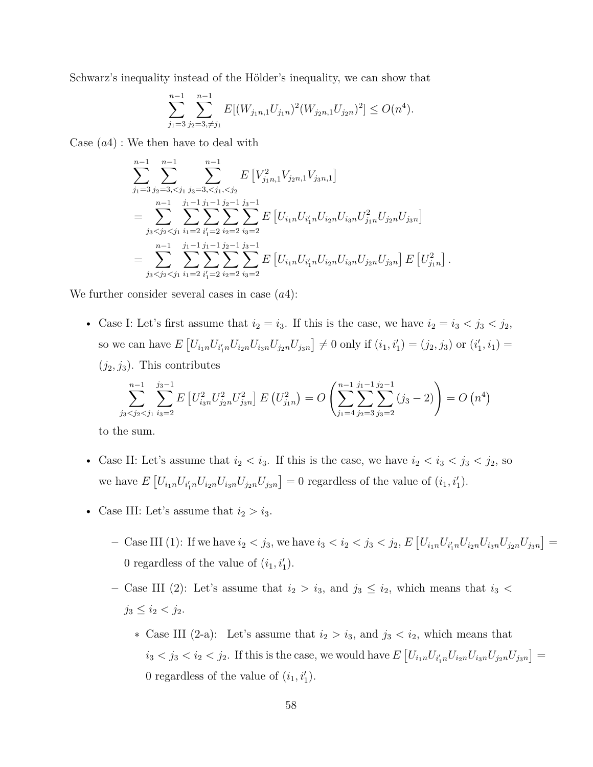Schwarz's inequality instead of the Hölder's inequality, we can show that

$$\sum_{j_1=3}^{n-1} \sum_{j_2=3,\neq j_1}^{n-1} E[(W_{j_1n,1}U_{j_1n})^2(W_{j_2n,1}U_{j_2n})^2] \leq O(n^4).$$

Case $(a4)$ : We then have to deal with

$$\begin{aligned}
&\sum_{j_1=3}^{n-1} \sum_{j_2=3,<j_1}^{n-1} \sum_{j_3=3,<j_1,<j_2}^{n-1} E\left[V_{j_1n,1}^2 V_{j_2n,1} V_{j_3n,1}\right] \\
&= \sum_{j_3<j_2<j_1}^{n-1} \sum_{i_1=2}^{j_1-1} \sum_{i_1'=2}^{j_1-1} \sum_{i_2=2}^{j_2-1} \sum_{i_3=2}^{j_3-1} E\left[U_{i_1n}U_{i_1'n}U_{i_2n}U_{i_3n}U_{j_1n}^2 U_{j_2n}U_{j_3n}\right] \\
&= \sum_{j_3<j_2<j_1}^{n-1} \sum_{i_1=2}^{j_1-1} \sum_{i_1'=2}^{j_1-1} \sum_{i_2=2}^{j_2-1} \sum_{i_3=2}^{j_3-1} E\left[U_{i_1n}U_{i_1'n}U_{i_2n}U_{i_3n}U_{j_2n}U_{j_3n}\right] E\left[U_{j_1n}^2\right].
\end{aligned}$$

We further consider several cases in case $(a4)$:

- Case I: Let's first assume that $i_2 = i_3$. If this is the case, we have $i_2 = i_3 < j_3 < j_2$, so we can have $E\left[U_{i_1n}U_{i_1'n}U_{i_2n}U_{i_3n}U_{j_2n}U_{j_3n}\right] \neq 0$ only if $(i_1, i_1') = (j_2, j_3)$ or $(i_1', i_1) = (j_2, j_3)$. This contributes

$$\sum_{j_3<j_2<j_1}^{n-1} \sum_{i_3=2}^{j_3-1} E\left[U_{i_3n}^2 U_{j_2n}^2 U_{j_3n}^2\right] E\left(U_{j_1n}^2\right) = O\left(\sum_{j_1=4}^{n-1} \sum_{j_2=3}^{j_1-1} \sum_{j_3=2}^{j_2-1} (j_3 - 2)\right) = O\left(n^4\right)$$

  to the sum.

- Case II: Let's assume that $i_2 < i_3$. If this is the case, we have $i_2 < i_3 < j_3 < j_2$, so we have $E\left[U_{i_1n}U_{i_1'n}U_{i_2n}U_{i_3n}U_{j_2n}U_{j_3n}\right] = 0$ regardless of the value of $(i_1, i_1')$.

- Case III: Let's assume that $i_2 > i_3$.
  - Case III (1): If we have $i_2 < j_3$, we have $i_3 < i_2 < j_3 < j_2$, $E\left[U_{i_1n}U_{i_1'n}U_{i_2n}U_{i_3n}U_{j_2n}U_{j_3n}\right] = 0$ regardless of the value of $(i_1, i_1')$.
  - Case III (2): Let's assume that $i_2 > i_3$, and $j_3 \leq i_2$, which means that $i_3 < j_3 \leq i_2 < j_2$.
    - Case III (2-a): Let's assume that $i_2 > i_3$, and $j_3 < i_2$, which means that $i_3 < j_3 < i_2 < j_2$. If this is the case, we would have $E\left[U_{i_1n}U_{i_1'n}U_{i_2n}U_{i_3n}U_{j_2n}U_{j_3n}\right] = 0$ regardless of the value of $(i_1, i_1')$.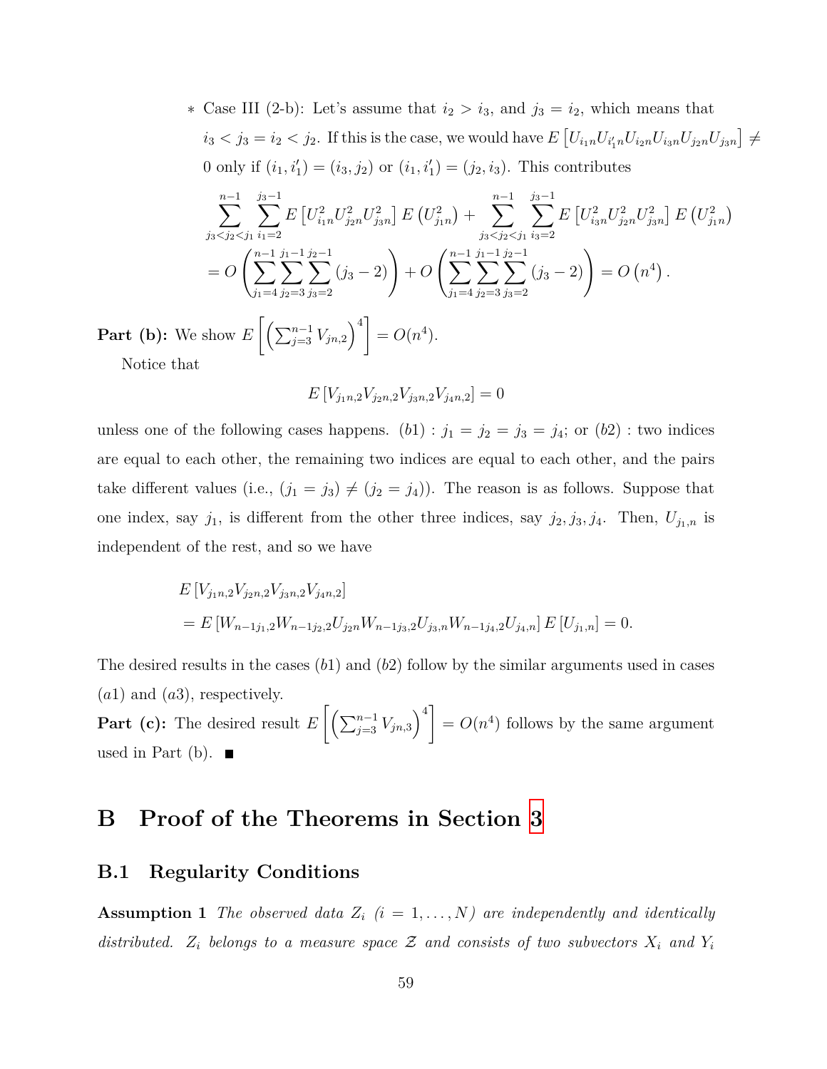* Case III (2-b): Let's assume that $i_2 > i_3$, and $j_3 = i_2$, which means that $i_3 < j_3 = i_2 < j_2$. If this is the case, we would have $E\left[U_{i_1n}U_{i_1'n}U_{i_2n}U_{i_3n}U_{j_2n}U_{j_3n}\right] \neq 0$ only if $(i_1, i_1') = (i_3, j_2)$ or $(i_1, i_1') = (j_2, i_3)$. This contributes

$$
\begin{aligned}
&\sum_{j_3<j_2<j_1}^{n-1} \sum_{i_1=2}^{j_3-1} E\left[U_{i_1n}^2 U_{j_2n}^2 U_{j_3n}^2\right] E\left(U_{j_1n}^2\right) + \sum_{j_3<j_2<j_1}^{n-1} \sum_{i_3=2}^{j_3-1} E\left[U_{i_3n}^2 U_{j_2n}^2 U_{j_3n}^2\right] E\left(U_{j_1n}^2\right) \\
&= O\left(\sum_{j_1=4}^{n-1} \sum_{j_2=3}^{j_1-1} \sum_{j_3=2}^{j_2-1} (j_3 - 2)\right) + O\left(\sum_{j_1=4}^{n-1} \sum_{j_2=3}^{j_1-1} \sum_{j_3=2}^{j_2-1} (j_3 - 2)\right) = O\left(n^4\right).
\end{aligned}
$$

**Part (b):** We show $E\left[\left(\sum_{j=3}^{n-1} V_{jn,2}\right)^4\right] = O(n^4)$.

Notice that

$$
E\left[V_{j_1n,2}V_{j_2n,2}V_{j_3n,2}V_{j_4n,2}\right] = 0
$$

unless one of the following cases happens. $(b1)$ : $j_1 = j_2 = j_3 = j_4$; or $(b2)$ : two indices are equal to each other, the remaining two indices are equal to each other, and the pairs take different values (i.e., $(j_1 = j_3) \neq (j_2 = j_4)$). The reason is as follows. Suppose that one index, say $j_1$, is different from the other three indices, say $j_2, j_3, j_4$. Then, $U_{j_1,n}$ is independent of the rest, and so we have

$$
\begin{aligned}
&E\left[V_{j_1n,2}V_{j_2n,2}V_{j_3n,2}V_{j_4n,2}\right] \\
&= E\left[W_{n-1j_1,2}W_{n-1j_2,2}U_{j_2n}W_{n-1j_3,2}U_{j_3,n}W_{n-1j_4,2}U_{j_4,n}\right] E\left[U_{j_1,n}\right] = 0.
\end{aligned}
$$

The desired results in the cases $(b1)$ and $(b2)$ follow by the similar arguments used in cases $(a1)$ and $(a3)$, respectively.

**Part (c):** The desired result $E\left[\left(\sum_{j=3}^{n-1} V_{jn,3}\right)^4\right] = O(n^4)$ follows by the same argument used in Part (b). ■

# B Proof of the Theorems in Section 3

## B.1 Regularity Conditions

**Assumption 1** *The observed data $Z_i$ $(i = 1, \ldots, N)$ are independently and identically distributed. $Z_i$ belongs to a measure space $\mathcal{Z}$ and consists of two subvectors $X_i$ and $Y_i$*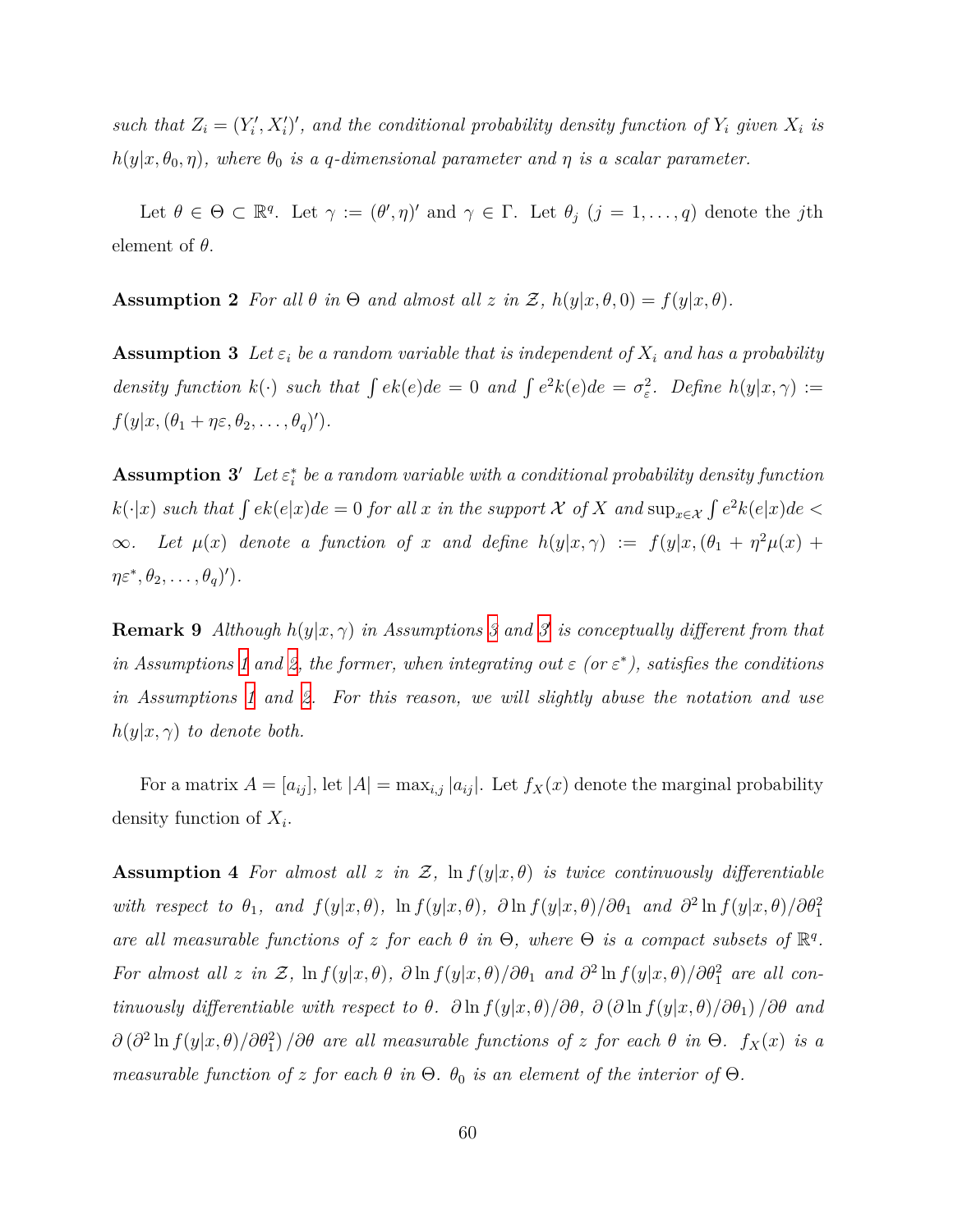*such that $Z_i = (Y_i', X_i')'$, and the conditional probability density function of $Y_i$ given $X_i$ is $h(y|x, \theta_0, \eta)$, where $\theta_0$ is a $q$-dimensional parameter and $\eta$ is a scalar parameter.*

Let $\theta \in \Theta \subset \mathbb{R}^q$. Let $\gamma := (\theta', \eta)'$ and $\gamma \in \Gamma$. Let $\theta_j$ $(j = 1, \ldots, q)$ denote the $j$th element of $\theta$.

**Assumption 2** *For all $\theta$ in $\Theta$ and almost all $z$ in $\mathcal{Z}$, $h(y|x, \theta, 0) = f(y|x, \theta)$.*

**Assumption 3** *Let $\varepsilon_i$ be a random variable that is independent of $X_i$ and has a probability density function $k(\cdot)$ such that $\int ek(e)de = 0$ and $\int e^2 k(e)de = \sigma_\varepsilon^2$. Define $h(y|x, \gamma) := f(y|x, (\theta_1 + \eta\varepsilon, \theta_2, \ldots, \theta_q)')$.*

**Assumption 3′** *Let $\varepsilon_i^*$ be a random variable with a conditional probability density function $k(\cdot|x)$ such that $\int ek(e|x)de = 0$ for all $x$ in the support $\mathcal{X}$ of $X$ and $\sup_{x \in \mathcal{X}} \int e^2 k(e|x)de < \infty$. Let $\mu(x)$ denote a function of $x$ and define $h(y|x, \gamma) := f(y|x, (\theta_1 + \eta^2\mu(x) + \eta\varepsilon^*, \theta_2, \ldots, \theta_q)')$.*

**Remark 9** *Although $h(y|x, \gamma)$ in Assumptions 3 and 3′ is conceptually different from that in Assumptions 1 and 2, the former, when integrating out $\varepsilon$ (or $\varepsilon^*$), satisfies the conditions in Assumptions 1 and 2. For this reason, we will slightly abuse the notation and use $h(y|x, \gamma)$ to denote both.*

For a matrix $A = [a_{ij}]$, let $|A| = \max_{i,j} |a_{ij}|$. Let $f_X(x)$ denote the marginal probability density function of $X_i$.

**Assumption 4** *For almost all $z$ in $\mathcal{Z}$, $\ln f(y|x, \theta)$ is twice continuously differentiable with respect to $\theta_1$, and $f(y|x, \theta)$, $\ln f(y|x, \theta)$, $\partial \ln f(y|x, \theta)/\partial \theta_1$ and $\partial^2 \ln f(y|x, \theta)/\partial \theta_1^2$ are all measurable functions of $z$ for each $\theta$ in $\Theta$, where $\Theta$ is a compact subsets of $\mathbb{R}^q$. For almost all $z$ in $\mathcal{Z}$, $\ln f(y|x, \theta)$, $\partial \ln f(y|x, \theta)/\partial \theta_1$ and $\partial^2 \ln f(y|x, \theta)/\partial \theta_1^2$ are all continuously differentiable with respect to $\theta$. $\partial \ln f(y|x, \theta)/\partial \theta$, $\partial \left(\partial \ln f(y|x, \theta)/\partial \theta_1\right)/\partial \theta$ and $\partial \left(\partial^2 \ln f(y|x, \theta)/\partial \theta_1^2\right)/\partial \theta$ are all measurable functions of $z$ for each $\theta$ in $\Theta$. $f_X(x)$ is a measurable function of $z$ for each $\theta$ in $\Theta$. $\theta_0$ is an element of the interior of $\Theta$.*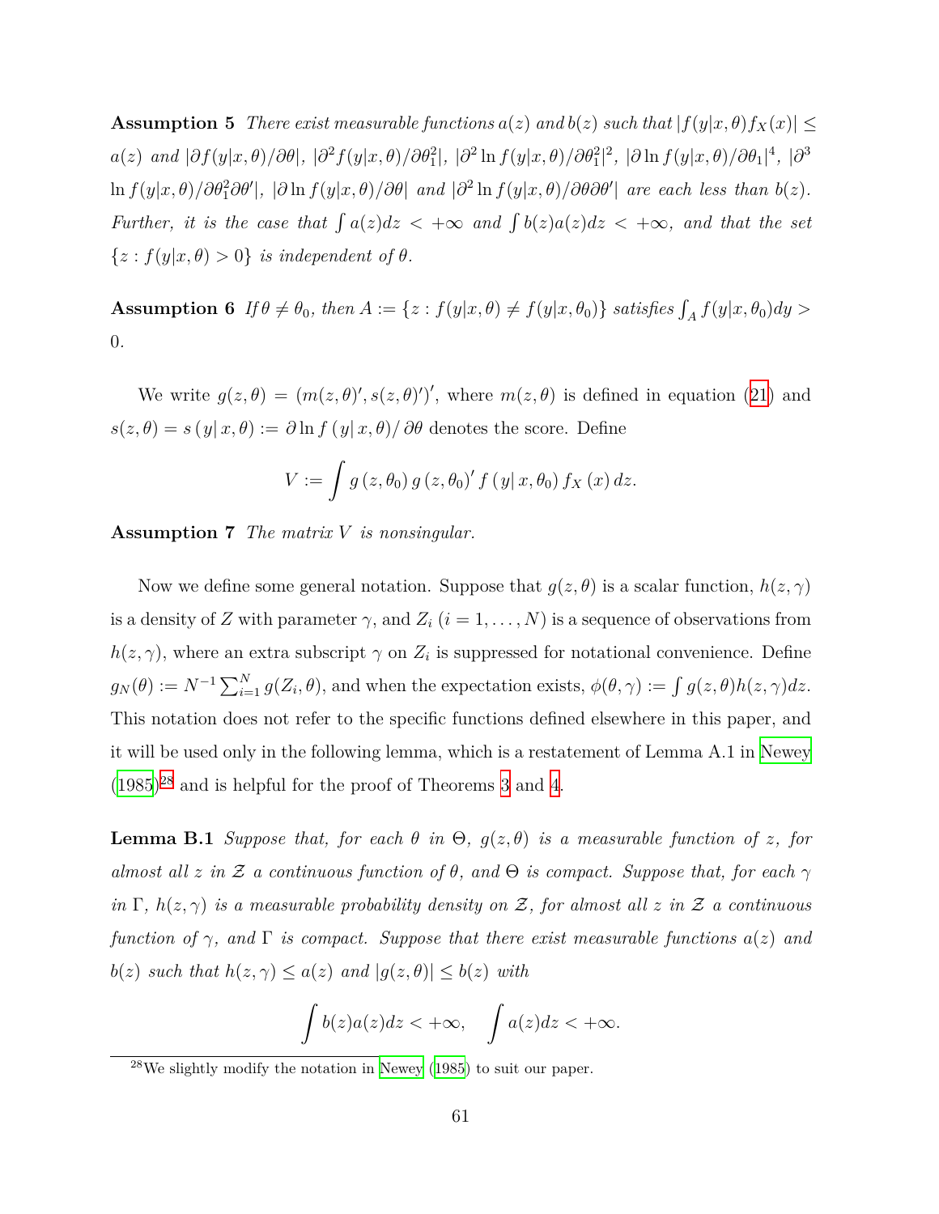**Assumption 5** *There exist measurable functions $a(z)$ and $b(z)$ such that $|f(y|x,\theta)f_X(x)| \leq a(z)$ and $|\partial f(y|x,\theta)/\partial\theta|$, $|\partial^2 f(y|x,\theta)/\partial\theta_1^2|$, $|\partial^2 \ln f(y|x,\theta)/\partial\theta_1^2|^2$, $|\partial \ln f(y|x,\theta)/\partial\theta_1|^4$, $|\partial^3 \ln f(y|x,\theta)/\partial\theta_1^2\partial\theta'|$, $|\partial \ln f(y|x,\theta)/\partial\theta|$ and $|\partial^2 \ln f(y|x,\theta)/\partial\theta\partial\theta'|$ are each less than $b(z)$. Further, it is the case that $\int a(z)dz < +\infty$ and $\int b(z)a(z)dz < +\infty$, and that the set $\{z : f(y|x,\theta) > 0\}$ is independent of $\theta$.*

**Assumption 6** *If $\theta \neq \theta_0$, then $A := \{z : f(y|x,\theta) \neq f(y|x,\theta_0)\}$ satisfies $\int_A f(y|x,\theta_0)dy >$ 0.*

We write $g(z,\theta) = (m(z,\theta)', s(z,\theta)')'$, where $m(z,\theta)$ is defined in equation (21) and $s(z,\theta) = s(y|x,\theta) := \partial \ln f(y|x,\theta)/\partial\theta$ denotes the score. Define

$$V := \int g(z,\theta_0)\, g(z,\theta_0)'\, f(y|x,\theta_0)\, f_X(x)\, dz.$$

**Assumption 7** *The matrix $V$ is nonsingular.*

Now we define some general notation. Suppose that $g(z,\theta)$ is a scalar function, $h(z,\gamma)$ is a density of $Z$ with parameter $\gamma$, and $Z_i$ $(i = 1,\ldots,N)$ is a sequence of observations from $h(z,\gamma)$, where an extra subscript $\gamma$ on $Z_i$ is suppressed for notational convenience. Define $g_N(\theta) := N^{-1}\sum_{i=1}^N g(Z_i,\theta)$, and when the expectation exists, $\phi(\theta,\gamma) := \int g(z,\theta)h(z,\gamma)dz$. This notation does not refer to the specific functions defined elsewhere in this paper, and it will be used only in the following lemma, which is a restatement of Lemma A.1 in Newey (1985)[28] and is helpful for the proof of Theorems 3 and 4.

**Lemma B.1** *Suppose that, for each $\theta$ in $\Theta$, $g(z,\theta)$ is a measurable function of $z$, for almost all $z$ in $\mathcal{Z}$ a continuous function of $\theta$, and $\Theta$ is compact. Suppose that, for each $\gamma$ in $\Gamma$, $h(z,\gamma)$ is a measurable probability density on $\mathcal{Z}$, for almost all $z$ in $\mathcal{Z}$ a continuous function of $\gamma$, and $\Gamma$ is compact. Suppose that there exist measurable functions $a(z)$ and $b(z)$ such that $h(z,\gamma) \leq a(z)$ and $|g(z,\theta)| \leq b(z)$ with*

$$\int b(z)a(z)dz < +\infty, \quad \int a(z)dz < +\infty.$$

[28] We slightly modify the notation in Newey (1985) to suit our paper.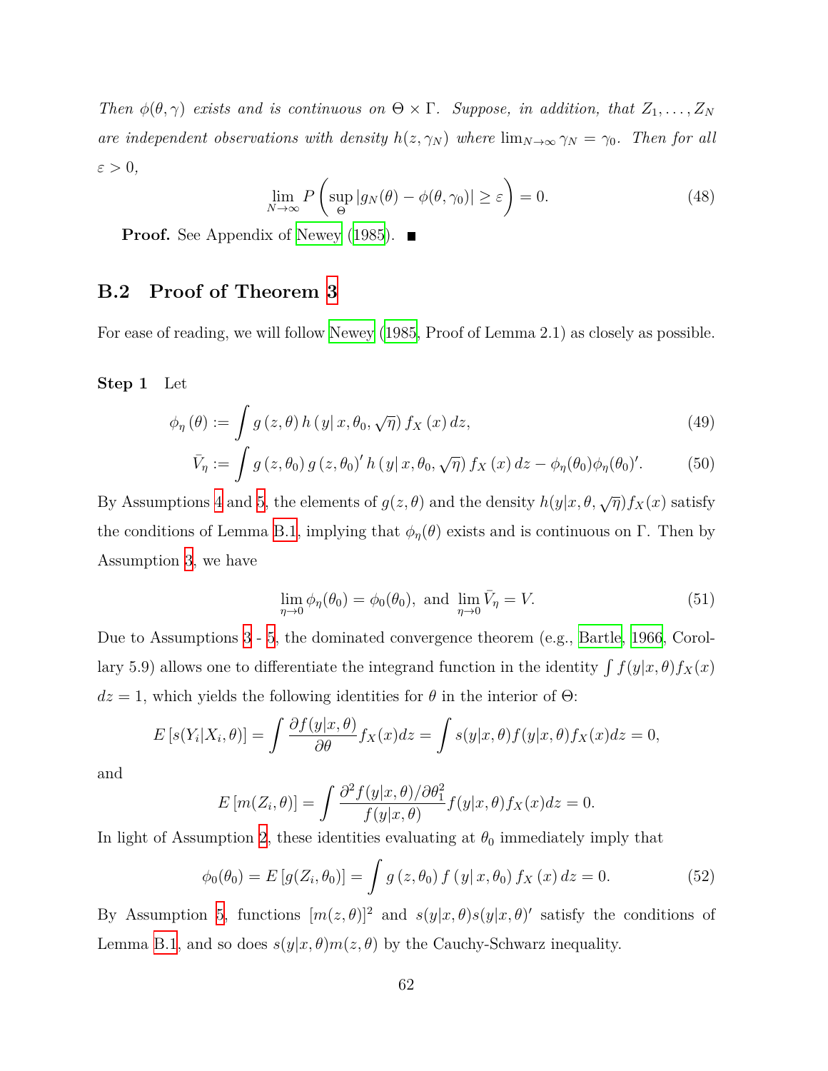*Then $\phi(\theta, \gamma)$ exists and is continuous on $\Theta \times \Gamma$. Suppose, in addition, that $Z_1, \ldots, Z_N$ are independent observations with density $h(z, \gamma_N)$ where $\lim_{N\to\infty} \gamma_N = \gamma_0$. Then for all $\varepsilon > 0$,*

$$\lim_{N\to\infty} P\left(\sup_{\Theta} |g_N(\theta) - \phi(\theta, \gamma_0)| \geq \varepsilon\right) = 0. \tag{48}$$

**Proof.** See Appendix of Newey (1985). ■

## B.2 Proof of Theorem 3

For ease of reading, we will follow Newey (1985, Proof of Lemma 2.1) as closely as possible.

**Step 1** Let

$$\phi_\eta(\theta) := \int g(z, \theta)\, h(y|\, x, \theta_0, \sqrt{\eta})\, f_X(x)\, dz, \tag{49}$$

$$\bar{V}_\eta := \int g(z, \theta_0)\, g(z, \theta_0)'\, h(y|\, x, \theta_0, \sqrt{\eta})\, f_X(x)\, dz - \phi_\eta(\theta_0)\phi_\eta(\theta_0)'. \tag{50}$$

By Assumptions 4 and 5, the elements of $g(z, \theta)$ and the density $h(y|x, \theta, \sqrt{\eta}) f_X(x)$ satisfy the conditions of Lemma B.1, implying that $\phi_\eta(\theta)$ exists and is continuous on $\Gamma$. Then by Assumption 3, we have

$$\lim_{\eta\to 0} \phi_\eta(\theta_0) = \phi_0(\theta_0), \text{ and } \lim_{\eta\to 0} \bar{V}_\eta = V. \tag{51}$$

Due to Assumptions 3 - 5, the dominated convergence theorem (e.g., Bartle, 1966, Corollary 5.9) allows one to differentiate the integrand function in the identity $\int f(y|x,\theta) f_X(x)\, dz = 1$, which yields the following identities for $\theta$ in the interior of $\Theta$:

$$E\left[s(Y_i|X_i, \theta)\right] = \int \frac{\partial f(y|x,\theta)}{\partial \theta} f_X(x) dz = \int s(y|x,\theta) f(y|x,\theta) f_X(x) dz = 0,$$

and

$$E\left[m(Z_i, \theta)\right] = \int \frac{\partial^2 f(y|x,\theta)/\partial \theta_1^2}{f(y|x,\theta)} f(y|x,\theta) f_X(x) dz = 0.$$

In light of Assumption 2, these identities evaluating at $\theta_0$ immediately imply that

$$\phi_0(\theta_0) = E\left[g(Z_i, \theta_0)\right] = \int g(z, \theta_0)\, f(y|\, x, \theta_0)\, f_X(x)\, dz = 0. \tag{52}$$

By Assumption 5, functions $[m(z,\theta)]^2$ and $s(y|x,\theta)s(y|x,\theta)'$ satisfy the conditions of Lemma B.1, and so does $s(y|x,\theta)m(z,\theta)$ by the Cauchy-Schwarz inequality.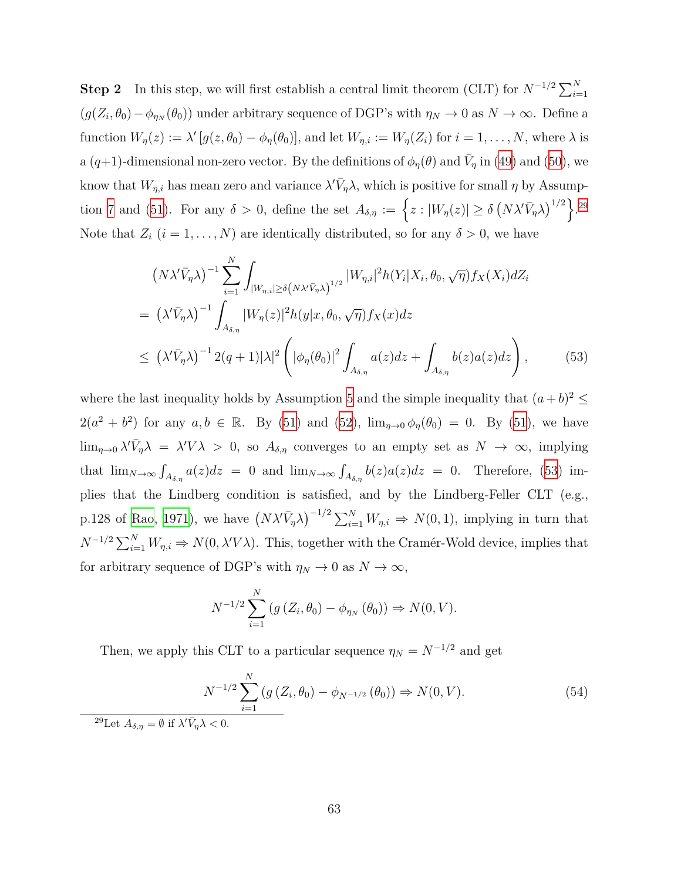**Step 2** In this step, we will first establish a central limit theorem (CLT) for $N^{-1/2}\sum_{i=1}^{N}(g(Z_i,\theta_0)-\phi_{\eta_N}(\theta_0))$ under arbitrary sequence of DGP's with $\eta_N \to 0$ as $N \to \infty$. Define a function $W_\eta(z) := \lambda' [g(z,\theta_0) - \phi_\eta(\theta_0)]$, and let $W_{\eta,i} := W_\eta(Z_i)$ for $i = 1,\ldots,N$, where $\lambda$ is a $(q+1)$-dimensional non-zero vector. By the definitions of $\phi_\eta(\theta)$ and $\bar{V}_\eta$ in (49) and (50), we know that $W_{\eta,i}$ has mean zero and variance $\lambda'\bar{V}_\eta\lambda$, which is positive for small $\eta$ by Assumption 7 and (51). For any $\delta > 0$, define the set $A_{\delta,\eta} := \left\{z : |W_\eta(z)| \geq \delta\left(N\lambda'\bar{V}_\eta\lambda\right)^{1/2}\right\}$.[29] Note that $Z_i$ ($i = 1,\ldots,N$) are identically distributed, so for any $\delta > 0$, we have

$$
\begin{aligned}
&\left(N\lambda'\bar{V}_\eta\lambda\right)^{-1}\sum_{i=1}^{N}\int_{|W_{\eta,i}|\geq\delta\left(N\lambda'\bar{V}_\eta\lambda\right)^{1/2}}|W_{\eta,i}|^2 h(Y_i|X_i,\theta_0,\sqrt{\eta})f_X(X_i)dZ_i \\
=\ &\left(\lambda'\bar{V}_\eta\lambda\right)^{-1}\int_{A_{\delta,\eta}}|W_\eta(z)|^2 h(y|x,\theta_0,\sqrt{\eta})f_X(x)dz \\
\leq\ &\left(\lambda'\bar{V}_\eta\lambda\right)^{-1}2(q+1)|\lambda|^2\left(|\phi_\eta(\theta_0)|^2\int_{A_{\delta,\eta}}a(z)dz + \int_{A_{\delta,\eta}}b(z)a(z)dz\right),
\end{aligned}
\tag{53}
$$

where the last inequality holds by Assumption 5 and the simple inequality that $(a+b)^2 \leq 2(a^2+b^2)$ for any $a,b\in\mathbb{R}$. By (51) and (52), $\lim_{\eta\to 0}\phi_\eta(\theta_0) = 0$. By (51), we have $\lim_{\eta\to 0}\lambda'\bar{V}_\eta\lambda = \lambda'V\lambda > 0$, so $A_{\delta,\eta}$ converges to an empty set as $N \to \infty$, implying that $\lim_{N\to\infty}\int_{A_{\delta,\eta}}a(z)dz = 0$ and $\lim_{N\to\infty}\int_{A_{\delta,\eta}}b(z)a(z)dz = 0$. Therefore, (53) implies that the Lindberg condition is satisfied, and by the Lindberg-Feller CLT (e.g., p.128 of Rao, 1971), we have $\left(N\lambda'\bar{V}_\eta\lambda\right)^{-1/2}\sum_{i=1}^{N}W_{\eta,i} \Rightarrow N(0,1)$, implying in turn that $N^{-1/2}\sum_{i=1}^{N}W_{\eta,i} \Rightarrow N(0,\lambda'V\lambda)$. This, together with the Cramér-Wold device, implies that for arbitrary sequence of DGP's with $\eta_N \to 0$ as $N \to \infty$,

$$
N^{-1/2}\sum_{i=1}^{N}\left(g\left(Z_i,\theta_0\right)-\phi_{\eta_N}\left(\theta_0\right)\right) \Rightarrow N(0,V).
$$

Then, we apply this CLT to a particular sequence $\eta_N = N^{-1/2}$ and get

$$
N^{-1/2}\sum_{i=1}^{N}\left(g\left(Z_i,\theta_0\right)-\phi_{N^{-1/2}}\left(\theta_0\right)\right) \Rightarrow N(0,V).
\tag{54}
$$

[29] Let $A_{\delta,\eta} = \emptyset$ if $\lambda'\bar{V}_\eta\lambda < 0$.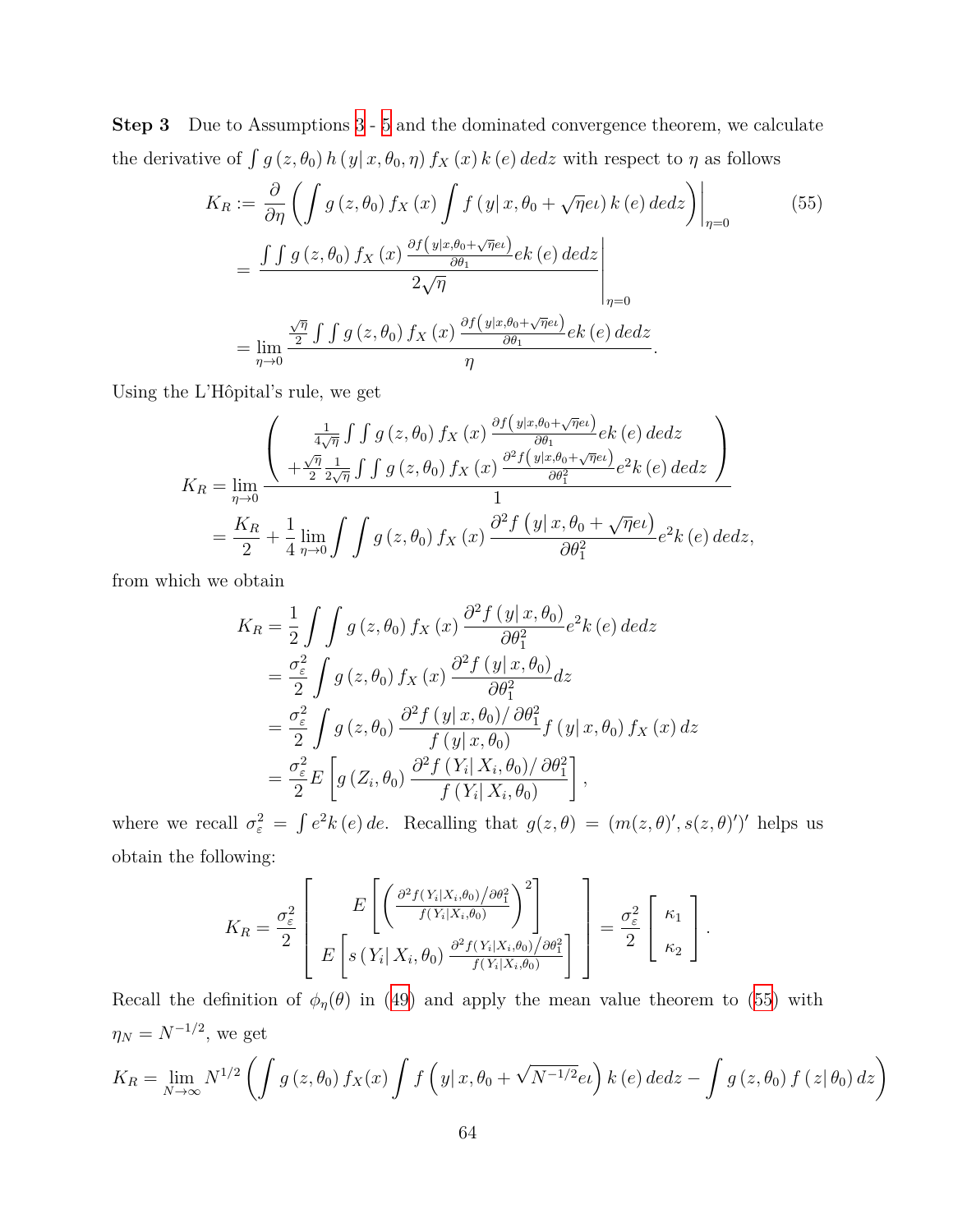**Step 3** Due to Assumptions 3 - 5 and the dominated convergence theorem, we calculate the derivative of $\int g(z, \theta_0) h(y|x, \theta_0, \eta) f_X(x) k(e) \, dedz$ with respect to $\eta$ as follows

$$
\begin{aligned}
K_R &:= \frac{\partial}{\partial \eta} \left( \int g(z, \theta_0) f_X(x) \int f\left(y|x, \theta_0 + \sqrt{\eta} e \iota\right) k(e) \, dedz \right) \Bigg|_{\eta=0} \qquad (55) \\
&= \frac{\int \int g(z, \theta_0) f_X(x) \frac{\partial f\left(y|x, \theta_0 + \sqrt{\eta} e \iota\right)}{\partial \theta_1} e k(e) \, dedz}{2\sqrt{\eta}} \Bigg|_{\eta=0} \\
&= \lim_{\eta \to 0} \frac{\frac{\sqrt{\eta}}{2} \int \int g(z, \theta_0) f_X(x) \frac{\partial f\left(y|x, \theta_0 + \sqrt{\eta} e \iota\right)}{\partial \theta_1} e k(e) \, dedz}{\eta}.
\end{aligned}
$$

Using the L'Hôpital's rule, we get

$$
\begin{aligned}
K_R &= \lim_{\eta \to 0} \frac{\left( \begin{array}{c} \frac{1}{4\sqrt{\eta}} \int \int g(z, \theta_0) f_X(x) \frac{\partial f\left(y|x, \theta_0 + \sqrt{\eta} e \iota\right)}{\partial \theta_1} e k(e) \, dedz \\ + \frac{\sqrt{\eta}}{2} \frac{1}{2\sqrt{\eta}} \int \int g(z, \theta_0) f_X(x) \frac{\partial^2 f\left(y|x, \theta_0 + \sqrt{\eta} e \iota\right)}{\partial \theta_1^2} e^2 k(e) \, dedz \end{array} \right)}{1} \\
&= \frac{K_R}{2} + \frac{1}{4} \lim_{\eta \to 0} \int \int g(z, \theta_0) f_X(x) \frac{\partial^2 f\left(y|x, \theta_0 + \sqrt{\eta} e \iota\right)}{\partial \theta_1^2} e^2 k(e) \, dedz,
\end{aligned}
$$

from which we obtain

$$
\begin{aligned}
K_R &= \frac{1}{2} \int \int g(z, \theta_0) f_X(x) \frac{\partial^2 f(y|x, \theta_0)}{\partial \theta_1^2} e^2 k(e) \, dedz \\
&= \frac{\sigma_\varepsilon^2}{2} \int g(z, \theta_0) f_X(x) \frac{\partial^2 f(y|x, \theta_0)}{\partial \theta_1^2} dz \\
&= \frac{\sigma_\varepsilon^2}{2} \int g(z, \theta_0) \frac{\partial^2 f(y|x, \theta_0) / \partial \theta_1^2}{f(y|x, \theta_0)} f(y|x, \theta_0) f_X(x) \, dz \\
&= \frac{\sigma_\varepsilon^2}{2} E\left[ g(Z_i, \theta_0) \frac{\partial^2 f(Y_i|X_i, \theta_0) / \partial \theta_1^2}{f(Y_i|X_i, \theta_0)} \right],
\end{aligned}
$$

where we recall $\sigma_\varepsilon^2 = \int e^2 k(e) \, de$. Recalling that $g(z, \theta) = (m(z, \theta)', s(z, \theta)')'$ helps us obtain the following:

$$
K_R = \frac{\sigma_\varepsilon^2}{2} \left[ \begin{array}{c} E\left[ \left( \frac{\partial^2 f(Y_i|X_i, \theta_0) / \partial \theta_1^2}{f(Y_i|X_i, \theta_0)} \right)^2 \right] \\ E\left[ s(Y_i|X_i, \theta_0) \frac{\partial^2 f(Y_i|X_i, \theta_0) / \partial \theta_1^2}{f(Y_i|X_i, \theta_0)} \right] \end{array} \right] = \frac{\sigma_\varepsilon^2}{2} \left[ \begin{array}{c} \kappa_1 \\ \kappa_2 \end{array} \right].
$$

Recall the definition of $\phi_\eta(\theta)$ in (49) and apply the mean value theorem to (55) with $\eta_N = N^{-1/2}$, we get

$$
K_R = \lim_{N \to \infty} N^{1/2} \left( \int g(z, \theta_0) f_X(x) \int f\left(y|x, \theta_0 + \sqrt{N^{-1/2}} e \iota\right) k(e) \, dedz - \int g(z, \theta_0) f(z|\theta_0) \, dz \right)
$$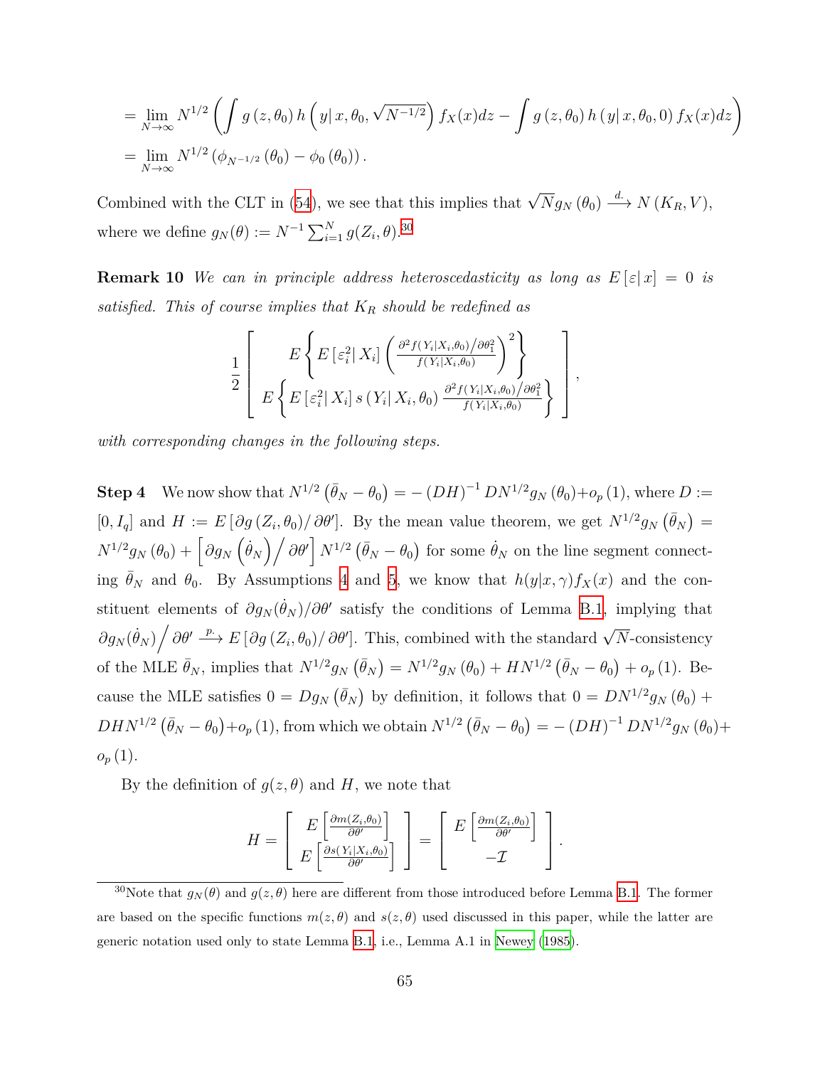$$= \lim_{N\to\infty} N^{1/2} \left( \int g(z,\theta_0)\, h\left(y|\, x, \theta_0, \sqrt{N^{-1/2}}\right) f_X(x) dz - \int g(z,\theta_0)\, h(y|\, x, \theta_0, 0)\, f_X(x) dz \right)$$

$$= \lim_{N\to\infty} N^{1/2} \left(\phi_{N^{-1/2}}(\theta_0) - \phi_0(\theta_0)\right).$$

Combined with the CLT in (54), we see that this implies that $\sqrt{N} g_N(\theta_0) \xrightarrow{d.} N(K_R, V)$, where we define $g_N(\theta) := N^{-1}\sum_{i=1}^N g(Z_i, \theta)$.[30]

**Remark 10** *We can in principle address heteroscedasticity as long as $E[\varepsilon|\, x] = 0$ is satisfied. This of course implies that $K_R$ should be redefined as*

$$\frac{1}{2}\left[ \begin{array}{c} E\left\{ E\left[\varepsilon_i^2 \middle|\, X_i\right] \left( \frac{\partial^2 f(Y_i|X_i,\theta_0)/\partial\theta_1^2}{f(Y_i|X_i,\theta_0)} \right)^2 \right\} \\ E\left\{ E\left[\varepsilon_i^2 \middle|\, X_i\right] s(Y_i|\, X_i, \theta_0)\, \frac{\partial^2 f(Y_i|X_i,\theta_0)/\partial\theta_1^2}{f(Y_i|X_i,\theta_0)} \right\} \end{array} \right],$$

*with corresponding changes in the following steps.*

**Step 4** We now show that $N^{1/2}\left(\bar{\theta}_N - \theta_0\right) = -(DH)^{-1} D N^{1/2} g_N(\theta_0) + o_p(1)$, where $D := [0, I_q]$ and $H := E\left[\partial g(Z_i, \theta_0)/\partial\theta'\right]$. By the mean value theorem, we get $N^{1/2} g_N\left(\bar{\theta}_N\right) = N^{1/2} g_N(\theta_0) + \left[\partial g_N\left(\dot{\theta}_N\right)\big/\partial\theta'\right] N^{1/2}\left(\bar{\theta}_N - \theta_0\right)$ for some $\dot{\theta}_N$ on the line segment connecting $\bar{\theta}_N$ and $\theta_0$. By Assumptions 4 and 5, we know that $h(y|x,\gamma) f_X(x)$ and the constituent elements of $\partial g_N(\dot{\theta}_N)/\partial\theta'$ satisfy the conditions of Lemma B.1, implying that $\partial g_N(\dot{\theta}_N)\big/\partial\theta' \xrightarrow{p.} E\left[\partial g(Z_i, \theta_0)/\partial\theta'\right]$. This, combined with the standard $\sqrt{N}$-consistency of the MLE $\bar{\theta}_N$, implies that $N^{1/2} g_N\left(\bar{\theta}_N\right) = N^{1/2} g_N(\theta_0) + H N^{1/2}\left(\bar{\theta}_N - \theta_0\right) + o_p(1)$. Because the MLE satisfies $0 = D g_N\left(\bar{\theta}_N\right)$ by definition, it follows that $0 = D N^{1/2} g_N(\theta_0) + DHN^{1/2}\left(\bar{\theta}_N - \theta_0\right) + o_p(1)$, from which we obtain $N^{1/2}\left(\bar{\theta}_N - \theta_0\right) = -(DH)^{-1} D N^{1/2} g_N(\theta_0) + o_p(1)$.

By the definition of $g(z,\theta)$ and $H$, we note that

$$H = \left[ \begin{array}{c} E\left[\frac{\partial m(Z_i,\theta_0)}{\partial\theta'}\right] \\ E\left[\frac{\partial s(Y_i|X_i,\theta_0)}{\partial\theta'}\right] \end{array} \right] = \left[ \begin{array}{c} E\left[\frac{\partial m(Z_i,\theta_0)}{\partial\theta'}\right] \\ -\mathcal{I} \end{array} \right].$$

[30] Note that $g_N(\theta)$ and $g(z,\theta)$ here are different from those introduced before Lemma B.1. The former are based on the specific functions $m(z,\theta)$ and $s(z,\theta)$ used discussed in this paper, while the latter are generic notation used only to state Lemma B.1, i.e., Lemma A.1 in Newey (1985).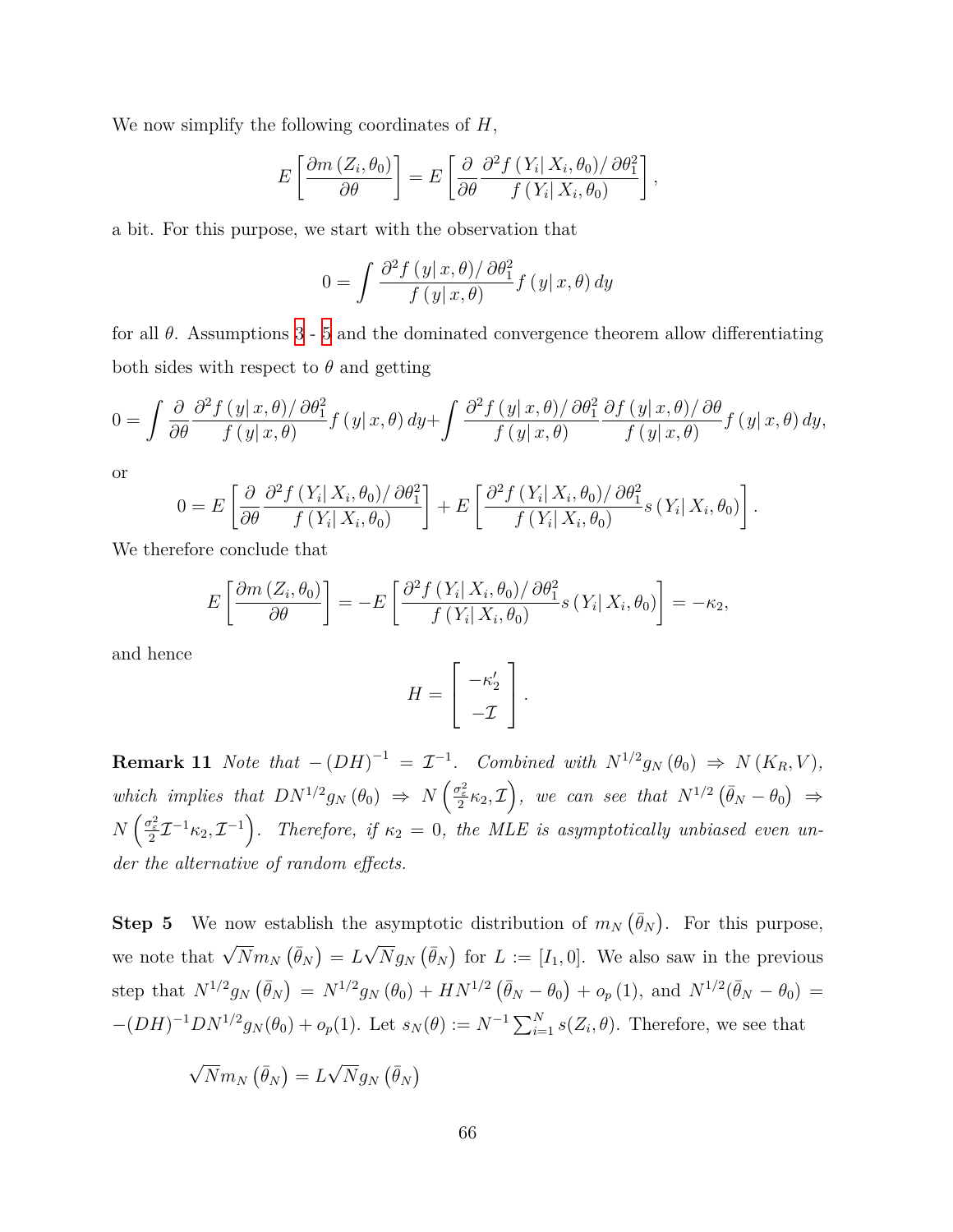We now simplify the following coordinates of $H$,

$$E\left[\frac{\partial m\left(Z_i,\theta_0\right)}{\partial\theta}\right]=E\left[\frac{\partial}{\partial\theta}\frac{\partial^2 f\left(\left.Y_i\right|X_i,\theta_0\right)/\partial\theta_1^2}{f\left(\left.Y_i\right|X_i,\theta_0\right)}\right],$$

a bit. For this purpose, we start with the observation that

$$0=\int\frac{\partial^2 f\left(\left.y\right|x,\theta\right)/\partial\theta_1^2}{f\left(\left.y\right|x,\theta\right)}f\left(\left.y\right|x,\theta\right)dy$$

for all $\theta$. Assumptions 3 - 5 and the dominated convergence theorem allow differentiating both sides with respect to $\theta$ and getting

$$0=\int\frac{\partial}{\partial\theta}\frac{\partial^2 f\left(\left.y\right|x,\theta\right)/\partial\theta_1^2}{f\left(\left.y\right|x,\theta\right)}f\left(\left.y\right|x,\theta\right)dy+\int\frac{\partial^2 f\left(\left.y\right|x,\theta\right)/\partial\theta_1^2}{f\left(\left.y\right|x,\theta\right)}\frac{\partial f\left(\left.y\right|x,\theta\right)/\partial\theta}{f\left(\left.y\right|x,\theta\right)}f\left(\left.y\right|x,\theta\right)dy,$$

or

$$0=E\left[\frac{\partial}{\partial\theta}\frac{\partial^2 f\left(\left.Y_i\right|X_i,\theta_0\right)/\partial\theta_1^2}{f\left(\left.Y_i\right|X_i,\theta_0\right)}\right]+E\left[\frac{\partial^2 f\left(\left.Y_i\right|X_i,\theta_0\right)/\partial\theta_1^2}{f\left(\left.Y_i\right|X_i,\theta_0\right)}s\left(\left.Y_i\right|X_i,\theta_0\right)\right].$$

We therefore conclude that

$$E\left[\frac{\partial m\left(Z_i,\theta_0\right)}{\partial\theta}\right]=-E\left[\frac{\partial^2 f\left(\left.Y_i\right|X_i,\theta_0\right)/\partial\theta_1^2}{f\left(\left.Y_i\right|X_i,\theta_0\right)}s\left(\left.Y_i\right|X_i,\theta_0\right)\right]=-\kappa_2,$$

and hence

$$H=\begin{bmatrix}-\kappa_2'\\-\mathcal{I}\end{bmatrix}.$$

**Remark 11** *Note that $-\left(DH\right)^{-1}=\mathcal{I}^{-1}$. Combined with $N^{1/2}g_N\left(\theta_0\right)\Rightarrow N\left(K_R,V\right)$, which implies that $DN^{1/2}g_N\left(\theta_0\right)\Rightarrow N\left(\frac{\sigma_\varepsilon^2}{2}\kappa_2,\mathcal{I}\right)$, we can see that $N^{1/2}\left(\bar{\theta}_N-\theta_0\right)\Rightarrow N\left(\frac{\sigma_\varepsilon^2}{2}\mathcal{I}^{-1}\kappa_2,\mathcal{I}^{-1}\right)$. Therefore, if $\kappa_2=0$, the MLE is asymptotically unbiased even under the alternative of random effects.*

**Step 5** We now establish the asymptotic distribution of $m_N\left(\bar{\theta}_N\right)$. For this purpose, we note that $\sqrt{N}m_N\left(\bar{\theta}_N\right)=L\sqrt{N}g_N\left(\bar{\theta}_N\right)$ for $L:=\left[I_1,0\right]$. We also saw in the previous step that $N^{1/2}g_N\left(\bar{\theta}_N\right)=N^{1/2}g_N\left(\theta_0\right)+HN^{1/2}\left(\bar{\theta}_N-\theta_0\right)+o_p\left(1\right)$, and $N^{1/2}(\bar{\theta}_N-\theta_0)=-(DH)^{-1}DN^{1/2}g_N(\theta_0)+o_p(1)$. Let $s_N(\theta):=N^{-1}\sum_{i=1}^N s(Z_i,\theta)$. Therefore, we see that

$$\sqrt{N}m_N\left(\bar{\theta}_N\right)=L\sqrt{N}g_N\left(\bar{\theta}_N\right)$$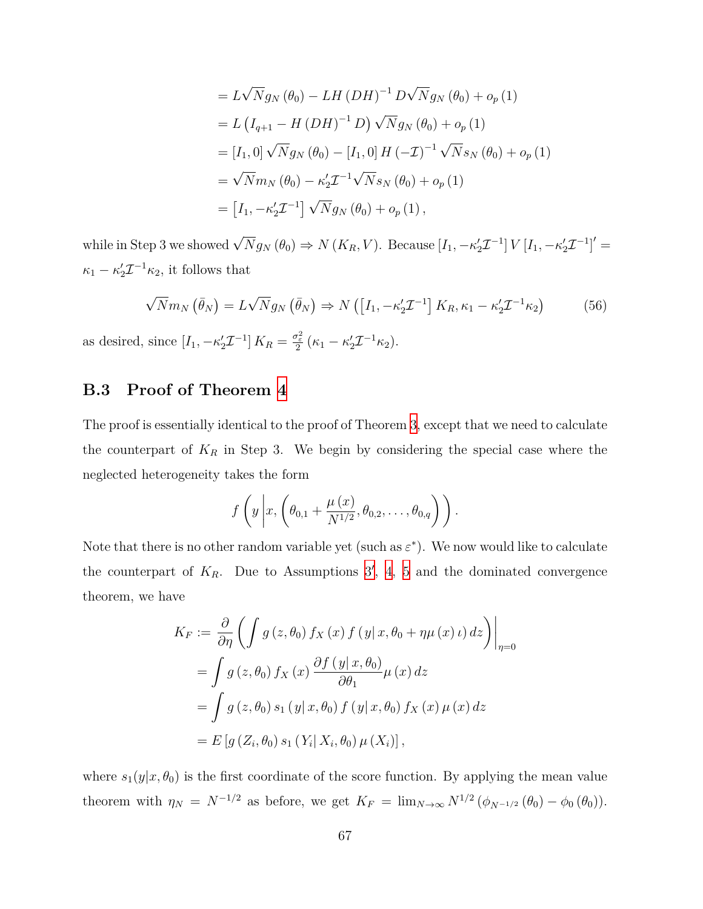$$
\begin{aligned}
&= L\sqrt{N}g_N(\theta_0) - LH(DH)^{-1}D\sqrt{N}g_N(\theta_0) + o_p(1) \\
&= L\left(I_{q+1} - H(DH)^{-1}D\right)\sqrt{N}g_N(\theta_0) + o_p(1) \\
&= [I_1, 0]\sqrt{N}g_N(\theta_0) - [I_1, 0]H(-\mathcal{I})^{-1}\sqrt{N}s_N(\theta_0) + o_p(1) \\
&= \sqrt{N}m_N(\theta_0) - \kappa_2'\mathcal{I}^{-1}\sqrt{N}s_N(\theta_0) + o_p(1) \\
&= \left[I_1, -\kappa_2'\mathcal{I}^{-1}\right]\sqrt{N}g_N(\theta_0) + o_p(1),
\end{aligned}
$$

while in Step 3 we showed $\sqrt{N}g_N(\theta_0) \Rightarrow N(K_R, V)$. Because $\left[I_1, -\kappa_2'\mathcal{I}^{-1}\right]V\left[I_1, -\kappa_2'\mathcal{I}^{-1}\right]' = \kappa_1 - \kappa_2'\mathcal{I}^{-1}\kappa_2$, it follows that

$$
\sqrt{N}m_N\left(\bar{\theta}_N\right) = L\sqrt{N}g_N\left(\bar{\theta}_N\right) \Rightarrow N\left(\left[I_1, -\kappa_2'\mathcal{I}^{-1}\right]K_R, \kappa_1 - \kappa_2'\mathcal{I}^{-1}\kappa_2\right) \tag{56}
$$

as desired, since $\left[I_1, -\kappa_2'\mathcal{I}^{-1}\right]K_R = \frac{\sigma_\varepsilon^2}{2}\left(\kappa_1 - \kappa_2'\mathcal{I}^{-1}\kappa_2\right)$.

## B.3 Proof of Theorem 4

The proof is essentially identical to the proof of Theorem 3, except that we need to calculate the counterpart of $K_R$ in Step 3. We begin by considering the special case where the neglected heterogeneity takes the form

$$
f\left(y \middle| x, \left(\theta_{0,1} + \frac{\mu(x)}{N^{1/2}}, \theta_{0,2}, \ldots, \theta_{0,q}\right)\right).
$$

Note that there is no other random variable yet (such as $\varepsilon^*$). We now would like to calculate the counterpart of $K_R$. Due to Assumptions 3′, 4, 5 and the dominated convergence theorem, we have

$$
\begin{aligned}
K_F &:= \frac{\partial}{\partial \eta}\left(\int g(z, \theta_0) f_X(x) f(y|x, \theta_0 + \eta\mu(x)\iota)\, dz\right)\bigg|_{\eta=0} \\
&= \int g(z, \theta_0) f_X(x) \frac{\partial f(y|x, \theta_0)}{\partial \theta_1}\mu(x)\, dz \\
&= \int g(z, \theta_0) s_1(y|x, \theta_0) f(y|x, \theta_0) f_X(x)\mu(x)\, dz \\
&= E\left[g(Z_i, \theta_0) s_1(Y_i|X_i, \theta_0)\mu(X_i)\right],
\end{aligned}
$$

where $s_1(y|x, \theta_0)$ is the first coordinate of the score function. By applying the mean value theorem with $\eta_N = N^{-1/2}$ as before, we get $K_F = \lim_{N\to\infty} N^{1/2}\left(\phi_{N^{-1/2}}(\theta_0) - \phi_0(\theta_0)\right)$.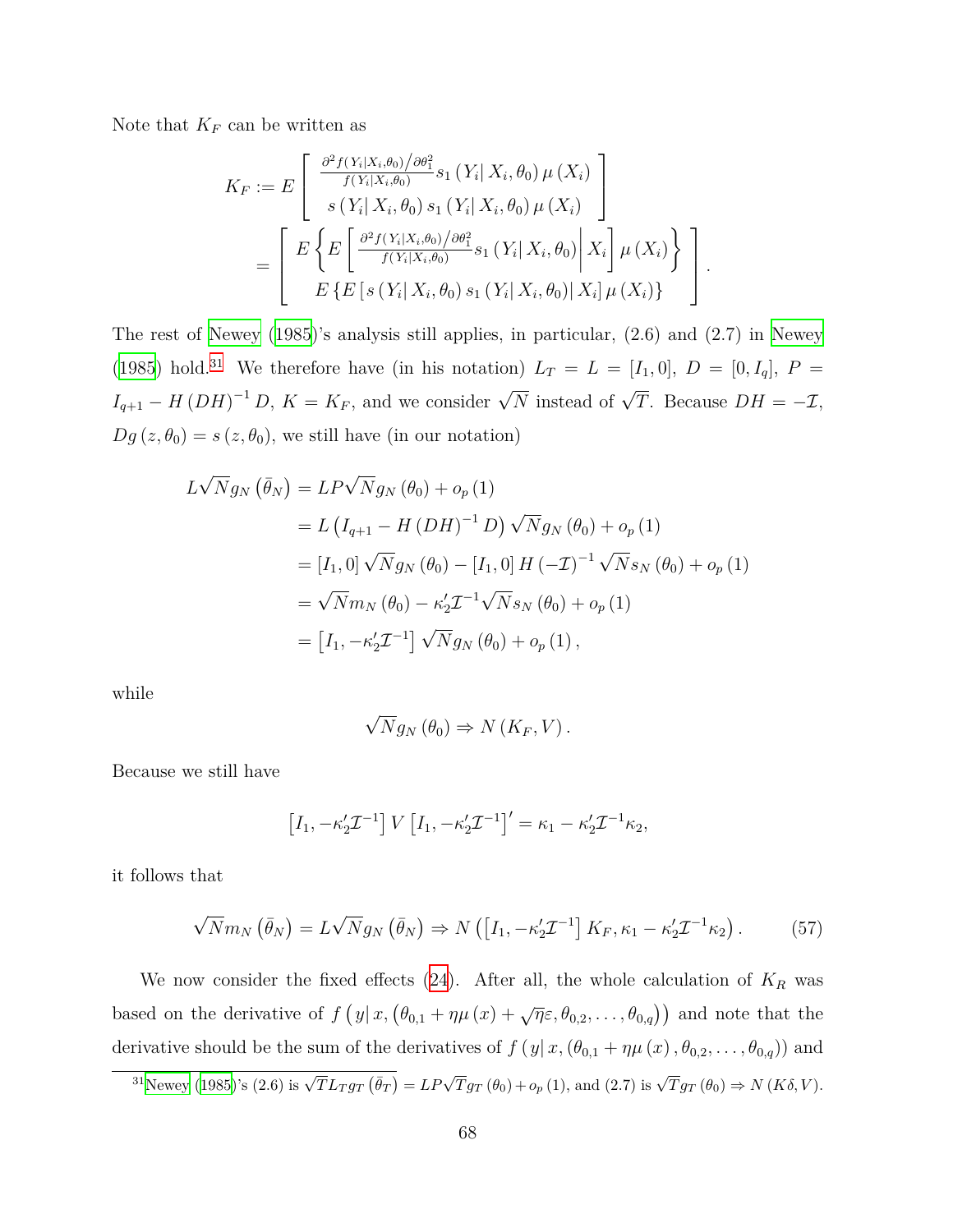Note that $K_F$ can be written as

$$
\begin{aligned}
K_F &:= E\left[\begin{array}{c} \frac{\partial^2 f(Y_i|X_i,\theta_0)\big/\partial\theta_1^2}{f(Y_i|X_i,\theta_0)} s_1\left(Y_i|\,X_i,\theta_0\right)\mu\left(X_i\right) \\ s\left(Y_i|\,X_i,\theta_0\right)s_1\left(Y_i|\,X_i,\theta_0\right)\mu\left(X_i\right) \end{array}\right] \\
&= \left[\begin{array}{c} E\left\{E\left[\left.\frac{\partial^2 f(Y_i|X_i,\theta_0)\big/\partial\theta_1^2}{f(Y_i|X_i,\theta_0)} s_1\left(Y_i|\,X_i,\theta_0\right)\right| X_i\right]\mu\left(X_i\right)\right\} \\ E\left\{E\left[\left.s\left(Y_i|\,X_i,\theta_0\right)s_1\left(Y_i|\,X_i,\theta_0\right)\right| X_i\right]\mu\left(X_i\right)\right\} \end{array}\right].
\end{aligned}
$$

The rest of Newey (1985)'s analysis still applies, in particular, (2.6) and (2.7) in Newey (1985) hold.[31] We therefore have (in his notation) $L_T = L = [I_1, 0]$, $D = [0, I_q]$, $P = I_{q+1} - H\left(DH\right)^{-1}D$, $K = K_F$, and we consider $\sqrt{N}$ instead of $\sqrt{T}$. Because $DH = -\mathcal{I}$, $Dg\left(z,\theta_0\right) = s\left(z,\theta_0\right)$, we still have (in our notation)

$$
\begin{aligned}
L\sqrt{N}g_N\left(\bar{\theta}_N\right) &= LP\sqrt{N}g_N\left(\theta_0\right) + o_p\left(1\right) \\
&= L\left(I_{q+1} - H\left(DH\right)^{-1}D\right)\sqrt{N}g_N\left(\theta_0\right) + o_p\left(1\right) \\
&= \left[I_1, 0\right]\sqrt{N}g_N\left(\theta_0\right) - \left[I_1, 0\right]H\left(-\mathcal{I}\right)^{-1}\sqrt{N}s_N\left(\theta_0\right) + o_p\left(1\right) \\
&= \sqrt{N}m_N\left(\theta_0\right) - \kappa_2'\mathcal{I}^{-1}\sqrt{N}s_N\left(\theta_0\right) + o_p\left(1\right) \\
&= \left[I_1, -\kappa_2'\mathcal{I}^{-1}\right]\sqrt{N}g_N\left(\theta_0\right) + o_p\left(1\right),
\end{aligned}
$$

while

$$
\sqrt{N}g_N\left(\theta_0\right) \Rightarrow N\left(K_F, V\right).
$$

Because we still have

$$
\left[I_1, -\kappa_2'\mathcal{I}^{-1}\right]V\left[I_1, -\kappa_2'\mathcal{I}^{-1}\right]' = \kappa_1 - \kappa_2'\mathcal{I}^{-1}\kappa_2,
$$

it follows that

$$
\sqrt{N}m_N\left(\bar{\theta}_N\right) = L\sqrt{N}g_N\left(\bar{\theta}_N\right) \Rightarrow N\left(\left[I_1, -\kappa_2'\mathcal{I}^{-1}\right]K_F, \kappa_1 - \kappa_2'\mathcal{I}^{-1}\kappa_2\right). \tag{57}
$$

We now consider the fixed effects (24). After all, the whole calculation of $K_R$ was based on the derivative of $f\left(y|\,x,\left(\theta_{0,1} + \eta\mu\left(x\right) + \sqrt{\eta}\varepsilon, \theta_{0,2}, \ldots, \theta_{0,q}\right)\right)$ and note that the derivative should be the sum of the derivatives of $f\left(y|\,x,\left(\theta_{0,1} + \eta\mu\left(x\right), \theta_{0,2}, \ldots, \theta_{0,q}\right)\right)$ and

[31] Newey (1985)'s (2.6) is $\sqrt{T}L_T g_T\left(\bar{\theta}_T\right) = LP\sqrt{T}g_T\left(\theta_0\right) + o_p\left(1\right)$, and (2.7) is $\sqrt{T}g_T\left(\theta_0\right) \Rightarrow N\left(K\delta, V\right)$.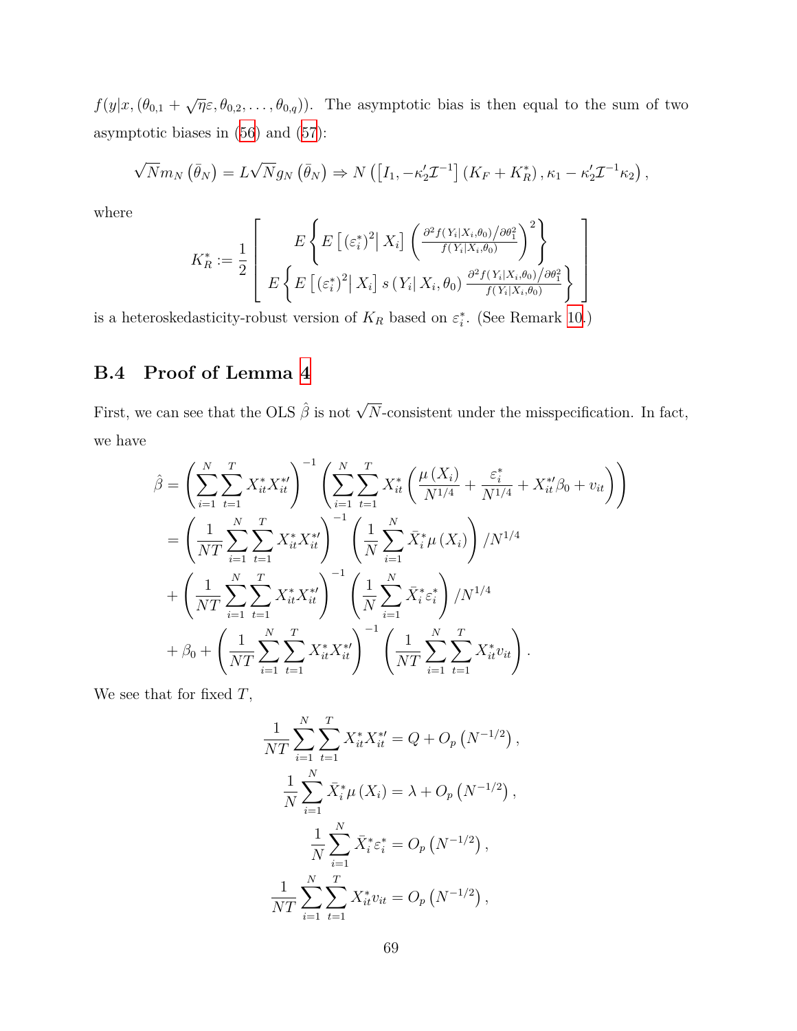$f(y|x,(\theta_{0,1}+\sqrt{\eta}\varepsilon,\theta_{0,2},\ldots,\theta_{0,q}))$. The asymptotic bias is then equal to the sum of two asymptotic biases in (56) and (57):

$$\sqrt{N}m_N\left(\bar{\theta}_N\right)=L\sqrt{N}g_N\left(\bar{\theta}_N\right)\Rightarrow N\left(\left[I_1,-\kappa_2'\mathcal{I}^{-1}\right]\left(K_F+K_R^*\right),\kappa_1-\kappa_2'\mathcal{I}^{-1}\kappa_2\right),$$

where

$$K_R^*:=\frac{1}{2}\left[\begin{array}{c} E\left\{E\left[\left(\varepsilon_i^*\right)^2\middle| X_i\right]\left(\frac{\partial^2 f(Y_i|X_i,\theta_0)/\partial\theta_1^2}{f(Y_i|X_i,\theta_0)}\right)^2\right\} \\ E\left\{E\left[\left(\varepsilon_i^*\right)^2\middle| X_i\right]s\left(Y_i\middle| X_i,\theta_0\right)\frac{\partial^2 f(Y_i|X_i,\theta_0)/\partial\theta_1^2}{f(Y_i|X_i,\theta_0)}\right\}\end{array}\right]$$

is a heteroskedasticity-robust version of $K_R$ based on $\varepsilon_i^*$. (See Remark 10.)

## B.4 Proof of Lemma 4

First, we can see that the OLS $\hat{\beta}$ is not $\sqrt{N}$-consistent under the misspecification. In fact, we have

$$\begin{aligned}
\hat{\beta}&=\left(\sum_{i=1}^N\sum_{t=1}^T X_{it}^*X_{it}^{*\prime}\right)^{-1}\left(\sum_{i=1}^N\sum_{t=1}^T X_{it}^*\left(\frac{\mu\left(X_i\right)}{N^{1/4}}+\frac{\varepsilon_i^*}{N^{1/4}}+X_{it}^{*\prime}\beta_0+v_{it}\right)\right)\\
&=\left(\frac{1}{NT}\sum_{i=1}^N\sum_{t=1}^T X_{it}^*X_{it}^{*\prime}\right)^{-1}\left(\frac{1}{N}\sum_{i=1}^N\bar{X}_i^*\mu\left(X_i\right)\right)/N^{1/4}\\
&+\left(\frac{1}{NT}\sum_{i=1}^N\sum_{t=1}^T X_{it}^*X_{it}^{*\prime}\right)^{-1}\left(\frac{1}{N}\sum_{i=1}^N\bar{X}_i^*\varepsilon_i^*\right)/N^{1/4}\\
&+\beta_0+\left(\frac{1}{NT}\sum_{i=1}^N\sum_{t=1}^T X_{it}^*X_{it}^{*\prime}\right)^{-1}\left(\frac{1}{NT}\sum_{i=1}^N\sum_{t=1}^T X_{it}^*v_{it}\right).
\end{aligned}$$

We see that for fixed $T$,

$$\begin{aligned}
\frac{1}{NT}\sum_{i=1}^N\sum_{t=1}^T X_{it}^*X_{it}^{*\prime}&=Q+O_p\left(N^{-1/2}\right),\\
\frac{1}{N}\sum_{i=1}^N\bar{X}_i^*\mu\left(X_i\right)&=\lambda+O_p\left(N^{-1/2}\right),\\
\frac{1}{N}\sum_{i=1}^N\bar{X}_i^*\varepsilon_i^*&=O_p\left(N^{-1/2}\right),\\
\frac{1}{NT}\sum_{i=1}^N\sum_{t=1}^T X_{it}^*v_{it}&=O_p\left(N^{-1/2}\right),
\end{aligned}$$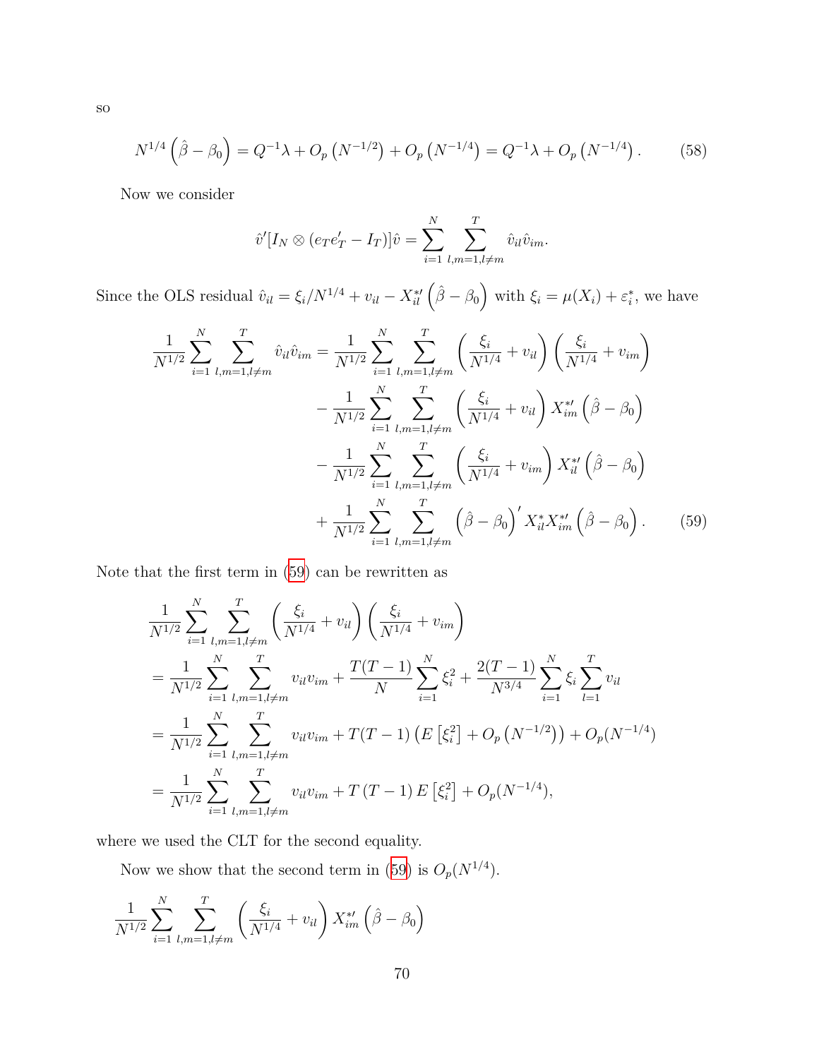so

$$N^{1/4}\left(\hat{\beta}-\beta_0\right)=Q^{-1}\lambda+O_p\left(N^{-1/2}\right)+O_p\left(N^{-1/4}\right)=Q^{-1}\lambda+O_p\left(N^{-1/4}\right). \tag{58}$$

Now we consider

$$\hat{v}'[I_N\otimes(e_Te_T'-I_T)]\hat{v}=\sum_{i=1}^{N}\sum_{l,m=1,l\neq m}^{T}\hat{v}_{il}\hat{v}_{im}.$$

Since the OLS residual $\hat{v}_{il}=\xi_i/N^{1/4}+v_{il}-X_{il}^{*\prime}\left(\hat{\beta}-\beta_0\right)$ with $\xi_i=\mu(X_i)+\varepsilon_i^*$, we have

$$\begin{aligned}
\frac{1}{N^{1/2}}\sum_{i=1}^{N}\sum_{l,m=1,l\neq m}^{T}\hat{v}_{il}\hat{v}_{im}=&\frac{1}{N^{1/2}}\sum_{i=1}^{N}\sum_{l,m=1,l\neq m}^{T}\left(\frac{\xi_i}{N^{1/4}}+v_{il}\right)\left(\frac{\xi_i}{N^{1/4}}+v_{im}\right)\\
&-\frac{1}{N^{1/2}}\sum_{i=1}^{N}\sum_{l,m=1,l\neq m}^{T}\left(\frac{\xi_i}{N^{1/4}}+v_{il}\right)X_{im}^{*\prime}\left(\hat{\beta}-\beta_0\right)\\
&-\frac{1}{N^{1/2}}\sum_{i=1}^{N}\sum_{l,m=1,l\neq m}^{T}\left(\frac{\xi_i}{N^{1/4}}+v_{im}\right)X_{il}^{*\prime}\left(\hat{\beta}-\beta_0\right)\\
&+\frac{1}{N^{1/2}}\sum_{i=1}^{N}\sum_{l,m=1,l\neq m}^{T}\left(\hat{\beta}-\beta_0\right)'X_{il}^{*}X_{im}^{*\prime}\left(\hat{\beta}-\beta_0\right).
\end{aligned} \tag{59}$$

Note that the first term in (59) can be rewritten as

$$\begin{aligned}
&\frac{1}{N^{1/2}}\sum_{i=1}^{N}\sum_{l,m=1,l\neq m}^{T}\left(\frac{\xi_i}{N^{1/4}}+v_{il}\right)\left(\frac{\xi_i}{N^{1/4}}+v_{im}\right)\\
&=\frac{1}{N^{1/2}}\sum_{i=1}^{N}\sum_{l,m=1,l\neq m}^{T}v_{il}v_{im}+\frac{T(T-1)}{N}\sum_{i=1}^{N}\xi_i^2+\frac{2(T-1)}{N^{3/4}}\sum_{i=1}^{N}\xi_i\sum_{l=1}^{T}v_{il}\\
&=\frac{1}{N^{1/2}}\sum_{i=1}^{N}\sum_{l,m=1,l\neq m}^{T}v_{il}v_{im}+T(T-1)\left(E\left[\xi_i^2\right]+O_p\left(N^{-1/2}\right)\right)+O_p(N^{-1/4})\\
&=\frac{1}{N^{1/2}}\sum_{i=1}^{N}\sum_{l,m=1,l\neq m}^{T}v_{il}v_{im}+T\left(T-1\right)E\left[\xi_i^2\right]+O_p(N^{-1/4}),
\end{aligned}$$

where we used the CLT for the second equality.

Now we show that the second term in (59) is $O_p(N^{1/4})$.

$$\frac{1}{N^{1/2}}\sum_{i=1}^{N}\sum_{l,m=1,l\neq m}^{T}\left(\frac{\xi_i}{N^{1/4}}+v_{il}\right)X_{im}^{*\prime}\left(\hat{\beta}-\beta_0\right)$$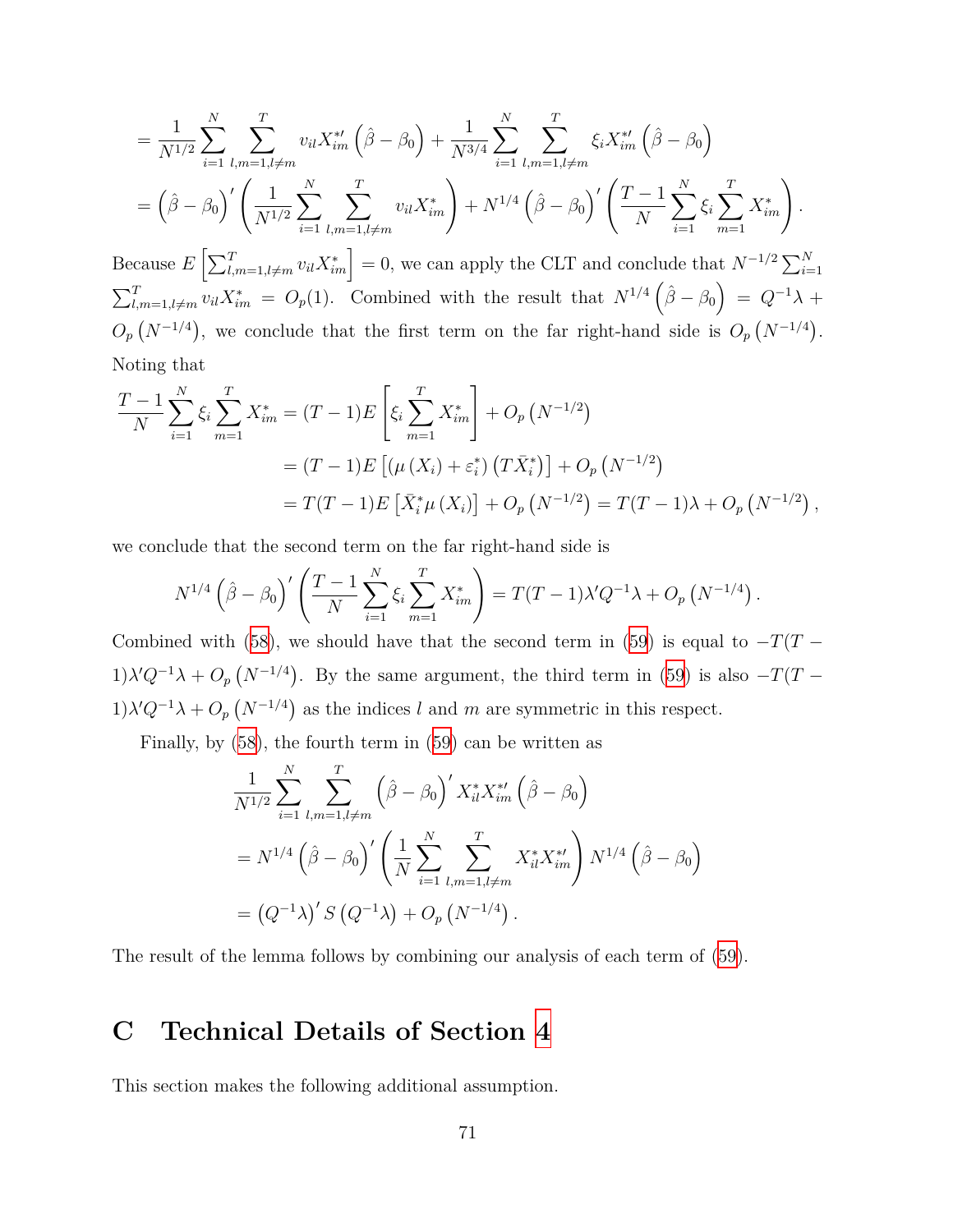$$
= \frac{1}{N^{1/2}} \sum_{i=1}^{N} \sum_{l,m=1,l\neq m}^{T} v_{il} X_{im}^{*\prime} \left(\hat{\beta} - \beta_0\right) + \frac{1}{N^{3/4}} \sum_{i=1}^{N} \sum_{l,m=1,l\neq m}^{T} \xi_i X_{im}^{*\prime} \left(\hat{\beta} - \beta_0\right)
$$

$$
= \left(\hat{\beta} - \beta_0\right)' \left( \frac{1}{N^{1/2}} \sum_{i=1}^{N} \sum_{l,m=1,l\neq m}^{T} v_{il} X_{im}^{*} \right) + N^{1/4} \left(\hat{\beta} - \beta_0\right)' \left( \frac{T-1}{N} \sum_{i=1}^{N} \xi_i \sum_{m=1}^{T} X_{im}^{*} \right).
$$

Because $E\left[\sum_{l,m=1,l\neq m}^{T} v_{il} X_{im}^{*}\right] = 0$, we can apply the CLT and conclude that $N^{-1/2} \sum_{i=1}^{N} \sum_{l,m=1,l\neq m}^{T} v_{il} X_{im}^{*} = O_p(1)$. Combined with the result that $N^{1/4}\left(\hat{\beta} - \beta_0\right) = Q^{-1}\lambda + O_p\left(N^{-1/4}\right)$, we conclude that the first term on the far right-hand side is $O_p\left(N^{-1/4}\right)$. Noting that

$$
\begin{aligned}
\frac{T-1}{N} \sum_{i=1}^{N} \xi_i \sum_{m=1}^{T} X_{im}^{*} &= (T-1) E\left[\xi_i \sum_{m=1}^{T} X_{im}^{*}\right] + O_p\left(N^{-1/2}\right) \\
&= (T-1) E\left[\left(\mu\left(X_i\right) + \varepsilon_i^{*}\right)\left(T \bar{X}_i^{*}\right)\right] + O_p\left(N^{-1/2}\right) \\
&= T(T-1) E\left[\bar{X}_i^{*} \mu\left(X_i\right)\right] + O_p\left(N^{-1/2}\right) = T(T-1)\lambda + O_p\left(N^{-1/2}\right),
\end{aligned}
$$

we conclude that the second term on the far right-hand side is

$$
N^{1/4}\left(\hat{\beta} - \beta_0\right)' \left( \frac{T-1}{N} \sum_{i=1}^{N} \xi_i \sum_{m=1}^{T} X_{im}^{*} \right) = T(T-1)\lambda' Q^{-1} \lambda + O_p\left(N^{-1/4}\right).
$$

Combined with (58), we should have that the second term in (59) is equal to $-T(T-1)\lambda' Q^{-1}\lambda + O_p\left(N^{-1/4}\right)$. By the same argument, the third term in (59) is also $-T(T-1)\lambda' Q^{-1}\lambda + O_p\left(N^{-1/4}\right)$ as the indices $l$ and $m$ are symmetric in this respect.

Finally, by (58), the fourth term in (59) can be written as

$$
\begin{aligned}
&\frac{1}{N^{1/2}} \sum_{i=1}^{N} \sum_{l,m=1,l\neq m}^{T} \left(\hat{\beta} - \beta_0\right)' X_{il}^{*} X_{im}^{*\prime} \left(\hat{\beta} - \beta_0\right) \\
&= N^{1/4}\left(\hat{\beta} - \beta_0\right)' \left( \frac{1}{N} \sum_{i=1}^{N} \sum_{l,m=1,l\neq m}^{T} X_{il}^{*} X_{im}^{*\prime} \right) N^{1/4}\left(\hat{\beta} - \beta_0\right) \\
&= \left(Q^{-1}\lambda\right)' S \left(Q^{-1}\lambda\right) + O_p\left(N^{-1/4}\right).
\end{aligned}
$$

The result of the lemma follows by combining our analysis of each term of (59).

# C Technical Details of Section 4

This section makes the following additional assumption.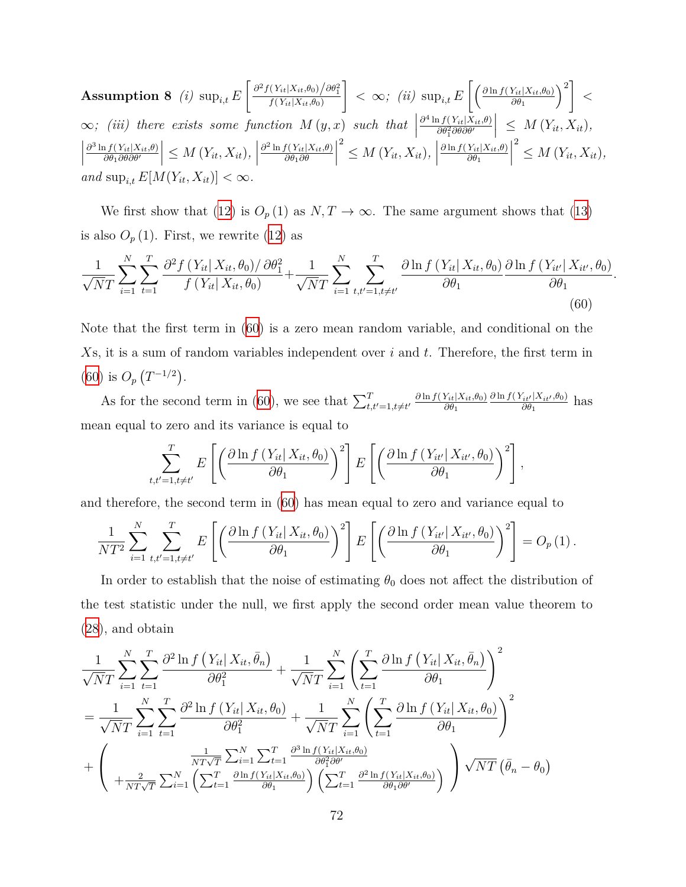**Assumption 8** *(i)* $\sup_{i,t} E\left[\frac{\partial^2 f(Y_{it}|X_{it},\theta_0)/\partial\theta_1^2}{f(Y_{it}|X_{it},\theta_0)}\right] < \infty$*; (ii)* $\sup_{i,t} E\left[\left(\frac{\partial \ln f(Y_{it}|X_{it},\theta_0)}{\partial\theta_1}\right)^2\right] < \infty$*; (iii) there exists some function* $M(y,x)$ *such that* $\left|\frac{\partial^4 \ln f(Y_{it}|X_{it},\theta)}{\partial\theta_1^2\partial\theta\partial\theta'}\right| \leq M(Y_{it}, X_{it})$, $\left|\frac{\partial^3 \ln f(Y_{it}|X_{it},\theta)}{\partial\theta_1\partial\theta\partial\theta'}\right| \leq M(Y_{it}, X_{it})$, $\left|\frac{\partial^2 \ln f(Y_{it}|X_{it},\theta)}{\partial\theta_1\partial\theta}\right|^2 \leq M(Y_{it}, X_{it})$, $\left|\frac{\partial \ln f(Y_{it}|X_{it},\theta)}{\partial\theta_1}\right|^2 \leq M(Y_{it}, X_{it})$, *and* $\sup_{i,t} E[M(Y_{it}, X_{it})] < \infty$.

We first show that (12) is $O_p(1)$ as $N, T \to \infty$. The same argument shows that (13) is also $O_p(1)$. First, we rewrite (12) as

$$\frac{1}{\sqrt{N}T}\sum_{i=1}^{N}\sum_{t=1}^{T}\frac{\partial^2 f\left(Y_{it}|\, X_{it},\theta_0\right)/\,\partial\theta_1^2}{f\left(Y_{it}|\, X_{it},\theta_0\right)}+\frac{1}{\sqrt{N}T}\sum_{i=1}^{N}\sum_{t,t'=1,t\neq t'}^{T}\frac{\partial \ln f\left(Y_{it}|\, X_{it},\theta_0\right)}{\partial\theta_1}\frac{\partial \ln f\left(Y_{it'}|\, X_{it'},\theta_0\right)}{\partial\theta_1}. \tag{60}$$

Note that the first term in (60) is a zero mean random variable, and conditional on the $X$s, it is a sum of random variables independent over $i$ and $t$. Therefore, the first term in (60) is $O_p\left(T^{-1/2}\right)$.

As for the second term in (60), we see that $\sum_{t,t'=1,t\neq t'}^{T}\frac{\partial \ln f(Y_{it}|X_{it},\theta_0)}{\partial\theta_1}\frac{\partial \ln f(Y_{it'}|X_{it'},\theta_0)}{\partial\theta_1}$ has mean equal to zero and its variance is equal to

$$\sum_{t,t'=1,t\neq t'}^{T} E\left[\left(\frac{\partial \ln f\left(Y_{it}|\, X_{it},\theta_0\right)}{\partial\theta_1}\right)^2\right] E\left[\left(\frac{\partial \ln f\left(Y_{it'}|\, X_{it'},\theta_0\right)}{\partial\theta_1}\right)^2\right],$$

and therefore, the second term in (60) has mean equal to zero and variance equal to

$$\frac{1}{NT^2}\sum_{i=1}^{N}\sum_{t,t'=1,t\neq t'}^{T} E\left[\left(\frac{\partial \ln f\left(Y_{it}|\, X_{it},\theta_0\right)}{\partial\theta_1}\right)^2\right] E\left[\left(\frac{\partial \ln f\left(Y_{it'}|\, X_{it'},\theta_0\right)}{\partial\theta_1}\right)^2\right] = O_p(1).$$

In order to establish that the noise of estimating $\theta_0$ does not affect the distribution of the test statistic under the null, we first apply the second order mean value theorem to (28), and obtain

$$\begin{aligned}
&\frac{1}{\sqrt{N}T}\sum_{i=1}^{N}\sum_{t=1}^{T}\frac{\partial^2 \ln f\left(Y_{it}|\, X_{it},\bar{\theta}_n\right)}{\partial\theta_1^2}+\frac{1}{\sqrt{N}T}\sum_{i=1}^{N}\left(\sum_{t=1}^{T}\frac{\partial \ln f\left(Y_{it}|\, X_{it},\bar{\theta}_n\right)}{\partial\theta_1}\right)^2 \\
&= \frac{1}{\sqrt{N}T}\sum_{i=1}^{N}\sum_{t=1}^{T}\frac{\partial^2 \ln f\left(Y_{it}|\, X_{it},\theta_0\right)}{\partial\theta_1^2}+\frac{1}{\sqrt{N}T}\sum_{i=1}^{N}\left(\sum_{t=1}^{T}\frac{\partial \ln f\left(Y_{it}|\, X_{it},\theta_0\right)}{\partial\theta_1}\right)^2 \\
&+\left(\begin{array}{c}\frac{1}{NT\sqrt{T}}\sum_{i=1}^{N}\sum_{t=1}^{T}\frac{\partial^3 \ln f(Y_{it}|X_{it},\theta_0)}{\partial\theta_1^2\partial\theta'} \\ +\frac{2}{NT\sqrt{T}}\sum_{i=1}^{N}\left(\sum_{t=1}^{T}\frac{\partial \ln f(Y_{it}|X_{it},\theta_0)}{\partial\theta_1}\right)\left(\sum_{t=1}^{T}\frac{\partial^2 \ln f(Y_{it}|X_{it},\theta_0)}{\partial\theta_1\partial\theta'}\right)\end{array}\right)\sqrt{NT}\left(\bar{\theta}_n-\theta_0\right)
\end{aligned}$$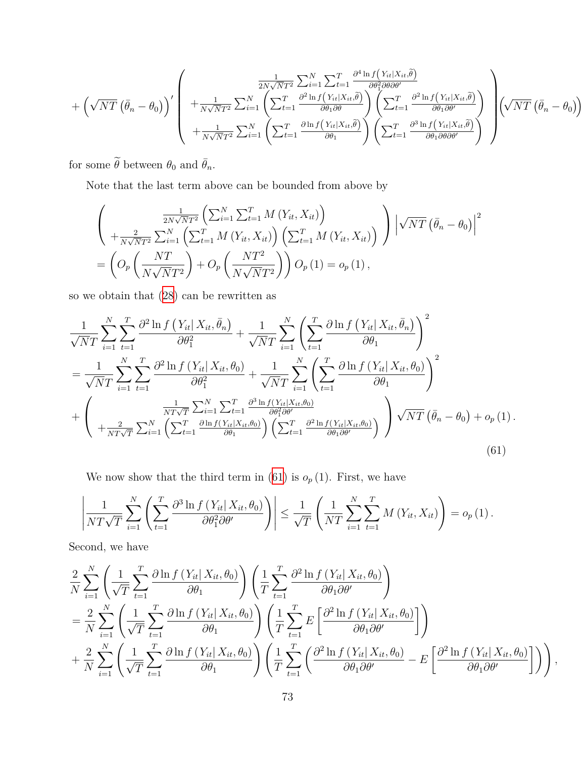$$
+\left(\sqrt{NT}\left(\bar{\theta}_n-\theta_0\right)\right)'\left(\begin{array}{c}\frac{1}{2N\sqrt{N}T^2}\sum_{i=1}^N\sum_{t=1}^T\frac{\partial^4\ln f\left(Y_{it}|X_{it},\widetilde{\theta}\right)}{\partial\theta_1^2\partial\theta\partial\theta'}\\+\frac{1}{N\sqrt{N}T^2}\sum_{i=1}^N\left(\sum_{t=1}^T\frac{\partial^2\ln f\left(Y_{it}|X_{it},\widetilde{\theta}\right)}{\partial\theta_1\partial\theta}\right)\left(\sum_{t=1}^T\frac{\partial^2\ln f\left(Y_{it}|X_{it},\widetilde{\theta}\right)}{\partial\theta_1\partial\theta'}\right)\\+\frac{1}{N\sqrt{N}T^2}\sum_{i=1}^N\left(\sum_{t=1}^T\frac{\partial\ln f\left(Y_{it}|X_{it},\widetilde{\theta}\right)}{\partial\theta_1}\right)\left(\sum_{t=1}^T\frac{\partial^3\ln f\left(Y_{it}|X_{it},\widetilde{\theta}\right)}{\partial\theta_1\partial\theta\partial\theta'}\right)\end{array}\right)\left(\sqrt{NT}\left(\bar{\theta}_n-\theta_0\right)\right)
$$

for some $\widetilde{\theta}$ between $\theta_0$ and $\bar{\theta}_n$.

Note that the last term above can be bounded from above by

$$
\begin{aligned}
&\left(\begin{array}{c}\frac{1}{2N\sqrt{N}T^2}\left(\sum_{i=1}^N\sum_{t=1}^T M\left(Y_{it},X_{it}\right)\right)\\+\frac{2}{N\sqrt{N}T^2}\sum_{i=1}^N\left(\sum_{t=1}^T M\left(Y_{it},X_{it}\right)\right)\left(\sum_{t=1}^T M\left(Y_{it},X_{it}\right)\right)\end{array}\right)\left|\sqrt{NT}\left(\bar{\theta}_n-\theta_0\right)\right|^2\\
&=\left(O_p\left(\frac{NT}{N\sqrt{N}T^2}\right)+O_p\left(\frac{NT^2}{N\sqrt{N}T^2}\right)\right)O_p(1)=o_p(1),
\end{aligned}
$$

so we obtain that (28) can be rewritten as

$$
\begin{aligned}
&\frac{1}{\sqrt{N}T}\sum_{i=1}^N\sum_{t=1}^T\frac{\partial^2\ln f\left(Y_{it}|X_{it},\bar{\theta}_n\right)}{\partial\theta_1^2}+\frac{1}{\sqrt{N}T}\sum_{i=1}^N\left(\sum_{t=1}^T\frac{\partial\ln f\left(Y_{it}|X_{it},\bar{\theta}_n\right)}{\partial\theta_1}\right)^2\\
&=\frac{1}{\sqrt{N}T}\sum_{i=1}^N\sum_{t=1}^T\frac{\partial^2\ln f\left(Y_{it}|X_{it},\theta_0\right)}{\partial\theta_1^2}+\frac{1}{\sqrt{N}T}\sum_{i=1}^N\left(\sum_{t=1}^T\frac{\partial\ln f\left(Y_{it}|X_{it},\theta_0\right)}{\partial\theta_1}\right)^2\\
&+\left(\begin{array}{c}\frac{1}{NT\sqrt{T}}\sum_{i=1}^N\sum_{t=1}^T\frac{\partial^3\ln f\left(Y_{it}|X_{it},\theta_0\right)}{\partial\theta_1^2\partial\theta'}\\+\frac{2}{NT\sqrt{T}}\sum_{i=1}^N\left(\sum_{t=1}^T\frac{\partial\ln f\left(Y_{it}|X_{it},\theta_0\right)}{\partial\theta_1}\right)\left(\sum_{t=1}^T\frac{\partial^2\ln f\left(Y_{it}|X_{it},\theta_0\right)}{\partial\theta_1\partial\theta'}\right)\end{array}\right)\sqrt{NT}\left(\bar{\theta}_n-\theta_0\right)+o_p(1).
\end{aligned}
\tag{61}
$$

We now show that the third term in (61) is $o_p(1)$. First, we have

$$
\left|\frac{1}{NT\sqrt{T}}\sum_{i=1}^N\left(\sum_{t=1}^T\frac{\partial^3\ln f\left(Y_{it}|X_{it},\theta_0\right)}{\partial\theta_1^2\partial\theta'}\right)\right|\le\frac{1}{\sqrt{T}}\left(\frac{1}{NT}\sum_{i=1}^N\sum_{t=1}^T M\left(Y_{it},X_{it}\right)\right)=o_p(1).
$$

Second, we have

$$
\begin{aligned}
&\frac{2}{N}\sum_{i=1}^N\left(\frac{1}{\sqrt{T}}\sum_{t=1}^T\frac{\partial\ln f\left(Y_{it}|X_{it},\theta_0\right)}{\partial\theta_1}\right)\left(\frac{1}{T}\sum_{t=1}^T\frac{\partial^2\ln f\left(Y_{it}|X_{it},\theta_0\right)}{\partial\theta_1\partial\theta'}\right)\\
&=\frac{2}{N}\sum_{i=1}^N\left(\frac{1}{\sqrt{T}}\sum_{t=1}^T\frac{\partial\ln f\left(Y_{it}|X_{it},\theta_0\right)}{\partial\theta_1}\right)\left(\frac{1}{T}\sum_{t=1}^T E\left[\frac{\partial^2\ln f\left(Y_{it}|X_{it},\theta_0\right)}{\partial\theta_1\partial\theta'}\right]\right)\\
&+\frac{2}{N}\sum_{i=1}^N\left(\frac{1}{\sqrt{T}}\sum_{t=1}^T\frac{\partial\ln f\left(Y_{it}|X_{it},\theta_0\right)}{\partial\theta_1}\right)\left(\frac{1}{T}\sum_{t=1}^T\left(\frac{\partial^2\ln f\left(Y_{it}|X_{it},\theta_0\right)}{\partial\theta_1\partial\theta'}-E\left[\frac{\partial^2\ln f\left(Y_{it}|X_{it},\theta_0\right)}{\partial\theta_1\partial\theta'}\right]\right)\right),
\end{aligned}
$$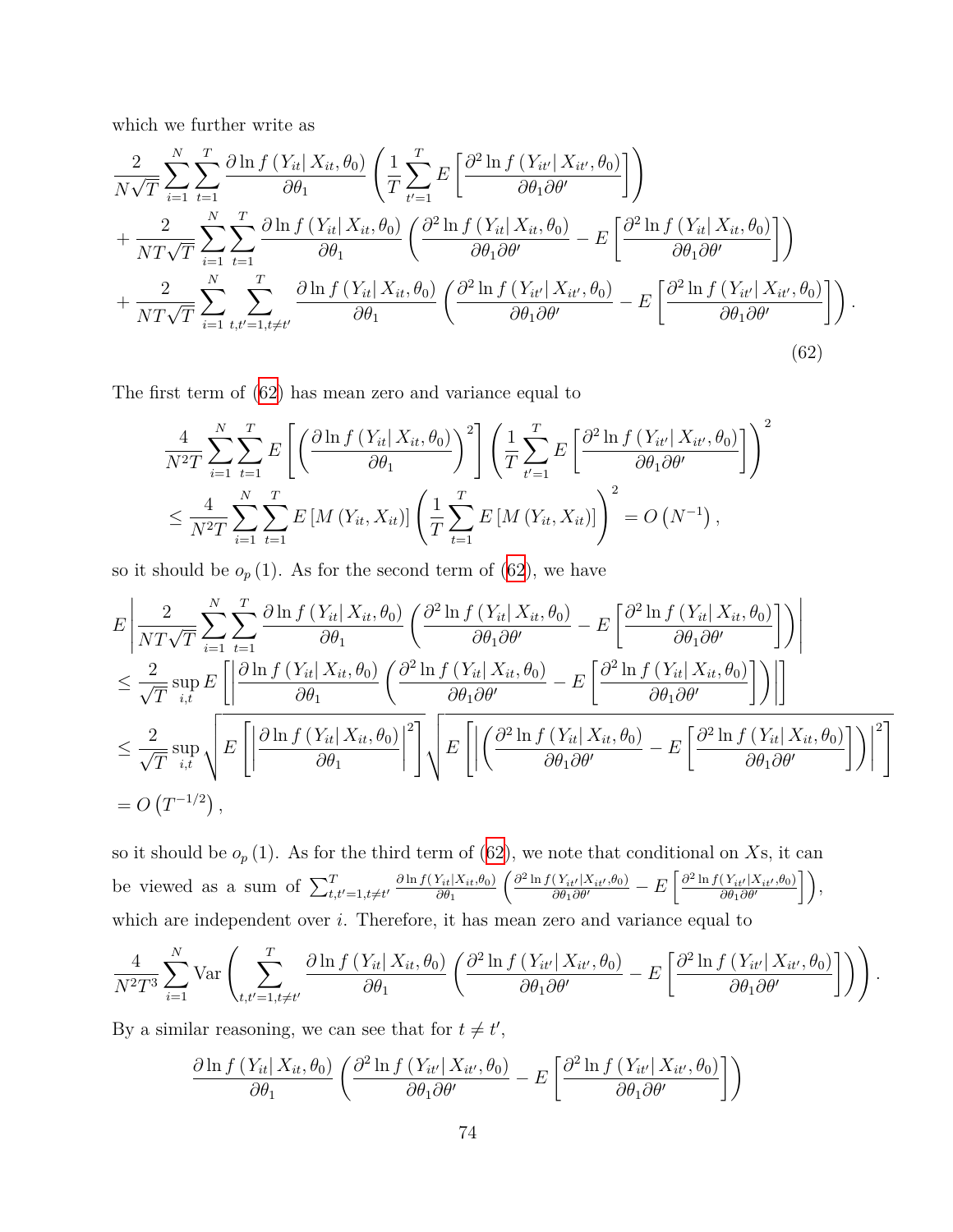which we further write as

$$
\begin{aligned}
&\frac{2}{N\sqrt{T}}\sum_{i=1}^{N}\sum_{t=1}^{T}\frac{\partial \ln f\left(Y_{it}|\,X_{it},\theta_0\right)}{\partial \theta_1}\left(\frac{1}{T}\sum_{t'=1}^{T}E\left[\frac{\partial^2 \ln f\left(Y_{it'}|\,X_{it'},\theta_0\right)}{\partial \theta_1 \partial \theta'}\right]\right)\\
&+\frac{2}{NT\sqrt{T}}\sum_{i=1}^{N}\sum_{t=1}^{T}\frac{\partial \ln f\left(Y_{it}|\,X_{it},\theta_0\right)}{\partial \theta_1}\left(\frac{\partial^2 \ln f\left(Y_{it}|\,X_{it},\theta_0\right)}{\partial \theta_1 \partial \theta'}-E\left[\frac{\partial^2 \ln f\left(Y_{it}|\,X_{it},\theta_0\right)}{\partial \theta_1 \partial \theta'}\right]\right)\\
&+\frac{2}{NT\sqrt{T}}\sum_{i=1}^{N}\sum_{t,t'=1,t\neq t'}^{T}\frac{\partial \ln f\left(Y_{it}|\,X_{it},\theta_0\right)}{\partial \theta_1}\left(\frac{\partial^2 \ln f\left(Y_{it'}|\,X_{it'},\theta_0\right)}{\partial \theta_1 \partial \theta'}-E\left[\frac{\partial^2 \ln f\left(Y_{it'}|\,X_{it'},\theta_0\right)}{\partial \theta_1 \partial \theta'}\right]\right).
\end{aligned}
\tag{62}
$$

The first term of (62) has mean zero and variance equal to

$$
\begin{aligned}
&\frac{4}{N^2T}\sum_{i=1}^{N}\sum_{t=1}^{T}E\left[\left(\frac{\partial \ln f\left(Y_{it}|\,X_{it},\theta_0\right)}{\partial \theta_1}\right)^2\right]\left(\frac{1}{T}\sum_{t'=1}^{T}E\left[\frac{\partial^2 \ln f\left(Y_{it'}|\,X_{it'},\theta_0\right)}{\partial \theta_1 \partial \theta'}\right]\right)^2\\
&\leq \frac{4}{N^2T}\sum_{i=1}^{N}\sum_{t=1}^{T}E\left[M\left(Y_{it},X_{it}\right)\right]\left(\frac{1}{T}\sum_{t=1}^{T}E\left[M\left(Y_{it},X_{it}\right)\right]\right)^2=O\left(N^{-1}\right),
\end{aligned}
$$

so it should be $o_p(1)$. As for the second term of (62), we have

$$
\begin{aligned}
&E\left|\frac{2}{NT\sqrt{T}}\sum_{i=1}^{N}\sum_{t=1}^{T}\frac{\partial \ln f\left(Y_{it}|\,X_{it},\theta_0\right)}{\partial \theta_1}\left(\frac{\partial^2 \ln f\left(Y_{it}|\,X_{it},\theta_0\right)}{\partial \theta_1 \partial \theta'}-E\left[\frac{\partial^2 \ln f\left(Y_{it}|\,X_{it},\theta_0\right)}{\partial \theta_1 \partial \theta'}\right]\right)\right|\\
&\leq \frac{2}{\sqrt{T}}\sup_{i,t}E\left[\left|\frac{\partial \ln f\left(Y_{it}|\,X_{it},\theta_0\right)}{\partial \theta_1}\left(\frac{\partial^2 \ln f\left(Y_{it}|\,X_{it},\theta_0\right)}{\partial \theta_1 \partial \theta'}-E\left[\frac{\partial^2 \ln f\left(Y_{it}|\,X_{it},\theta_0\right)}{\partial \theta_1 \partial \theta'}\right]\right)\right|\right]\\
&\leq \frac{2}{\sqrt{T}}\sup_{i,t}\sqrt{E\left[\left|\frac{\partial \ln f\left(Y_{it}|\,X_{it},\theta_0\right)}{\partial \theta_1}\right|^2\right]}\sqrt{E\left[\left|\left(\frac{\partial^2 \ln f\left(Y_{it}|\,X_{it},\theta_0\right)}{\partial \theta_1 \partial \theta'}-E\left[\frac{\partial^2 \ln f\left(Y_{it}|\,X_{it},\theta_0\right)}{\partial \theta_1 \partial \theta'}\right]\right)\right|^2\right]}\\
&=O\left(T^{-1/2}\right),
\end{aligned}
$$

so it should be $o_p(1)$. As for the third term of (62), we note that conditional on $X$s, it can be viewed as a sum of $\sum_{t,t'=1,t\neq t'}^{T}\frac{\partial \ln f(Y_{it}|X_{it},\theta_0)}{\partial \theta_1}\left(\frac{\partial^2 \ln f(Y_{it'}|X_{it'},\theta_0)}{\partial \theta_1 \partial \theta'}-E\left[\frac{\partial^2 \ln f(Y_{it'}|X_{it'},\theta_0)}{\partial \theta_1 \partial \theta'}\right]\right)$, which are independent over $i$. Therefore, it has mean zero and variance equal to

$$
\frac{4}{N^2T^3}\sum_{i=1}^{N}\operatorname{Var}\left(\sum_{t,t'=1,t\neq t'}^{T}\frac{\partial \ln f\left(Y_{it}|\,X_{it},\theta_0\right)}{\partial \theta_1}\left(\frac{\partial^2 \ln f\left(Y_{it'}|\,X_{it'},\theta_0\right)}{\partial \theta_1 \partial \theta'}-E\left[\frac{\partial^2 \ln f\left(Y_{it'}|\,X_{it'},\theta_0\right)}{\partial \theta_1 \partial \theta'}\right]\right)\right).
$$

By a similar reasoning, we can see that for $t \neq t'$,

$$
\frac{\partial \ln f\left(Y_{it}|\,X_{it},\theta_0\right)}{\partial \theta_1}\left(\frac{\partial^2 \ln f\left(Y_{it'}|\,X_{it'},\theta_0\right)}{\partial \theta_1 \partial \theta'}-E\left[\frac{\partial^2 \ln f\left(Y_{it'}|\,X_{it'},\theta_0\right)}{\partial \theta_1 \partial \theta'}\right]\right)
$$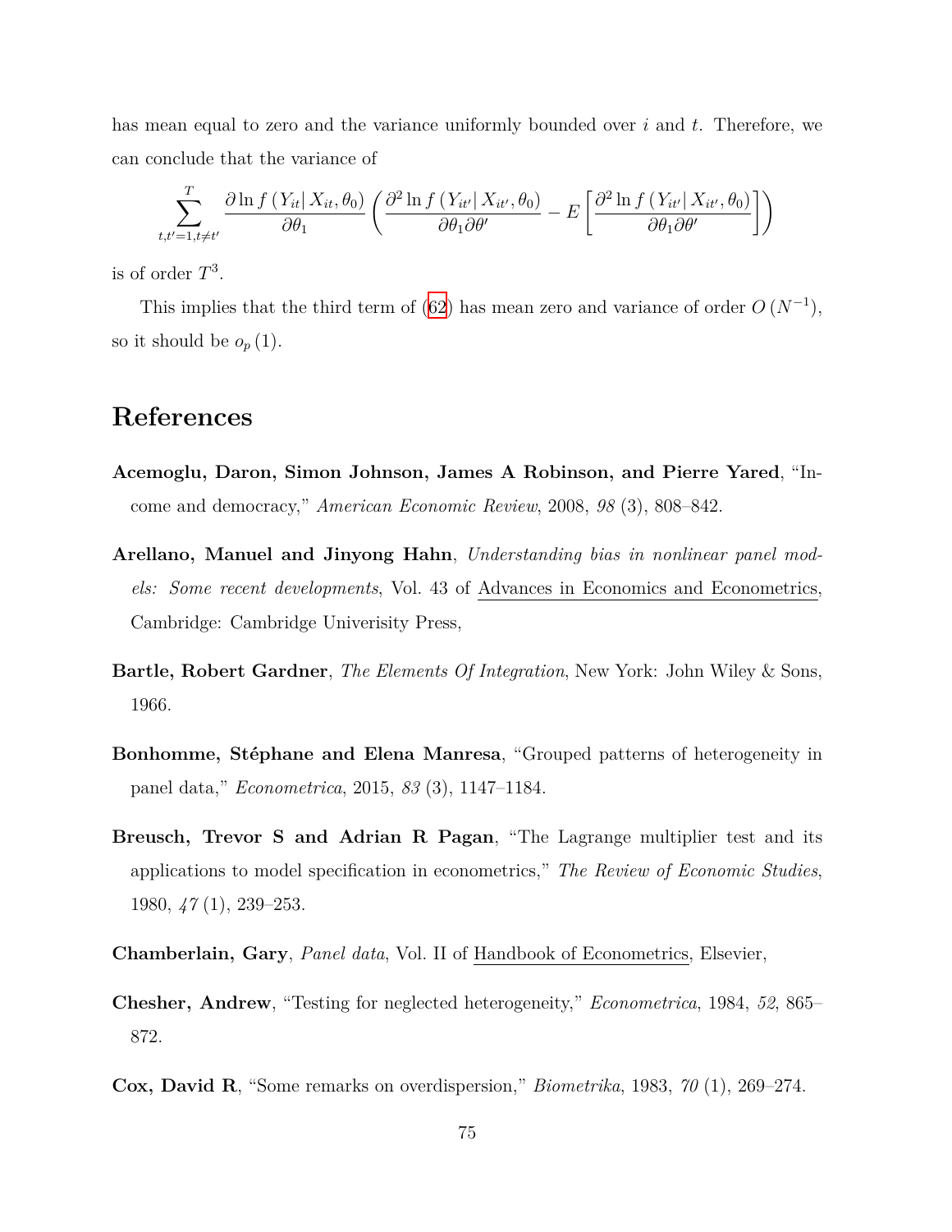has mean equal to zero and the variance uniformly bounded over $i$ and $t$. Therefore, we can conclude that the variance of

$$\sum_{t,t'=1,t\neq t'}^{T} \frac{\partial \ln f\left(Y_{it}|\, X_{it}, \theta_0\right)}{\partial \theta_1} \left( \frac{\partial^2 \ln f\left(Y_{it'}|\, X_{it'}, \theta_0\right)}{\partial \theta_1 \partial \theta'} - E\left[ \frac{\partial^2 \ln f\left(Y_{it'}|\, X_{it'}, \theta_0\right)}{\partial \theta_1 \partial \theta'} \right] \right)$$

is of order $T^3$.

This implies that the third term of (62) has mean zero and variance of order $O\left(N^{-1}\right)$, so it should be $o_p\left(1\right)$.

# References

**Acemoglu, Daron, Simon Johnson, James A Robinson, and Pierre Yared**, "Income and democracy," *American Economic Review*, 2008, *98* (3), 808–842.

**Arellano, Manuel and Jinyong Hahn**, *Understanding bias in nonlinear panel models: Some recent developments*, Vol. 43 of Advances in Economics and Econometrics, Cambridge: Cambridge Univerisity Press,

**Bartle, Robert Gardner**, *The Elements Of Integration*, New York: John Wiley & Sons, 1966.

**Bonhomme, Stéphane and Elena Manresa**, "Grouped patterns of heterogeneity in panel data," *Econometrica*, 2015, *83* (3), 1147–1184.

**Breusch, Trevor S and Adrian R Pagan**, "The Lagrange multiplier test and its applications to model specification in econometrics," *The Review of Economic Studies*, 1980, *47* (1), 239–253.

**Chamberlain, Gary**, *Panel data*, Vol. II of Handbook of Econometrics, Elsevier,

**Chesher, Andrew**, "Testing for neglected heterogeneity," *Econometrica*, 1984, *52*, 865–872.

**Cox, David R**, "Some remarks on overdispersion," *Biometrika*, 1983, *70* (1), 269–274.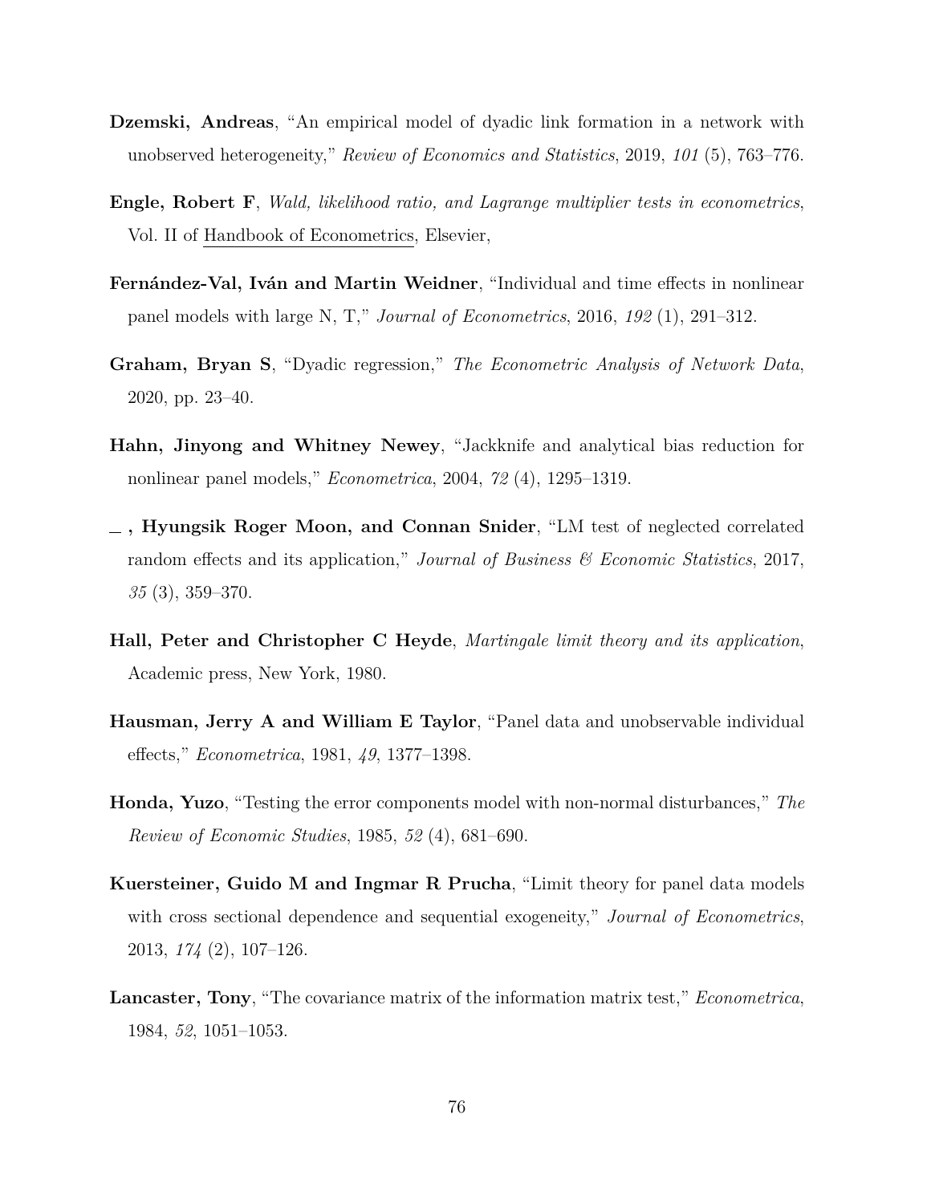**Dzemski, Andreas**, "An empirical model of dyadic link formation in a network with unobserved heterogeneity," *Review of Economics and Statistics*, 2019, *101* (5), 763–776.

**Engle, Robert F**, *Wald, likelihood ratio, and Lagrange multiplier tests in econometrics*, Vol. II of Handbook of Econometrics, Elsevier,

**Fernández-Val, Iván and Martin Weidner**, "Individual and time effects in nonlinear panel models with large N, T," *Journal of Econometrics*, 2016, *192* (1), 291–312.

**Graham, Bryan S**, "Dyadic regression," *The Econometric Analysis of Network Data*, 2020, pp. 23–40.

**Hahn, Jinyong and Whitney Newey**, "Jackknife and analytical bias reduction for nonlinear panel models," *Econometrica*, 2004, *72* (4), 1295–1319.

**_, Hyungsik Roger Moon, and Connan Snider**, "LM test of neglected correlated random effects and its application," *Journal of Business & Economic Statistics*, 2017, *35* (3), 359–370.

**Hall, Peter and Christopher C Heyde**, *Martingale limit theory and its application*, Academic press, New York, 1980.

**Hausman, Jerry A and William E Taylor**, "Panel data and unobservable individual effects," *Econometrica*, 1981, *49*, 1377–1398.

**Honda, Yuzo**, "Testing the error components model with non-normal disturbances," *The Review of Economic Studies*, 1985, *52* (4), 681–690.

**Kuersteiner, Guido M and Ingmar R Prucha**, "Limit theory for panel data models with cross sectional dependence and sequential exogeneity," *Journal of Econometrics*, 2013, *174* (2), 107–126.

**Lancaster, Tony**, "The covariance matrix of the information matrix test," *Econometrica*, 1984, *52*, 1051–1053.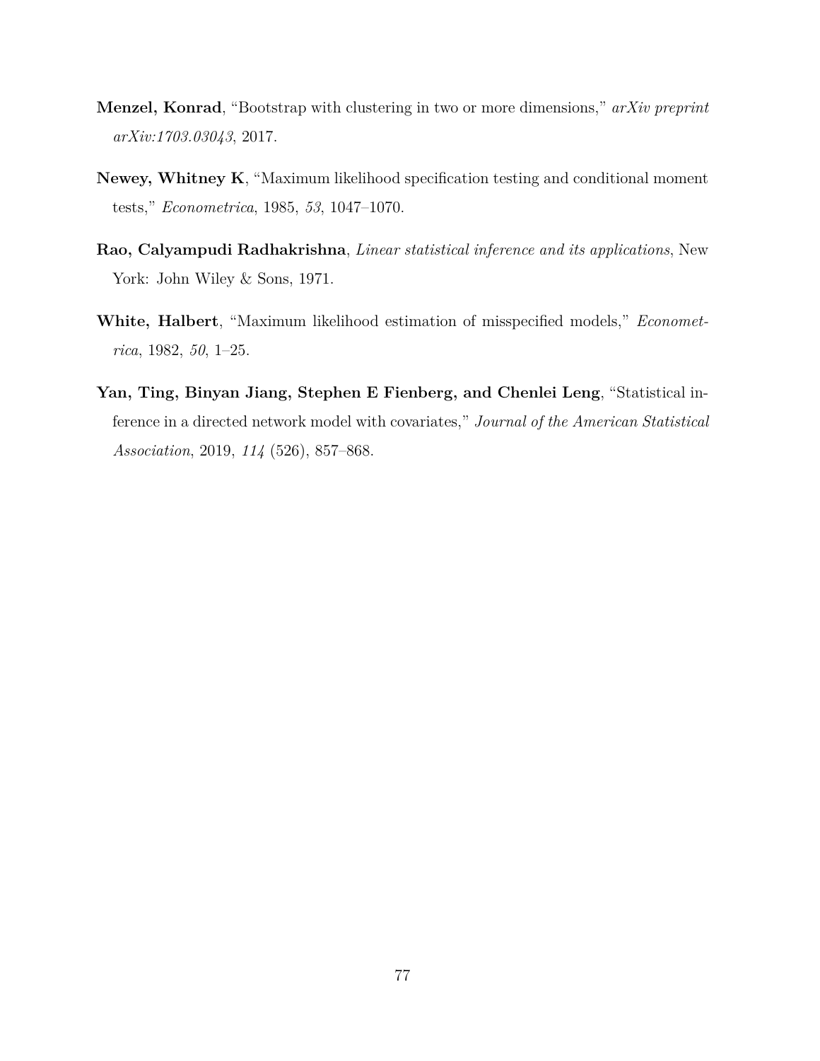**Menzel, Konrad**, "Bootstrap with clustering in two or more dimensions," *arXiv preprint arXiv:1703.03043*, 2017.

**Newey, Whitney K**, "Maximum likelihood specification testing and conditional moment tests," *Econometrica*, 1985, *53*, 1047–1070.

**Rao, Calyampudi Radhakrishna**, *Linear statistical inference and its applications*, New York: John Wiley & Sons, 1971.

**White, Halbert**, "Maximum likelihood estimation of misspecified models," *Econometrica*, 1982, *50*, 1–25.

**Yan, Ting, Binyan Jiang, Stephen E Fienberg, and Chenlei Leng**, "Statistical inference in a directed network model with covariates," *Journal of the American Statistical Association*, 2019, *114* (526), 857–868.